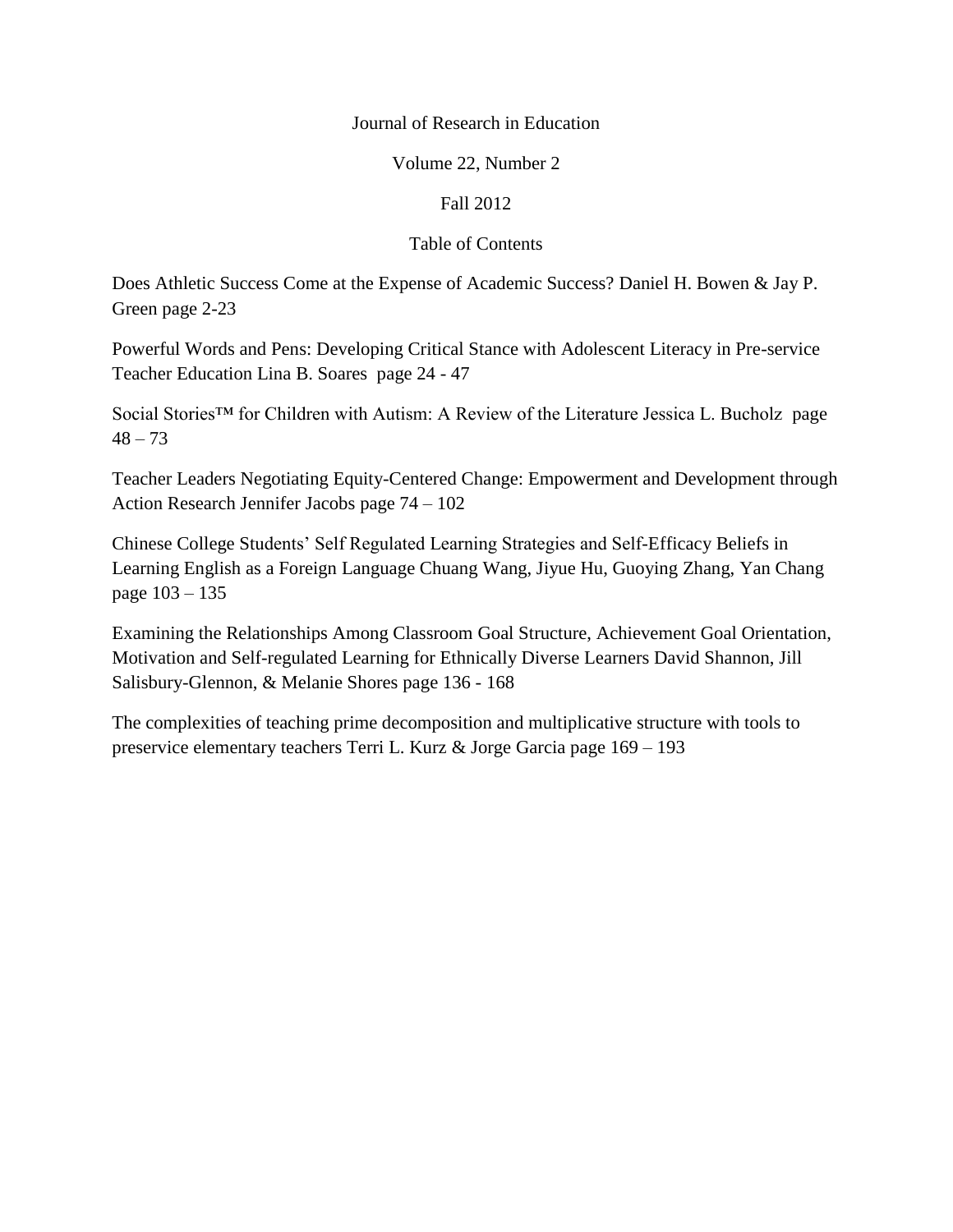Journal of Research in Education

Volume 22, Number 2

Fall 2012

Table of Contents

Does Athletic Success Come at the Expense of Academic Success? Daniel H. Bowen & Jay P. Green page 2-23

Powerful Words and Pens: Developing Critical Stance with Adolescent Literacy in Pre-service Teacher Education Lina B. Soares page 24 - 47

Social Stories™ for Children with Autism: A Review of the Literature Jessica L. Bucholz page 48 – 73

Teacher Leaders Negotiating Equity-Centered Change: Empowerment and Development through Action Research Jennifer Jacobs page 74 – 102

Chinese College Students' Self Regulated Learning Strategies and Self-Efficacy Beliefs in Learning English as a Foreign Language Chuang Wang, Jiyue Hu, Guoying Zhang, Yan Chang page 103 – 135

Examining the Relationships Among Classroom Goal Structure, Achievement Goal Orientation, Motivation and Self-regulated Learning for Ethnically Diverse Learners David Shannon, Jill Salisbury-Glennon, & Melanie Shores page 136 - 168

The complexities of teaching prime decomposition and multiplicative structure with tools to preservice elementary teachers Terri L. Kurz & Jorge Garcia page 169 – 193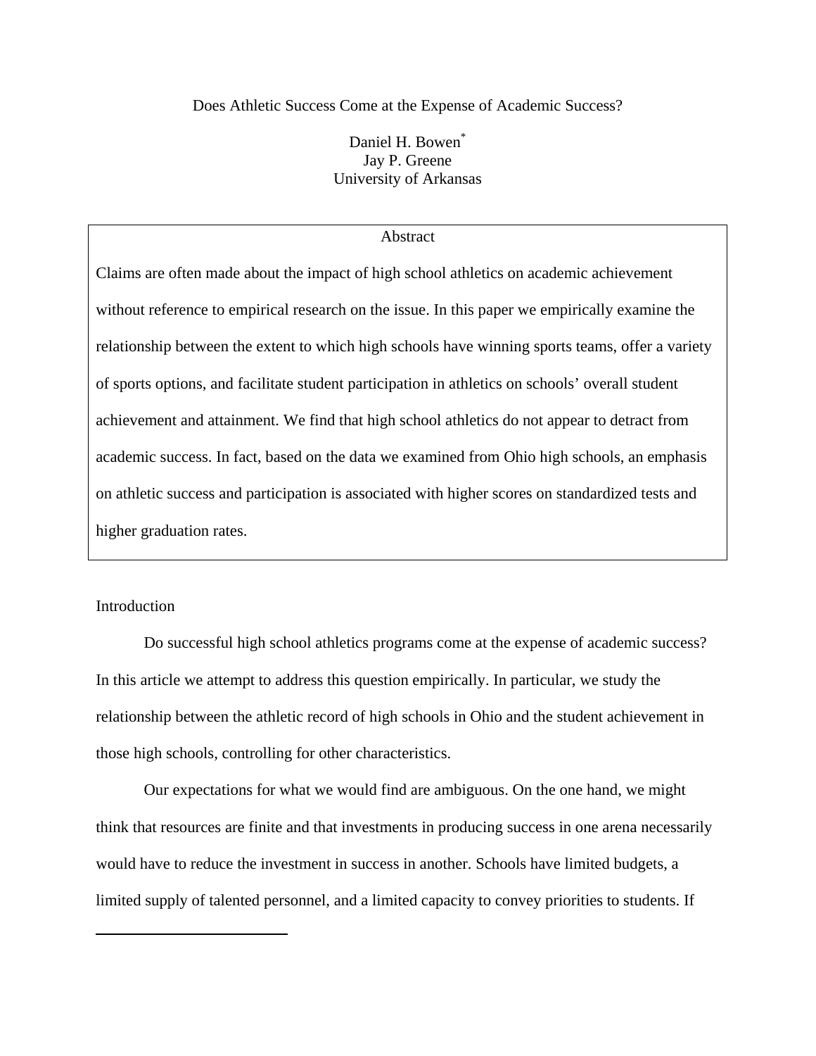# Does Athletic Success Come at the Expense of Academic Success?

Daniel H. Bowen[*]
Jay P. Greene
University of Arkansas

## Abstract

Claims are often made about the impact of high school athletics on academic achievement without reference to empirical research on the issue. In this paper we empirically examine the relationship between the extent to which high schools have winning sports teams, offer a variety of sports options, and facilitate student participation in athletics on schools' overall student achievement and attainment. We find that high school athletics do not appear to detract from academic success. In fact, based on the data we examined from Ohio high schools, an emphasis on athletic success and participation is associated with higher scores on standardized tests and higher graduation rates.

## Introduction

Do successful high school athletics programs come at the expense of academic success? In this article we attempt to address this question empirically. In particular, we study the relationship between the athletic record of high schools in Ohio and the student achievement in those high schools, controlling for other characteristics.

Our expectations for what we would find are ambiguous. On the one hand, we might think that resources are finite and that investments in producing success in one arena necessarily would have to reduce the investment in success in another. Schools have limited budgets, a limited supply of talented personnel, and a limited capacity to convey priorities to students. If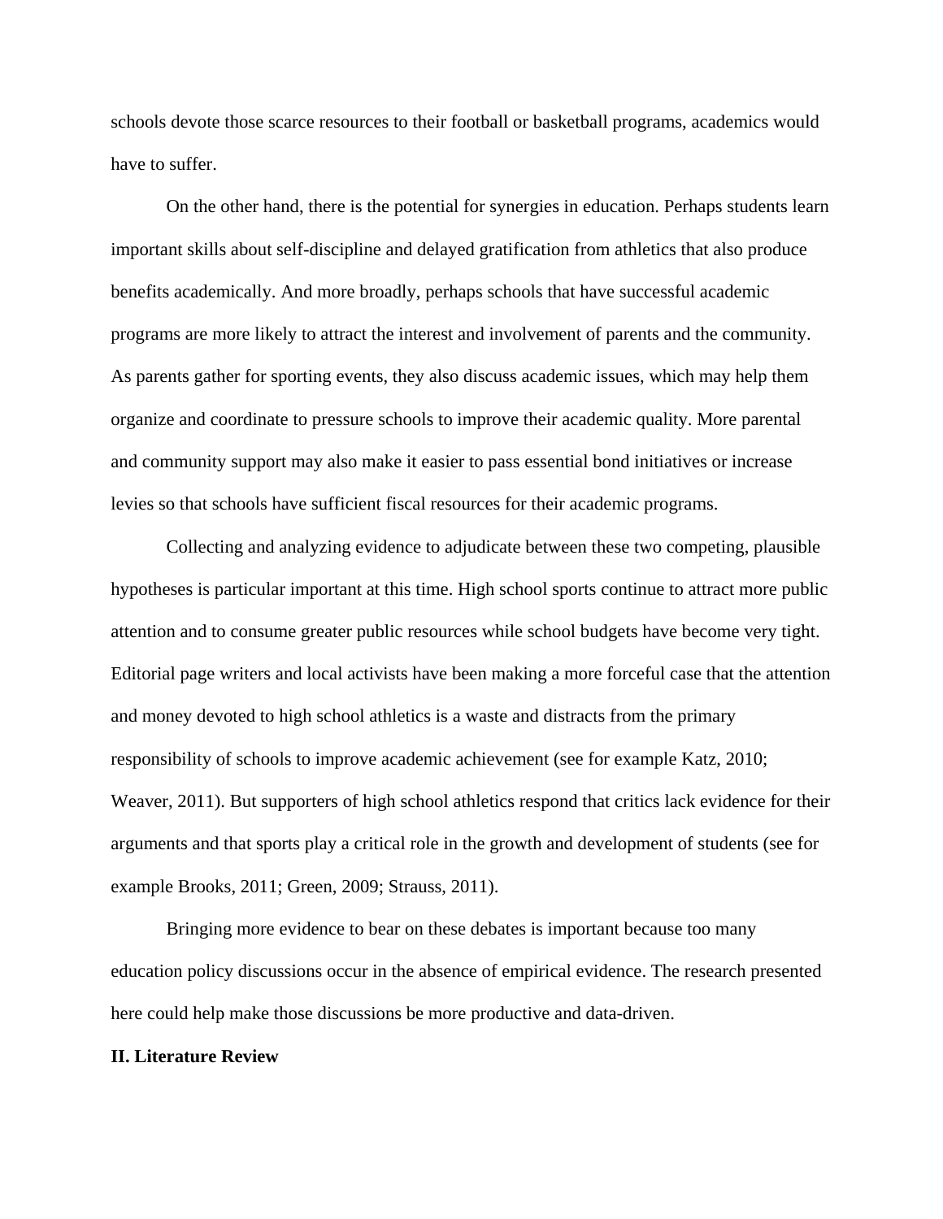schools devote those scarce resources to their football or basketball programs, academics would have to suffer.

On the other hand, there is the potential for synergies in education. Perhaps students learn important skills about self-discipline and delayed gratification from athletics that also produce benefits academically. And more broadly, perhaps schools that have successful academic programs are more likely to attract the interest and involvement of parents and the community. As parents gather for sporting events, they also discuss academic issues, which may help them organize and coordinate to pressure schools to improve their academic quality. More parental and community support may also make it easier to pass essential bond initiatives or increase levies so that schools have sufficient fiscal resources for their academic programs.

Collecting and analyzing evidence to adjudicate between these two competing, plausible hypotheses is particular important at this time. High school sports continue to attract more public attention and to consume greater public resources while school budgets have become very tight. Editorial page writers and local activists have been making a more forceful case that the attention and money devoted to high school athletics is a waste and distracts from the primary responsibility of schools to improve academic achievement (see for example Katz, 2010; Weaver, 2011). But supporters of high school athletics respond that critics lack evidence for their arguments and that sports play a critical role in the growth and development of students (see for example Brooks, 2011; Green, 2009; Strauss, 2011).

Bringing more evidence to bear on these debates is important because too many education policy discussions occur in the absence of empirical evidence. The research presented here could help make those discussions be more productive and data-driven.

## II. Literature Review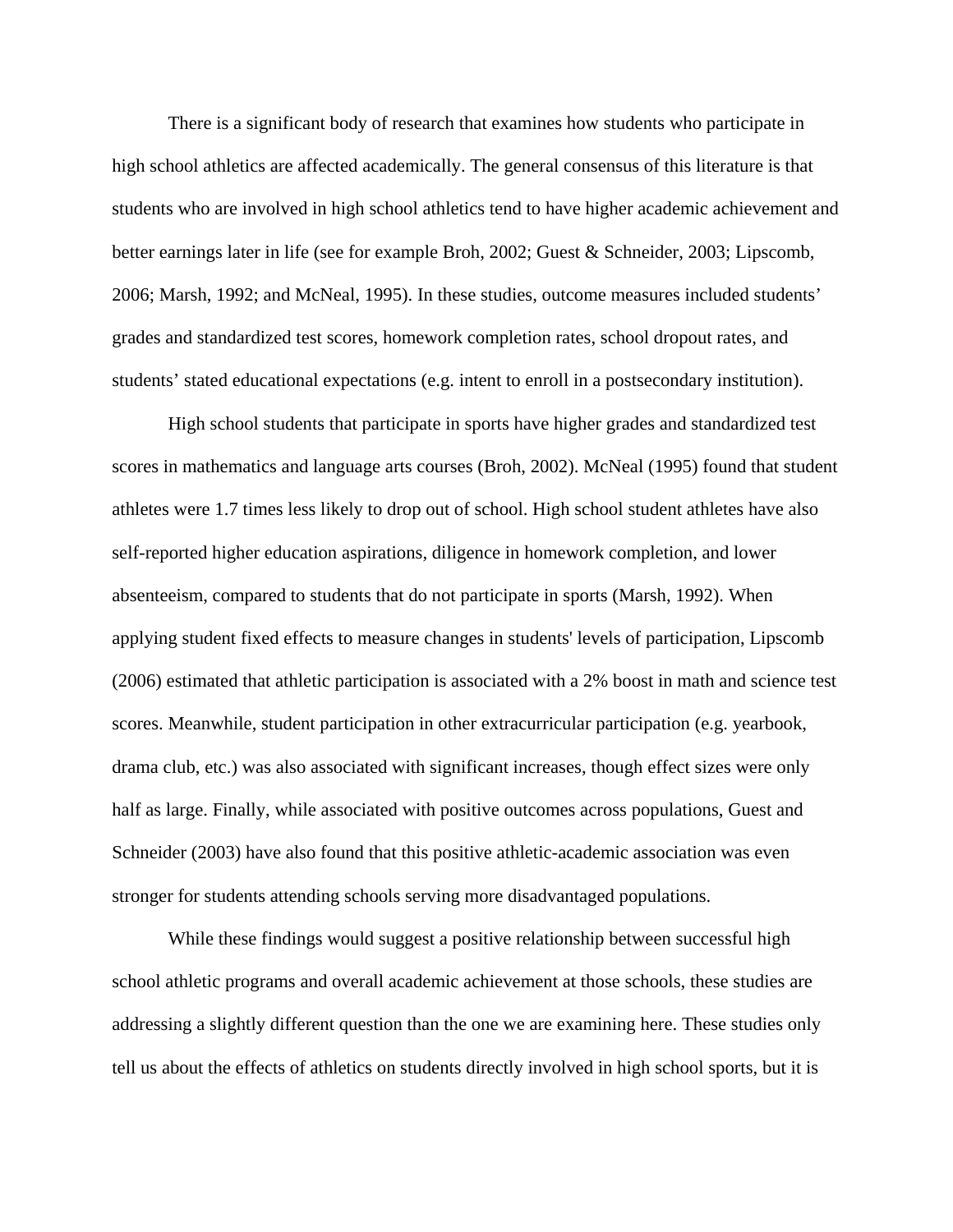There is a significant body of research that examines how students who participate in high school athletics are affected academically. The general consensus of this literature is that students who are involved in high school athletics tend to have higher academic achievement and better earnings later in life (see for example Broh, 2002; Guest & Schneider, 2003; Lipscomb, 2006; Marsh, 1992; and McNeal, 1995). In these studies, outcome measures included students' grades and standardized test scores, homework completion rates, school dropout rates, and students' stated educational expectations (e.g. intent to enroll in a postsecondary institution).

High school students that participate in sports have higher grades and standardized test scores in mathematics and language arts courses (Broh, 2002). McNeal (1995) found that student athletes were 1.7 times less likely to drop out of school. High school student athletes have also self-reported higher education aspirations, diligence in homework completion, and lower absenteeism, compared to students that do not participate in sports (Marsh, 1992). When applying student fixed effects to measure changes in students' levels of participation, Lipscomb (2006) estimated that athletic participation is associated with a 2% boost in math and science test scores. Meanwhile, student participation in other extracurricular participation (e.g. yearbook, drama club, etc.) was also associated with significant increases, though effect sizes were only half as large. Finally, while associated with positive outcomes across populations, Guest and Schneider (2003) have also found that this positive athletic-academic association was even stronger for students attending schools serving more disadvantaged populations.

While these findings would suggest a positive relationship between successful high school athletic programs and overall academic achievement at those schools, these studies are addressing a slightly different question than the one we are examining here. These studies only tell us about the effects of athletics on students directly involved in high school sports, but it is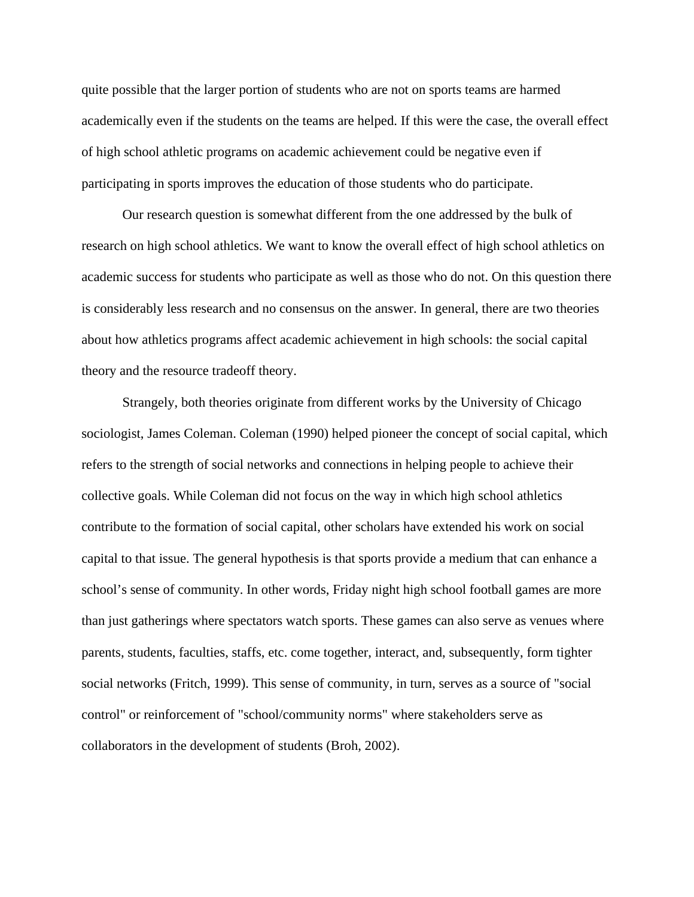quite possible that the larger portion of students who are not on sports teams are harmed academically even if the students on the teams are helped. If this were the case, the overall effect of high school athletic programs on academic achievement could be negative even if participating in sports improves the education of those students who do participate.

Our research question is somewhat different from the one addressed by the bulk of research on high school athletics. We want to know the overall effect of high school athletics on academic success for students who participate as well as those who do not. On this question there is considerably less research and no consensus on the answer. In general, there are two theories about how athletics programs affect academic achievement in high schools: the social capital theory and the resource tradeoff theory.

Strangely, both theories originate from different works by the University of Chicago sociologist, James Coleman. Coleman (1990) helped pioneer the concept of social capital, which refers to the strength of social networks and connections in helping people to achieve their collective goals. While Coleman did not focus on the way in which high school athletics contribute to the formation of social capital, other scholars have extended his work on social capital to that issue. The general hypothesis is that sports provide a medium that can enhance a school's sense of community. In other words, Friday night high school football games are more than just gatherings where spectators watch sports. These games can also serve as venues where parents, students, faculties, staffs, etc. come together, interact, and, subsequently, form tighter social networks (Fritch, 1999). This sense of community, in turn, serves as a source of "social control" or reinforcement of "school/community norms" where stakeholders serve as collaborators in the development of students (Broh, 2002).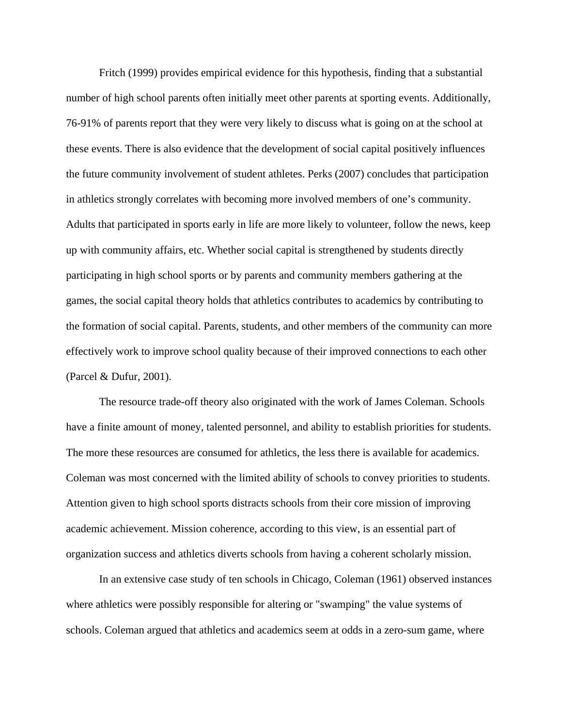Fritch (1999) provides empirical evidence for this hypothesis, finding that a substantial number of high school parents often initially meet other parents at sporting events. Additionally, 76-91% of parents report that they were very likely to discuss what is going on at the school at these events. There is also evidence that the development of social capital positively influences the future community involvement of student athletes. Perks (2007) concludes that participation in athletics strongly correlates with becoming more involved members of one's community. Adults that participated in sports early in life are more likely to volunteer, follow the news, keep up with community affairs, etc. Whether social capital is strengthened by students directly participating in high school sports or by parents and community members gathering at the games, the social capital theory holds that athletics contributes to academics by contributing to the formation of social capital. Parents, students, and other members of the community can more effectively work to improve school quality because of their improved connections to each other (Parcel & Dufur, 2001).

The resource trade-off theory also originated with the work of James Coleman. Schools have a finite amount of money, talented personnel, and ability to establish priorities for students. The more these resources are consumed for athletics, the less there is available for academics. Coleman was most concerned with the limited ability of schools to convey priorities to students. Attention given to high school sports distracts schools from their core mission of improving academic achievement. Mission coherence, according to this view, is an essential part of organization success and athletics diverts schools from having a coherent scholarly mission.

In an extensive case study of ten schools in Chicago, Coleman (1961) observed instances where athletics were possibly responsible for altering or "swamping" the value systems of schools. Coleman argued that athletics and academics seem at odds in a zero-sum game, where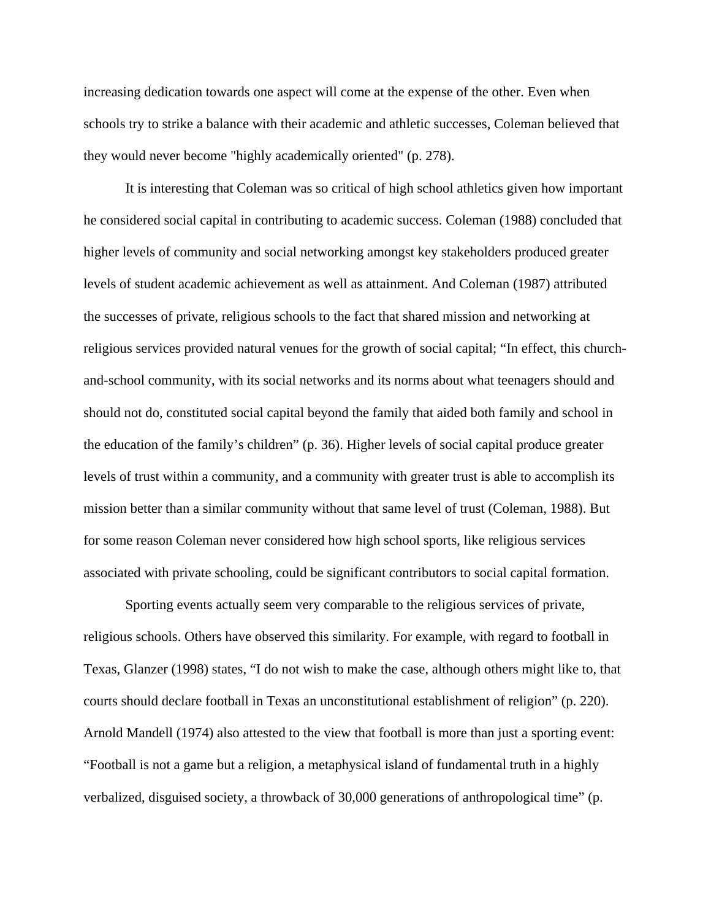increasing dedication towards one aspect will come at the expense of the other. Even when schools try to strike a balance with their academic and athletic successes, Coleman believed that they would never become "highly academically oriented" (p. 278).

It is interesting that Coleman was so critical of high school athletics given how important he considered social capital in contributing to academic success. Coleman (1988) concluded that higher levels of community and social networking amongst key stakeholders produced greater levels of student academic achievement as well as attainment. And Coleman (1987) attributed the successes of private, religious schools to the fact that shared mission and networking at religious services provided natural venues for the growth of social capital; “In effect, this church-and-school community, with its social networks and its norms about what teenagers should and should not do, constituted social capital beyond the family that aided both family and school in the education of the family’s children” (p. 36). Higher levels of social capital produce greater levels of trust within a community, and a community with greater trust is able to accomplish its mission better than a similar community without that same level of trust (Coleman, 1988). But for some reason Coleman never considered how high school sports, like religious services associated with private schooling, could be significant contributors to social capital formation.

Sporting events actually seem very comparable to the religious services of private, religious schools. Others have observed this similarity. For example, with regard to football in Texas, Glanzer (1998) states, “I do not wish to make the case, although others might like to, that courts should declare football in Texas an unconstitutional establishment of religion” (p. 220). Arnold Mandell (1974) also attested to the view that football is more than just a sporting event: “Football is not a game but a religion, a metaphysical island of fundamental truth in a highly verbalized, disguised society, a throwback of 30,000 generations of anthropological time” (p.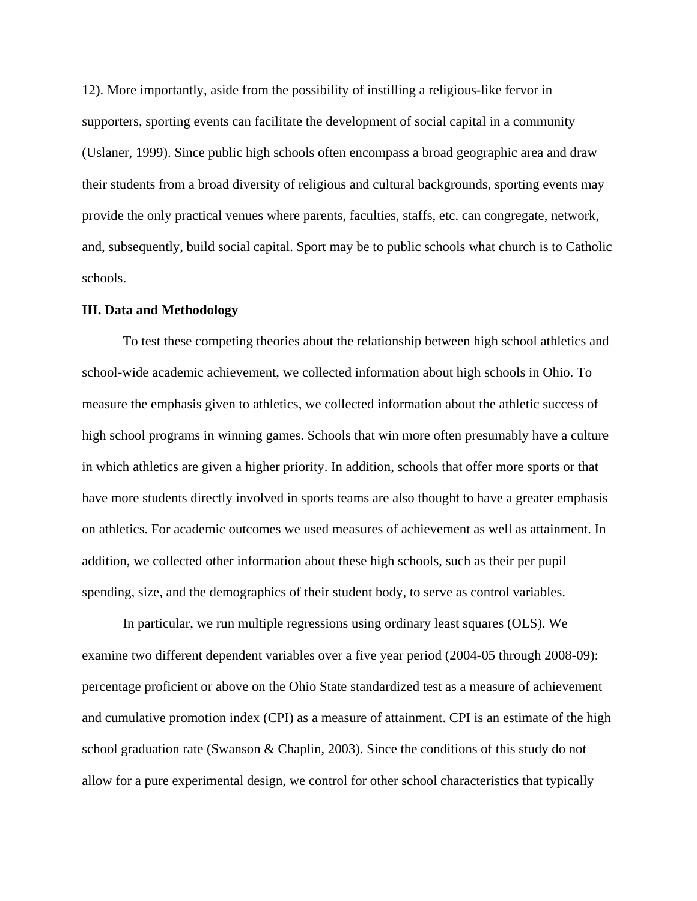12). More importantly, aside from the possibility of instilling a religious-like fervor in supporters, sporting events can facilitate the development of social capital in a community (Uslaner, 1999). Since public high schools often encompass a broad geographic area and draw their students from a broad diversity of religious and cultural backgrounds, sporting events may provide the only practical venues where parents, faculties, staffs, etc. can congregate, network, and, subsequently, build social capital. Sport may be to public schools what church is to Catholic schools.

**III. Data and Methodology**

To test these competing theories about the relationship between high school athletics and school-wide academic achievement, we collected information about high schools in Ohio. To measure the emphasis given to athletics, we collected information about the athletic success of high school programs in winning games. Schools that win more often presumably have a culture in which athletics are given a higher priority. In addition, schools that offer more sports or that have more students directly involved in sports teams are also thought to have a greater emphasis on athletics. For academic outcomes we used measures of achievement as well as attainment. In addition, we collected other information about these high schools, such as their per pupil spending, size, and the demographics of their student body, to serve as control variables.

In particular, we run multiple regressions using ordinary least squares (OLS). We examine two different dependent variables over a five year period (2004-05 through 2008-09): percentage proficient or above on the Ohio State standardized test as a measure of achievement and cumulative promotion index (CPI) as a measure of attainment. CPI is an estimate of the high school graduation rate (Swanson & Chaplin, 2003). Since the conditions of this study do not allow for a pure experimental design, we control for other school characteristics that typically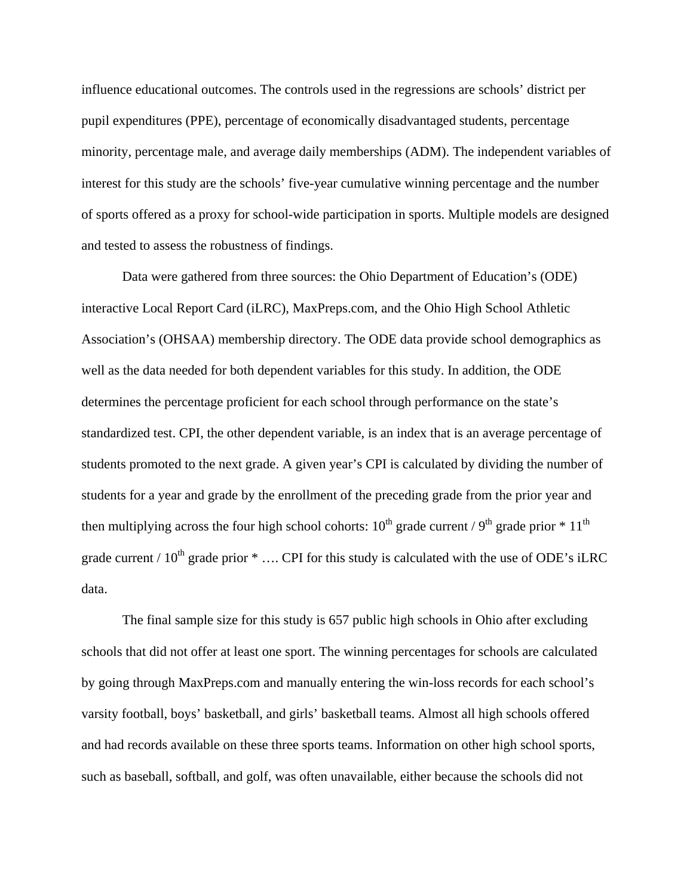influence educational outcomes. The controls used in the regressions are schools' district per pupil expenditures (PPE), percentage of economically disadvantaged students, percentage minority, percentage male, and average daily memberships (ADM). The independent variables of interest for this study are the schools' five-year cumulative winning percentage and the number of sports offered as a proxy for school-wide participation in sports. Multiple models are designed and tested to assess the robustness of findings.

Data were gathered from three sources: the Ohio Department of Education's (ODE) interactive Local Report Card (iLRC), MaxPreps.com, and the Ohio High School Athletic Association's (OHSAA) membership directory. The ODE data provide school demographics as well as the data needed for both dependent variables for this study. In addition, the ODE determines the percentage proficient for each school through performance on the state's standardized test. CPI, the other dependent variable, is an index that is an average percentage of students promoted to the next grade. A given year's CPI is calculated by dividing the number of students for a year and grade by the enrollment of the preceding grade from the prior year and then multiplying across the four high school cohorts: $10^{th}$ grade current / $9^{th}$ grade prior * $11^{th}$ grade current / $10^{th}$ grade prior * …. CPI for this study is calculated with the use of ODE's iLRC data.

The final sample size for this study is 657 public high schools in Ohio after excluding schools that did not offer at least one sport. The winning percentages for schools are calculated by going through MaxPreps.com and manually entering the win-loss records for each school's varsity football, boys' basketball, and girls' basketball teams. Almost all high schools offered and had records available on these three sports teams. Information on other high school sports, such as baseball, softball, and golf, was often unavailable, either because the schools did not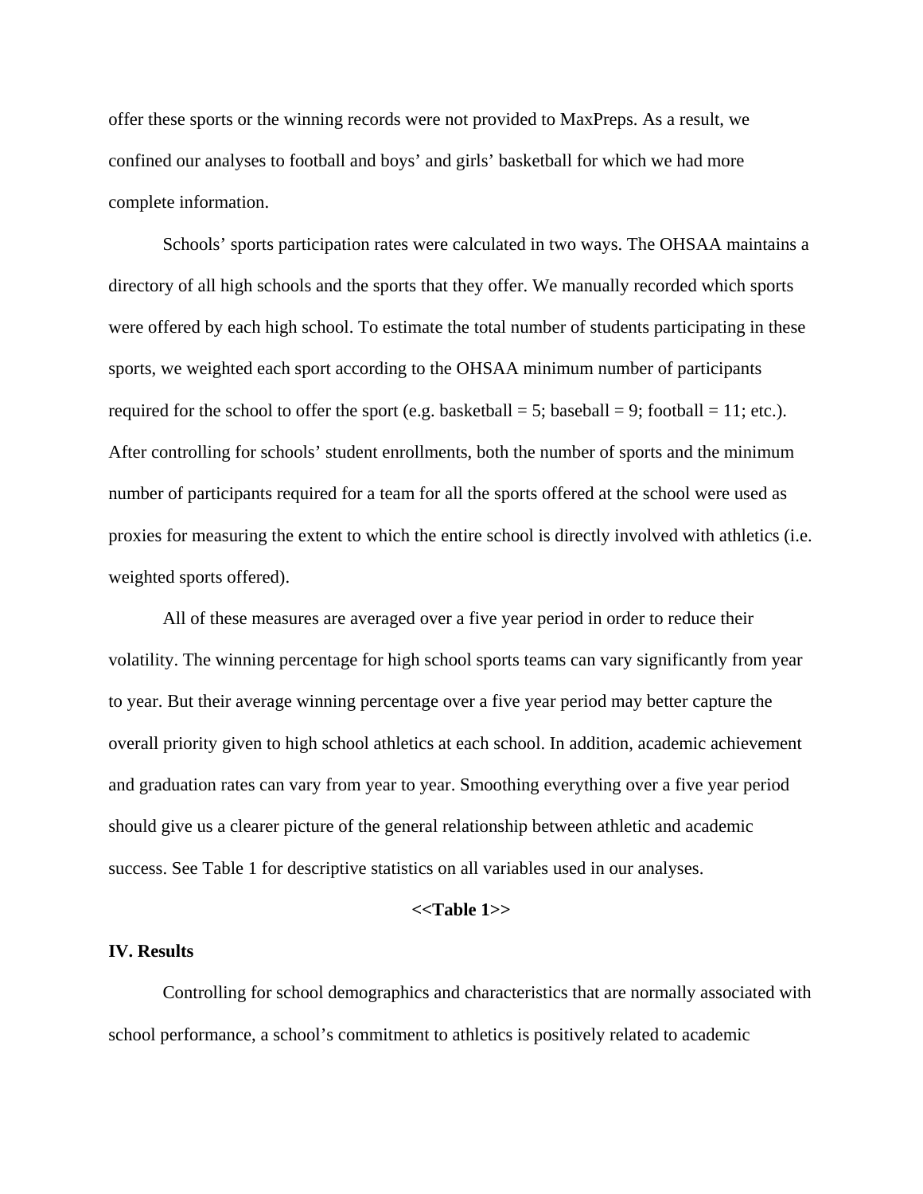offer these sports or the winning records were not provided to MaxPreps. As a result, we confined our analyses to football and boys' and girls' basketball for which we had more complete information.

Schools' sports participation rates were calculated in two ways. The OHSAA maintains a directory of all high schools and the sports that they offer. We manually recorded which sports were offered by each high school. To estimate the total number of students participating in these sports, we weighted each sport according to the OHSAA minimum number of participants required for the school to offer the sport (e.g. basketball = 5; baseball = 9; football = 11; etc.). After controlling for schools' student enrollments, both the number of sports and the minimum number of participants required for a team for all the sports offered at the school were used as proxies for measuring the extent to which the entire school is directly involved with athletics (i.e. weighted sports offered).

All of these measures are averaged over a five year period in order to reduce their volatility. The winning percentage for high school sports teams can vary significantly from year to year. But their average winning percentage over a five year period may better capture the overall priority given to high school athletics at each school. In addition, academic achievement and graduation rates can vary from year to year. Smoothing everything over a five year period should give us a clearer picture of the general relationship between athletic and academic success. See Table 1 for descriptive statistics on all variables used in our analyses.

**<<Table 1>>**

## IV. Results

Controlling for school demographics and characteristics that are normally associated with school performance, a school's commitment to athletics is positively related to academic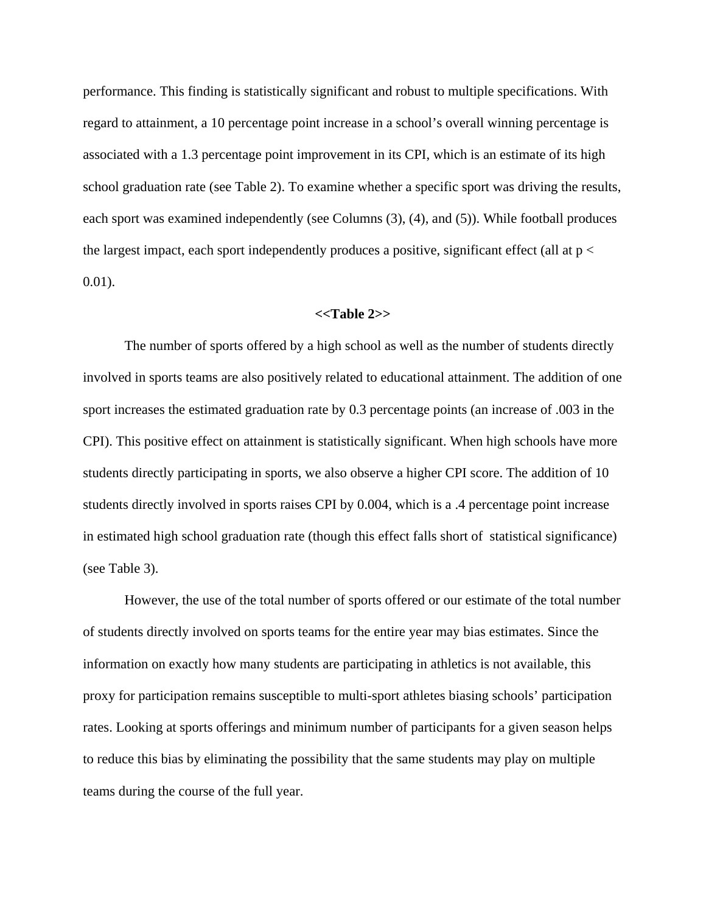performance. This finding is statistically significant and robust to multiple specifications. With regard to attainment, a 10 percentage point increase in a school's overall winning percentage is associated with a 1.3 percentage point improvement in its CPI, which is an estimate of its high school graduation rate (see Table 2). To examine whether a specific sport was driving the results, each sport was examined independently (see Columns (3), (4), and (5)). While football produces the largest impact, each sport independently produces a positive, significant effect (all at $p < 0.01$).

**<<Table 2>>**

The number of sports offered by a high school as well as the number of students directly involved in sports teams are also positively related to educational attainment. The addition of one sport increases the estimated graduation rate by 0.3 percentage points (an increase of .003 in the CPI). This positive effect on attainment is statistically significant. When high schools have more students directly participating in sports, we also observe a higher CPI score. The addition of 10 students directly involved in sports raises CPI by 0.004, which is a .4 percentage point increase in estimated high school graduation rate (though this effect falls short of statistical significance) (see Table 3).

However, the use of the total number of sports offered or our estimate of the total number of students directly involved on sports teams for the entire year may bias estimates. Since the information on exactly how many students are participating in athletics is not available, this proxy for participation remains susceptible to multi-sport athletes biasing schools' participation rates. Looking at sports offerings and minimum number of participants for a given season helps to reduce this bias by eliminating the possibility that the same students may play on multiple teams during the course of the full year.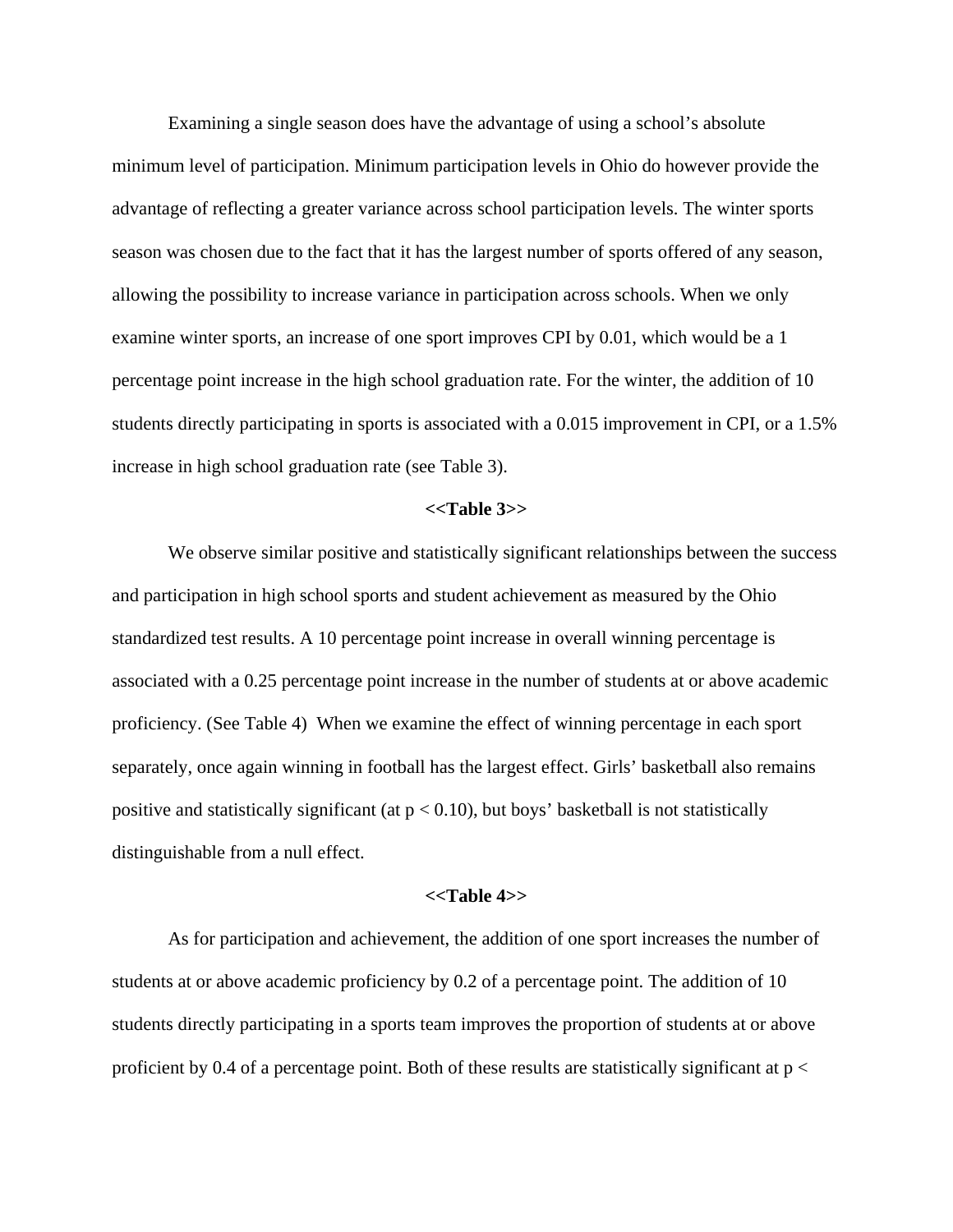Examining a single season does have the advantage of using a school's absolute minimum level of participation. Minimum participation levels in Ohio do however provide the advantage of reflecting a greater variance across school participation levels. The winter sports season was chosen due to the fact that it has the largest number of sports offered of any season, allowing the possibility to increase variance in participation across schools. When we only examine winter sports, an increase of one sport improves CPI by 0.01, which would be a 1 percentage point increase in the high school graduation rate. For the winter, the addition of 10 students directly participating in sports is associated with a 0.015 improvement in CPI, or a 1.5% increase in high school graduation rate (see Table 3).

**<<Table 3>>**

We observe similar positive and statistically significant relationships between the success and participation in high school sports and student achievement as measured by the Ohio standardized test results. A 10 percentage point increase in overall winning percentage is associated with a 0.25 percentage point increase in the number of students at or above academic proficiency. (See Table 4) When we examine the effect of winning percentage in each sport separately, once again winning in football has the largest effect. Girls' basketball also remains positive and statistically significant (at $p < 0.10$), but boys' basketball is not statistically distinguishable from a null effect.

**<<Table 4>>**

As for participation and achievement, the addition of one sport increases the number of students at or above academic proficiency by 0.2 of a percentage point. The addition of 10 students directly participating in a sports team improves the proportion of students at or above proficient by 0.4 of a percentage point. Both of these results are statistically significant at p <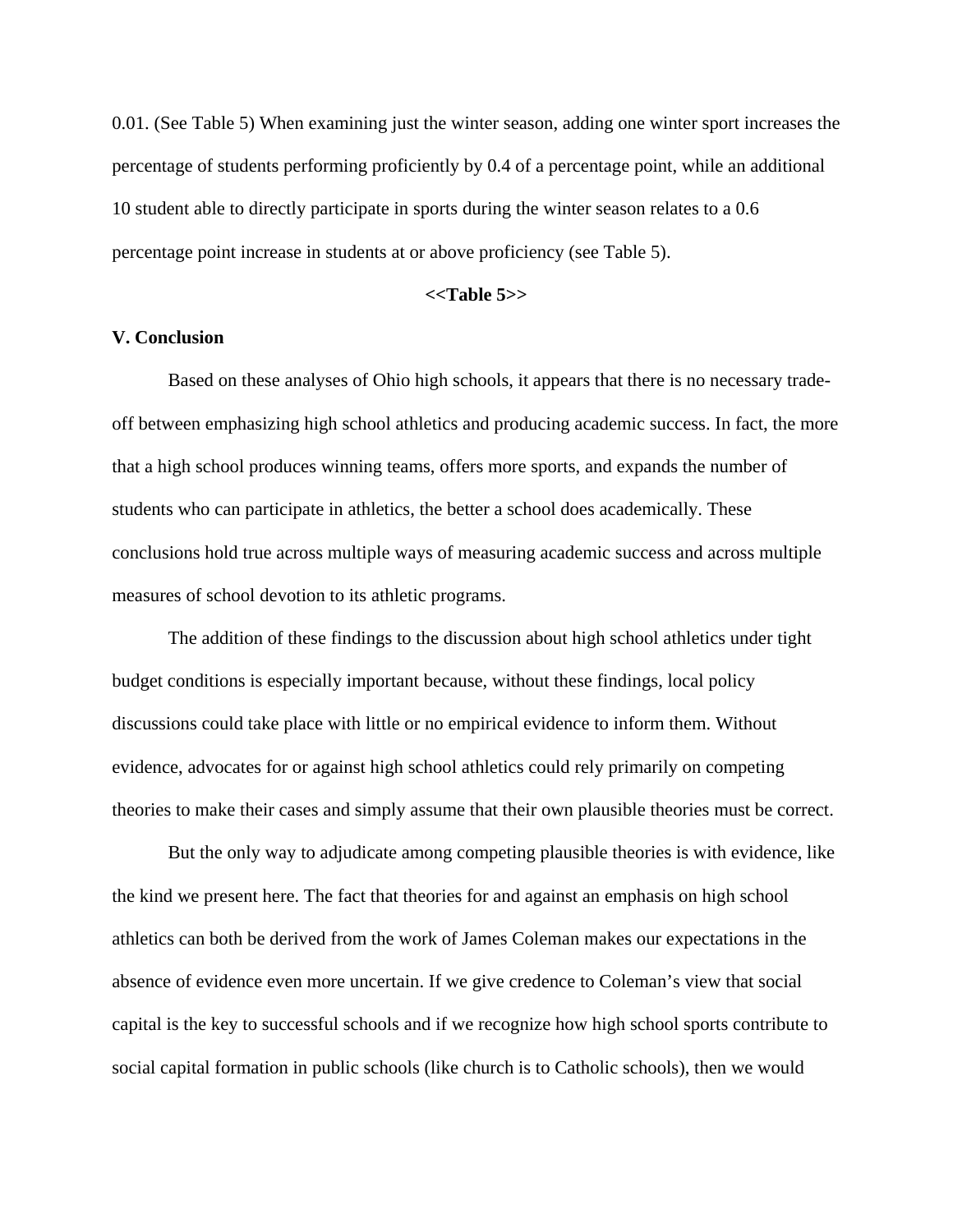0.01. (See Table 5) When examining just the winter season, adding one winter sport increases the percentage of students performing proficiently by 0.4 of a percentage point, while an additional 10 student able to directly participate in sports during the winter season relates to a 0.6 percentage point increase in students at or above proficiency (see Table 5).

**<<Table 5>>**

**V. Conclusion**

Based on these analyses of Ohio high schools, it appears that there is no necessary trade-off between emphasizing high school athletics and producing academic success. In fact, the more that a high school produces winning teams, offers more sports, and expands the number of students who can participate in athletics, the better a school does academically. These conclusions hold true across multiple ways of measuring academic success and across multiple measures of school devotion to its athletic programs.

The addition of these findings to the discussion about high school athletics under tight budget conditions is especially important because, without these findings, local policy discussions could take place with little or no empirical evidence to inform them. Without evidence, advocates for or against high school athletics could rely primarily on competing theories to make their cases and simply assume that their own plausible theories must be correct.

But the only way to adjudicate among competing plausible theories is with evidence, like the kind we present here. The fact that theories for and against an emphasis on high school athletics can both be derived from the work of James Coleman makes our expectations in the absence of evidence even more uncertain. If we give credence to Coleman's view that social capital is the key to successful schools and if we recognize how high school sports contribute to social capital formation in public schools (like church is to Catholic schools), then we would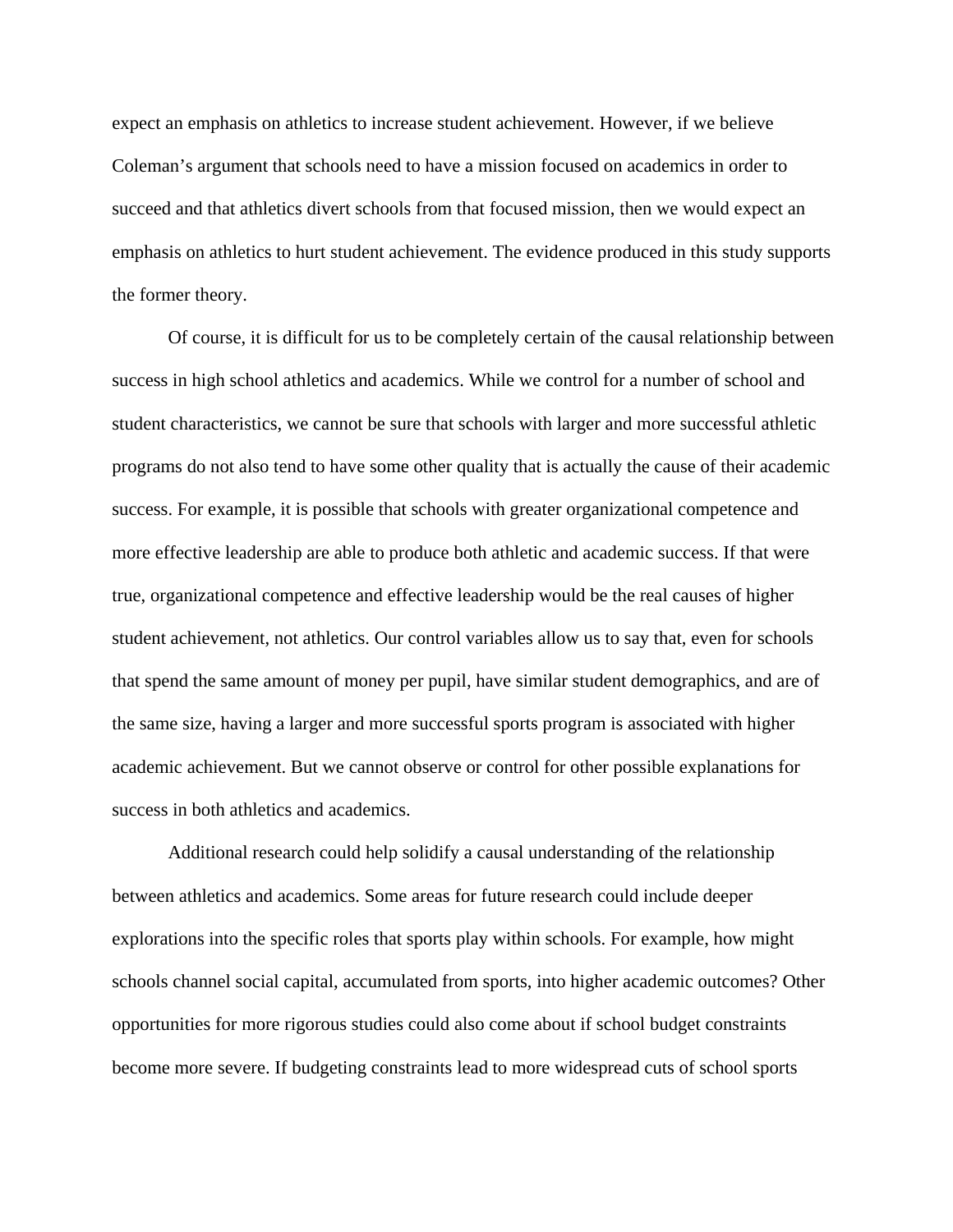expect an emphasis on athletics to increase student achievement. However, if we believe Coleman's argument that schools need to have a mission focused on academics in order to succeed and that athletics divert schools from that focused mission, then we would expect an emphasis on athletics to hurt student achievement. The evidence produced in this study supports the former theory.

Of course, it is difficult for us to be completely certain of the causal relationship between success in high school athletics and academics. While we control for a number of school and student characteristics, we cannot be sure that schools with larger and more successful athletic programs do not also tend to have some other quality that is actually the cause of their academic success. For example, it is possible that schools with greater organizational competence and more effective leadership are able to produce both athletic and academic success. If that were true, organizational competence and effective leadership would be the real causes of higher student achievement, not athletics. Our control variables allow us to say that, even for schools that spend the same amount of money per pupil, have similar student demographics, and are of the same size, having a larger and more successful sports program is associated with higher academic achievement. But we cannot observe or control for other possible explanations for success in both athletics and academics.

Additional research could help solidify a causal understanding of the relationship between athletics and academics. Some areas for future research could include deeper explorations into the specific roles that sports play within schools. For example, how might schools channel social capital, accumulated from sports, into higher academic outcomes? Other opportunities for more rigorous studies could also come about if school budget constraints become more severe. If budgeting constraints lead to more widespread cuts of school sports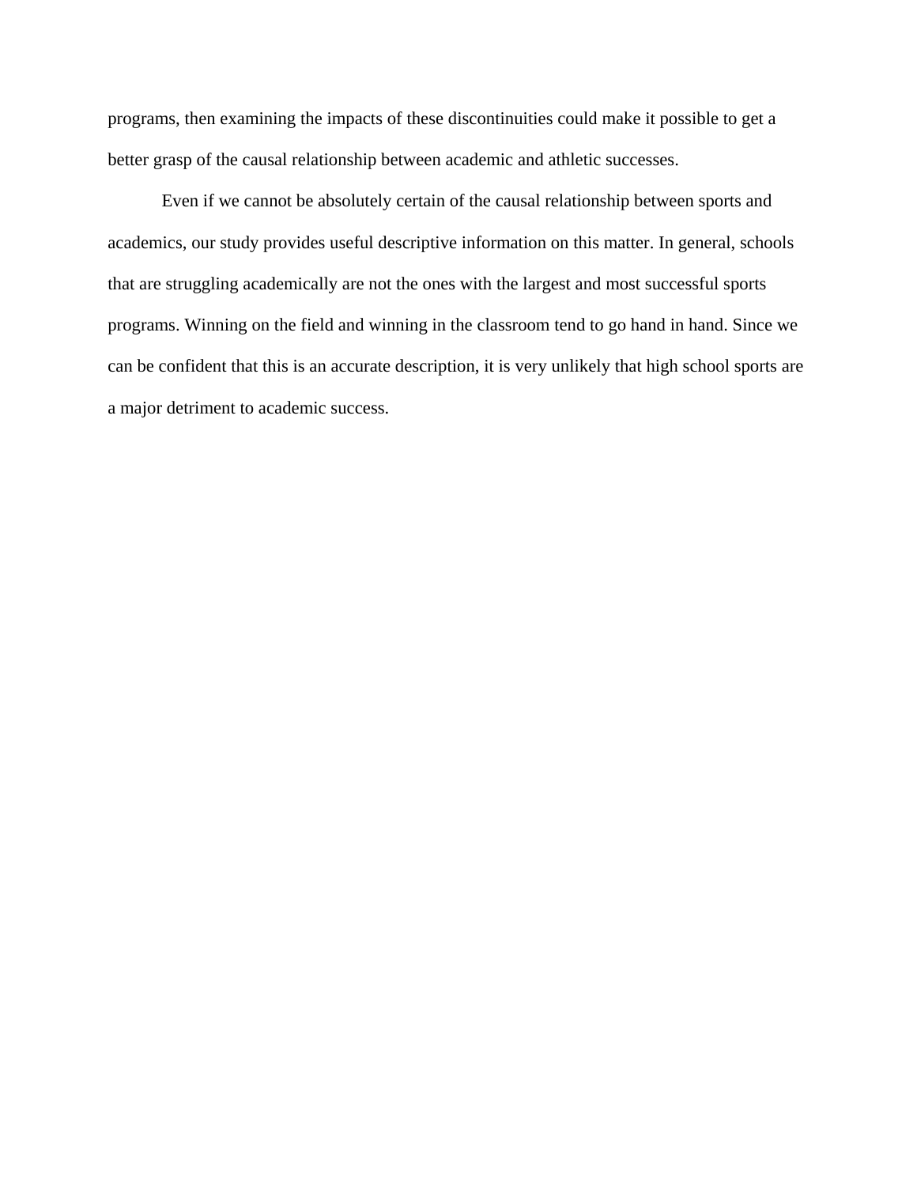programs, then examining the impacts of these discontinuities could make it possible to get a better grasp of the causal relationship between academic and athletic successes.

Even if we cannot be absolutely certain of the causal relationship between sports and academics, our study provides useful descriptive information on this matter. In general, schools that are struggling academically are not the ones with the largest and most successful sports programs. Winning on the field and winning in the classroom tend to go hand in hand. Since we can be confident that this is an accurate description, it is very unlikely that high school sports are a major detriment to academic success.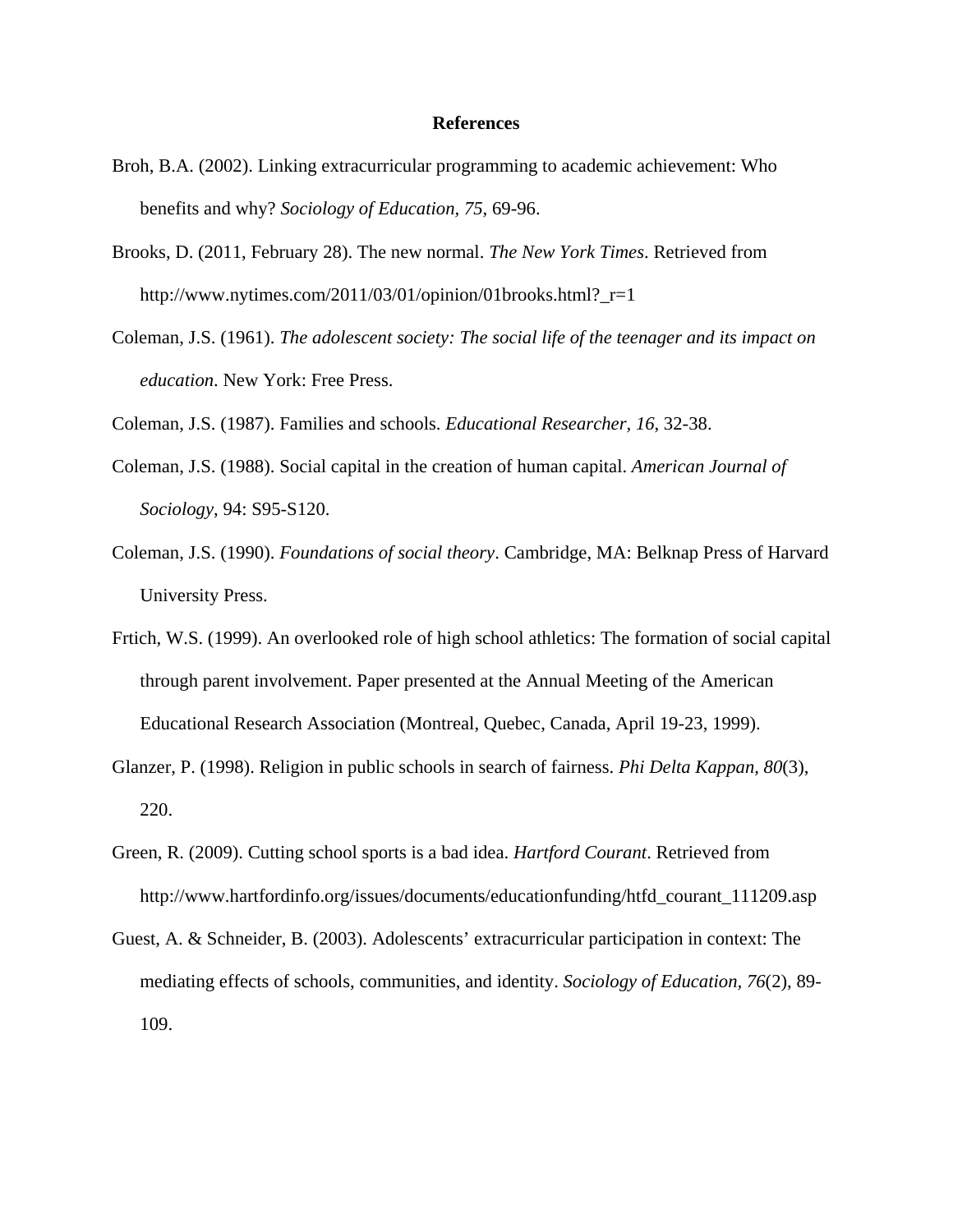# References

Broh, B.A. (2002). Linking extracurricular programming to academic achievement: Who benefits and why? *Sociology of Education, 75*, 69-96.

Brooks, D. (2011, February 28). The new normal. *The New York Times*. Retrieved from http://www.nytimes.com/2011/03/01/opinion/01brooks.html?_r=1

Coleman, J.S. (1961). *The adolescent society: The social life of the teenager and its impact on education*. New York: Free Press.

Coleman, J.S. (1987). Families and schools. *Educational Researcher, 16*, 32-38.

Coleman, J.S. (1988). Social capital in the creation of human capital. *American Journal of Sociology*, 94: S95-S120.

Coleman, J.S. (1990). *Foundations of social theory*. Cambridge, MA: Belknap Press of Harvard University Press.

Frtich, W.S. (1999). An overlooked role of high school athletics: The formation of social capital through parent involvement. Paper presented at the Annual Meeting of the American Educational Research Association (Montreal, Quebec, Canada, April 19-23, 1999).

Glanzer, P. (1998). Religion in public schools in search of fairness. *Phi Delta Kappan, 80*(3), 220.

Green, R. (2009). Cutting school sports is a bad idea. *Hartford Courant*. Retrieved from http://www.hartfordinfo.org/issues/documents/educationfunding/htfd_courant_111209.asp

Guest, A. & Schneider, B. (2003). Adolescents' extracurricular participation in context: The mediating effects of schools, communities, and identity. *Sociology of Education*, *76*(2), 89-109.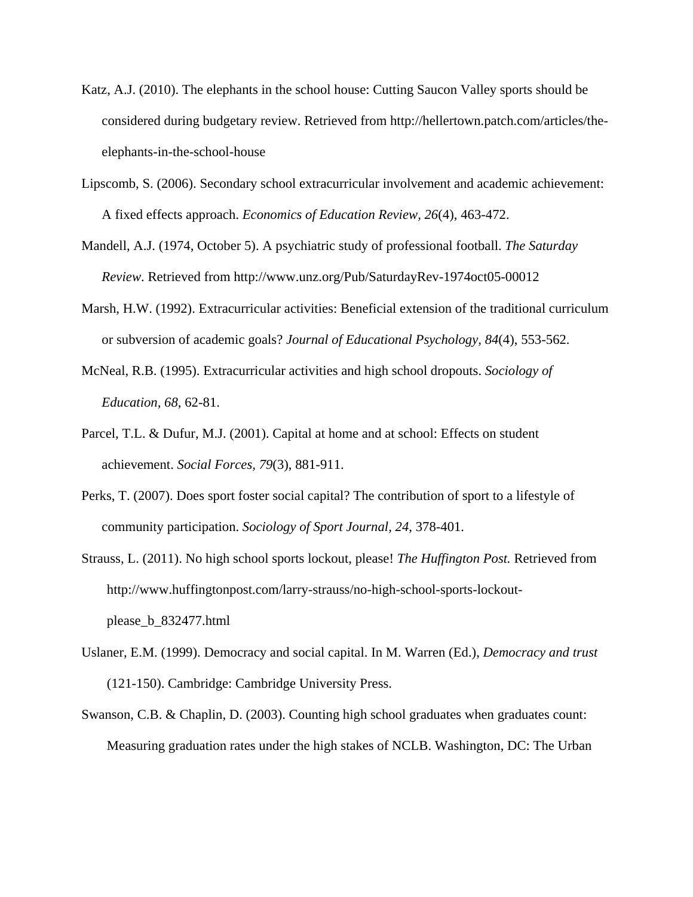Katz, A.J. (2010). The elephants in the school house: Cutting Saucon Valley sports should be considered during budgetary review. Retrieved from http://hellertown.patch.com/articles/the-elephants-in-the-school-house

Lipscomb, S. (2006). Secondary school extracurricular involvement and academic achievement: A fixed effects approach. *Economics of Education Review, 26*(4), 463-472.

Mandell, A.J. (1974, October 5). A psychiatric study of professional football. *The Saturday Review*. Retrieved from http://www.unz.org/Pub/SaturdayRev-1974oct05-00012

Marsh, H.W. (1992). Extracurricular activities: Beneficial extension of the traditional curriculum or subversion of academic goals? *Journal of Educational Psychology, 84*(4), 553-562.

McNeal, R.B. (1995). Extracurricular activities and high school dropouts. *Sociology of Education, 68*, 62-81.

Parcel, T.L. & Dufur, M.J. (2001). Capital at home and at school: Effects on student achievement. *Social Forces, 79*(3), 881-911.

Perks, T. (2007). Does sport foster social capital? The contribution of sport to a lifestyle of community participation. *Sociology of Sport Journal, 24*, 378-401.

Strauss, L. (2011). No high school sports lockout, please! *The Huffington Post.* Retrieved from http://www.huffingtonpost.com/larry-strauss/no-high-school-sports-lockout-please_b_832477.html

Uslaner, E.M. (1999). Democracy and social capital. In M. Warren (Ed.), *Democracy and trust* (121-150). Cambridge: Cambridge University Press.

Swanson, C.B. & Chaplin, D. (2003). Counting high school graduates when graduates count: Measuring graduation rates under the high stakes of NCLB. Washington, DC: The Urban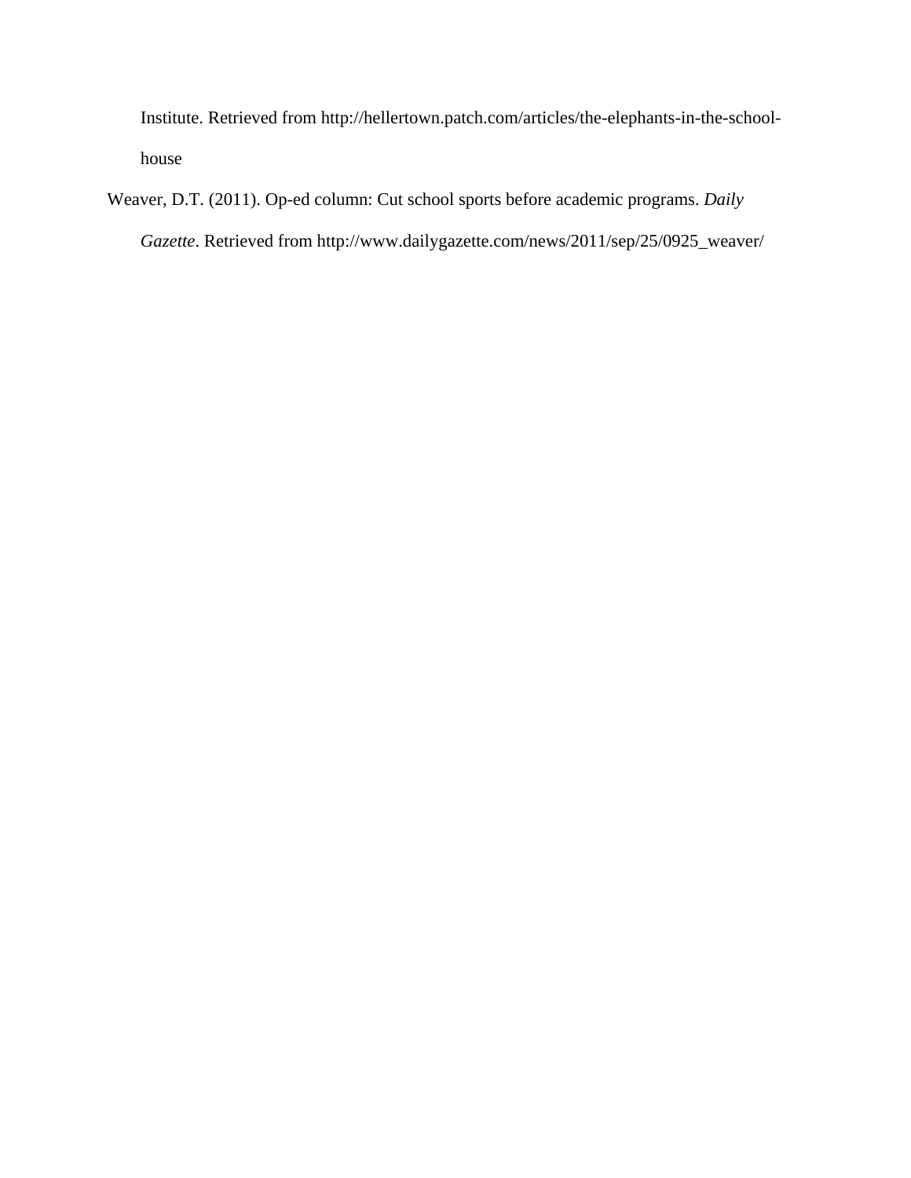Institute. Retrieved from http://hellertown.patch.com/articles/the-elephants-in-the-school-house

Weaver, D.T. (2011). Op-ed column: Cut school sports before academic programs. *Daily Gazette*. Retrieved from http://www.dailygazette.com/news/2011/sep/25/0925_weaver/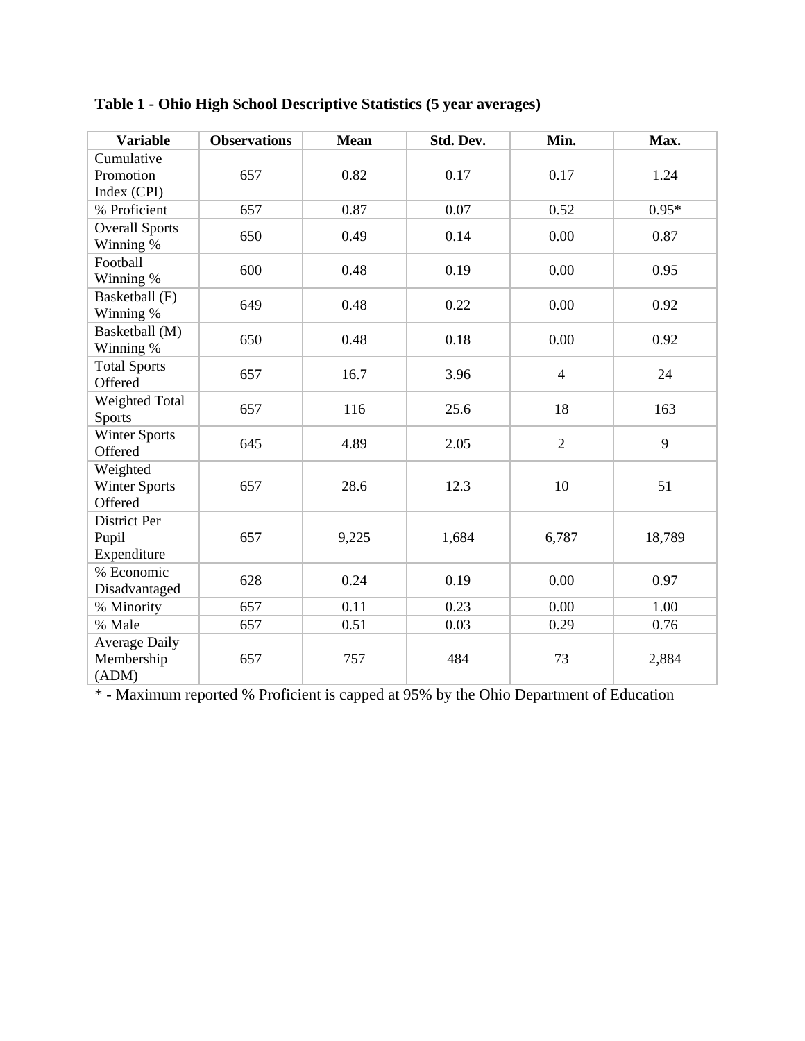**Table 1 - Ohio High School Descriptive Statistics (5 year averages)**

| Variable | Observations | Mean | Std. Dev. | Min. | Max. |
|---|---|---|---|---|---|
| Cumulative Promotion Index (CPI) | 657 | 0.82 | 0.17 | 0.17 | 1.24 |
| % Proficient | 657 | 0.87 | 0.07 | 0.52 | 0.95* |
| Overall Sports Winning % | 650 | 0.49 | 0.14 | 0.00 | 0.87 |
| Football Winning % | 600 | 0.48 | 0.19 | 0.00 | 0.95 |
| Basketball (F) Winning % | 649 | 0.48 | 0.22 | 0.00 | 0.92 |
| Basketball (M) Winning % | 650 | 0.48 | 0.18 | 0.00 | 0.92 |
| Total Sports Offered | 657 | 16.7 | 3.96 | 4 | 24 |
| Weighted Total Sports | 657 | 116 | 25.6 | 18 | 163 |
| Winter Sports Offered | 645 | 4.89 | 2.05 | 2 | 9 |
| Weighted Winter Sports Offered | 657 | 28.6 | 12.3 | 10 | 51 |
| District Per Pupil Expenditure | 657 | 9,225 | 1,684 | 6,787 | 18,789 |
| % Economic Disadvantaged | 628 | 0.24 | 0.19 | 0.00 | 0.97 |
| % Minority | 657 | 0.11 | 0.23 | 0.00 | 1.00 |
| % Male | 657 | 0.51 | 0.03 | 0.29 | 0.76 |
| Average Daily Membership (ADM) | 657 | 757 | 484 | 73 | 2,884 |

* - Maximum reported % Proficient is capped at 95% by the Ohio Department of Education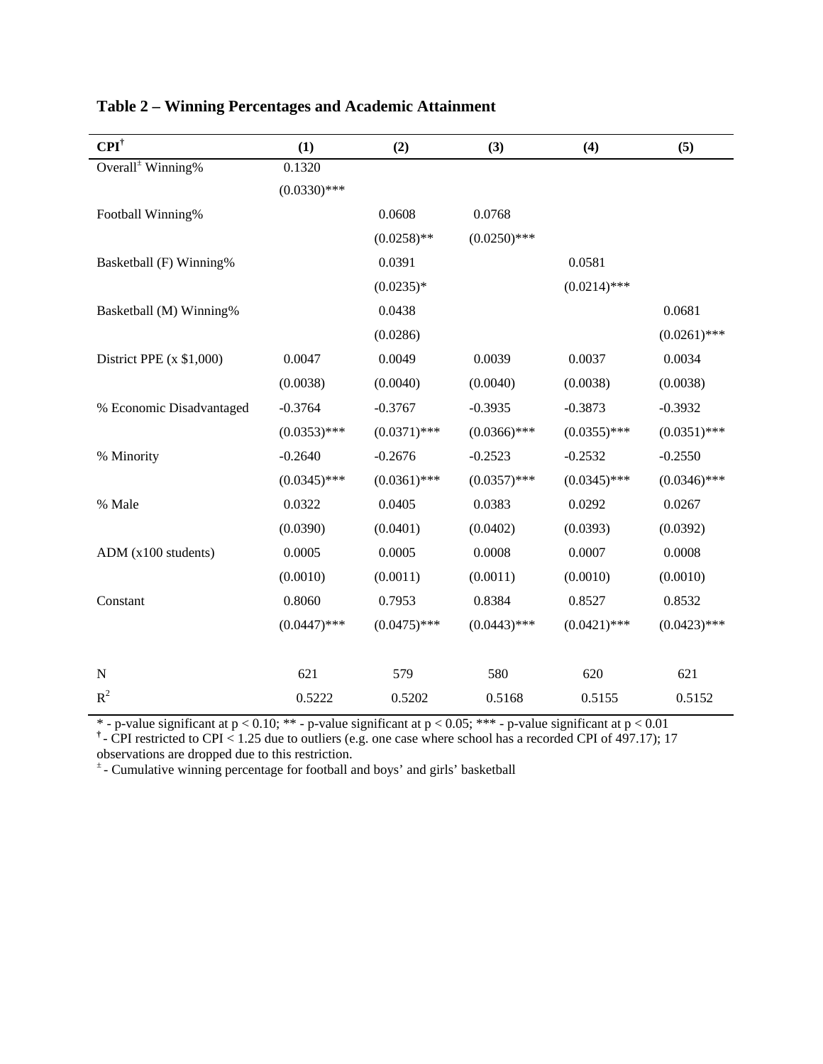**Table 2 – Winning Percentages and Academic Attainment**

| CPI† | (1) | (2) | (3) | (4) | (5) |
|---|---|---|---|---|---|
| Overall± Winning% | 0.1320 | | | | |
| | (0.0330)*** | | | | |
| Football Winning% | | 0.0608 | 0.0768 | | |
| | | (0.0258)** | (0.0250)*** | | |
| Basketball (F) Winning% | | 0.0391 | | 0.0581 | |
| | | (0.0235)* | | (0.0214)*** | |
| Basketball (M) Winning% | | 0.0438 | | | 0.0681 |
| | | (0.0286) | | | (0.0261)*** |
| District PPE (x $1,000) | 0.0047 | 0.0049 | 0.0039 | 0.0037 | 0.0034 |
| | (0.0038) | (0.0040) | (0.0040) | (0.0038) | (0.0038) |
| % Economic Disadvantaged | -0.3764 | -0.3767 | -0.3935 | -0.3873 | -0.3932 |
| | (0.0353)*** | (0.0371)*** | (0.0366)*** | (0.0355)*** | (0.0351)*** |
| % Minority | -0.2640 | -0.2676 | -0.2523 | -0.2532 | -0.2550 |
| | (0.0345)*** | (0.0361)*** | (0.0357)*** | (0.0345)*** | (0.0346)*** |
| % Male | 0.0322 | 0.0405 | 0.0383 | 0.0292 | 0.0267 |
| | (0.0390) | (0.0401) | (0.0402) | (0.0393) | (0.0392) |
| ADM (x100 students) | 0.0005 | 0.0005 | 0.0008 | 0.0007 | 0.0008 |
| | (0.0010) | (0.0011) | (0.0011) | (0.0010) | (0.0010) |
| Constant | 0.8060 | 0.7953 | 0.8384 | 0.8527 | 0.8532 |
| | (0.0447)*** | (0.0475)*** | (0.0443)*** | (0.0421)*** | (0.0423)*** |
| N | 621 | 579 | 580 | 620 | 621 |
| $R^2$ | 0.5222 | 0.5202 | 0.5168 | 0.5155 | 0.5152 |

* - p-value significant at $p < 0.10$; ** - p-value significant at $p < 0.05$; *** - p-value significant at $p < 0.01$

† - CPI restricted to CPI < 1.25 due to outliers (e.g. one case where school has a recorded CPI of 497.17); 17 observations are dropped due to this restriction.

± - Cumulative winning percentage for football and boys' and girls' basketball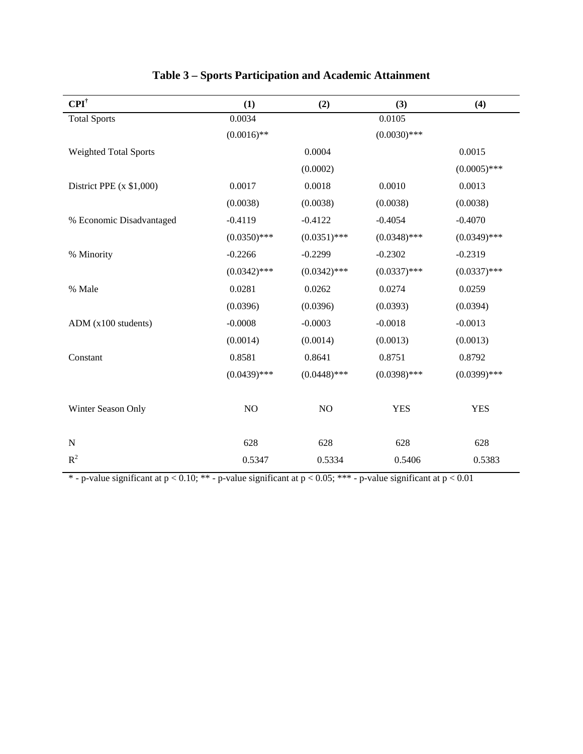## Table 3 – Sports Participation and Academic Attainment

| CPI† | (1) | (2) | (3) | (4) |
|---|---|---|---|---|
| Total Sports | 0.0034 | | 0.0105 | |
| | (0.0016)** | | (0.0030)*** | |
| Weighted Total Sports | | 0.0004 | | 0.0015 |
| | | (0.0002) | | (0.0005)*** |
| District PPE (x $1,000) | 0.0017 | 0.0018 | 0.0010 | 0.0013 |
| | (0.0038) | (0.0038) | (0.0038) | (0.0038) |
| % Economic Disadvantaged | -0.4119 | -0.4122 | -0.4054 | -0.4070 |
| | (0.0350)*** | (0.0351)*** | (0.0348)*** | (0.0349)*** |
| % Minority | -0.2266 | -0.2299 | -0.2302 | -0.2319 |
| | (0.0342)*** | (0.0342)*** | (0.0337)*** | (0.0337)*** |
| % Male | 0.0281 | 0.0262 | 0.0274 | 0.0259 |
| | (0.0396) | (0.0396) | (0.0393) | (0.0394) |
| ADM (x100 students) | -0.0008 | -0.0003 | -0.0018 | -0.0013 |
| | (0.0014) | (0.0014) | (0.0013) | (0.0013) |
| Constant | 0.8581 | 0.8641 | 0.8751 | 0.8792 |
| | (0.0439)*** | (0.0448)*** | (0.0398)*** | (0.0399)*** |
| Winter Season Only | NO | NO | YES | YES |
| N | 628 | 628 | 628 | 628 |
| $R^2$ | 0.5347 | 0.5334 | 0.5406 | 0.5383 |

* - p-value significant at $p < 0.10$; ** - p-value significant at $p < 0.05$; *** - p-value significant at $p < 0.01$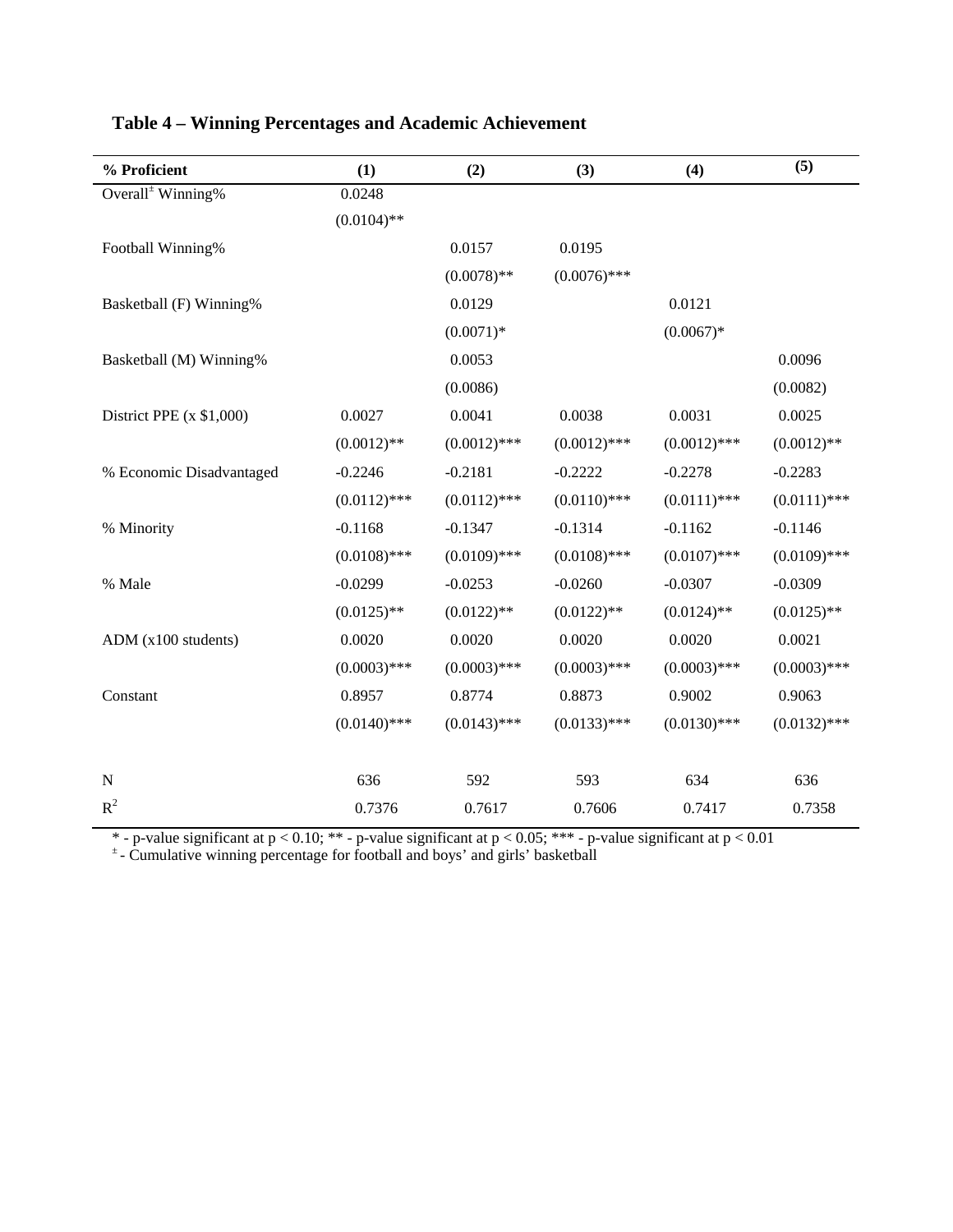**Table 4 – Winning Percentages and Academic Achievement**

| % Proficient | (1) | (2) | (3) | (4) | (5) |
|---|---|---|---|---|---|
| Overall[±] Winning% | 0.0248 | | | | |
| | (0.0104)** | | | | |
| Football Winning% | | 0.0157 | 0.0195 | | |
| | | (0.0078)** | (0.0076)*** | | |
| Basketball (F) Winning% | | 0.0129 | | 0.0121 | |
| | | (0.0071)* | | (0.0067)* | |
| Basketball (M) Winning% | | 0.0053 | | | 0.0096 |
| | | (0.0086) | | | (0.0082) |
| District PPE (x $1,000) | 0.0027 | 0.0041 | 0.0038 | 0.0031 | 0.0025 |
| | (0.0012)** | (0.0012)*** | (0.0012)*** | (0.0012)*** | (0.0012)** |
| % Economic Disadvantaged | -0.2246 | -0.2181 | -0.2222 | -0.2278 | -0.2283 |
| | (0.0112)*** | (0.0112)*** | (0.0110)*** | (0.0111)*** | (0.0111)*** |
| % Minority | -0.1168 | -0.1347 | -0.1314 | -0.1162 | -0.1146 |
| | (0.0108)*** | (0.0109)*** | (0.0108)*** | (0.0107)*** | (0.0109)*** |
| % Male | -0.0299 | -0.0253 | -0.0260 | -0.0307 | -0.0309 |
| | (0.0125)** | (0.0122)** | (0.0122)** | (0.0124)** | (0.0125)** |
| ADM (x100 students) | 0.0020 | 0.0020 | 0.0020 | 0.0020 | 0.0021 |
| | (0.0003)*** | (0.0003)*** | (0.0003)*** | (0.0003)*** | (0.0003)*** |
| Constant | 0.8957 | 0.8774 | 0.8873 | 0.9002 | 0.9063 |
| | (0.0140)*** | (0.0143)*** | (0.0133)*** | (0.0130)*** | (0.0132)*** |
| N | 636 | 592 | 593 | 634 | 636 |
| $R^2$ | 0.7376 | 0.7617 | 0.7606 | 0.7417 | 0.7358 |

* - p-value significant at $p < 0.10$; ** - p-value significant at $p < 0.05$; *** - p-value significant at $p < 0.01$

[±] - Cumulative winning percentage for football and boys' and girls' basketball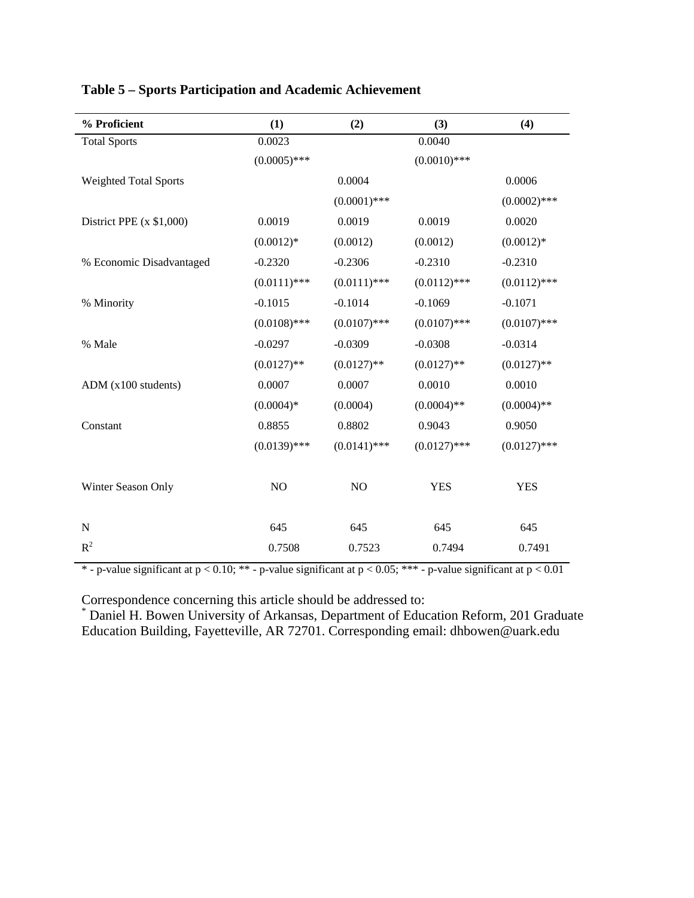**Table 5 – Sports Participation and Academic Achievement**

| % Proficient | (1) | (2) | (3) | (4) |
|---|---|---|---|---|
| Total Sports | 0.0023 | | 0.0040 | |
| | (0.0005)*** | | (0.0010)*** | |
| Weighted Total Sports | | 0.0004 | | 0.0006 |
| | | (0.0001)*** | | (0.0002)*** |
| District PPE (x $1,000) | 0.0019 | 0.0019 | 0.0019 | 0.0020 |
| | (0.0012)* | (0.0012) | (0.0012) | (0.0012)* |
| % Economic Disadvantaged | -0.2320 | -0.2306 | -0.2310 | -0.2310 |
| | (0.0111)*** | (0.0111)*** | (0.0112)*** | (0.0112)*** |
| % Minority | -0.1015 | -0.1014 | -0.1069 | -0.1071 |
| | (0.0108)*** | (0.0107)*** | (0.0107)*** | (0.0107)*** |
| % Male | -0.0297 | -0.0309 | -0.0308 | -0.0314 |
| | (0.0127)** | (0.0127)** | (0.0127)** | (0.0127)** |
| ADM (x100 students) | 0.0007 | 0.0007 | 0.0010 | 0.0010 |
| | (0.0004)* | (0.0004) | (0.0004)** | (0.0004)** |
| Constant | 0.8855 | 0.8802 | 0.9043 | 0.9050 |
| | (0.0139)*** | (0.0141)*** | (0.0127)*** | (0.0127)*** |
| Winter Season Only | NO | NO | YES | YES |
| N | 645 | 645 | 645 | 645 |
| $R^2$ | 0.7508 | 0.7523 | 0.7494 | 0.7491 |

* - p-value significant at $p < 0.10$; ** - p-value significant at $p < 0.05$; *** - p-value significant at $p < 0.01$

Correspondence concerning this article should be addressed to:
[*] Daniel H. Bowen University of Arkansas, Department of Education Reform, 201 Graduate Education Building, Fayetteville, AR 72701. Corresponding email: dhbowen@uark.edu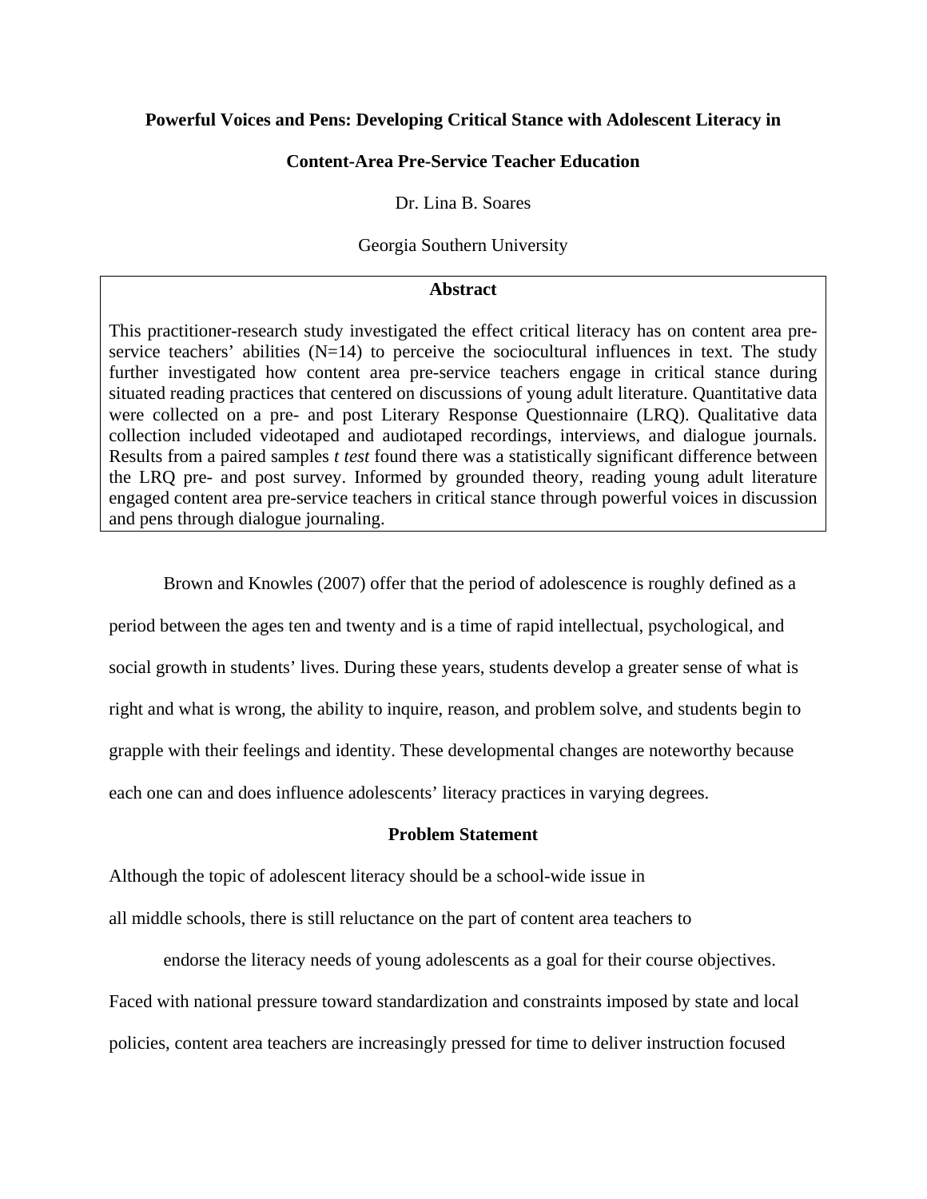**Powerful Voices and Pens: Developing Critical Stance with Adolescent Literacy in Content-Area Pre-Service Teacher Education**

Dr. Lina B. Soares

Georgia Southern University

**Abstract**

This practitioner-research study investigated the effect critical literacy has on content area pre-service teachers' abilities (N=14) to perceive the sociocultural influences in text. The study further investigated how content area pre-service teachers engage in critical stance during situated reading practices that centered on discussions of young adult literature. Quantitative data were collected on a pre- and post Literary Response Questionnaire (LRQ). Qualitative data collection included videotaped and audiotaped recordings, interviews, and dialogue journals. Results from a paired samples *t test* found there was a statistically significant difference between the LRQ pre- and post survey. Informed by grounded theory, reading young adult literature engaged content area pre-service teachers in critical stance through powerful voices in discussion and pens through dialogue journaling.

Brown and Knowles (2007) offer that the period of adolescence is roughly defined as a period between the ages ten and twenty and is a time of rapid intellectual, psychological, and social growth in students' lives. During these years, students develop a greater sense of what is right and what is wrong, the ability to inquire, reason, and problem solve, and students begin to grapple with their feelings and identity. These developmental changes are noteworthy because each one can and does influence adolescents' literacy practices in varying degrees.

## Problem Statement

Although the topic of adolescent literacy should be a school-wide issue in all middle schools, there is still reluctance on the part of content area teachers to endorse the literacy needs of young adolescents as a goal for their course objectives. Faced with national pressure toward standardization and constraints imposed by state and local policies, content area teachers are increasingly pressed for time to deliver instruction focused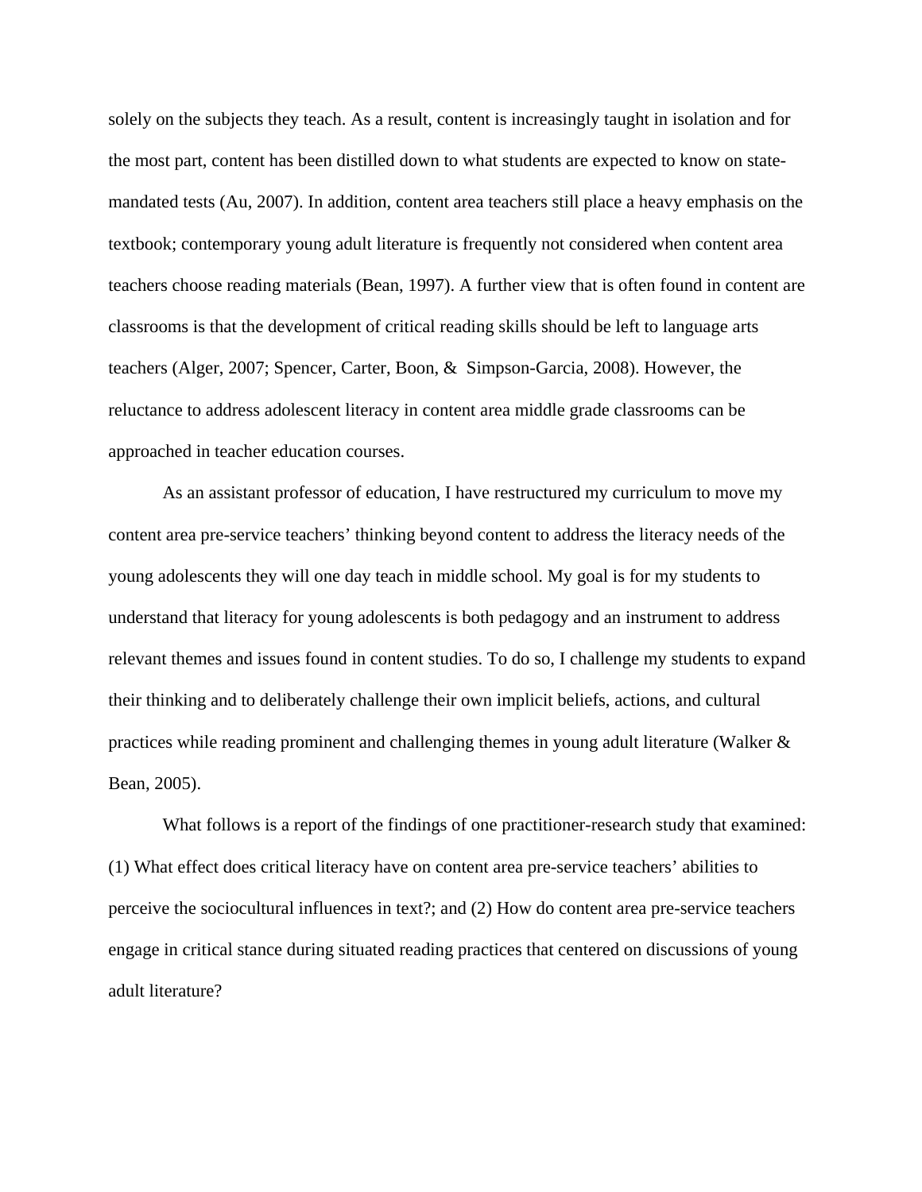solely on the subjects they teach. As a result, content is increasingly taught in isolation and for the most part, content has been distilled down to what students are expected to know on state-mandated tests (Au, 2007). In addition, content area teachers still place a heavy emphasis on the textbook; contemporary young adult literature is frequently not considered when content area teachers choose reading materials (Bean, 1997). A further view that is often found in content are classrooms is that the development of critical reading skills should be left to language arts teachers (Alger, 2007; Spencer, Carter, Boon, & Simpson-Garcia, 2008). However, the reluctance to address adolescent literacy in content area middle grade classrooms can be approached in teacher education courses.

As an assistant professor of education, I have restructured my curriculum to move my content area pre-service teachers' thinking beyond content to address the literacy needs of the young adolescents they will one day teach in middle school. My goal is for my students to understand that literacy for young adolescents is both pedagogy and an instrument to address relevant themes and issues found in content studies. To do so, I challenge my students to expand their thinking and to deliberately challenge their own implicit beliefs, actions, and cultural practices while reading prominent and challenging themes in young adult literature (Walker & Bean, 2005).

What follows is a report of the findings of one practitioner-research study that examined: (1) What effect does critical literacy have on content area pre-service teachers' abilities to perceive the sociocultural influences in text?; and (2) How do content area pre-service teachers engage in critical stance during situated reading practices that centered on discussions of young adult literature?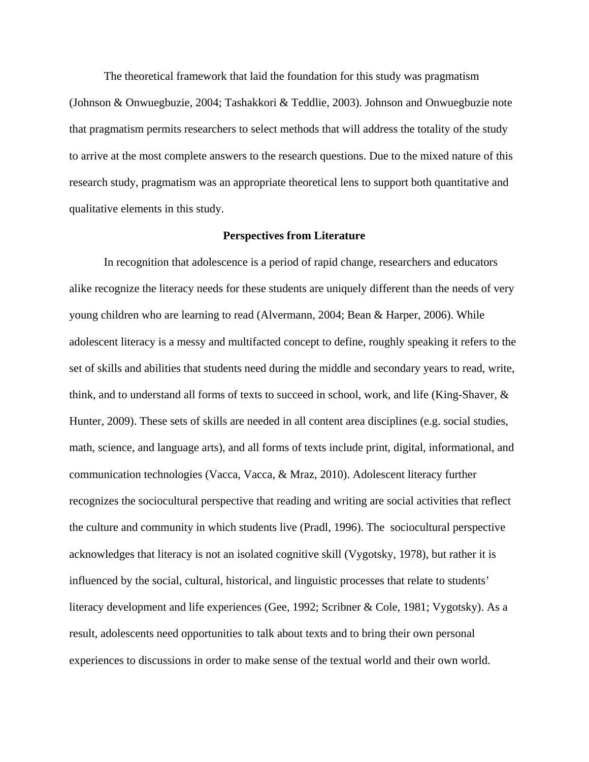The theoretical framework that laid the foundation for this study was pragmatism (Johnson & Onwuegbuzie, 2004; Tashakkori & Teddlie, 2003). Johnson and Onwuegbuzie note that pragmatism permits researchers to select methods that will address the totality of the study to arrive at the most complete answers to the research questions. Due to the mixed nature of this research study, pragmatism was an appropriate theoretical lens to support both quantitative and qualitative elements in this study.

## Perspectives from Literature

In recognition that adolescence is a period of rapid change, researchers and educators alike recognize the literacy needs for these students are uniquely different than the needs of very young children who are learning to read (Alvermann, 2004; Bean & Harper, 2006). While adolescent literacy is a messy and multifacted concept to define, roughly speaking it refers to the set of skills and abilities that students need during the middle and secondary years to read, write, think, and to understand all forms of texts to succeed in school, work, and life (King-Shaver, & Hunter, 2009). These sets of skills are needed in all content area disciplines (e.g. social studies, math, science, and language arts), and all forms of texts include print, digital, informational, and communication technologies (Vacca, Vacca, & Mraz, 2010). Adolescent literacy further recognizes the sociocultural perspective that reading and writing are social activities that reflect the culture and community in which students live (Pradl, 1996). The sociocultural perspective acknowledges that literacy is not an isolated cognitive skill (Vygotsky, 1978), but rather it is influenced by the social, cultural, historical, and linguistic processes that relate to students' literacy development and life experiences (Gee, 1992; Scribner & Cole, 1981; Vygotsky). As a result, adolescents need opportunities to talk about texts and to bring their own personal experiences to discussions in order to make sense of the textual world and their own world.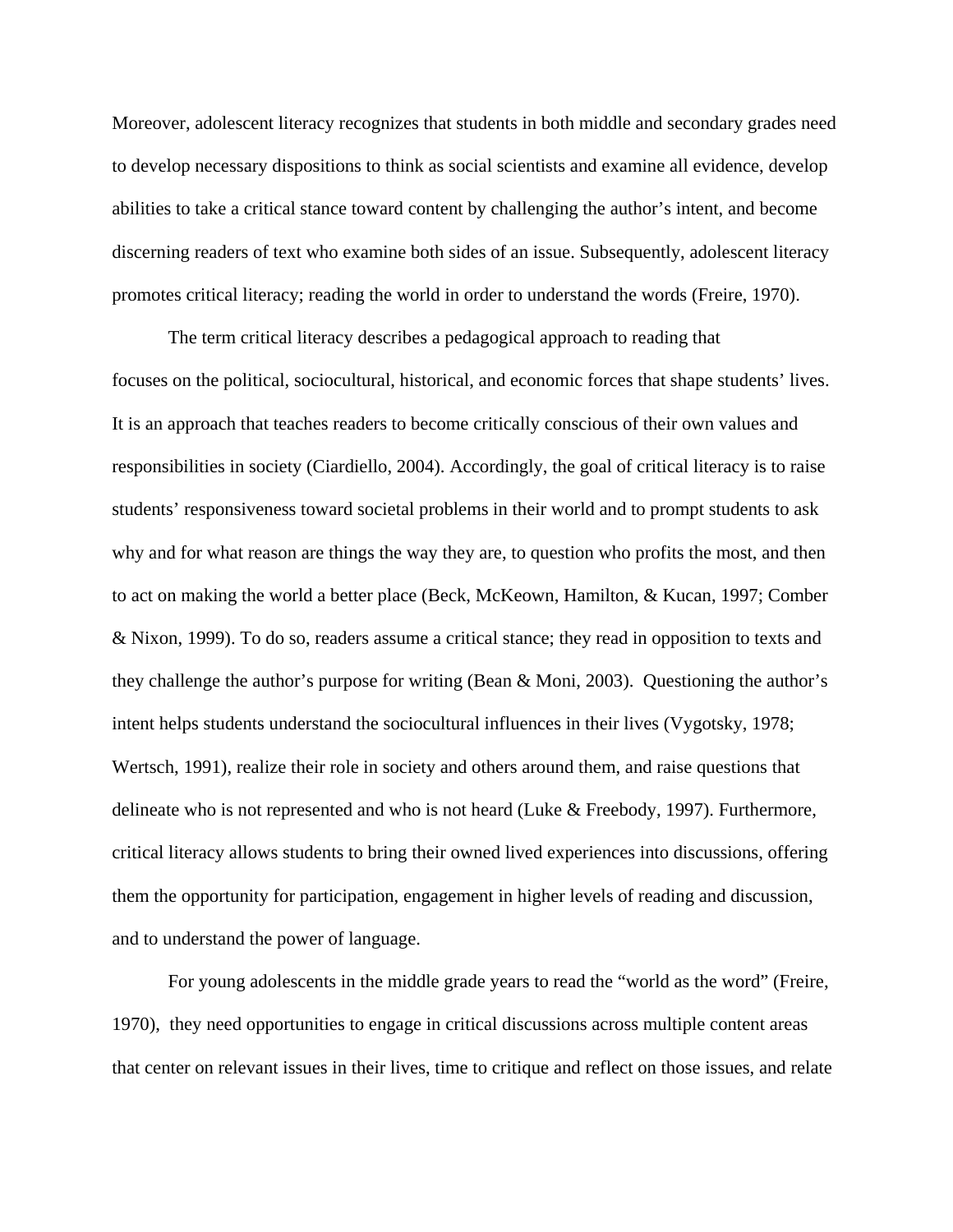Moreover, adolescent literacy recognizes that students in both middle and secondary grades need to develop necessary dispositions to think as social scientists and examine all evidence, develop abilities to take a critical stance toward content by challenging the author's intent, and become discerning readers of text who examine both sides of an issue. Subsequently, adolescent literacy promotes critical literacy; reading the world in order to understand the words (Freire, 1970).

The term critical literacy describes a pedagogical approach to reading that focuses on the political, sociocultural, historical, and economic forces that shape students' lives. It is an approach that teaches readers to become critically conscious of their own values and responsibilities in society (Ciardiello, 2004). Accordingly, the goal of critical literacy is to raise students' responsiveness toward societal problems in their world and to prompt students to ask why and for what reason are things the way they are, to question who profits the most, and then to act on making the world a better place (Beck, McKeown, Hamilton, & Kucan, 1997; Comber & Nixon, 1999). To do so, readers assume a critical stance; they read in opposition to texts and they challenge the author's purpose for writing (Bean & Moni, 2003). Questioning the author's intent helps students understand the sociocultural influences in their lives (Vygotsky, 1978; Wertsch, 1991), realize their role in society and others around them, and raise questions that delineate who is not represented and who is not heard (Luke & Freebody, 1997). Furthermore, critical literacy allows students to bring their owned lived experiences into discussions, offering them the opportunity for participation, engagement in higher levels of reading and discussion, and to understand the power of language.

For young adolescents in the middle grade years to read the "world as the word" (Freire, 1970), they need opportunities to engage in critical discussions across multiple content areas that center on relevant issues in their lives, time to critique and reflect on those issues, and relate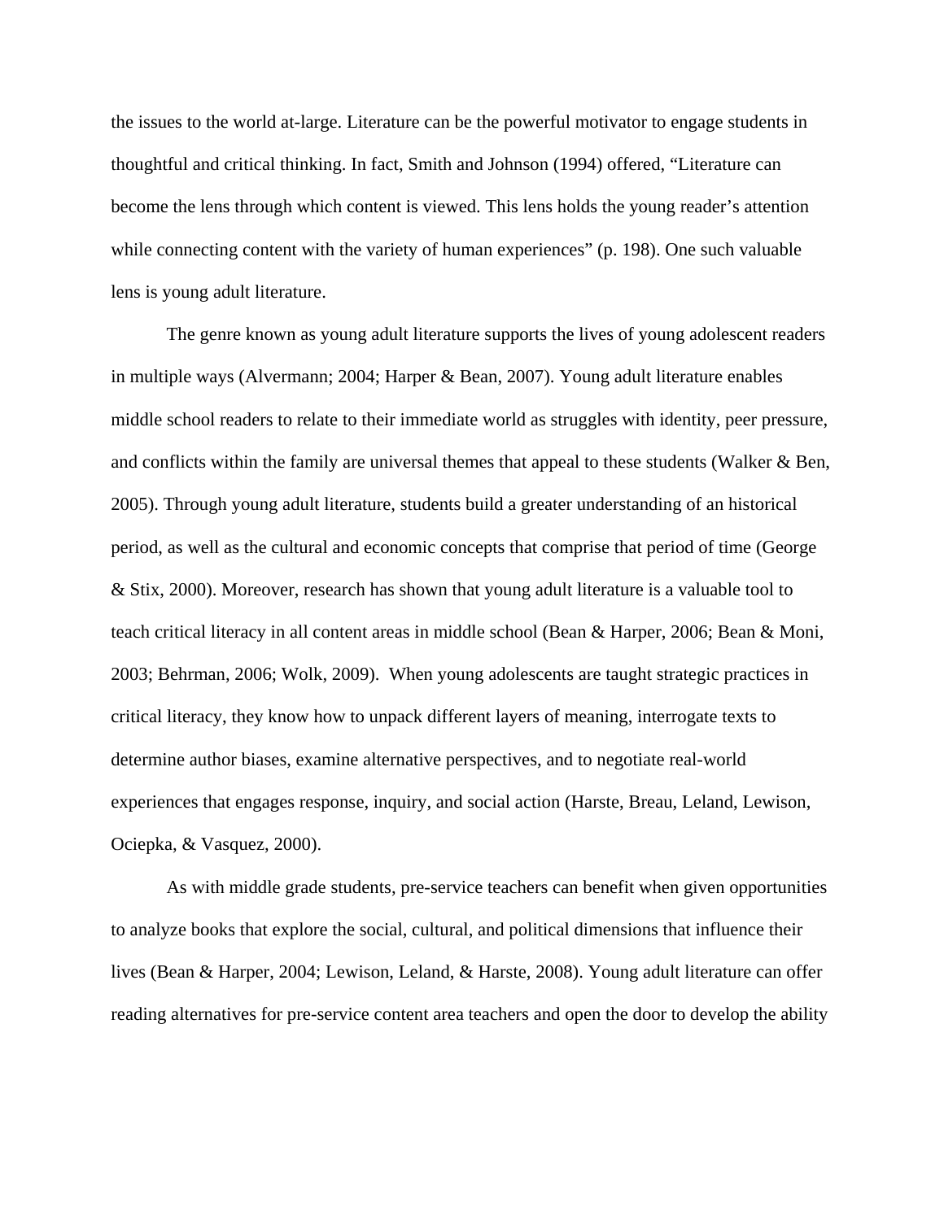the issues to the world at-large. Literature can be the powerful motivator to engage students in thoughtful and critical thinking. In fact, Smith and Johnson (1994) offered, "Literature can become the lens through which content is viewed. This lens holds the young reader's attention while connecting content with the variety of human experiences" (p. 198). One such valuable lens is young adult literature.

The genre known as young adult literature supports the lives of young adolescent readers in multiple ways (Alvermann; 2004; Harper & Bean, 2007). Young adult literature enables middle school readers to relate to their immediate world as struggles with identity, peer pressure, and conflicts within the family are universal themes that appeal to these students (Walker & Ben, 2005). Through young adult literature, students build a greater understanding of an historical period, as well as the cultural and economic concepts that comprise that period of time (George & Stix, 2000). Moreover, research has shown that young adult literature is a valuable tool to teach critical literacy in all content areas in middle school (Bean & Harper, 2006; Bean & Moni, 2003; Behrman, 2006; Wolk, 2009). When young adolescents are taught strategic practices in critical literacy, they know how to unpack different layers of meaning, interrogate texts to determine author biases, examine alternative perspectives, and to negotiate real-world experiences that engages response, inquiry, and social action (Harste, Breau, Leland, Lewison, Ociepka, & Vasquez, 2000).

As with middle grade students, pre-service teachers can benefit when given opportunities to analyze books that explore the social, cultural, and political dimensions that influence their lives (Bean & Harper, 2004; Lewison, Leland, & Harste, 2008). Young adult literature can offer reading alternatives for pre-service content area teachers and open the door to develop the ability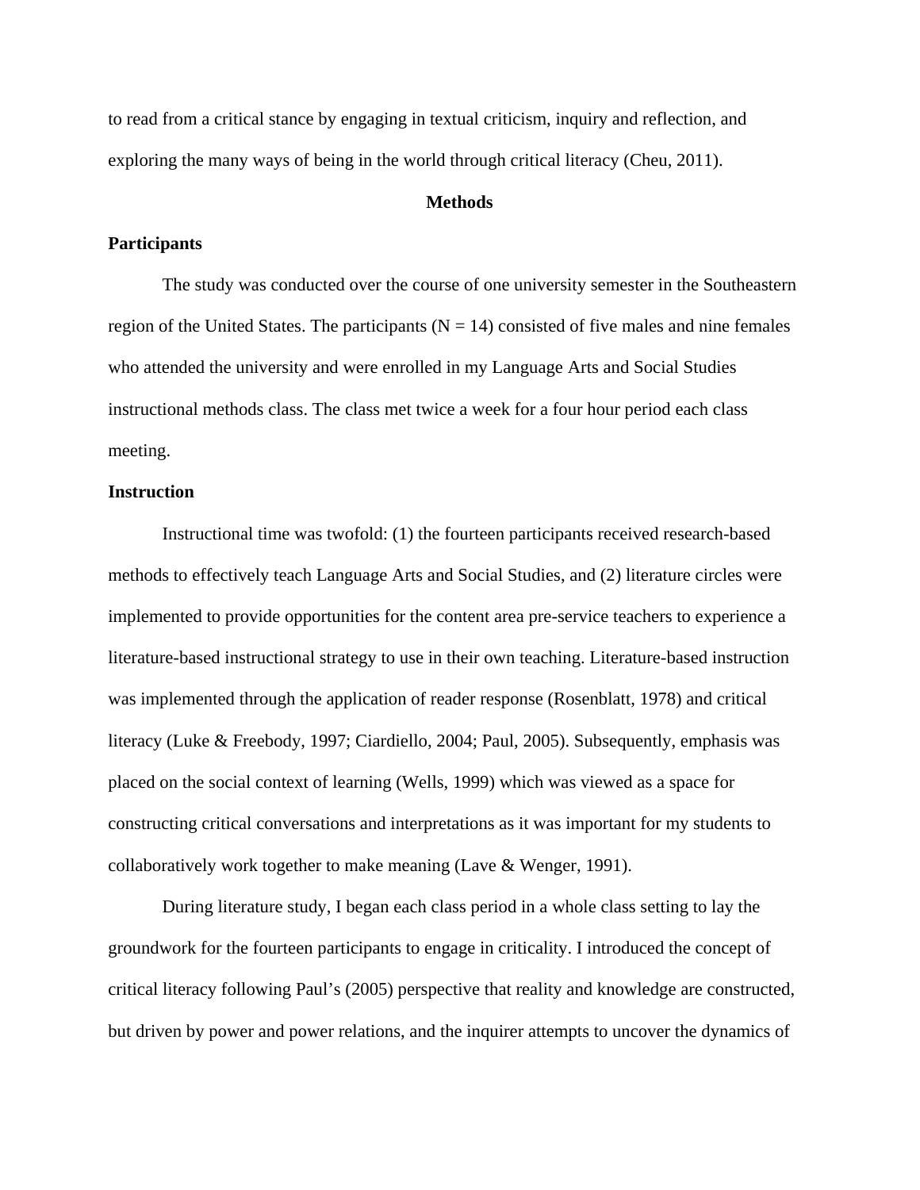to read from a critical stance by engaging in textual criticism, inquiry and reflection, and exploring the many ways of being in the world through critical literacy (Cheu, 2011).

## Methods

### Participants

The study was conducted over the course of one university semester in the Southeastern region of the United States. The participants (N = 14) consisted of five males and nine females who attended the university and were enrolled in my Language Arts and Social Studies instructional methods class. The class met twice a week for a four hour period each class meeting.

### Instruction

Instructional time was twofold: (1) the fourteen participants received research-based methods to effectively teach Language Arts and Social Studies, and (2) literature circles were implemented to provide opportunities for the content area pre-service teachers to experience a literature-based instructional strategy to use in their own teaching. Literature-based instruction was implemented through the application of reader response (Rosenblatt, 1978) and critical literacy (Luke & Freebody, 1997; Ciardiello, 2004; Paul, 2005). Subsequently, emphasis was placed on the social context of learning (Wells, 1999) which was viewed as a space for constructing critical conversations and interpretations as it was important for my students to collaboratively work together to make meaning (Lave & Wenger, 1991).

During literature study, I began each class period in a whole class setting to lay the groundwork for the fourteen participants to engage in criticality. I introduced the concept of critical literacy following Paul's (2005) perspective that reality and knowledge are constructed, but driven by power and power relations, and the inquirer attempts to uncover the dynamics of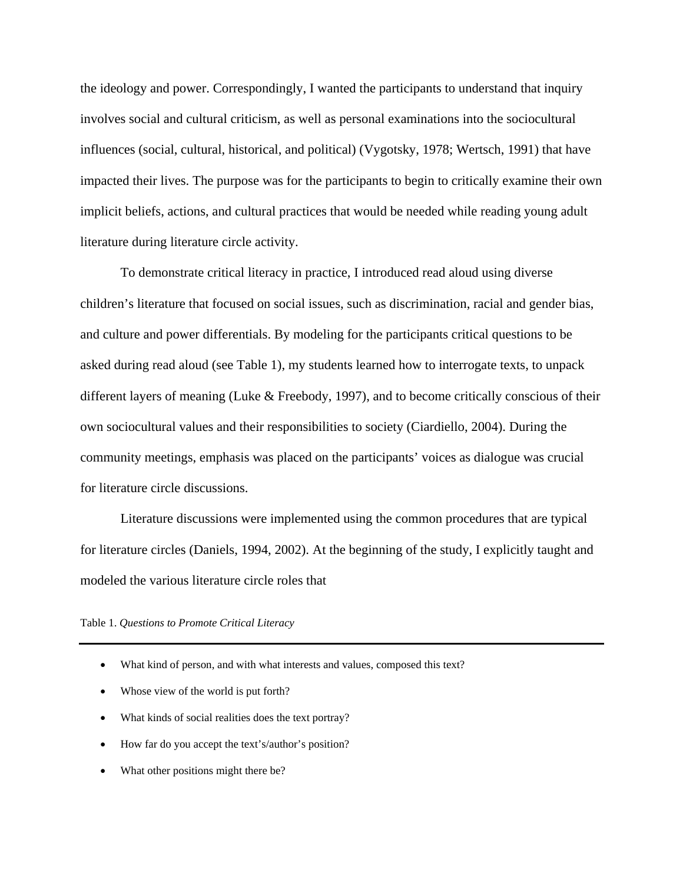the ideology and power. Correspondingly, I wanted the participants to understand that inquiry involves social and cultural criticism, as well as personal examinations into the sociocultural influences (social, cultural, historical, and political) (Vygotsky, 1978; Wertsch, 1991) that have impacted their lives. The purpose was for the participants to begin to critically examine their own implicit beliefs, actions, and cultural practices that would be needed while reading young adult literature during literature circle activity.

To demonstrate critical literacy in practice, I introduced read aloud using diverse children's literature that focused on social issues, such as discrimination, racial and gender bias, and culture and power differentials. By modeling for the participants critical questions to be asked during read aloud (see Table 1), my students learned how to interrogate texts, to unpack different layers of meaning (Luke & Freebody, 1997), and to become critically conscious of their own sociocultural values and their responsibilities to society (Ciardiello, 2004). During the community meetings, emphasis was placed on the participants' voices as dialogue was crucial for literature circle discussions.

Literature discussions were implemented using the common procedures that are typical for literature circles (Daniels, 1994, 2002). At the beginning of the study, I explicitly taught and modeled the various literature circle roles that

Table 1. *Questions to Promote Critical Literacy*

- What kind of person, and with what interests and values, composed this text?
- Whose view of the world is put forth?
- What kinds of social realities does the text portray?
- How far do you accept the text's/author's position?
- What other positions might there be?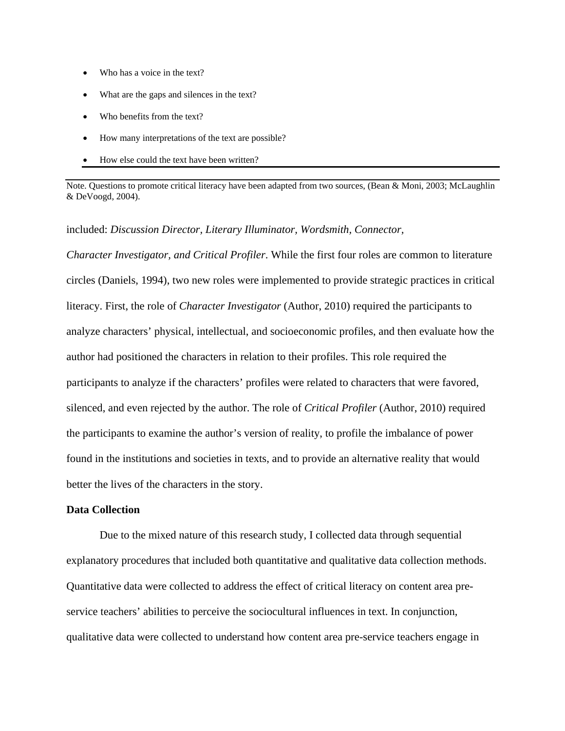- Who has a voice in the text?
- What are the gaps and silences in the text?
- Who benefits from the text?
- How many interpretations of the text are possible?
- How else could the text have been written?

Note. Questions to promote critical literacy have been adapted from two sources, (Bean & Moni, 2003; McLaughlin & DeVoogd, 2004).

included: *Discussion Director, Literary Illuminator, Wordsmith, Connector, Character Investigator, and Critical Profiler*. While the first four roles are common to literature circles (Daniels, 1994), two new roles were implemented to provide strategic practices in critical literacy. First, the role of *Character Investigator* (Author, 2010) required the participants to analyze characters' physical, intellectual, and socioeconomic profiles, and then evaluate how the author had positioned the characters in relation to their profiles. This role required the participants to analyze if the characters' profiles were related to characters that were favored, silenced, and even rejected by the author. The role of *Critical Profiler* (Author, 2010) required the participants to examine the author's version of reality, to profile the imbalance of power found in the institutions and societies in texts, and to provide an alternative reality that would better the lives of the characters in the story.

**Data Collection**

Due to the mixed nature of this research study, I collected data through sequential explanatory procedures that included both quantitative and qualitative data collection methods. Quantitative data were collected to address the effect of critical literacy on content area pre-service teachers' abilities to perceive the sociocultural influences in text. In conjunction, qualitative data were collected to understand how content area pre-service teachers engage in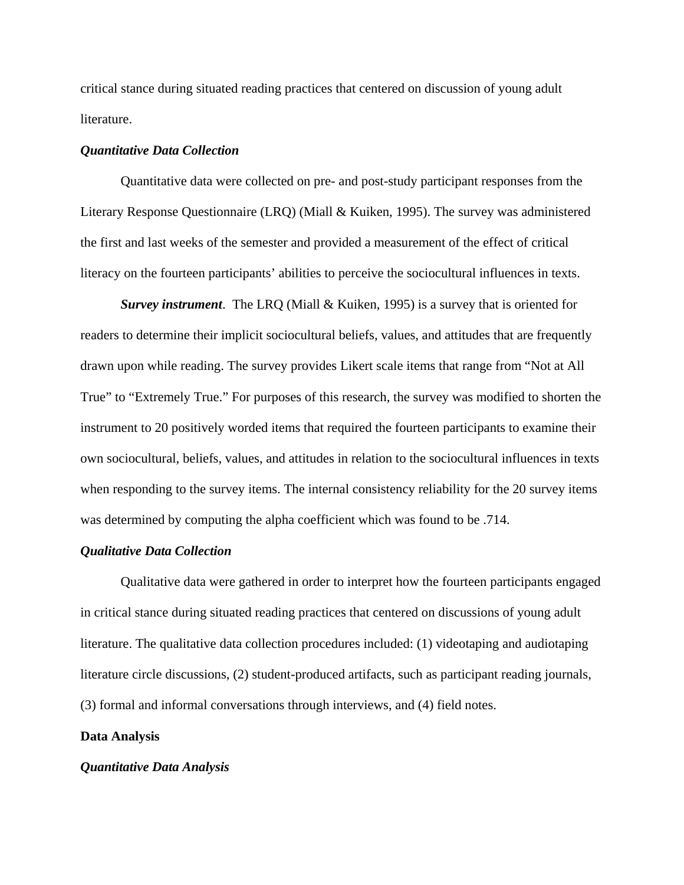critical stance during situated reading practices that centered on discussion of young adult literature.

### *Quantitative Data Collection*

Quantitative data were collected on pre- and post-study participant responses from the Literary Response Questionnaire (LRQ) (Miall & Kuiken, 1995). The survey was administered the first and last weeks of the semester and provided a measurement of the effect of critical literacy on the fourteen participants' abilities to perceive the sociocultural influences in texts.

***Survey instrument***. The LRQ (Miall & Kuiken, 1995) is a survey that is oriented for readers to determine their implicit sociocultural beliefs, values, and attitudes that are frequently drawn upon while reading. The survey provides Likert scale items that range from "Not at All True" to "Extremely True." For purposes of this research, the survey was modified to shorten the instrument to 20 positively worded items that required the fourteen participants to examine their own sociocultural, beliefs, values, and attitudes in relation to the sociocultural influences in texts when responding to the survey items. The internal consistency reliability for the 20 survey items was determined by computing the alpha coefficient which was found to be .714.

### *Qualitative Data Collection*

Qualitative data were gathered in order to interpret how the fourteen participants engaged in critical stance during situated reading practices that centered on discussions of young adult literature. The qualitative data collection procedures included: (1) videotaping and audiotaping literature circle discussions, (2) student-produced artifacts, such as participant reading journals, (3) formal and informal conversations through interviews, and (4) field notes.

## Data Analysis

### *Quantitative Data Analysis*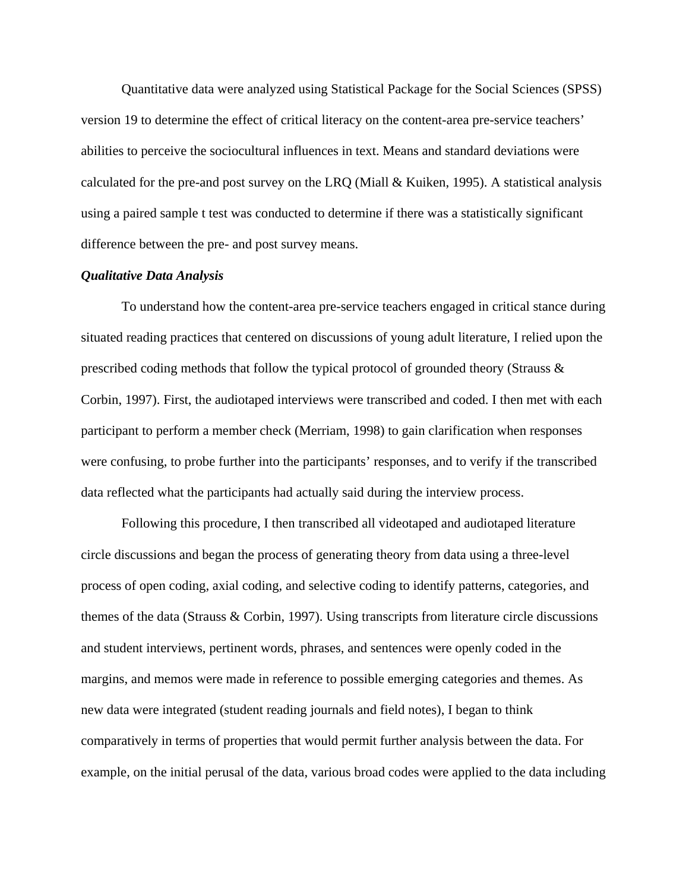Quantitative data were analyzed using Statistical Package for the Social Sciences (SPSS) version 19 to determine the effect of critical literacy on the content-area pre-service teachers' abilities to perceive the sociocultural influences in text. Means and standard deviations were calculated for the pre-and post survey on the LRQ (Miall & Kuiken, 1995). A statistical analysis using a paired sample t test was conducted to determine if there was a statistically significant difference between the pre- and post survey means.

***Qualitative Data Analysis***

To understand how the content-area pre-service teachers engaged in critical stance during situated reading practices that centered on discussions of young adult literature, I relied upon the prescribed coding methods that follow the typical protocol of grounded theory (Strauss & Corbin, 1997). First, the audiotaped interviews were transcribed and coded. I then met with each participant to perform a member check (Merriam, 1998) to gain clarification when responses were confusing, to probe further into the participants' responses, and to verify if the transcribed data reflected what the participants had actually said during the interview process.

Following this procedure, I then transcribed all videotaped and audiotaped literature circle discussions and began the process of generating theory from data using a three-level process of open coding, axial coding, and selective coding to identify patterns, categories, and themes of the data (Strauss & Corbin, 1997). Using transcripts from literature circle discussions and student interviews, pertinent words, phrases, and sentences were openly coded in the margins, and memos were made in reference to possible emerging categories and themes. As new data were integrated (student reading journals and field notes), I began to think comparatively in terms of properties that would permit further analysis between the data. For example, on the initial perusal of the data, various broad codes were applied to the data including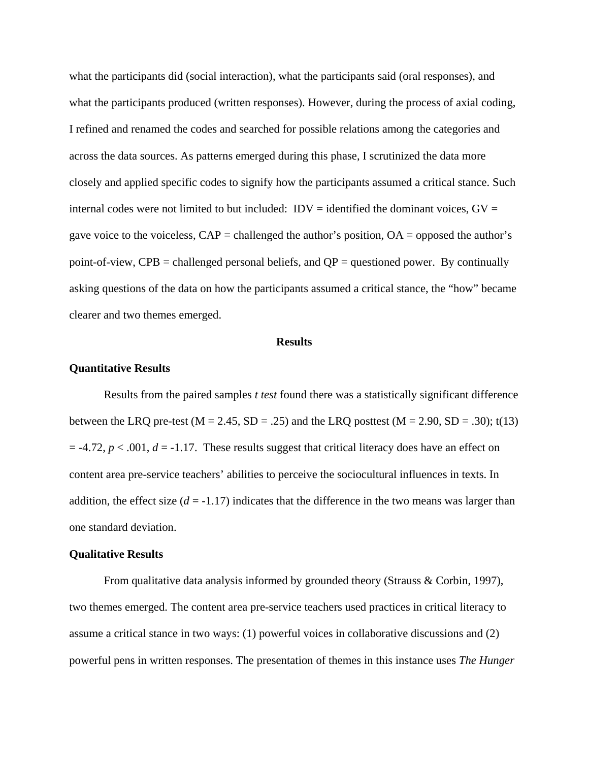what the participants did (social interaction), what the participants said (oral responses), and what the participants produced (written responses). However, during the process of axial coding, I refined and renamed the codes and searched for possible relations among the categories and across the data sources. As patterns emerged during this phase, I scrutinized the data more closely and applied specific codes to signify how the participants assumed a critical stance. Such internal codes were not limited to but included: IDV = identified the dominant voices, GV = gave voice to the voiceless, CAP = challenged the author's position, OA = opposed the author's point-of-view, CPB = challenged personal beliefs, and QP = questioned power. By continually asking questions of the data on how the participants assumed a critical stance, the "how" became clearer and two themes emerged.

## Results

### Quantitative Results

Results from the paired samples *t test* found there was a statistically significant difference between the LRQ pre-test (M = 2.45, SD = .25) and the LRQ posttest (M = 2.90, SD = .30); $t(13) = -4.72$, $p < .001$, $d = -1.17$. These results suggest that critical literacy does have an effect on content area pre-service teachers' abilities to perceive the sociocultural influences in texts. In addition, the effect size ($d = -1.17$) indicates that the difference in the two means was larger than one standard deviation.

### Qualitative Results

From qualitative data analysis informed by grounded theory (Strauss & Corbin, 1997), two themes emerged. The content area pre-service teachers used practices in critical literacy to assume a critical stance in two ways: (1) powerful voices in collaborative discussions and (2) powerful pens in written responses. The presentation of themes in this instance uses *The Hunger*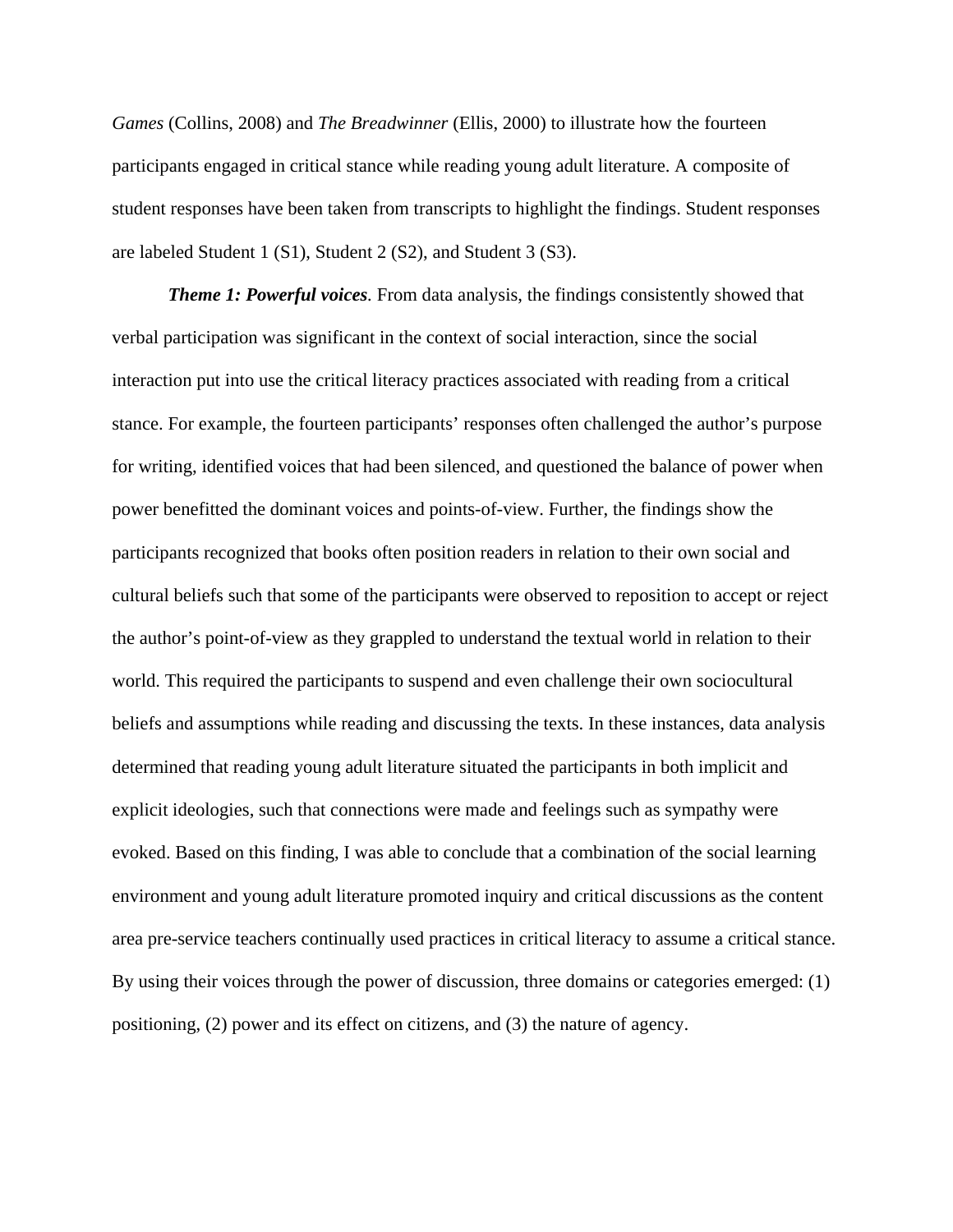*Games* (Collins, 2008) and *The Breadwinner* (Ellis, 2000) to illustrate how the fourteen participants engaged in critical stance while reading young adult literature. A composite of student responses have been taken from transcripts to highlight the findings. Student responses are labeled Student 1 (S1), Student 2 (S2), and Student 3 (S3).

***Theme 1: Powerful voices***. From data analysis, the findings consistently showed that verbal participation was significant in the context of social interaction, since the social interaction put into use the critical literacy practices associated with reading from a critical stance. For example, the fourteen participants' responses often challenged the author's purpose for writing, identified voices that had been silenced, and questioned the balance of power when power benefitted the dominant voices and points-of-view. Further, the findings show the participants recognized that books often position readers in relation to their own social and cultural beliefs such that some of the participants were observed to reposition to accept or reject the author's point-of-view as they grappled to understand the textual world in relation to their world. This required the participants to suspend and even challenge their own sociocultural beliefs and assumptions while reading and discussing the texts. In these instances, data analysis determined that reading young adult literature situated the participants in both implicit and explicit ideologies, such that connections were made and feelings such as sympathy were evoked. Based on this finding, I was able to conclude that a combination of the social learning environment and young adult literature promoted inquiry and critical discussions as the content area pre-service teachers continually used practices in critical literacy to assume a critical stance. By using their voices through the power of discussion, three domains or categories emerged: (1) positioning, (2) power and its effect on citizens, and (3) the nature of agency.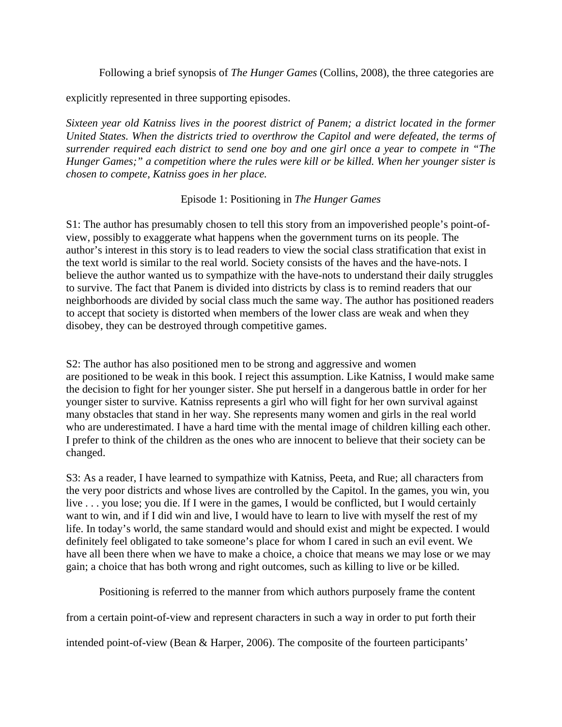Following a brief synopsis of *The Hunger Games* (Collins, 2008), the three categories are explicitly represented in three supporting episodes.

*Sixteen year old Katniss lives in the poorest district of Panem; a district located in the former United States. When the districts tried to overthrow the Capitol and were defeated, the terms of surrender required each district to send one boy and one girl once a year to compete in "The Hunger Games;" a competition where the rules were kill or be killed. When her younger sister is chosen to compete, Katniss goes in her place.*

Episode 1: Positioning in *The Hunger Games*

S1: The author has presumably chosen to tell this story from an impoverished people's point-of-view, possibly to exaggerate what happens when the government turns on its people. The author's interest in this story is to lead readers to view the social class stratification that exist in the text world is similar to the real world. Society consists of the haves and the have-nots. I believe the author wanted us to sympathize with the have-nots to understand their daily struggles to survive. The fact that Panem is divided into districts by class is to remind readers that our neighborhoods are divided by social class much the same way. The author has positioned readers to accept that society is distorted when members of the lower class are weak and when they disobey, they can be destroyed through competitive games.

S2: The author has also positioned men to be strong and aggressive and women are positioned to be weak in this book. I reject this assumption. Like Katniss, I would make same the decision to fight for her younger sister. She put herself in a dangerous battle in order for her younger sister to survive. Katniss represents a girl who will fight for her own survival against many obstacles that stand in her way. She represents many women and girls in the real world who are underestimated. I have a hard time with the mental image of children killing each other. I prefer to think of the children as the ones who are innocent to believe that their society can be changed.

S3: As a reader, I have learned to sympathize with Katniss, Peeta, and Rue; all characters from the very poor districts and whose lives are controlled by the Capitol. In the games, you win, you live . . . you lose; you die. If I were in the games, I would be conflicted, but I would certainly want to win, and if I did win and live, I would have to learn to live with myself the rest of my life. In today's world, the same standard would and should exist and might be expected. I would definitely feel obligated to take someone's place for whom I cared in such an evil event. We have all been there when we have to make a choice, a choice that means we may lose or we may gain; a choice that has both wrong and right outcomes, such as killing to live or be killed.

Positioning is referred to the manner from which authors purposely frame the content from a certain point-of-view and represent characters in such a way in order to put forth their intended point-of-view (Bean & Harper, 2006). The composite of the fourteen participants'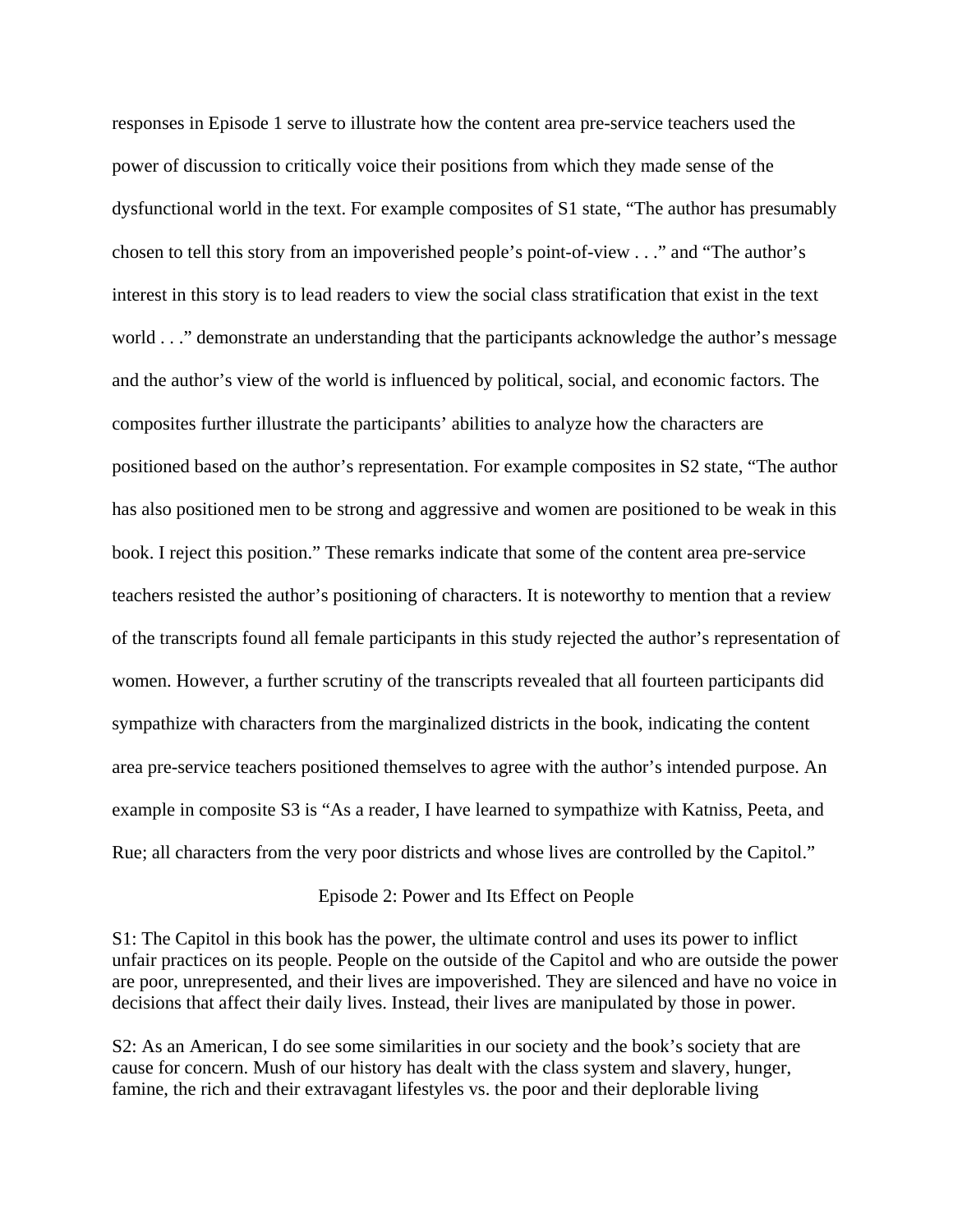responses in Episode 1 serve to illustrate how the content area pre-service teachers used the power of discussion to critically voice their positions from which they made sense of the dysfunctional world in the text. For example composites of S1 state, "The author has presumably chosen to tell this story from an impoverished people's point-of-view . . ." and "The author's interest in this story is to lead readers to view the social class stratification that exist in the text world . . ." demonstrate an understanding that the participants acknowledge the author's message and the author's view of the world is influenced by political, social, and economic factors. The composites further illustrate the participants' abilities to analyze how the characters are positioned based on the author's representation. For example composites in S2 state, "The author has also positioned men to be strong and aggressive and women are positioned to be weak in this book. I reject this position." These remarks indicate that some of the content area pre-service teachers resisted the author's positioning of characters. It is noteworthy to mention that a review of the transcripts found all female participants in this study rejected the author's representation of women. However, a further scrutiny of the transcripts revealed that all fourteen participants did sympathize with characters from the marginalized districts in the book, indicating the content area pre-service teachers positioned themselves to agree with the author's intended purpose. An example in composite S3 is "As a reader, I have learned to sympathize with Katniss, Peeta, and Rue; all characters from the very poor districts and whose lives are controlled by the Capitol."

## Episode 2: Power and Its Effect on People

S1: The Capitol in this book has the power, the ultimate control and uses its power to inflict unfair practices on its people. People on the outside of the Capitol and who are outside the power are poor, unrepresented, and their lives are impoverished. They are silenced and have no voice in decisions that affect their daily lives. Instead, their lives are manipulated by those in power.

S2: As an American, I do see some similarities in our society and the book's society that are cause for concern. Mush of our history has dealt with the class system and slavery, hunger, famine, the rich and their extravagant lifestyles vs. the poor and their deplorable living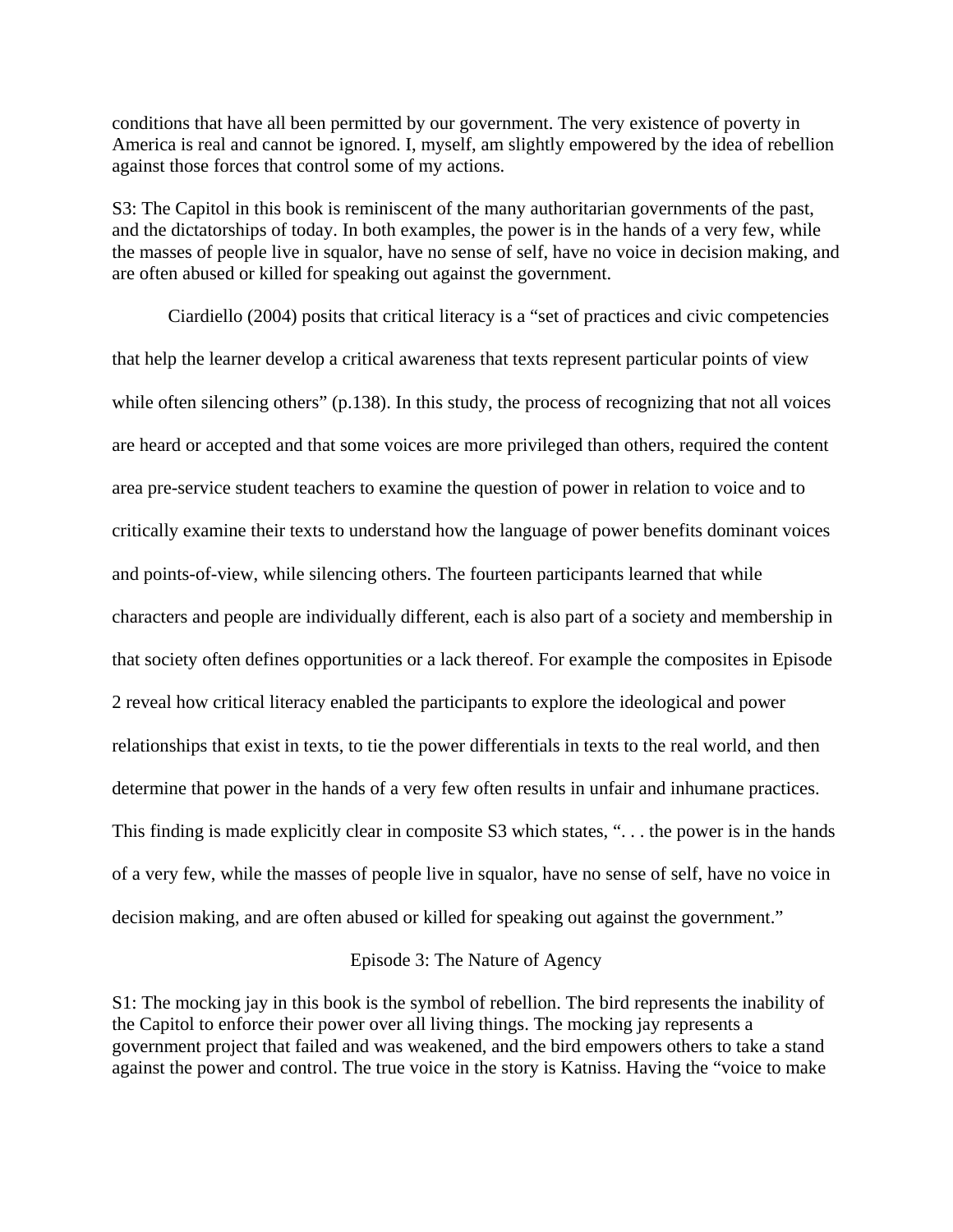conditions that have all been permitted by our government. The very existence of poverty in America is real and cannot be ignored. I, myself, am slightly empowered by the idea of rebellion against those forces that control some of my actions.

S3: The Capitol in this book is reminiscent of the many authoritarian governments of the past, and the dictatorships of today. In both examples, the power is in the hands of a very few, while the masses of people live in squalor, have no sense of self, have no voice in decision making, and are often abused or killed for speaking out against the government.

Ciardiello (2004) posits that critical literacy is a "set of practices and civic competencies that help the learner develop a critical awareness that texts represent particular points of view while often silencing others" (p.138). In this study, the process of recognizing that not all voices are heard or accepted and that some voices are more privileged than others, required the content area pre-service student teachers to examine the question of power in relation to voice and to critically examine their texts to understand how the language of power benefits dominant voices and points-of-view, while silencing others. The fourteen participants learned that while characters and people are individually different, each is also part of a society and membership in that society often defines opportunities or a lack thereof. For example the composites in Episode 2 reveal how critical literacy enabled the participants to explore the ideological and power relationships that exist in texts, to tie the power differentials in texts to the real world, and then determine that power in the hands of a very few often results in unfair and inhumane practices. This finding is made explicitly clear in composite S3 which states, ". . . the power is in the hands of a very few, while the masses of people live in squalor, have no sense of self, have no voice in decision making, and are often abused or killed for speaking out against the government."

## Episode 3: The Nature of Agency

S1: The mocking jay in this book is the symbol of rebellion. The bird represents the inability of the Capitol to enforce their power over all living things. The mocking jay represents a government project that failed and was weakened, and the bird empowers others to take a stand against the power and control. The true voice in the story is Katniss. Having the "voice to make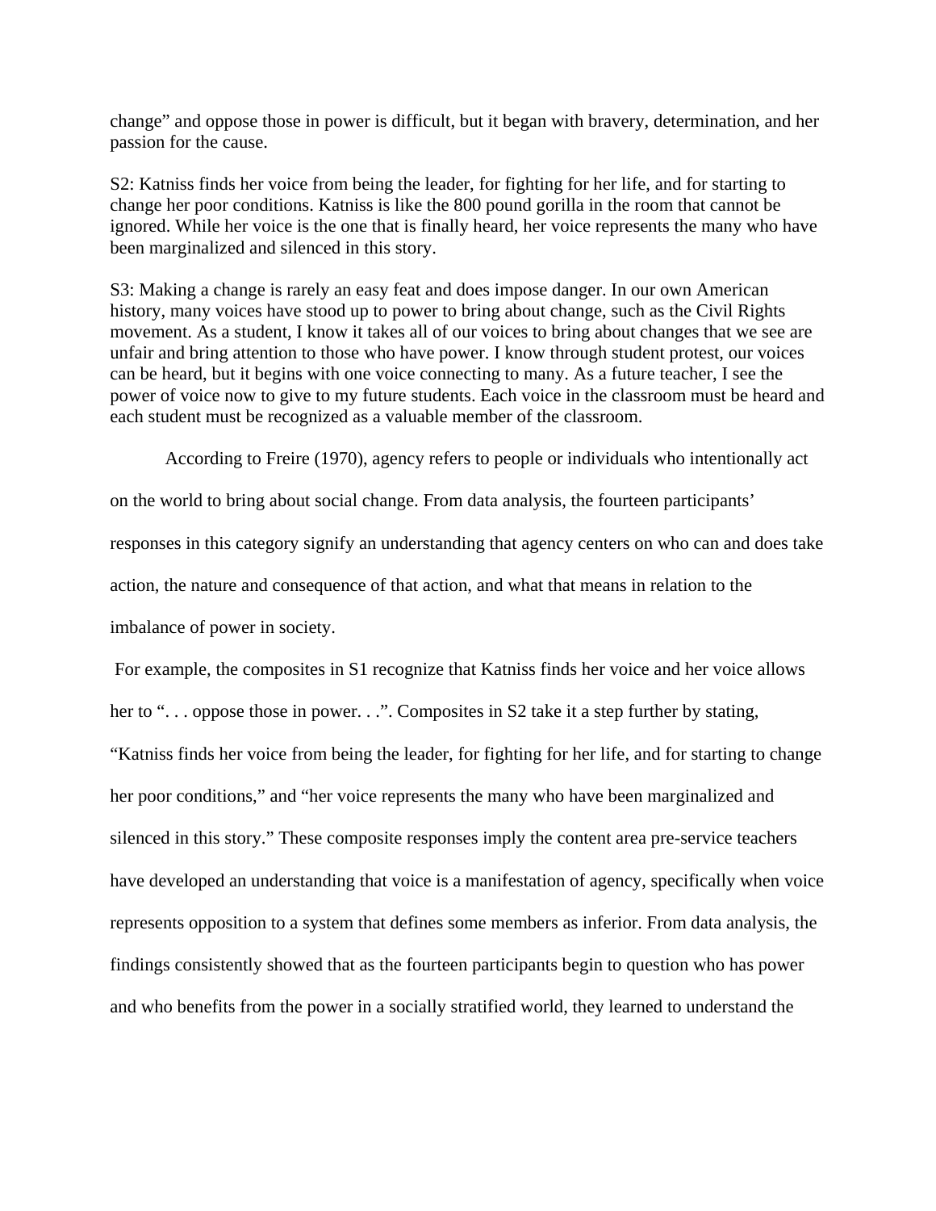change" and oppose those in power is difficult, but it began with bravery, determination, and her passion for the cause.

S2: Katniss finds her voice from being the leader, for fighting for her life, and for starting to change her poor conditions. Katniss is like the 800 pound gorilla in the room that cannot be ignored. While her voice is the one that is finally heard, her voice represents the many who have been marginalized and silenced in this story.

S3: Making a change is rarely an easy feat and does impose danger. In our own American history, many voices have stood up to power to bring about change, such as the Civil Rights movement. As a student, I know it takes all of our voices to bring about changes that we see are unfair and bring attention to those who have power. I know through student protest, our voices can be heard, but it begins with one voice connecting to many. As a future teacher, I see the power of voice now to give to my future students. Each voice in the classroom must be heard and each student must be recognized as a valuable member of the classroom.

According to Freire (1970), agency refers to people or individuals who intentionally act on the world to bring about social change. From data analysis, the fourteen participants' responses in this category signify an understanding that agency centers on who can and does take action, the nature and consequence of that action, and what that means in relation to the imbalance of power in society.

For example, the composites in S1 recognize that Katniss finds her voice and her voice allows her to ". . . oppose those in power. . .". Composites in S2 take it a step further by stating, "Katniss finds her voice from being the leader, for fighting for her life, and for starting to change her poor conditions," and "her voice represents the many who have been marginalized and silenced in this story." These composite responses imply the content area pre-service teachers have developed an understanding that voice is a manifestation of agency, specifically when voice represents opposition to a system that defines some members as inferior. From data analysis, the findings consistently showed that as the fourteen participants begin to question who has power and who benefits from the power in a socially stratified world, they learned to understand the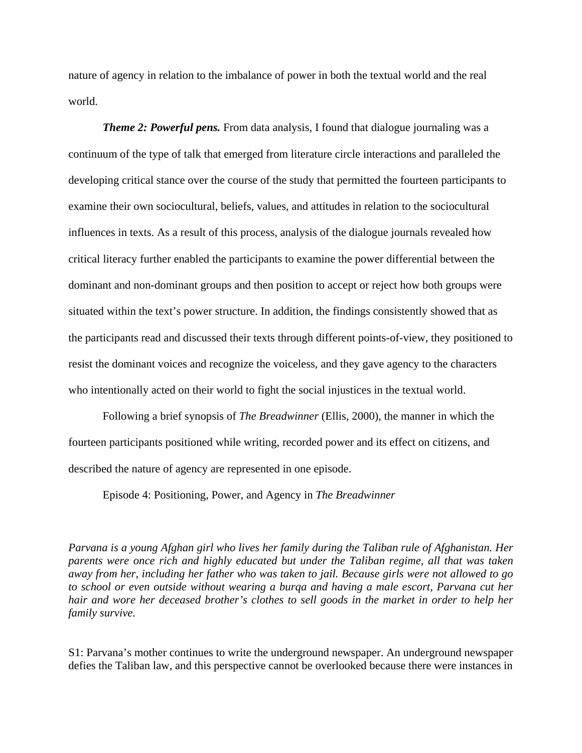nature of agency in relation to the imbalance of power in both the textual world and the real world.

***Theme 2: Powerful pens.*** From data analysis, I found that dialogue journaling was a continuum of the type of talk that emerged from literature circle interactions and paralleled the developing critical stance over the course of the study that permitted the fourteen participants to examine their own sociocultural, beliefs, values, and attitudes in relation to the sociocultural influences in texts. As a result of this process, analysis of the dialogue journals revealed how critical literacy further enabled the participants to examine the power differential between the dominant and non-dominant groups and then position to accept or reject how both groups were situated within the text's power structure. In addition, the findings consistently showed that as the participants read and discussed their texts through different points-of-view, they positioned to resist the dominant voices and recognize the voiceless, and they gave agency to the characters who intentionally acted on their world to fight the social injustices in the textual world.

Following a brief synopsis of *The Breadwinner* (Ellis, 2000), the manner in which the fourteen participants positioned while writing, recorded power and its effect on citizens, and described the nature of agency are represented in one episode.

Episode 4: Positioning, Power, and Agency in *The Breadwinner*

*Parvana is a young Afghan girl who lives her family during the Taliban rule of Afghanistan. Her parents were once rich and highly educated but under the Taliban regime, all that was taken away from her, including her father who was taken to jail. Because girls were not allowed to go to school or even outside without wearing a burqa and having a male escort, Parvana cut her hair and wore her deceased brother's clothes to sell goods in the market in order to help her family survive.*

S1: Parvana's mother continues to write the underground newspaper. An underground newspaper defies the Taliban law, and this perspective cannot be overlooked because there were instances in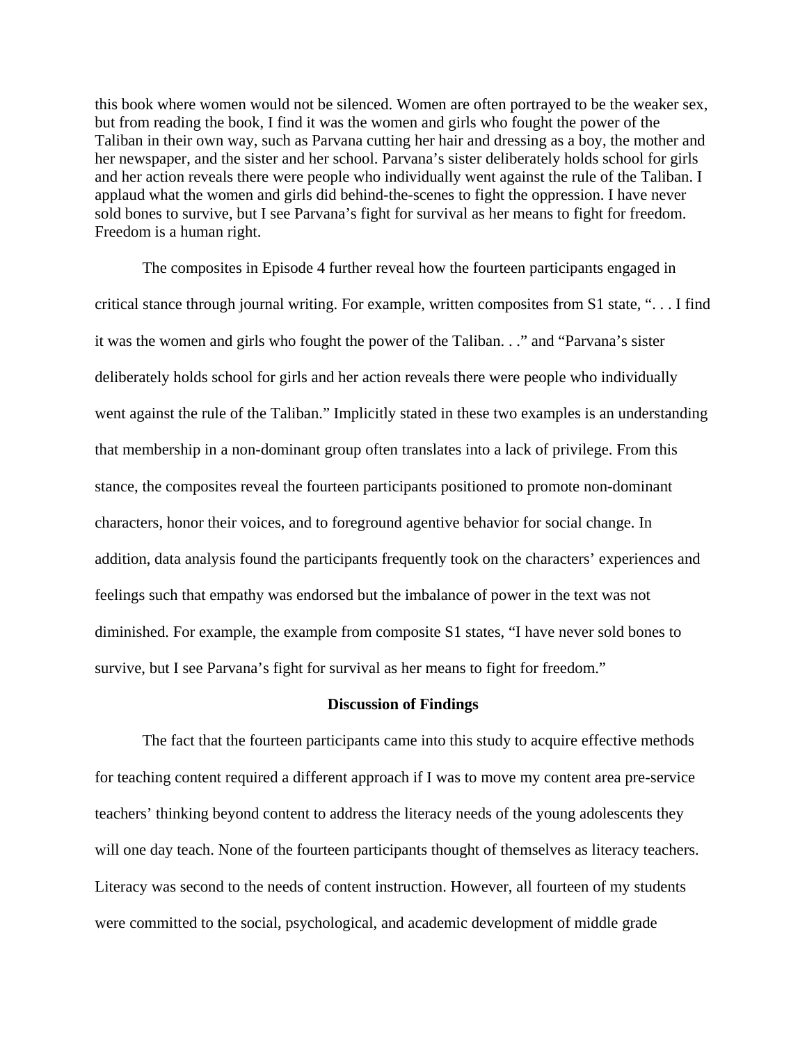this book where women would not be silenced. Women are often portrayed to be the weaker sex, but from reading the book, I find it was the women and girls who fought the power of the Taliban in their own way, such as Parvana cutting her hair and dressing as a boy, the mother and her newspaper, and the sister and her school. Parvana's sister deliberately holds school for girls and her action reveals there were people who individually went against the rule of the Taliban. I applaud what the women and girls did behind-the-scenes to fight the oppression. I have never sold bones to survive, but I see Parvana's fight for survival as her means to fight for freedom. Freedom is a human right.

The composites in Episode 4 further reveal how the fourteen participants engaged in critical stance through journal writing. For example, written composites from S1 state, ". . . I find it was the women and girls who fought the power of the Taliban. . ." and "Parvana's sister deliberately holds school for girls and her action reveals there were people who individually went against the rule of the Taliban." Implicitly stated in these two examples is an understanding that membership in a non-dominant group often translates into a lack of privilege. From this stance, the composites reveal the fourteen participants positioned to promote non-dominant characters, honor their voices, and to foreground agentive behavior for social change. In addition, data analysis found the participants frequently took on the characters' experiences and feelings such that empathy was endorsed but the imbalance of power in the text was not diminished. For example, the example from composite S1 states, "I have never sold bones to survive, but I see Parvana's fight for survival as her means to fight for freedom."

## Discussion of Findings

The fact that the fourteen participants came into this study to acquire effective methods for teaching content required a different approach if I was to move my content area pre-service teachers' thinking beyond content to address the literacy needs of the young adolescents they will one day teach. None of the fourteen participants thought of themselves as literacy teachers. Literacy was second to the needs of content instruction. However, all fourteen of my students were committed to the social, psychological, and academic development of middle grade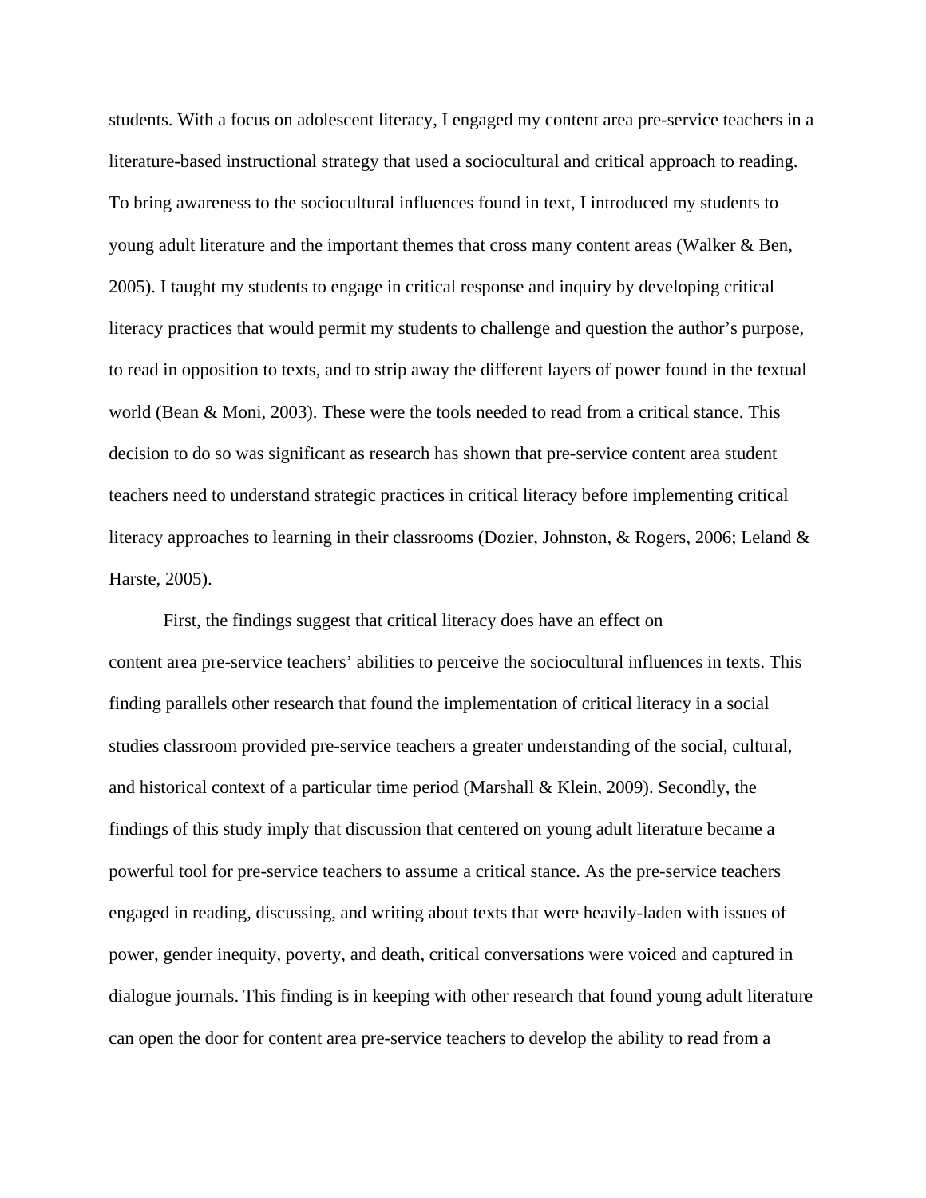students. With a focus on adolescent literacy, I engaged my content area pre-service teachers in a literature-based instructional strategy that used a sociocultural and critical approach to reading. To bring awareness to the sociocultural influences found in text, I introduced my students to young adult literature and the important themes that cross many content areas (Walker & Ben, 2005). I taught my students to engage in critical response and inquiry by developing critical literacy practices that would permit my students to challenge and question the author's purpose, to read in opposition to texts, and to strip away the different layers of power found in the textual world (Bean & Moni, 2003). These were the tools needed to read from a critical stance. This decision to do so was significant as research has shown that pre-service content area student teachers need to understand strategic practices in critical literacy before implementing critical literacy approaches to learning in their classrooms (Dozier, Johnston, & Rogers, 2006; Leland & Harste, 2005).

First, the findings suggest that critical literacy does have an effect on content area pre-service teachers' abilities to perceive the sociocultural influences in texts. This finding parallels other research that found the implementation of critical literacy in a social studies classroom provided pre-service teachers a greater understanding of the social, cultural, and historical context of a particular time period (Marshall & Klein, 2009). Secondly, the findings of this study imply that discussion that centered on young adult literature became a powerful tool for pre-service teachers to assume a critical stance. As the pre-service teachers engaged in reading, discussing, and writing about texts that were heavily-laden with issues of power, gender inequity, poverty, and death, critical conversations were voiced and captured in dialogue journals. This finding is in keeping with other research that found young adult literature can open the door for content area pre-service teachers to develop the ability to read from a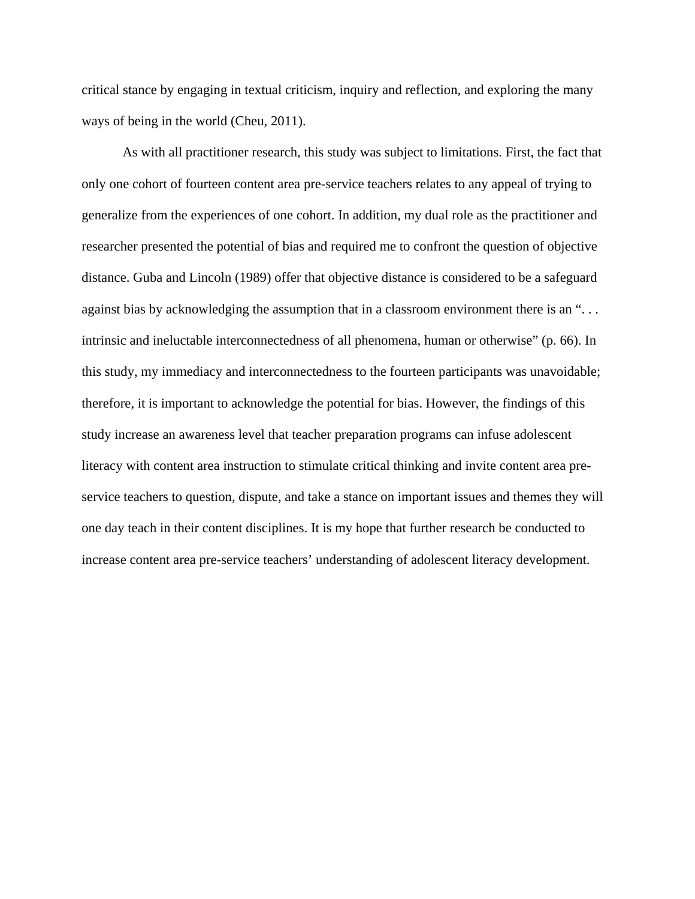critical stance by engaging in textual criticism, inquiry and reflection, and exploring the many ways of being in the world (Cheu, 2011).

As with all practitioner research, this study was subject to limitations. First, the fact that only one cohort of fourteen content area pre-service teachers relates to any appeal of trying to generalize from the experiences of one cohort. In addition, my dual role as the practitioner and researcher presented the potential of bias and required me to confront the question of objective distance. Guba and Lincoln (1989) offer that objective distance is considered to be a safeguard against bias by acknowledging the assumption that in a classroom environment there is an ". . . intrinsic and ineluctable interconnectedness of all phenomena, human or otherwise" (p. 66). In this study, my immediacy and interconnectedness to the fourteen participants was unavoidable; therefore, it is important to acknowledge the potential for bias. However, the findings of this study increase an awareness level that teacher preparation programs can infuse adolescent literacy with content area instruction to stimulate critical thinking and invite content area pre-service teachers to question, dispute, and take a stance on important issues and themes they will one day teach in their content disciplines. It is my hope that further research be conducted to increase content area pre-service teachers' understanding of adolescent literacy development.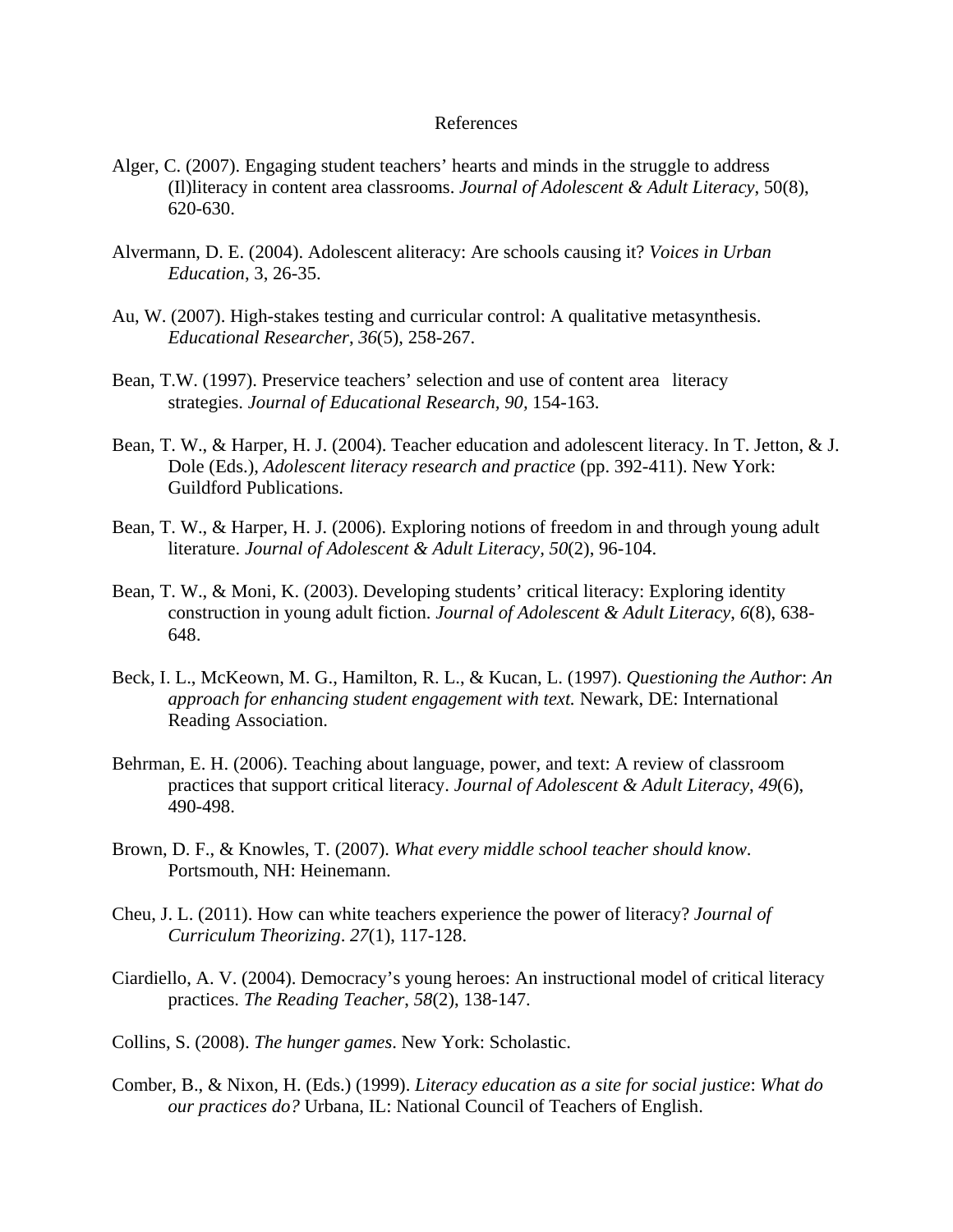# References

Alger, C. (2007). Engaging student teachers' hearts and minds in the struggle to address (Il)literacy in content area classrooms. *Journal of Adolescent & Adult Literacy*, 50(8), 620-630.

Alvermann, D. E. (2004). Adolescent aliteracy: Are schools causing it? *Voices in Urban Education*, 3, 26-35.

Au, W. (2007). High-stakes testing and curricular control: A qualitative metasynthesis. *Educational Researcher*, *36*(5), 258-267.

Bean, T.W. (1997). Preservice teachers' selection and use of content area literacy strategies. *Journal of Educational Research, 90,* 154-163.

Bean, T. W., & Harper, H. J. (2004). Teacher education and adolescent literacy. In T. Jetton, & J. Dole (Eds.), *Adolescent literacy research and practice* (pp. 392-411). New York: Guildford Publications.

Bean, T. W., & Harper, H. J. (2006). Exploring notions of freedom in and through young adult literature. *Journal of Adolescent & Adult Literacy, 50*(2), 96-104.

Bean, T. W., & Moni, K. (2003). Developing students' critical literacy: Exploring identity construction in young adult fiction. *Journal of Adolescent & Adult Literacy*, *6*(8), 638-648.

Beck, I. L., McKeown, M. G., Hamilton, R. L., & Kucan, L. (1997). *Questioning the Author*: *An approach for enhancing student engagement with text.* Newark, DE: International Reading Association.

Behrman, E. H. (2006). Teaching about language, power, and text: A review of classroom practices that support critical literacy. *Journal of Adolescent & Adult Literacy*, *49*(6), 490-498.

Brown, D. F., & Knowles, T. (2007). *What every middle school teacher should know*. Portsmouth, NH: Heinemann.

Cheu, J. L. (2011). How can white teachers experience the power of literacy? *Journal of Curriculum Theorizing*. *27*(1), 117-128.

Ciardiello, A. V. (2004). Democracy's young heroes: An instructional model of critical literacy practices. *The Reading Teacher*, *58*(2), 138-147.

Collins, S. (2008). *The hunger games*. New York: Scholastic.

Comber, B., & Nixon, H. (Eds.) (1999). *Literacy education as a site for social justice*: *What do our practices do?* Urbana, IL: National Council of Teachers of English.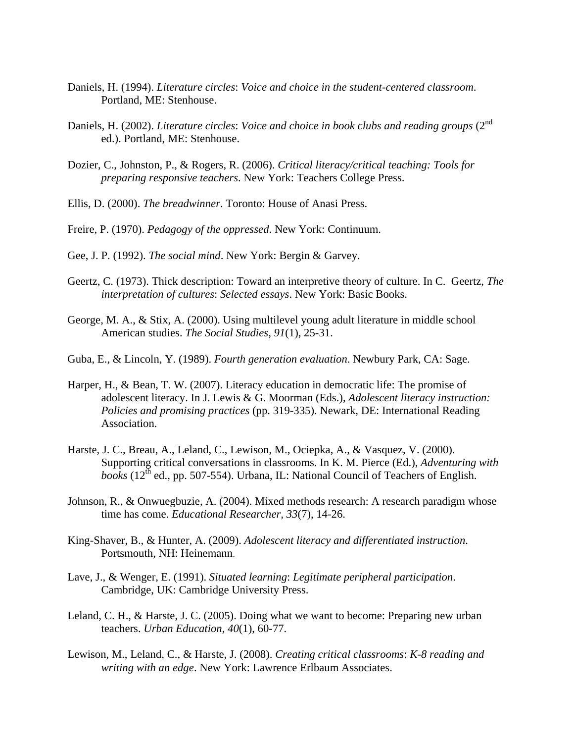Daniels, H. (1994). *Literature circles*: *Voice and choice in the student-centered classroom*. Portland, ME: Stenhouse.

Daniels, H. (2002). *Literature circles*: *Voice and choice in book clubs and reading groups* (2nd ed.). Portland, ME: Stenhouse.

Dozier, C., Johnston, P., & Rogers, R. (2006). *Critical literacy/critical teaching: Tools for preparing responsive teachers*. New York: Teachers College Press.

Ellis, D. (2000). *The breadwinner*. Toronto: House of Anasi Press.

Freire, P. (1970). *Pedagogy of the oppressed*. New York: Continuum.

Gee, J. P. (1992). *The social mind*. New York: Bergin & Garvey.

Geertz, C. (1973). Thick description: Toward an interpretive theory of culture. In C. Geertz, *The interpretation of cultures*: *Selected essays*. New York: Basic Books.

George, M. A., & Stix, A. (2000). Using multilevel young adult literature in middle school American studies. *The Social Studies*, *91*(1), 25-31.

Guba, E., & Lincoln, Y. (1989). *Fourth generation evaluation*. Newbury Park, CA: Sage.

Harper, H., & Bean, T. W. (2007). Literacy education in democratic life: The promise of adolescent literacy. In J. Lewis & G. Moorman (Eds.), *Adolescent literacy instruction: Policies and promising practices* (pp. 319-335). Newark, DE: International Reading Association.

Harste, J. C., Breau, A., Leland, C., Lewison, M., Ociepka, A., & Vasquez, V. (2000). Supporting critical conversations in classrooms. In K. M. Pierce (Ed.), *Adventuring with books* (12th ed., pp. 507-554). Urbana, IL: National Council of Teachers of English.

Johnson, R., & Onwuegbuzie, A. (2004). Mixed methods research: A research paradigm whose time has come. *Educational Researcher*, *33*(7), 14-26.

King-Shaver, B., & Hunter, A. (2009). *Adolescent literacy and differentiated instruction*. Portsmouth, NH: Heinemann.

Lave, J., & Wenger, E. (1991). *Situated learning*: *Legitimate peripheral participation*. Cambridge, UK: Cambridge University Press.

Leland, C. H., & Harste, J. C. (2005). Doing what we want to become: Preparing new urban teachers. *Urban Education, 40*(1), 60-77.

Lewison, M., Leland, C., & Harste, J. (2008). *Creating critical classrooms*: *K-8 reading and writing with an edge*. New York: Lawrence Erlbaum Associates.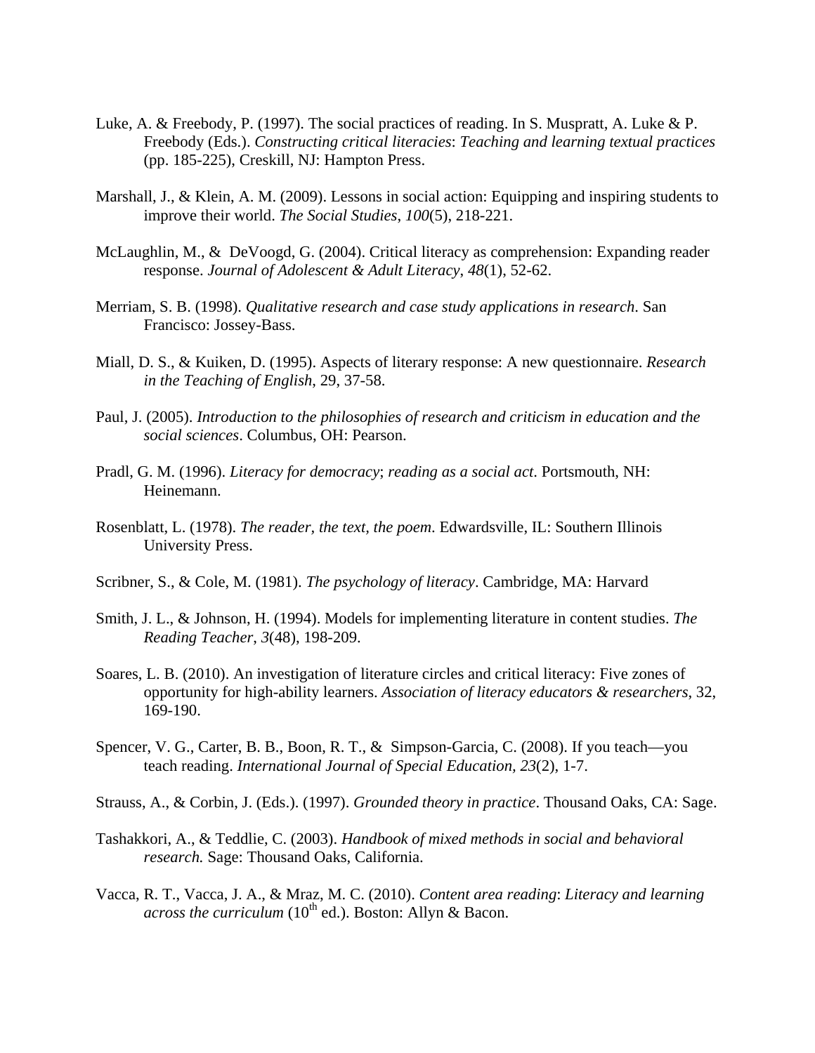Luke, A. & Freebody, P. (1997). The social practices of reading. In S. Muspratt, A. Luke & P. Freebody (Eds.). *Constructing critical literacies*: *Teaching and learning textual practices* (pp. 185-225), Creskill, NJ: Hampton Press.

Marshall, J., & Klein, A. M. (2009). Lessons in social action: Equipping and inspiring students to improve their world. *The Social Studies*, *100*(5), 218-221.

McLaughlin, M., & DeVoogd, G. (2004). Critical literacy as comprehension: Expanding reader response. *Journal of Adolescent & Adult Literacy*, *48*(1), 52-62.

Merriam, S. B. (1998). *Qualitative research and case study applications in research*. San Francisco: Jossey-Bass.

Miall, D. S., & Kuiken, D. (1995). Aspects of literary response: A new questionnaire. *Research in the Teaching of English*, 29, 37-58.

Paul, J. (2005). *Introduction to the philosophies of research and criticism in education and the social sciences*. Columbus, OH: Pearson.

Pradl, G. M. (1996). *Literacy for democracy*; *reading as a social act*. Portsmouth, NH: Heinemann.

Rosenblatt, L. (1978). *The reader, the text, the poem*. Edwardsville, IL: Southern Illinois University Press.

Scribner, S., & Cole, M. (1981). *The psychology of literacy*. Cambridge, MA: Harvard

Smith, J. L., & Johnson, H. (1994). Models for implementing literature in content studies. *The Reading Teacher*, *3*(48), 198-209.

Soares, L. B. (2010). An investigation of literature circles and critical literacy: Five zones of opportunity for high-ability learners. *Association of literacy educators & researchers*, 32, 169-190.

Spencer, V. G., Carter, B. B., Boon, R. T., & Simpson-Garcia, C. (2008). If you teach—you teach reading. *International Journal of Special Education, 23*(2), 1-7.

Strauss, A., & Corbin, J. (Eds.). (1997). *Grounded theory in practice*. Thousand Oaks, CA: Sage.

Tashakkori, A., & Teddlie, C. (2003). *Handbook of mixed methods in social and behavioral research.* Sage: Thousand Oaks, California.

Vacca, R. T., Vacca, J. A., & Mraz, M. C. (2010). *Content area reading*: *Literacy and learning across the curriculum* (10th ed.). Boston: Allyn & Bacon.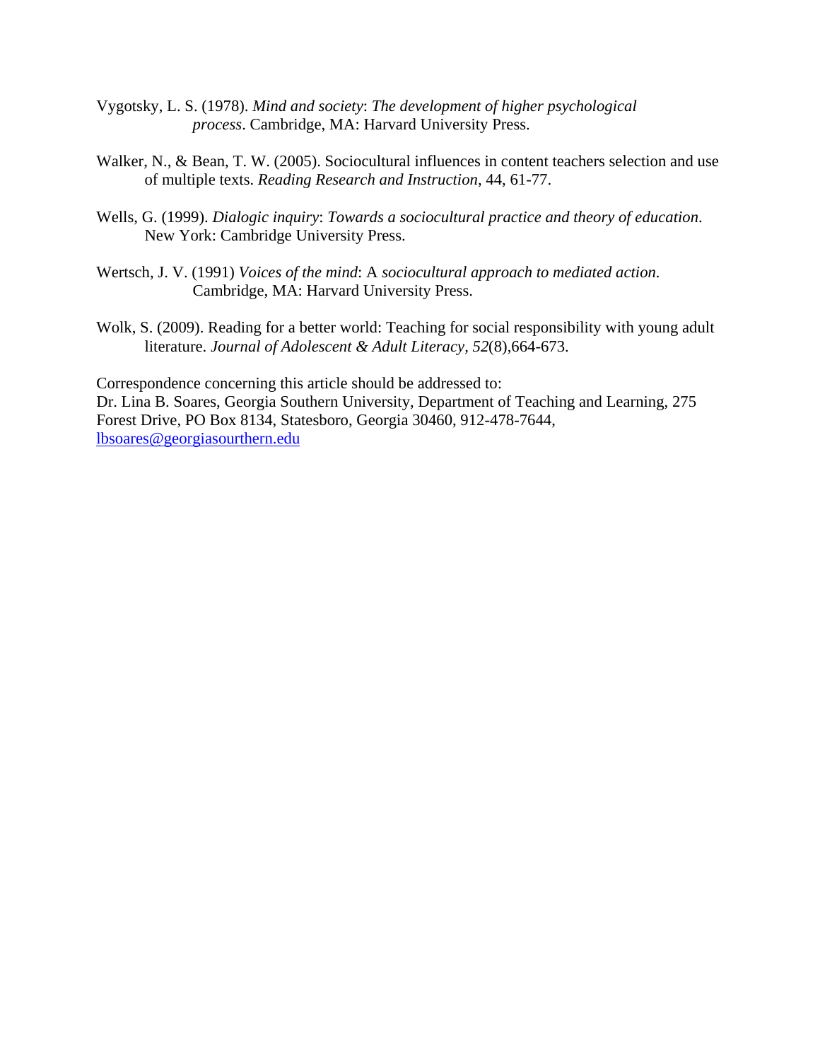Vygotsky, L. S. (1978). *Mind and society*: *The development of higher psychological process*. Cambridge, MA: Harvard University Press.

Walker, N., & Bean, T. W. (2005). Sociocultural influences in content teachers selection and use of multiple texts. *Reading Research and Instruction*, 44, 61-77.

Wells, G. (1999). *Dialogic inquiry*: *Towards a sociocultural practice and theory of education*. New York: Cambridge University Press.

Wertsch, J. V. (1991) *Voices of the mind*: A *sociocultural approach to mediated action*. Cambridge, MA: Harvard University Press.

Wolk, S. (2009). Reading for a better world: Teaching for social responsibility with young adult literature. *Journal of Adolescent & Adult Literacy, 52*(8),664-673.

Correspondence concerning this article should be addressed to:
Dr. Lina B. Soares, Georgia Southern University, Department of Teaching and Learning, 275 Forest Drive, PO Box 8134, Statesboro, Georgia 30460, 912-478-7644, lbsoares@georgiasourthern.edu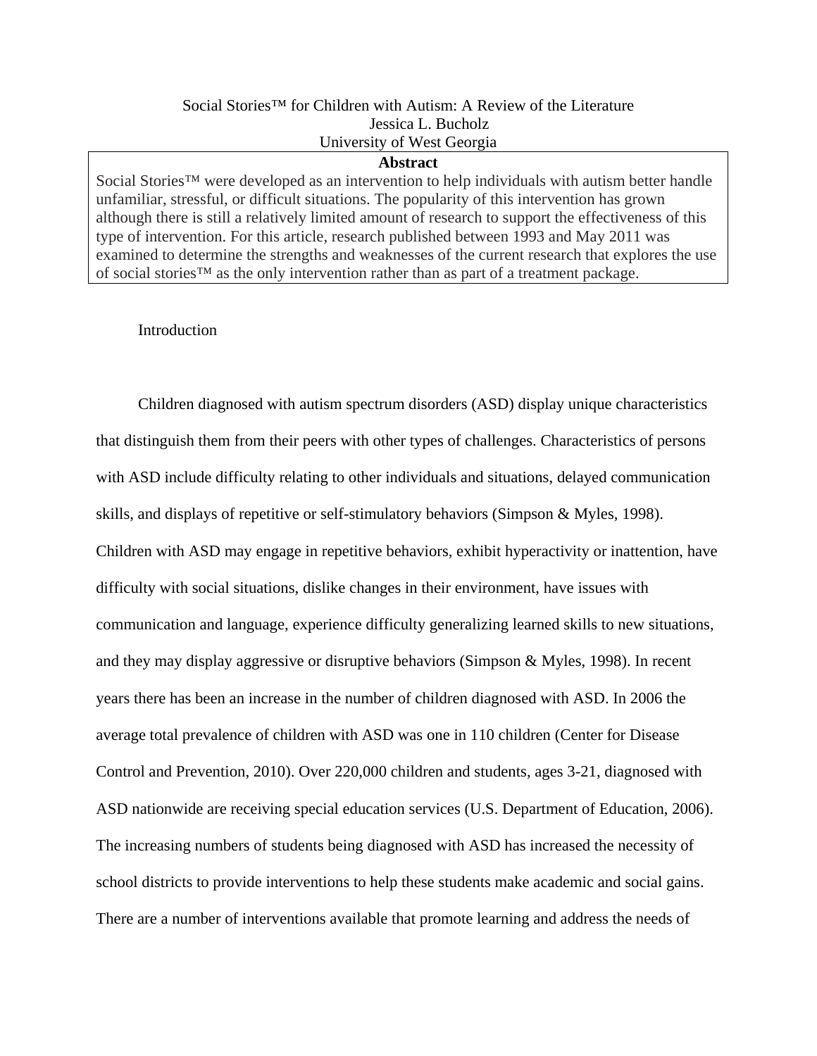# Social Stories™ for Children with Autism: A Review of the Literature

Jessica L. Bucholz

University of West Georgia

**Abstract**

Social Stories™ were developed as an intervention to help individuals with autism better handle unfamiliar, stressful, or difficult situations. The popularity of this intervention has grown although there is still a relatively limited amount of research to support the effectiveness of this type of intervention. For this article, research published between 1993 and May 2011 was examined to determine the strengths and weaknesses of the current research that explores the use of social stories™ as the only intervention rather than as part of a treatment package.

## Introduction

Children diagnosed with autism spectrum disorders (ASD) display unique characteristics that distinguish them from their peers with other types of challenges. Characteristics of persons with ASD include difficulty relating to other individuals and situations, delayed communication skills, and displays of repetitive or self-stimulatory behaviors (Simpson & Myles, 1998). Children with ASD may engage in repetitive behaviors, exhibit hyperactivity or inattention, have difficulty with social situations, dislike changes in their environment, have issues with communication and language, experience difficulty generalizing learned skills to new situations, and they may display aggressive or disruptive behaviors (Simpson & Myles, 1998). In recent years there has been an increase in the number of children diagnosed with ASD. In 2006 the average total prevalence of children with ASD was one in 110 children (Center for Disease Control and Prevention, 2010). Over 220,000 children and students, ages 3-21, diagnosed with ASD nationwide are receiving special education services (U.S. Department of Education, 2006). The increasing numbers of students being diagnosed with ASD has increased the necessity of school districts to provide interventions to help these students make academic and social gains. There are a number of interventions available that promote learning and address the needs of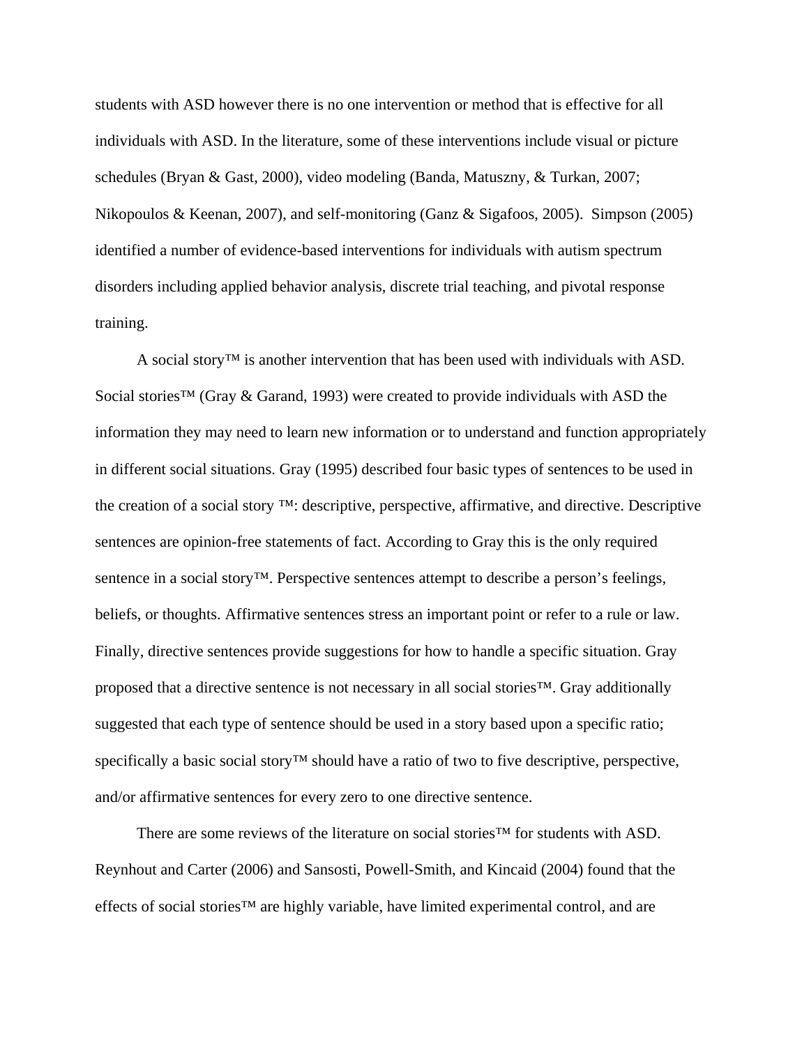students with ASD however there is no one intervention or method that is effective for all individuals with ASD. In the literature, some of these interventions include visual or picture schedules (Bryan & Gast, 2000), video modeling (Banda, Matuszny, & Turkan, 2007; Nikopoulos & Keenan, 2007), and self-monitoring (Ganz & Sigafoos, 2005).  Simpson (2005) identified a number of evidence-based interventions for individuals with autism spectrum disorders including applied behavior analysis, discrete trial teaching, and pivotal response training.

A social story™ is another intervention that has been used with individuals with ASD. Social stories™ (Gray & Garand, 1993) were created to provide individuals with ASD the information they may need to learn new information or to understand and function appropriately in different social situations. Gray (1995) described four basic types of sentences to be used in the creation of a social story ™: descriptive, perspective, affirmative, and directive. Descriptive sentences are opinion-free statements of fact. According to Gray this is the only required sentence in a social story™. Perspective sentences attempt to describe a person's feelings, beliefs, or thoughts. Affirmative sentences stress an important point or refer to a rule or law. Finally, directive sentences provide suggestions for how to handle a specific situation. Gray proposed that a directive sentence is not necessary in all social stories™. Gray additionally suggested that each type of sentence should be used in a story based upon a specific ratio; specifically a basic social story™ should have a ratio of two to five descriptive, perspective, and/or affirmative sentences for every zero to one directive sentence.

There are some reviews of the literature on social stories™ for students with ASD. Reynhout and Carter (2006) and Sansosti, Powell-Smith, and Kincaid (2004) found that the effects of social stories™ are highly variable, have limited experimental control, and are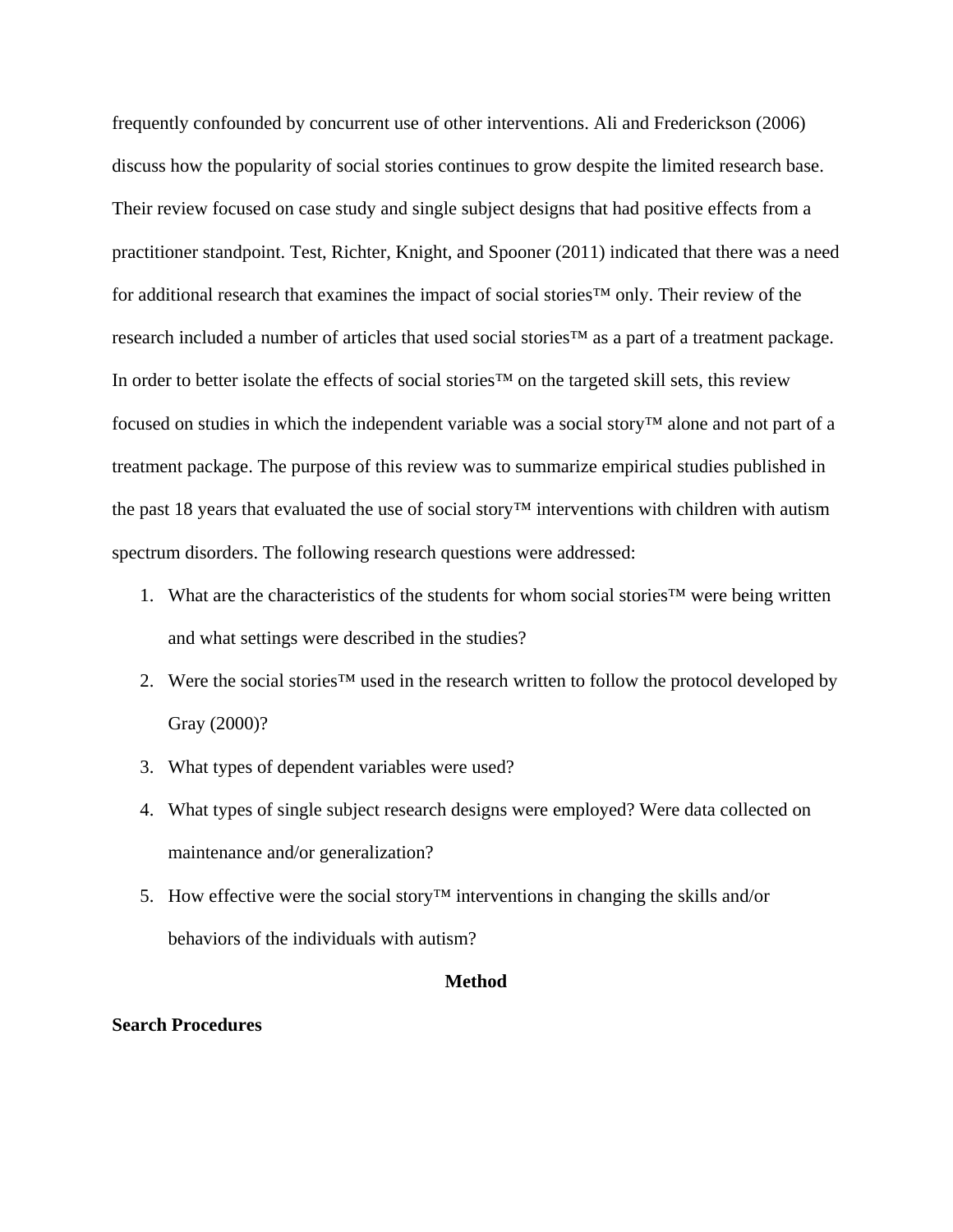frequently confounded by concurrent use of other interventions. Ali and Frederickson (2006) discuss how the popularity of social stories continues to grow despite the limited research base. Their review focused on case study and single subject designs that had positive effects from a practitioner standpoint. Test, Richter, Knight, and Spooner (2011) indicated that there was a need for additional research that examines the impact of social stories™ only. Their review of the research included a number of articles that used social stories™ as a part of a treatment package. In order to better isolate the effects of social stories™ on the targeted skill sets, this review focused on studies in which the independent variable was a social story™ alone and not part of a treatment package. The purpose of this review was to summarize empirical studies published in the past 18 years that evaluated the use of social story™ interventions with children with autism spectrum disorders. The following research questions were addressed:

1. What are the characteristics of the students for whom social stories™ were being written and what settings were described in the studies?
2. Were the social stories™ used in the research written to follow the protocol developed by Gray (2000)?
3. What types of dependent variables were used?
4. What types of single subject research designs were employed? Were data collected on maintenance and/or generalization?
5. How effective were the social story™ interventions in changing the skills and/or behaviors of the individuals with autism?

## Method

### Search Procedures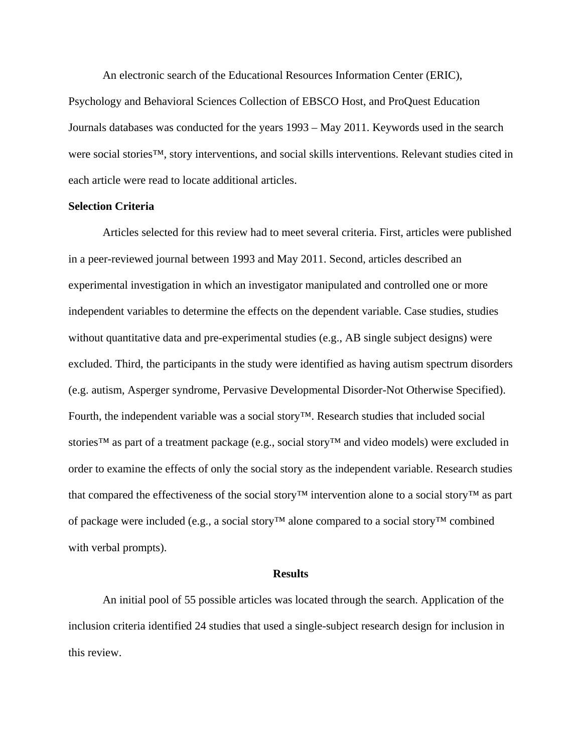An electronic search of the Educational Resources Information Center (ERIC), Psychology and Behavioral Sciences Collection of EBSCO Host, and ProQuest Education Journals databases was conducted for the years 1993 – May 2011. Keywords used in the search were social stories™, story interventions, and social skills interventions. Relevant studies cited in each article were read to locate additional articles.

**Selection Criteria**

Articles selected for this review had to meet several criteria. First, articles were published in a peer-reviewed journal between 1993 and May 2011. Second, articles described an experimental investigation in which an investigator manipulated and controlled one or more independent variables to determine the effects on the dependent variable. Case studies, studies without quantitative data and pre-experimental studies (e.g., AB single subject designs) were excluded. Third, the participants in the study were identified as having autism spectrum disorders (e.g. autism, Asperger syndrome, Pervasive Developmental Disorder-Not Otherwise Specified). Fourth, the independent variable was a social story™. Research studies that included social stories™ as part of a treatment package (e.g., social story™ and video models) were excluded in order to examine the effects of only the social story as the independent variable. Research studies that compared the effectiveness of the social story™ intervention alone to a social story™ as part of package were included (e.g., a social story™ alone compared to a social story™ combined with verbal prompts).

## Results

An initial pool of 55 possible articles was located through the search. Application of the inclusion criteria identified 24 studies that used a single-subject research design for inclusion in this review.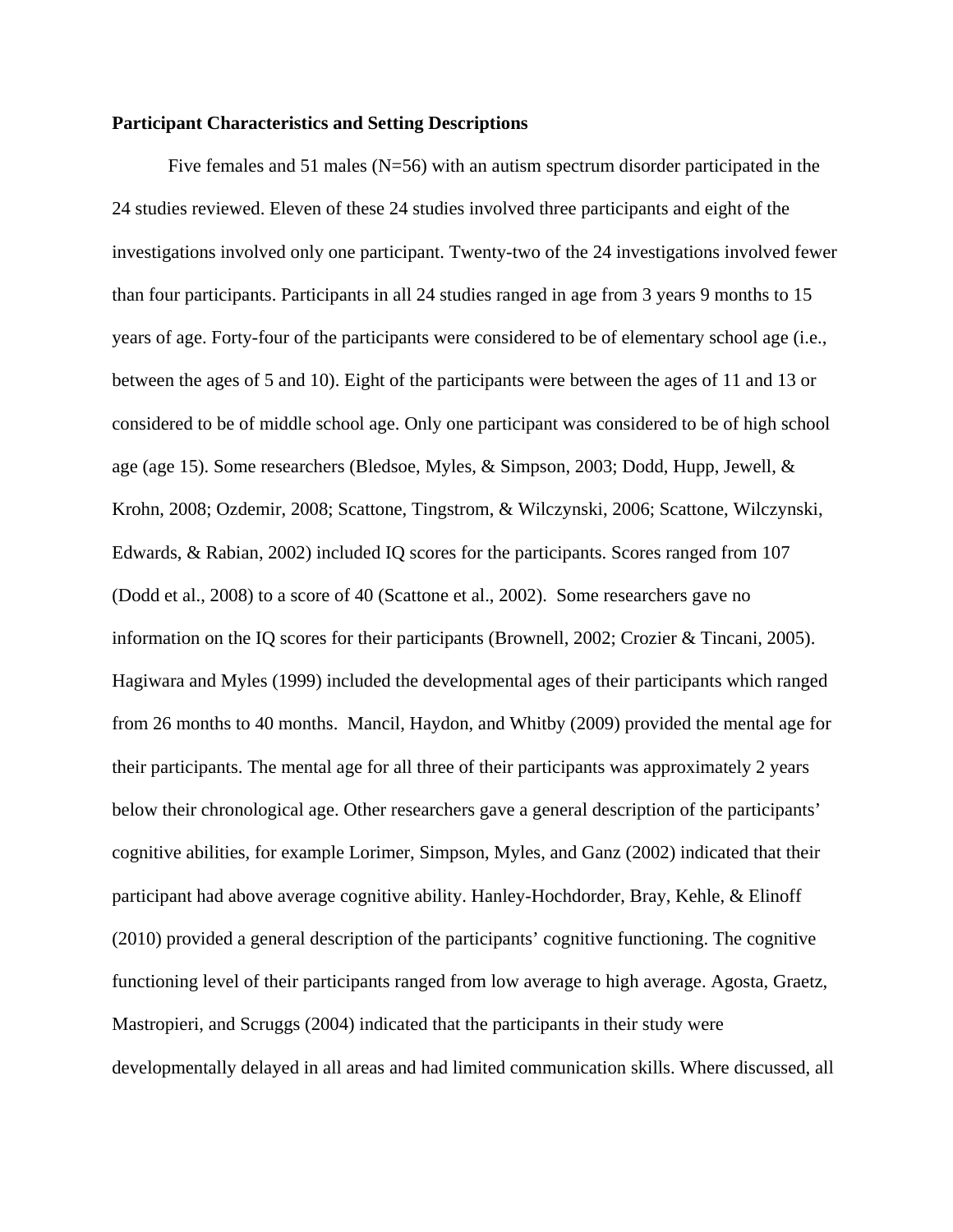**Participant Characteristics and Setting Descriptions**

Five females and 51 males (N=56) with an autism spectrum disorder participated in the 24 studies reviewed. Eleven of these 24 studies involved three participants and eight of the investigations involved only one participant. Twenty-two of the 24 investigations involved fewer than four participants. Participants in all 24 studies ranged in age from 3 years 9 months to 15 years of age. Forty-four of the participants were considered to be of elementary school age (i.e., between the ages of 5 and 10). Eight of the participants were between the ages of 11 and 13 or considered to be of middle school age. Only one participant was considered to be of high school age (age 15). Some researchers (Bledsoe, Myles, & Simpson, 2003; Dodd, Hupp, Jewell, & Krohn, 2008; Ozdemir, 2008; Scattone, Tingstrom, & Wilczynski, 2006; Scattone, Wilczynski, Edwards, & Rabian, 2002) included IQ scores for the participants. Scores ranged from 107 (Dodd et al., 2008) to a score of 40 (Scattone et al., 2002). Some researchers gave no information on the IQ scores for their participants (Brownell, 2002; Crozier & Tincani, 2005). Hagiwara and Myles (1999) included the developmental ages of their participants which ranged from 26 months to 40 months. Mancil, Haydon, and Whitby (2009) provided the mental age for their participants. The mental age for all three of their participants was approximately 2 years below their chronological age. Other researchers gave a general description of the participants' cognitive abilities, for example Lorimer, Simpson, Myles, and Ganz (2002) indicated that their participant had above average cognitive ability. Hanley-Hochdorder, Bray, Kehle, & Elinoff (2010) provided a general description of the participants' cognitive functioning. The cognitive functioning level of their participants ranged from low average to high average. Agosta, Graetz, Mastropieri, and Scruggs (2004) indicated that the participants in their study were developmentally delayed in all areas and had limited communication skills. Where discussed, all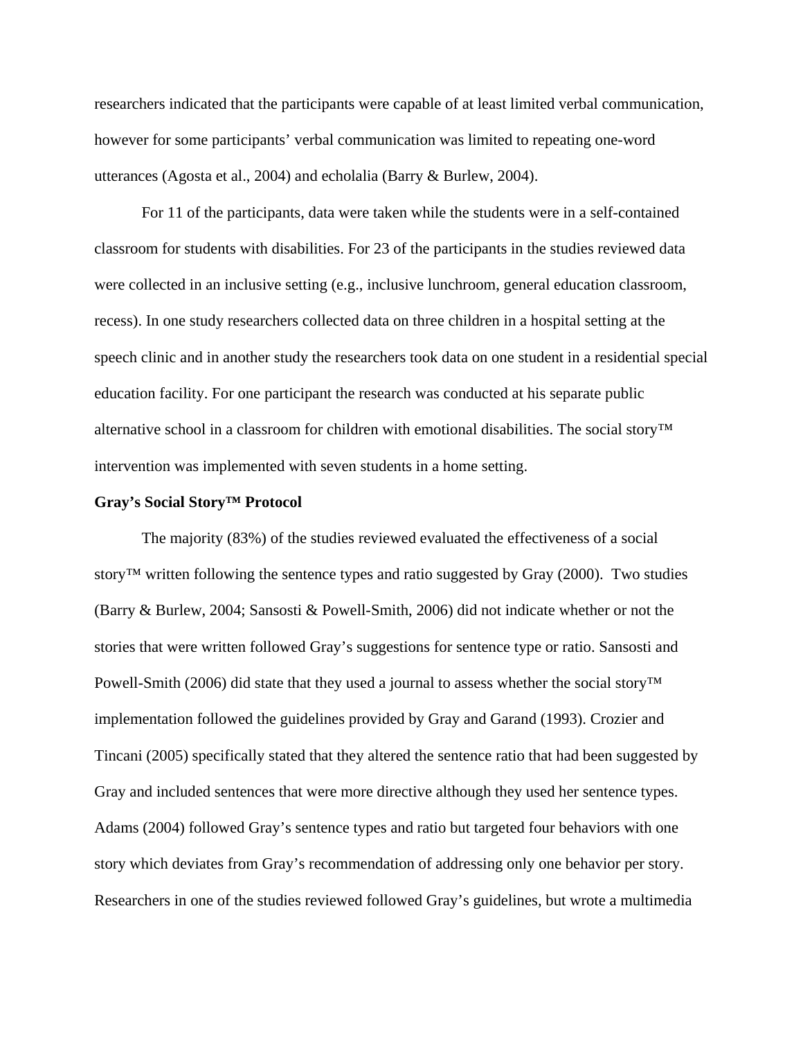researchers indicated that the participants were capable of at least limited verbal communication, however for some participants' verbal communication was limited to repeating one-word utterances (Agosta et al., 2004) and echolalia (Barry & Burlew, 2004).

For 11 of the participants, data were taken while the students were in a self-contained classroom for students with disabilities. For 23 of the participants in the studies reviewed data were collected in an inclusive setting (e.g., inclusive lunchroom, general education classroom, recess). In one study researchers collected data on three children in a hospital setting at the speech clinic and in another study the researchers took data on one student in a residential special education facility. For one participant the research was conducted at his separate public alternative school in a classroom for children with emotional disabilities. The social story™ intervention was implemented with seven students in a home setting.

**Gray's Social Story™ Protocol**

The majority (83%) of the studies reviewed evaluated the effectiveness of a social story™ written following the sentence types and ratio suggested by Gray (2000). Two studies (Barry & Burlew, 2004; Sansosti & Powell-Smith, 2006) did not indicate whether or not the stories that were written followed Gray's suggestions for sentence type or ratio. Sansosti and Powell-Smith (2006) did state that they used a journal to assess whether the social story™ implementation followed the guidelines provided by Gray and Garand (1993). Crozier and Tincani (2005) specifically stated that they altered the sentence ratio that had been suggested by Gray and included sentences that were more directive although they used her sentence types. Adams (2004) followed Gray's sentence types and ratio but targeted four behaviors with one story which deviates from Gray's recommendation of addressing only one behavior per story. Researchers in one of the studies reviewed followed Gray's guidelines, but wrote a multimedia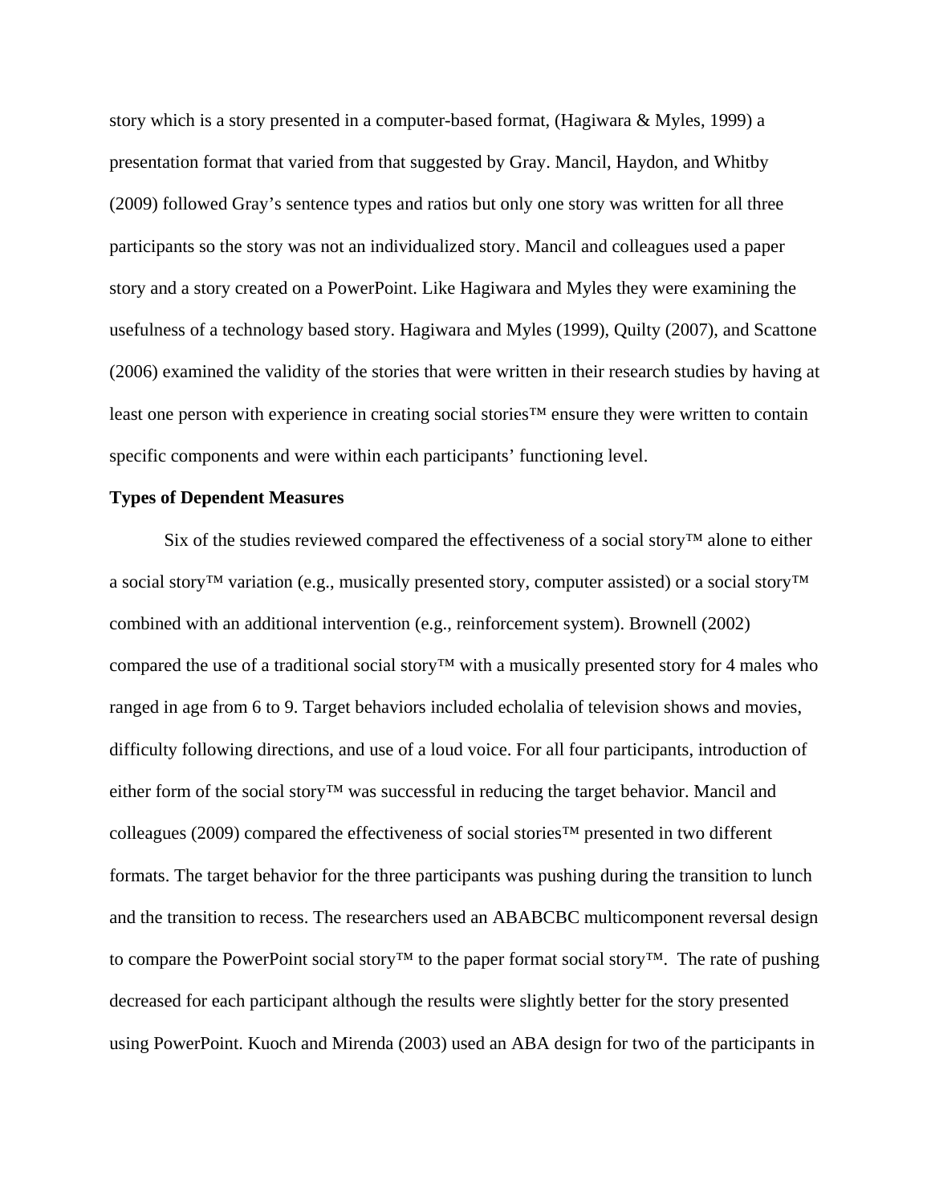story which is a story presented in a computer-based format, (Hagiwara & Myles, 1999) a presentation format that varied from that suggested by Gray. Mancil, Haydon, and Whitby (2009) followed Gray's sentence types and ratios but only one story was written for all three participants so the story was not an individualized story. Mancil and colleagues used a paper story and a story created on a PowerPoint. Like Hagiwara and Myles they were examining the usefulness of a technology based story. Hagiwara and Myles (1999), Quilty (2007), and Scattone (2006) examined the validity of the stories that were written in their research studies by having at least one person with experience in creating social stories™ ensure they were written to contain specific components and were within each participants' functioning level.

**Types of Dependent Measures**

Six of the studies reviewed compared the effectiveness of a social story™ alone to either a social story™ variation (e.g., musically presented story, computer assisted) or a social story™ combined with an additional intervention (e.g., reinforcement system). Brownell (2002) compared the use of a traditional social story™ with a musically presented story for 4 males who ranged in age from 6 to 9. Target behaviors included echolalia of television shows and movies, difficulty following directions, and use of a loud voice. For all four participants, introduction of either form of the social story™ was successful in reducing the target behavior. Mancil and colleagues (2009) compared the effectiveness of social stories™ presented in two different formats. The target behavior for the three participants was pushing during the transition to lunch and the transition to recess. The researchers used an ABABCBC multicomponent reversal design to compare the PowerPoint social story™ to the paper format social story™. The rate of pushing decreased for each participant although the results were slightly better for the story presented using PowerPoint. Kuoch and Mirenda (2003) used an ABA design for two of the participants in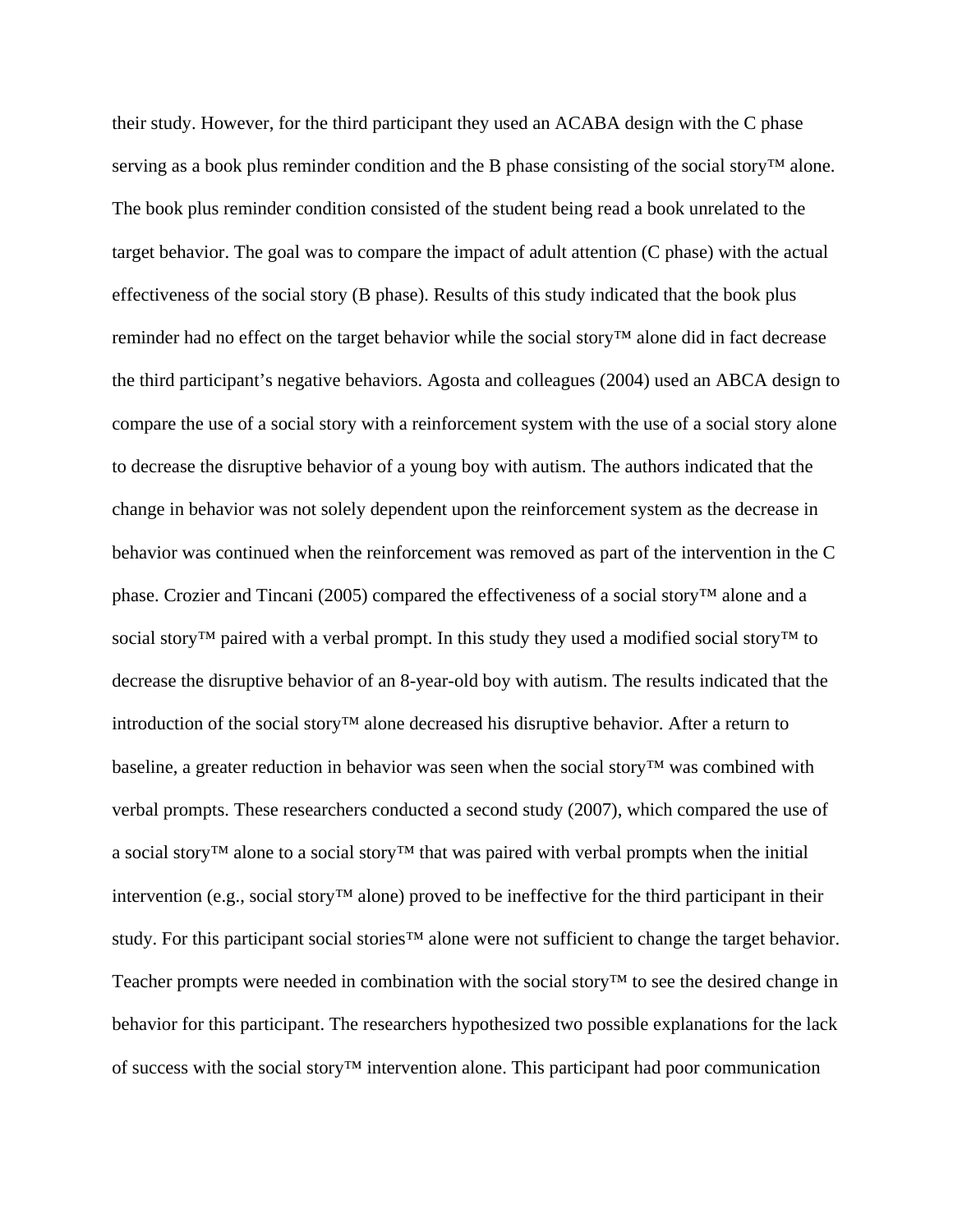their study. However, for the third participant they used an ACABA design with the C phase serving as a book plus reminder condition and the B phase consisting of the social story™ alone. The book plus reminder condition consisted of the student being read a book unrelated to the target behavior. The goal was to compare the impact of adult attention (C phase) with the actual effectiveness of the social story (B phase). Results of this study indicated that the book plus reminder had no effect on the target behavior while the social story™ alone did in fact decrease the third participant's negative behaviors. Agosta and colleagues (2004) used an ABCA design to compare the use of a social story with a reinforcement system with the use of a social story alone to decrease the disruptive behavior of a young boy with autism. The authors indicated that the change in behavior was not solely dependent upon the reinforcement system as the decrease in behavior was continued when the reinforcement was removed as part of the intervention in the C phase. Crozier and Tincani (2005) compared the effectiveness of a social story™ alone and a social story™ paired with a verbal prompt. In this study they used a modified social story™ to decrease the disruptive behavior of an 8-year-old boy with autism. The results indicated that the introduction of the social story™ alone decreased his disruptive behavior. After a return to baseline, a greater reduction in behavior was seen when the social story™ was combined with verbal prompts. These researchers conducted a second study (2007), which compared the use of a social story™ alone to a social story™ that was paired with verbal prompts when the initial intervention (e.g., social story™ alone) proved to be ineffective for the third participant in their study. For this participant social stories™ alone were not sufficient to change the target behavior. Teacher prompts were needed in combination with the social story™ to see the desired change in behavior for this participant. The researchers hypothesized two possible explanations for the lack of success with the social story™ intervention alone. This participant had poor communication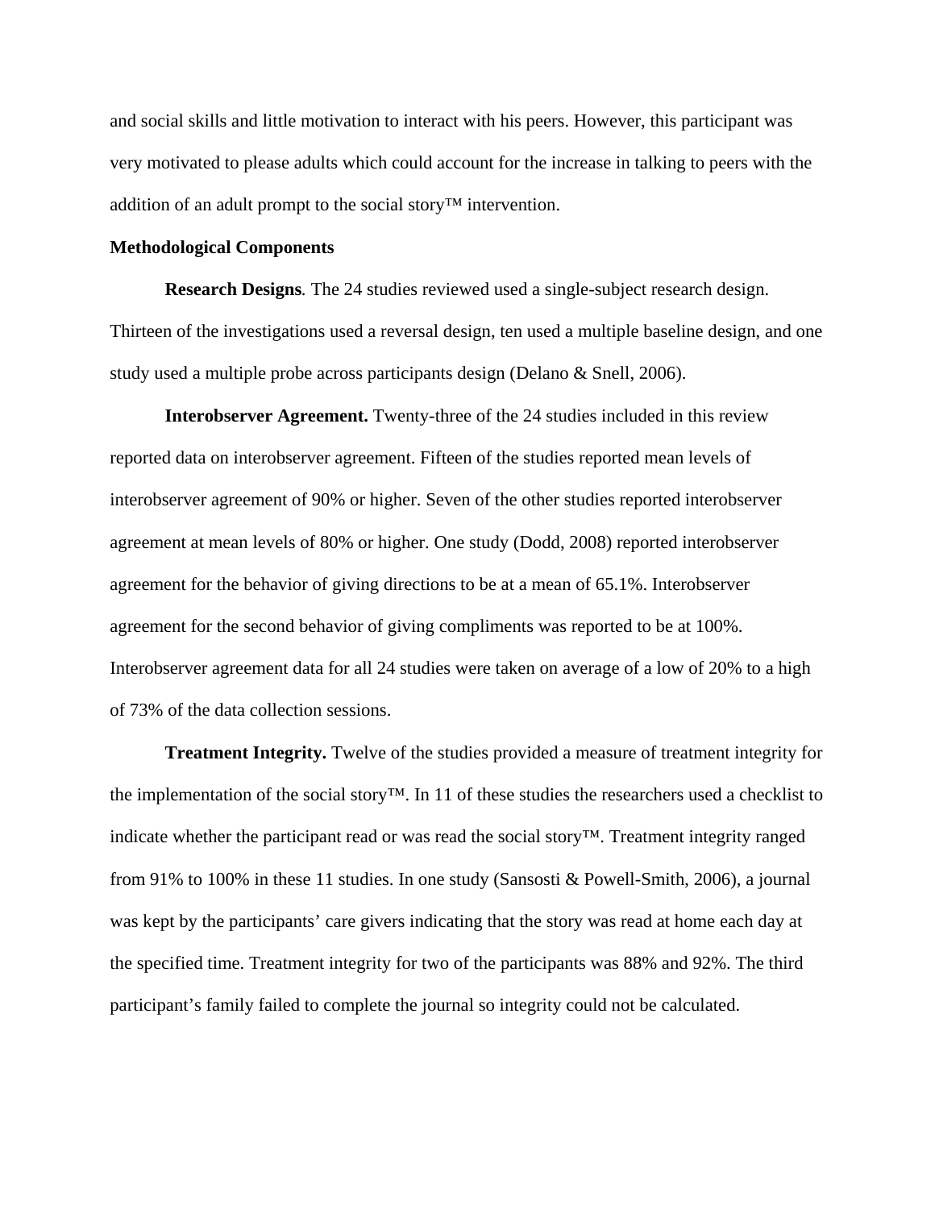and social skills and little motivation to interact with his peers. However, this participant was very motivated to please adults which could account for the increase in talking to peers with the addition of an adult prompt to the social story™ intervention.

**Methodological Components**

**Research Designs***.* The 24 studies reviewed used a single-subject research design. Thirteen of the investigations used a reversal design, ten used a multiple baseline design, and one study used a multiple probe across participants design (Delano & Snell, 2006).

**Interobserver Agreement.** Twenty-three of the 24 studies included in this review reported data on interobserver agreement. Fifteen of the studies reported mean levels of interobserver agreement of 90% or higher. Seven of the other studies reported interobserver agreement at mean levels of 80% or higher. One study (Dodd, 2008) reported interobserver agreement for the behavior of giving directions to be at a mean of 65.1%. Interobserver agreement for the second behavior of giving compliments was reported to be at 100%. Interobserver agreement data for all 24 studies were taken on average of a low of 20% to a high of 73% of the data collection sessions.

**Treatment Integrity.** Twelve of the studies provided a measure of treatment integrity for the implementation of the social story™. In 11 of these studies the researchers used a checklist to indicate whether the participant read or was read the social story™. Treatment integrity ranged from 91% to 100% in these 11 studies. In one study (Sansosti & Powell-Smith, 2006), a journal was kept by the participants' care givers indicating that the story was read at home each day at the specified time. Treatment integrity for two of the participants was 88% and 92%. The third participant's family failed to complete the journal so integrity could not be calculated.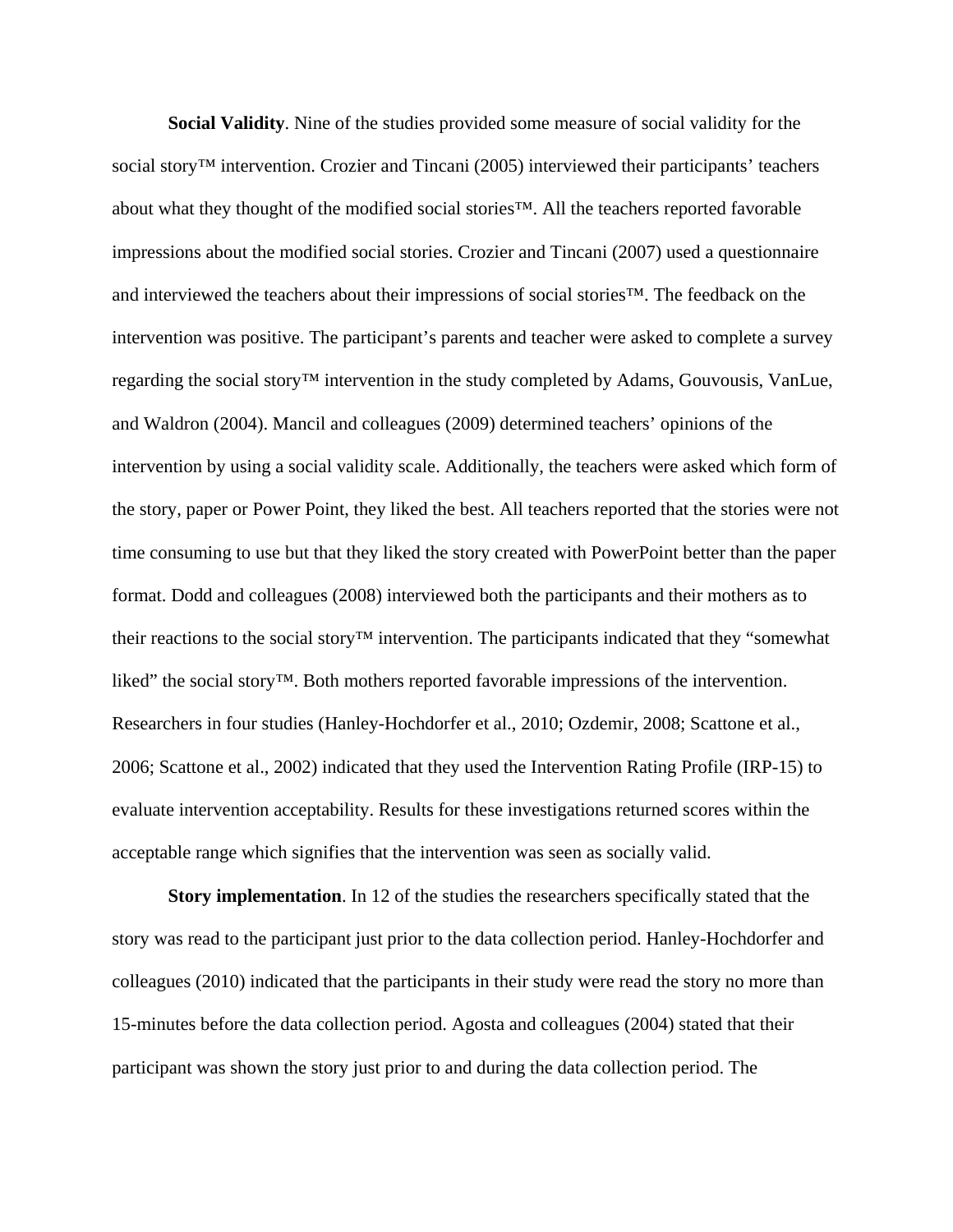**Social Validity**. Nine of the studies provided some measure of social validity for the social story™ intervention. Crozier and Tincani (2005) interviewed their participants' teachers about what they thought of the modified social stories™. All the teachers reported favorable impressions about the modified social stories. Crozier and Tincani (2007) used a questionnaire and interviewed the teachers about their impressions of social stories™. The feedback on the intervention was positive. The participant's parents and teacher were asked to complete a survey regarding the social story™ intervention in the study completed by Adams, Gouvousis, VanLue, and Waldron (2004). Mancil and colleagues (2009) determined teachers' opinions of the intervention by using a social validity scale. Additionally, the teachers were asked which form of the story, paper or Power Point, they liked the best. All teachers reported that the stories were not time consuming to use but that they liked the story created with PowerPoint better than the paper format. Dodd and colleagues (2008) interviewed both the participants and their mothers as to their reactions to the social story™ intervention. The participants indicated that they "somewhat liked" the social story™. Both mothers reported favorable impressions of the intervention. Researchers in four studies (Hanley-Hochdorfer et al., 2010; Ozdemir, 2008; Scattone et al., 2006; Scattone et al., 2002) indicated that they used the Intervention Rating Profile (IRP-15) to evaluate intervention acceptability. Results for these investigations returned scores within the acceptable range which signifies that the intervention was seen as socially valid.

**Story implementation**. In 12 of the studies the researchers specifically stated that the story was read to the participant just prior to the data collection period. Hanley-Hochdorfer and colleagues (2010) indicated that the participants in their study were read the story no more than 15-minutes before the data collection period. Agosta and colleagues (2004) stated that their participant was shown the story just prior to and during the data collection period. The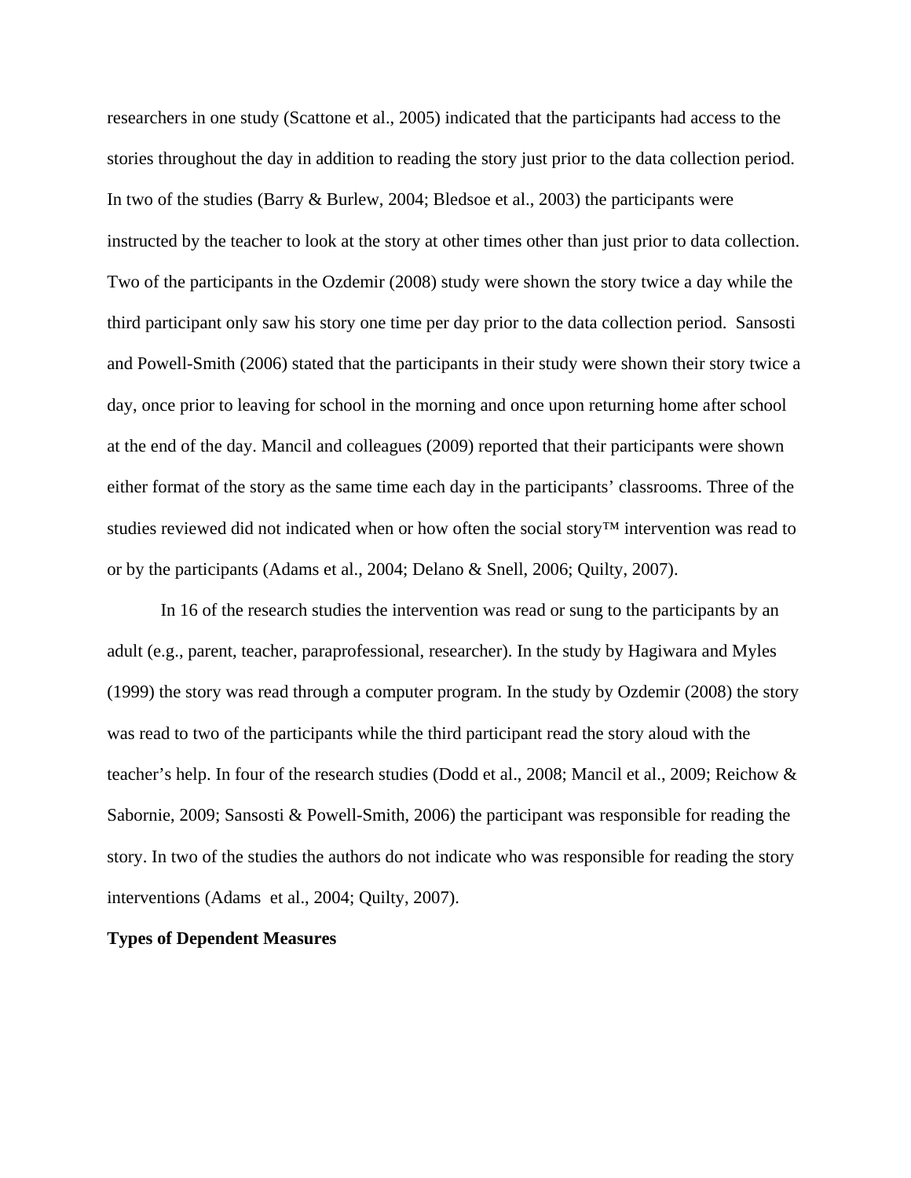researchers in one study (Scattone et al., 2005) indicated that the participants had access to the stories throughout the day in addition to reading the story just prior to the data collection period. In two of the studies (Barry & Burlew, 2004; Bledsoe et al., 2003) the participants were instructed by the teacher to look at the story at other times other than just prior to data collection. Two of the participants in the Ozdemir (2008) study were shown the story twice a day while the third participant only saw his story one time per day prior to the data collection period. Sansosti and Powell-Smith (2006) stated that the participants in their study were shown their story twice a day, once prior to leaving for school in the morning and once upon returning home after school at the end of the day. Mancil and colleagues (2009) reported that their participants were shown either format of the story as the same time each day in the participants' classrooms. Three of the studies reviewed did not indicated when or how often the social story™ intervention was read to or by the participants (Adams et al., 2004; Delano & Snell, 2006; Quilty, 2007).

In 16 of the research studies the intervention was read or sung to the participants by an adult (e.g., parent, teacher, paraprofessional, researcher). In the study by Hagiwara and Myles (1999) the story was read through a computer program. In the study by Ozdemir (2008) the story was read to two of the participants while the third participant read the story aloud with the teacher's help. In four of the research studies (Dodd et al., 2008; Mancil et al., 2009; Reichow & Sabornie, 2009; Sansosti & Powell-Smith, 2006) the participant was responsible for reading the story. In two of the studies the authors do not indicate who was responsible for reading the story interventions (Adams et al., 2004; Quilty, 2007).

**Types of Dependent Measures**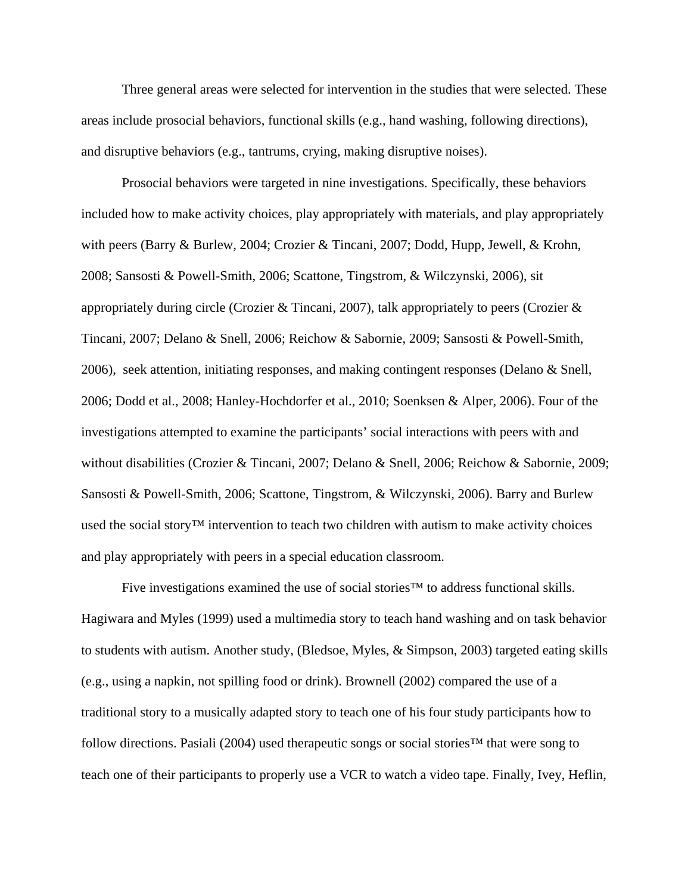Three general areas were selected for intervention in the studies that were selected. These areas include prosocial behaviors, functional skills (e.g., hand washing, following directions), and disruptive behaviors (e.g., tantrums, crying, making disruptive noises).

Prosocial behaviors were targeted in nine investigations. Specifically, these behaviors included how to make activity choices, play appropriately with materials, and play appropriately with peers (Barry & Burlew, 2004; Crozier & Tincani, 2007; Dodd, Hupp, Jewell, & Krohn, 2008; Sansosti & Powell-Smith, 2006; Scattone, Tingstrom, & Wilczynski, 2006), sit appropriately during circle (Crozier & Tincani, 2007), talk appropriately to peers (Crozier & Tincani, 2007; Delano & Snell, 2006; Reichow & Sabornie, 2009; Sansosti & Powell-Smith, 2006), seek attention, initiating responses, and making contingent responses (Delano & Snell, 2006; Dodd et al., 2008; Hanley-Hochdorfer et al., 2010; Soenksen & Alper, 2006). Four of the investigations attempted to examine the participants' social interactions with peers with and without disabilities (Crozier & Tincani, 2007; Delano & Snell, 2006; Reichow & Sabornie, 2009; Sansosti & Powell-Smith, 2006; Scattone, Tingstrom, & Wilczynski, 2006). Barry and Burlew used the social story™ intervention to teach two children with autism to make activity choices and play appropriately with peers in a special education classroom.

Five investigations examined the use of social stories™ to address functional skills. Hagiwara and Myles (1999) used a multimedia story to teach hand washing and on task behavior to students with autism. Another study, (Bledsoe, Myles, & Simpson, 2003) targeted eating skills (e.g., using a napkin, not spilling food or drink). Brownell (2002) compared the use of a traditional story to a musically adapted story to teach one of his four study participants how to follow directions. Pasiali (2004) used therapeutic songs or social stories™ that were song to teach one of their participants to properly use a VCR to watch a video tape. Finally, Ivey, Heflin,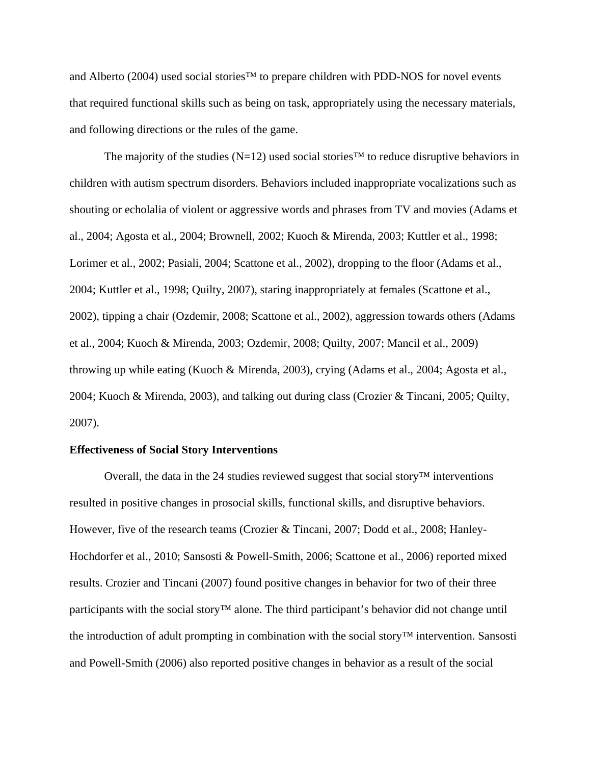and Alberto (2004) used social stories™ to prepare children with PDD-NOS for novel events that required functional skills such as being on task, appropriately using the necessary materials, and following directions or the rules of the game.

The majority of the studies (N=12) used social stories™ to reduce disruptive behaviors in children with autism spectrum disorders. Behaviors included inappropriate vocalizations such as shouting or echolalia of violent or aggressive words and phrases from TV and movies (Adams et al., 2004; Agosta et al., 2004; Brownell, 2002; Kuoch & Mirenda, 2003; Kuttler et al., 1998; Lorimer et al., 2002; Pasiali, 2004; Scattone et al., 2002), dropping to the floor (Adams et al., 2004; Kuttler et al., 1998; Quilty, 2007), staring inappropriately at females (Scattone et al., 2002), tipping a chair (Ozdemir, 2008; Scattone et al., 2002), aggression towards others (Adams et al., 2004; Kuoch & Mirenda, 2003; Ozdemir, 2008; Quilty, 2007; Mancil et al., 2009) throwing up while eating (Kuoch & Mirenda, 2003), crying (Adams et al., 2004; Agosta et al., 2004; Kuoch & Mirenda, 2003), and talking out during class (Crozier & Tincani, 2005; Quilty, 2007).

**Effectiveness of Social Story Interventions**

Overall, the data in the 24 studies reviewed suggest that social story™ interventions resulted in positive changes in prosocial skills, functional skills, and disruptive behaviors. However, five of the research teams (Crozier & Tincani, 2007; Dodd et al., 2008; Hanley-Hochdorfer et al., 2010; Sansosti & Powell-Smith, 2006; Scattone et al., 2006) reported mixed results. Crozier and Tincani (2007) found positive changes in behavior for two of their three participants with the social story™ alone. The third participant's behavior did not change until the introduction of adult prompting in combination with the social story™ intervention. Sansosti and Powell-Smith (2006) also reported positive changes in behavior as a result of the social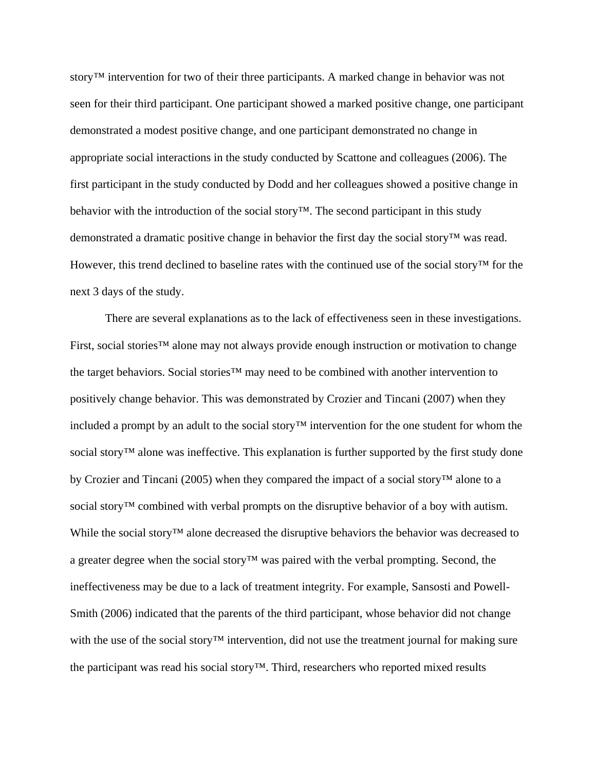story™ intervention for two of their three participants. A marked change in behavior was not seen for their third participant. One participant showed a marked positive change, one participant demonstrated a modest positive change, and one participant demonstrated no change in appropriate social interactions in the study conducted by Scattone and colleagues (2006). The first participant in the study conducted by Dodd and her colleagues showed a positive change in behavior with the introduction of the social story™. The second participant in this study demonstrated a dramatic positive change in behavior the first day the social story™ was read. However, this trend declined to baseline rates with the continued use of the social story™ for the next 3 days of the study.

There are several explanations as to the lack of effectiveness seen in these investigations. First, social stories™ alone may not always provide enough instruction or motivation to change the target behaviors. Social stories™ may need to be combined with another intervention to positively change behavior. This was demonstrated by Crozier and Tincani (2007) when they included a prompt by an adult to the social story™ intervention for the one student for whom the social story™ alone was ineffective. This explanation is further supported by the first study done by Crozier and Tincani (2005) when they compared the impact of a social story™ alone to a social story™ combined with verbal prompts on the disruptive behavior of a boy with autism. While the social story™ alone decreased the disruptive behaviors the behavior was decreased to a greater degree when the social story™ was paired with the verbal prompting. Second, the ineffectiveness may be due to a lack of treatment integrity. For example, Sansosti and Powell-Smith (2006) indicated that the parents of the third participant, whose behavior did not change with the use of the social story™ intervention, did not use the treatment journal for making sure the participant was read his social story™. Third, researchers who reported mixed results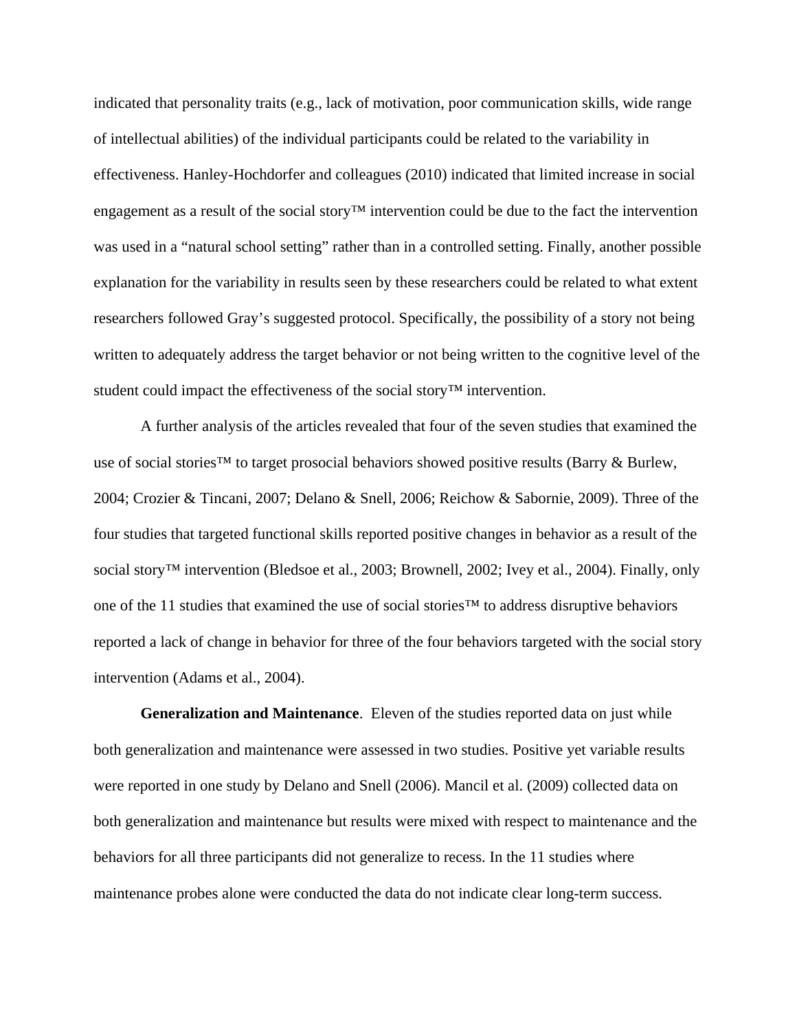indicated that personality traits (e.g., lack of motivation, poor communication skills, wide range of intellectual abilities) of the individual participants could be related to the variability in effectiveness. Hanley-Hochdorfer and colleagues (2010) indicated that limited increase in social engagement as a result of the social story™ intervention could be due to the fact the intervention was used in a "natural school setting" rather than in a controlled setting. Finally, another possible explanation for the variability in results seen by these researchers could be related to what extent researchers followed Gray's suggested protocol. Specifically, the possibility of a story not being written to adequately address the target behavior or not being written to the cognitive level of the student could impact the effectiveness of the social story™ intervention.

A further analysis of the articles revealed that four of the seven studies that examined the use of social stories™ to target prosocial behaviors showed positive results (Barry & Burlew, 2004; Crozier & Tincani, 2007; Delano & Snell, 2006; Reichow & Sabornie, 2009). Three of the four studies that targeted functional skills reported positive changes in behavior as a result of the social story™ intervention (Bledsoe et al., 2003; Brownell, 2002; Ivey et al., 2004). Finally, only one of the 11 studies that examined the use of social stories™ to address disruptive behaviors reported a lack of change in behavior for three of the four behaviors targeted with the social story intervention (Adams et al., 2004).

**Generalization and Maintenance**. Eleven of the studies reported data on just while both generalization and maintenance were assessed in two studies. Positive yet variable results were reported in one study by Delano and Snell (2006). Mancil et al. (2009) collected data on both generalization and maintenance but results were mixed with respect to maintenance and the behaviors for all three participants did not generalize to recess. In the 11 studies where maintenance probes alone were conducted the data do not indicate clear long-term success.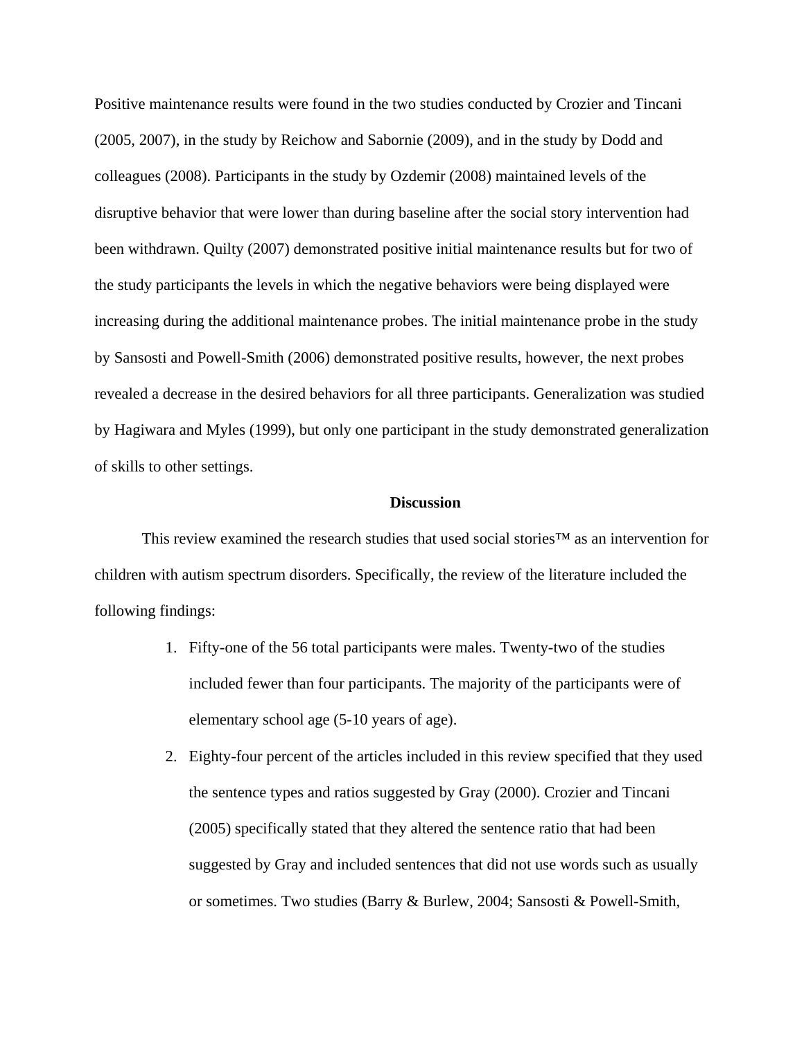Positive maintenance results were found in the two studies conducted by Crozier and Tincani (2005, 2007), in the study by Reichow and Sabornie (2009), and in the study by Dodd and colleagues (2008). Participants in the study by Ozdemir (2008) maintained levels of the disruptive behavior that were lower than during baseline after the social story intervention had been withdrawn. Quilty (2007) demonstrated positive initial maintenance results but for two of the study participants the levels in which the negative behaviors were being displayed were increasing during the additional maintenance probes. The initial maintenance probe in the study by Sansosti and Powell-Smith (2006) demonstrated positive results, however, the next probes revealed a decrease in the desired behaviors for all three participants. Generalization was studied by Hagiwara and Myles (1999), but only one participant in the study demonstrated generalization of skills to other settings.

## Discussion

This review examined the research studies that used social stories™ as an intervention for children with autism spectrum disorders. Specifically, the review of the literature included the following findings:

1. Fifty-one of the 56 total participants were males. Twenty-two of the studies included fewer than four participants. The majority of the participants were of elementary school age (5-10 years of age).
2. Eighty-four percent of the articles included in this review specified that they used the sentence types and ratios suggested by Gray (2000). Crozier and Tincani (2005) specifically stated that they altered the sentence ratio that had been suggested by Gray and included sentences that did not use words such as usually or sometimes. Two studies (Barry & Burlew, 2004; Sansosti & Powell-Smith,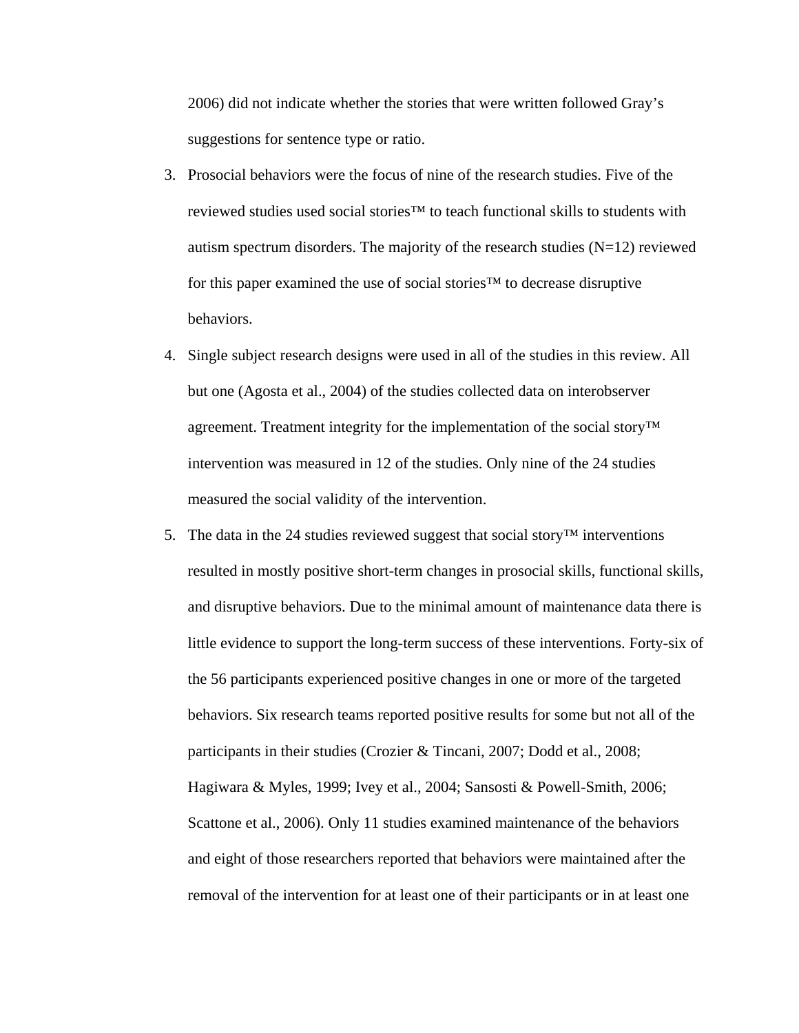2006) did not indicate whether the stories that were written followed Gray's suggestions for sentence type or ratio.

3. Prosocial behaviors were the focus of nine of the research studies. Five of the reviewed studies used social stories™ to teach functional skills to students with autism spectrum disorders. The majority of the research studies (N=12) reviewed for this paper examined the use of social stories™ to decrease disruptive behaviors.
4. Single subject research designs were used in all of the studies in this review. All but one (Agosta et al., 2004) of the studies collected data on interobserver agreement. Treatment integrity for the implementation of the social story™ intervention was measured in 12 of the studies. Only nine of the 24 studies measured the social validity of the intervention.
5. The data in the 24 studies reviewed suggest that social story™ interventions resulted in mostly positive short-term changes in prosocial skills, functional skills, and disruptive behaviors. Due to the minimal amount of maintenance data there is little evidence to support the long-term success of these interventions. Forty-six of the 56 participants experienced positive changes in one or more of the targeted behaviors. Six research teams reported positive results for some but not all of the participants in their studies (Crozier & Tincani, 2007; Dodd et al., 2008; Hagiwara & Myles, 1999; Ivey et al., 2004; Sansosti & Powell-Smith, 2006; Scattone et al., 2006). Only 11 studies examined maintenance of the behaviors and eight of those researchers reported that behaviors were maintained after the removal of the intervention for at least one of their participants or in at least one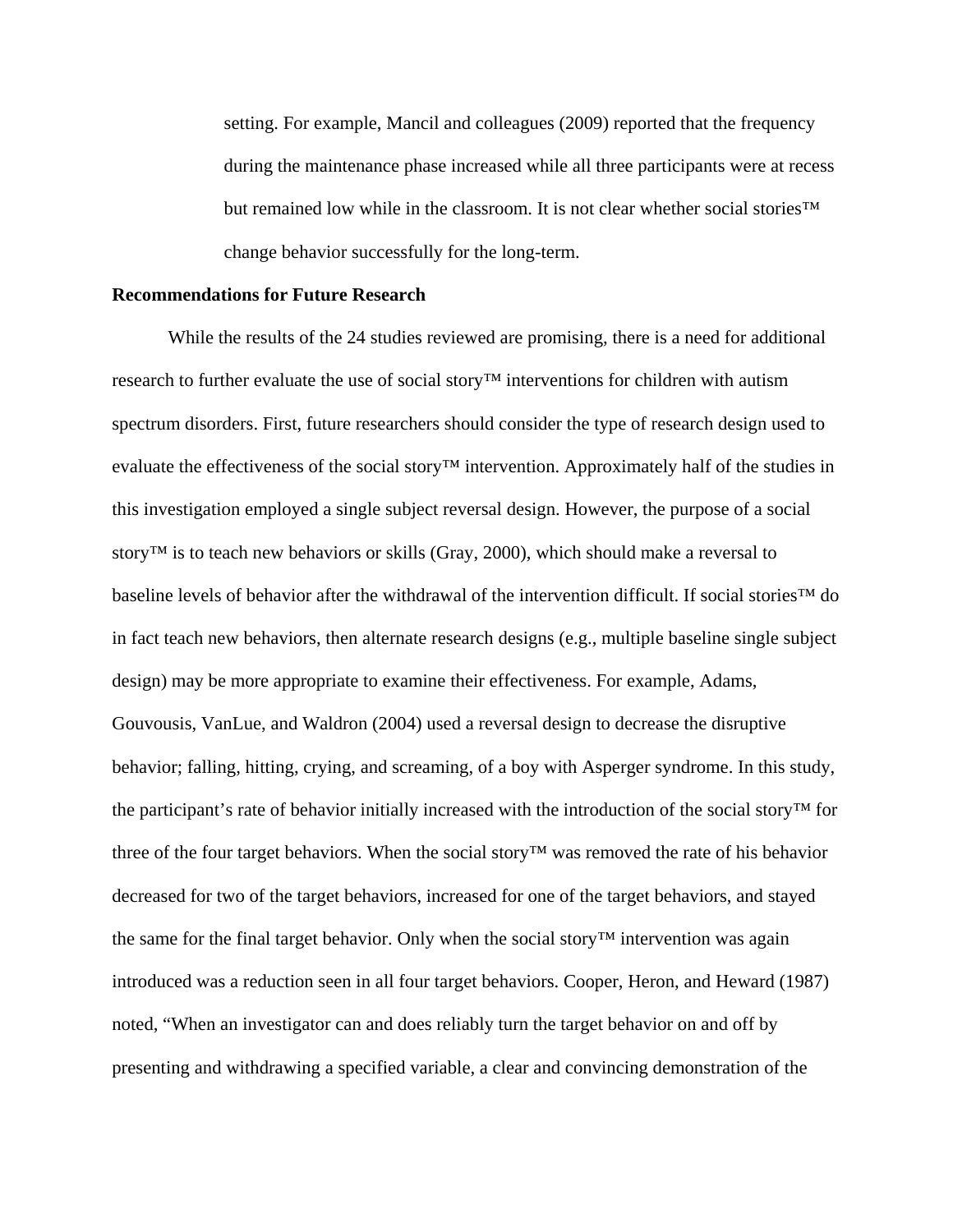setting. For example, Mancil and colleagues (2009) reported that the frequency during the maintenance phase increased while all three participants were at recess but remained low while in the classroom. It is not clear whether social stories™ change behavior successfully for the long-term.

**Recommendations for Future Research**

While the results of the 24 studies reviewed are promising, there is a need for additional research to further evaluate the use of social story™ interventions for children with autism spectrum disorders. First, future researchers should consider the type of research design used to evaluate the effectiveness of the social story™ intervention. Approximately half of the studies in this investigation employed a single subject reversal design. However, the purpose of a social story™ is to teach new behaviors or skills (Gray, 2000), which should make a reversal to baseline levels of behavior after the withdrawal of the intervention difficult. If social stories™ do in fact teach new behaviors, then alternate research designs (e.g., multiple baseline single subject design) may be more appropriate to examine their effectiveness. For example, Adams, Gouvousis, VanLue, and Waldron (2004) used a reversal design to decrease the disruptive behavior; falling, hitting, crying, and screaming, of a boy with Asperger syndrome. In this study, the participant's rate of behavior initially increased with the introduction of the social story™ for three of the four target behaviors. When the social story™ was removed the rate of his behavior decreased for two of the target behaviors, increased for one of the target behaviors, and stayed the same for the final target behavior. Only when the social story™ intervention was again introduced was a reduction seen in all four target behaviors. Cooper, Heron, and Heward (1987) noted, "When an investigator can and does reliably turn the target behavior on and off by presenting and withdrawing a specified variable, a clear and convincing demonstration of the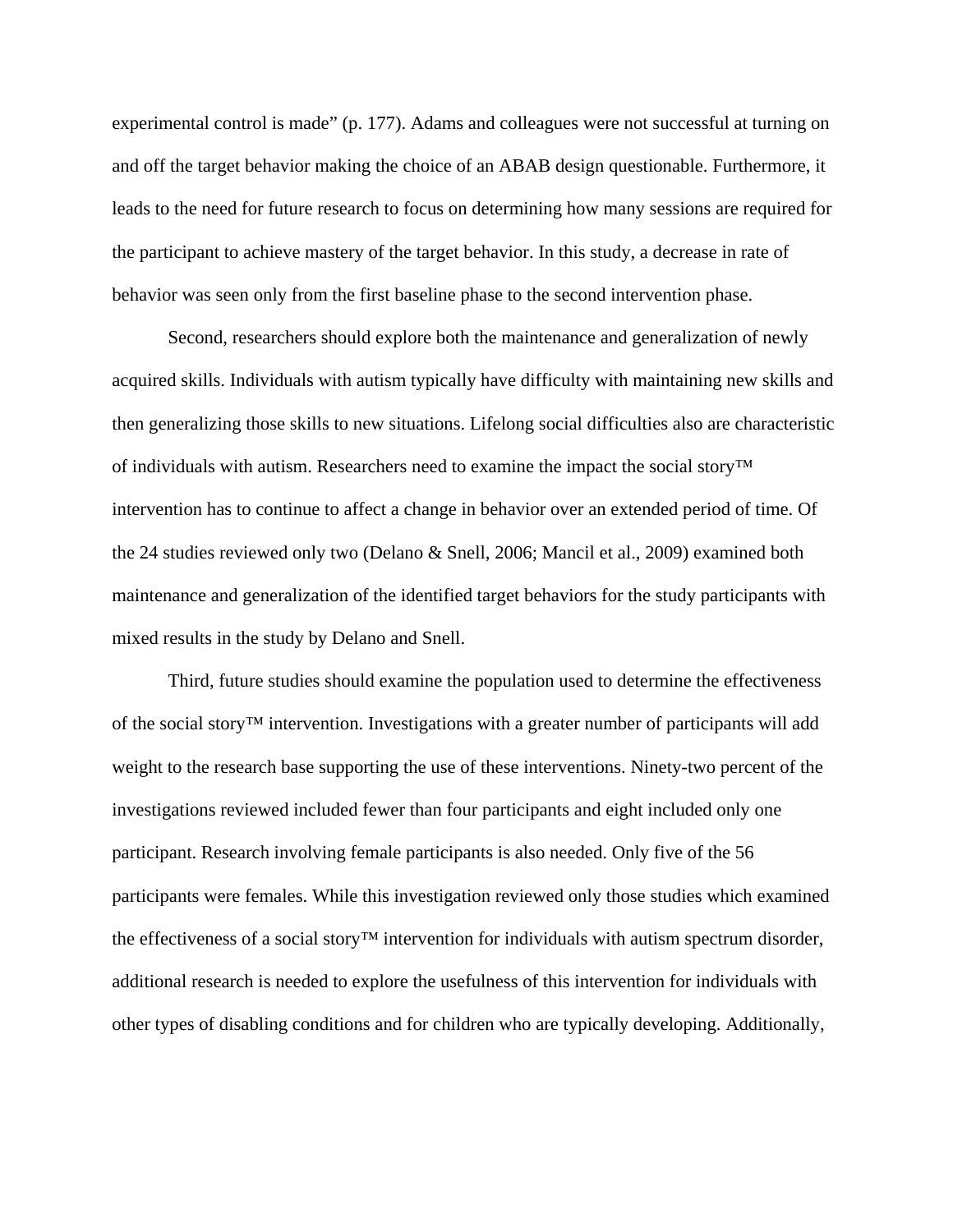experimental control is made" (p. 177). Adams and colleagues were not successful at turning on and off the target behavior making the choice of an ABAB design questionable. Furthermore, it leads to the need for future research to focus on determining how many sessions are required for the participant to achieve mastery of the target behavior. In this study, a decrease in rate of behavior was seen only from the first baseline phase to the second intervention phase.

Second, researchers should explore both the maintenance and generalization of newly acquired skills. Individuals with autism typically have difficulty with maintaining new skills and then generalizing those skills to new situations. Lifelong social difficulties also are characteristic of individuals with autism. Researchers need to examine the impact the social story™ intervention has to continue to affect a change in behavior over an extended period of time. Of the 24 studies reviewed only two (Delano & Snell, 2006; Mancil et al., 2009) examined both maintenance and generalization of the identified target behaviors for the study participants with mixed results in the study by Delano and Snell.

Third, future studies should examine the population used to determine the effectiveness of the social story™ intervention. Investigations with a greater number of participants will add weight to the research base supporting the use of these interventions. Ninety-two percent of the investigations reviewed included fewer than four participants and eight included only one participant. Research involving female participants is also needed. Only five of the 56 participants were females. While this investigation reviewed only those studies which examined the effectiveness of a social story™ intervention for individuals with autism spectrum disorder, additional research is needed to explore the usefulness of this intervention for individuals with other types of disabling conditions and for children who are typically developing. Additionally,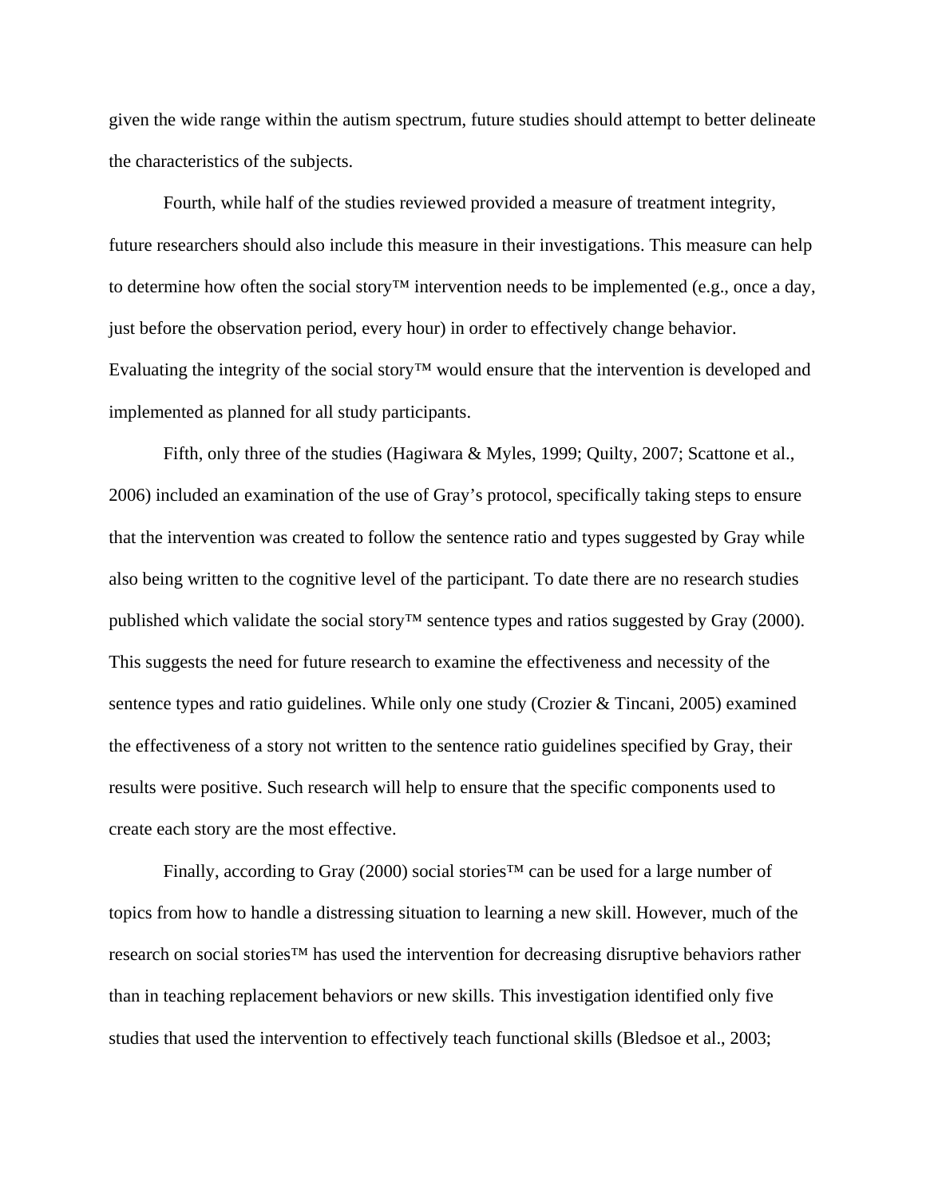given the wide range within the autism spectrum, future studies should attempt to better delineate the characteristics of the subjects.

Fourth, while half of the studies reviewed provided a measure of treatment integrity, future researchers should also include this measure in their investigations. This measure can help to determine how often the social story™ intervention needs to be implemented (e.g., once a day, just before the observation period, every hour) in order to effectively change behavior. Evaluating the integrity of the social story™ would ensure that the intervention is developed and implemented as planned for all study participants.

Fifth, only three of the studies (Hagiwara & Myles, 1999; Quilty, 2007; Scattone et al., 2006) included an examination of the use of Gray's protocol, specifically taking steps to ensure that the intervention was created to follow the sentence ratio and types suggested by Gray while also being written to the cognitive level of the participant. To date there are no research studies published which validate the social story™ sentence types and ratios suggested by Gray (2000). This suggests the need for future research to examine the effectiveness and necessity of the sentence types and ratio guidelines. While only one study (Crozier & Tincani, 2005) examined the effectiveness of a story not written to the sentence ratio guidelines specified by Gray, their results were positive. Such research will help to ensure that the specific components used to create each story are the most effective.

Finally, according to Gray (2000) social stories™ can be used for a large number of topics from how to handle a distressing situation to learning a new skill. However, much of the research on social stories™ has used the intervention for decreasing disruptive behaviors rather than in teaching replacement behaviors or new skills. This investigation identified only five studies that used the intervention to effectively teach functional skills (Bledsoe et al., 2003;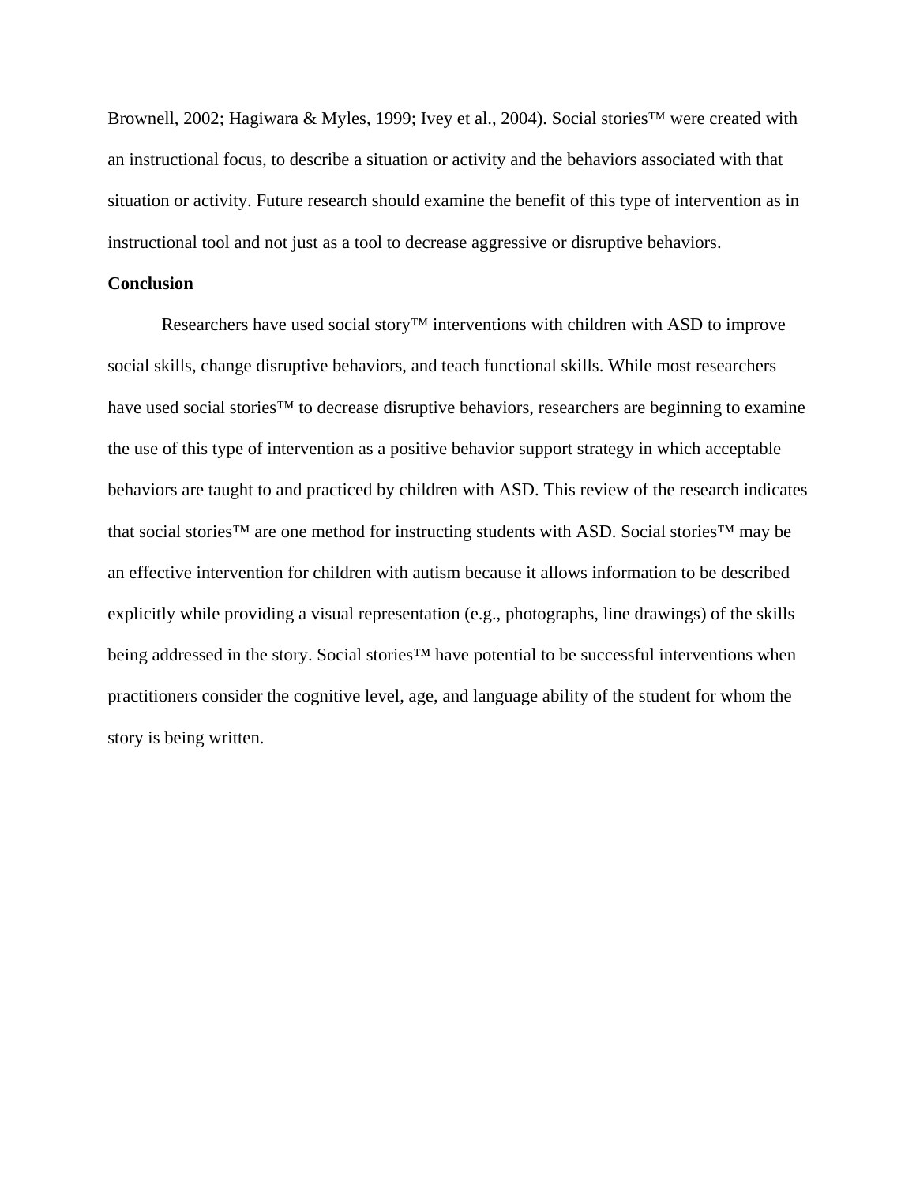Brownell, 2002; Hagiwara & Myles, 1999; Ivey et al., 2004). Social stories™ were created with an instructional focus, to describe a situation or activity and the behaviors associated with that situation or activity. Future research should examine the benefit of this type of intervention as in instructional tool and not just as a tool to decrease aggressive or disruptive behaviors.

**Conclusion**

Researchers have used social story™ interventions with children with ASD to improve social skills, change disruptive behaviors, and teach functional skills. While most researchers have used social stories™ to decrease disruptive behaviors, researchers are beginning to examine the use of this type of intervention as a positive behavior support strategy in which acceptable behaviors are taught to and practiced by children with ASD. This review of the research indicates that social stories™ are one method for instructing students with ASD. Social stories™ may be an effective intervention for children with autism because it allows information to be described explicitly while providing a visual representation (e.g., photographs, line drawings) of the skills being addressed in the story. Social stories™ have potential to be successful interventions when practitioners consider the cognitive level, age, and language ability of the student for whom the story is being written.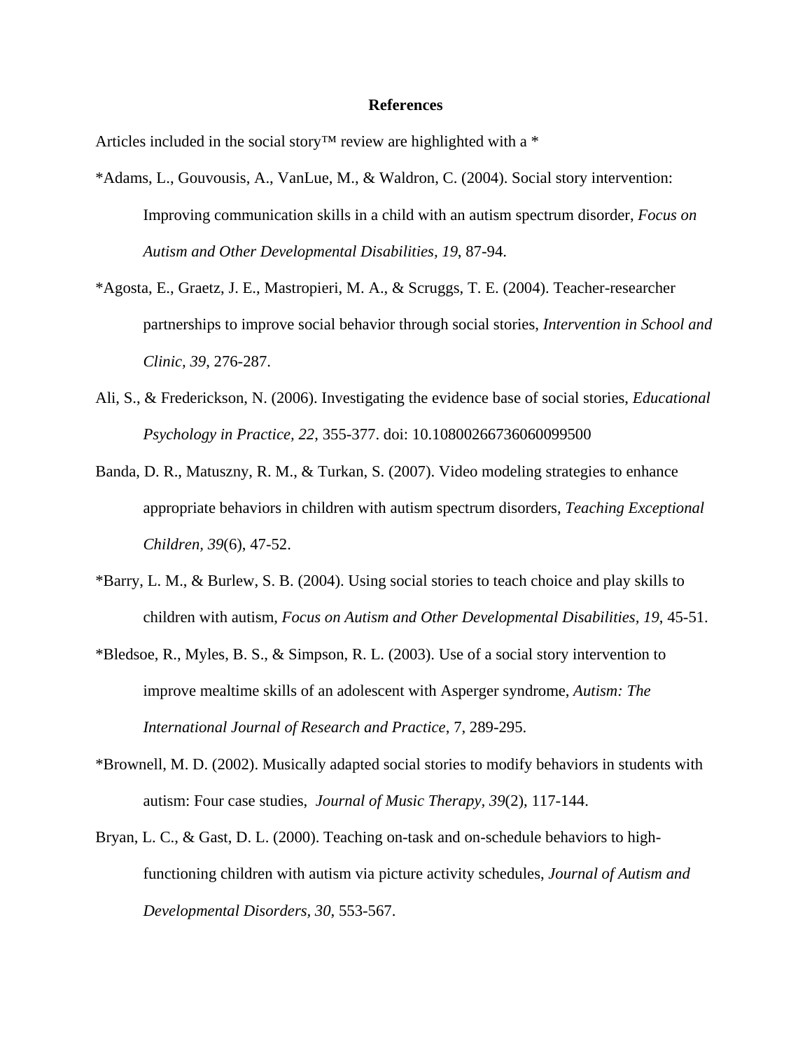# References

Articles included in the social story™ review are highlighted with a *

*Adams, L., Gouvousis, A., VanLue, M., & Waldron, C. (2004). Social story intervention: Improving communication skills in a child with an autism spectrum disorder, *Focus on Autism and Other Developmental Disabilities, 19*, 87-94.

*Agosta, E., Graetz, J. E., Mastropieri, M. A., & Scruggs, T. E. (2004). Teacher-researcher partnerships to improve social behavior through social stories, *Intervention in School and Clinic, 39*, 276-287.

Ali, S., & Frederickson, N. (2006). Investigating the evidence base of social stories, *Educational Psychology in Practice, 22*, 355-377. doi: 10.10800266736060099500

Banda, D. R., Matuszny, R. M., & Turkan, S. (2007). Video modeling strategies to enhance appropriate behaviors in children with autism spectrum disorders, *Teaching Exceptional Children, 39*(6), 47-52.

*Barry, L. M., & Burlew, S. B. (2004). Using social stories to teach choice and play skills to children with autism, *Focus on Autism and Other Developmental Disabilities, 19*, 45-51.

*Bledsoe, R., Myles, B. S., & Simpson, R. L. (2003). Use of a social story intervention to improve mealtime skills of an adolescent with Asperger syndrome, *Autism: The International Journal of Research and Practice*, 7, 289-295.

*Brownell, M. D. (2002). Musically adapted social stories to modify behaviors in students with autism: Four case studies, *Journal of Music Therapy, 39*(2), 117-144.

Bryan, L. C., & Gast, D. L. (2000). Teaching on-task and on-schedule behaviors to high-functioning children with autism via picture activity schedules, *Journal of Autism and Developmental Disorders, 30*, 553-567.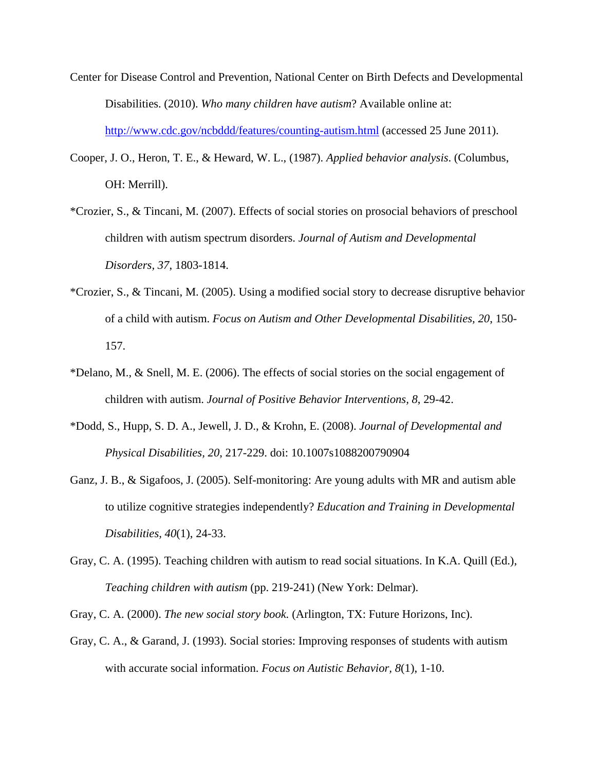Center for Disease Control and Prevention, National Center on Birth Defects and Developmental Disabilities. (2010). *Who many children have autism*? Available online at: http://www.cdc.gov/ncbddd/features/counting-autism.html (accessed 25 June 2011).

Cooper, J. O., Heron, T. E., & Heward, W. L., (1987). *Applied behavior analysis*. (Columbus, OH: Merrill).

*Crozier, S., & Tincani, M. (2007). Effects of social stories on prosocial behaviors of preschool children with autism spectrum disorders. *Journal of Autism and Developmental Disorders, 37*, 1803-1814.

*Crozier, S., & Tincani, M. (2005). Using a modified social story to decrease disruptive behavior of a child with autism. *Focus on Autism and Other Developmental Disabilities, 20*, 150-157.

*Delano, M., & Snell, M. E. (2006). The effects of social stories on the social engagement of children with autism. *Journal of Positive Behavior Interventions, 8*, 29-42.

*Dodd, S., Hupp, S. D. A., Jewell, J. D., & Krohn, E. (2008). *Journal of Developmental and Physical Disabilities, 20*, 217-229. doi: 10.1007s1088200790904

Ganz, J. B., & Sigafoos, J. (2005). Self-monitoring: Are young adults with MR and autism able to utilize cognitive strategies independently? *Education and Training in Developmental Disabilities, 40*(1), 24-33.

Gray, C. A. (1995). Teaching children with autism to read social situations. In K.A. Quill (Ed.), *Teaching children with autism* (pp. 219-241) (New York: Delmar).

Gray, C. A. (2000). *The new social story book.* (Arlington, TX: Future Horizons, Inc).

Gray, C. A., & Garand, J. (1993). Social stories: Improving responses of students with autism with accurate social information. *Focus on Autistic Behavior, 8*(1), 1-10.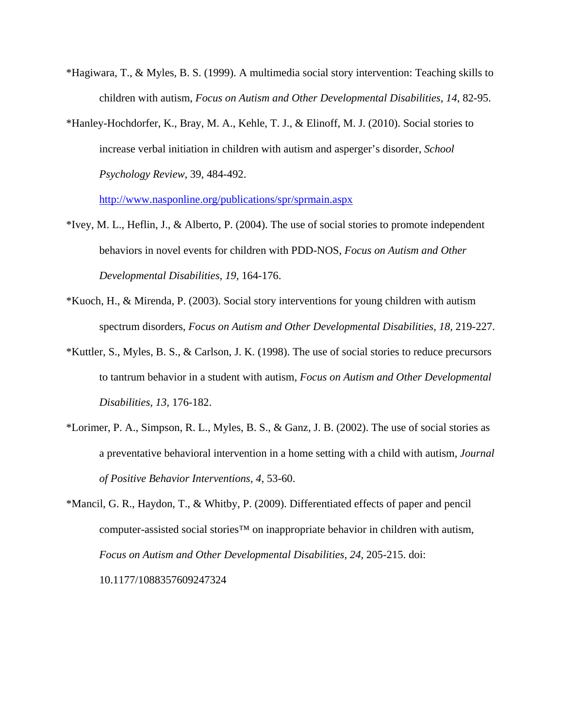*Hagiwara, T., & Myles, B. S. (1999). A multimedia social story intervention: Teaching skills to children with autism, *Focus on Autism and Other Developmental Disabilities, 14*, 82-95.

*Hanley-Hochdorfer, K., Bray, M. A., Kehle, T. J., & Elinoff, M. J. (2010). Social stories to increase verbal initiation in children with autism and asperger's disorder, *School Psychology Review*, 39, 484-492. http://www.nasponline.org/publications/spr/sprmain.aspx

*Ivey, M. L., Heflin, J., & Alberto, P. (2004). The use of social stories to promote independent behaviors in novel events for children with PDD-NOS, *Focus on Autism and Other Developmental Disabilities, 19,* 164-176.

*Kuoch, H., & Mirenda, P. (2003). Social story interventions for young children with autism spectrum disorders, *Focus on Autism and Other Developmental Disabilities, 18,* 219-227.

*Kuttler, S., Myles, B. S., & Carlson, J. K. (1998). The use of social stories to reduce precursors to tantrum behavior in a student with autism, *Focus on Autism and Other Developmental Disabilities*, *13*, 176-182.

*Lorimer, P. A., Simpson, R. L., Myles, B. S., & Ganz, J. B. (2002). The use of social stories as a preventative behavioral intervention in a home setting with a child with autism, *Journal of Positive Behavior Interventions, 4*, 53-60.

*Mancil, G. R., Haydon, T., & Whitby, P. (2009). Differentiated effects of paper and pencil computer-assisted social stories™ on inappropriate behavior in children with autism, *Focus on Autism and Other Developmental Disabilities*, *24*, 205-215. doi: 10.1177/1088357609247324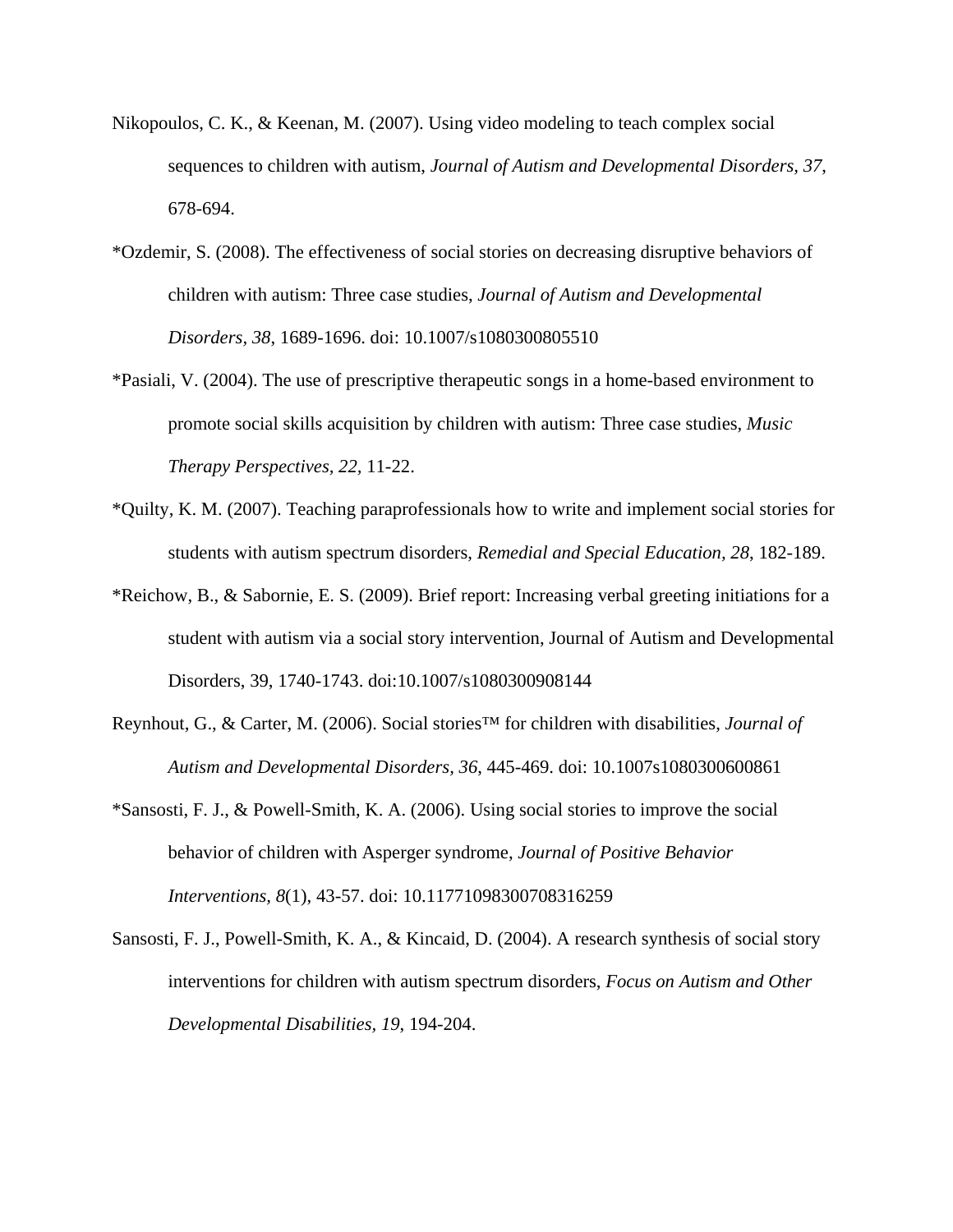Nikopoulos, C. K., & Keenan, M. (2007). Using video modeling to teach complex social sequences to children with autism, *Journal of Autism and Developmental Disorders, 37*, 678-694.

*Ozdemir, S. (2008). The effectiveness of social stories on decreasing disruptive behaviors of children with autism: Three case studies, *Journal of Autism and Developmental Disorders, 38*, 1689-1696. doi: 10.1007/s1080300805510

*Pasiali, V. (2004). The use of prescriptive therapeutic songs in a home-based environment to promote social skills acquisition by children with autism: Three case studies, *Music Therapy Perspectives, 22,* 11-22.

*Quilty, K. M. (2007). Teaching paraprofessionals how to write and implement social stories for students with autism spectrum disorders, *Remedial and Special Education, 28*, 182-189.

*Reichow, B., & Sabornie, E. S. (2009). Brief report: Increasing verbal greeting initiations for a student with autism via a social story intervention, Journal of Autism and Developmental Disorders, 39, 1740-1743. doi:10.1007/s1080300908144

Reynhout, G., & Carter, M. (2006). Social stories™ for children with disabilities, *Journal of Autism and Developmental Disorders, 36*, 445-469. doi: 10.1007s1080300600861

*Sansosti, F. J., & Powell-Smith, K. A. (2006). Using social stories to improve the social behavior of children with Asperger syndrome, *Journal of Positive Behavior Interventions, 8*(1), 43-57. doi: 10.11771098300708316259

Sansosti, F. J., Powell-Smith, K. A., & Kincaid, D. (2004). A research synthesis of social story interventions for children with autism spectrum disorders, *Focus on Autism and Other Developmental Disabilities, 19*, 194-204.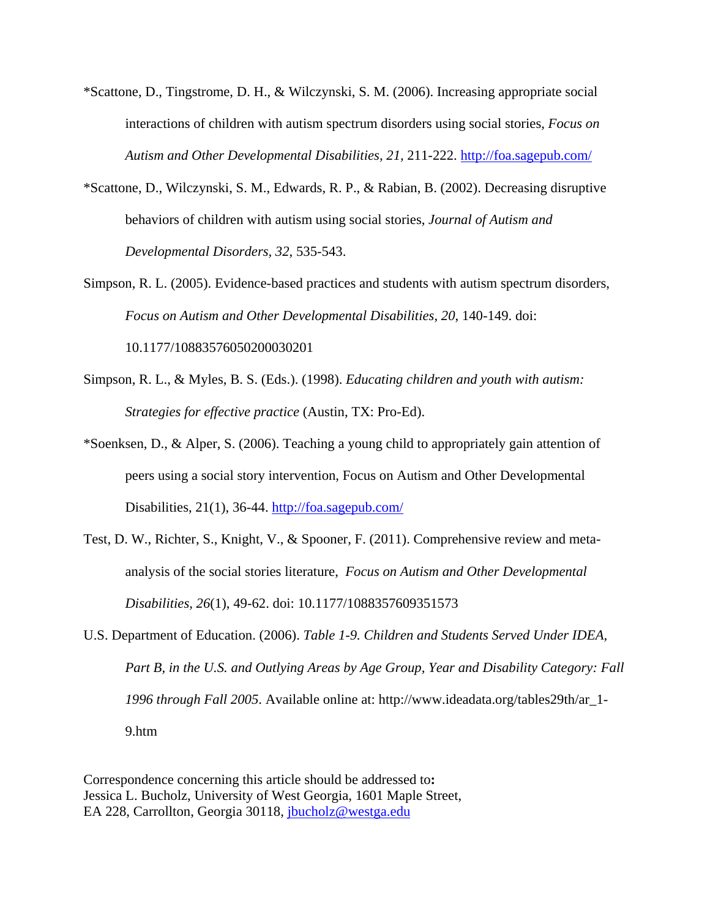*Scattone, D., Tingstrome, D. H., & Wilczynski, S. M. (2006). Increasing appropriate social interactions of children with autism spectrum disorders using social stories, *Focus on Autism and Other Developmental Disabilities, 21,* 211-222. http://foa.sagepub.com/

*Scattone, D., Wilczynski, S. M., Edwards, R. P., & Rabian, B. (2002). Decreasing disruptive behaviors of children with autism using social stories, *Journal of Autism and Developmental Disorders*, *32,* 535-543.

Simpson, R. L. (2005). Evidence-based practices and students with autism spectrum disorders, *Focus on Autism and Other Developmental Disabilities*, *20*, 140-149. doi: 10.1177/10883576050200030201

Simpson, R. L., & Myles, B. S. (Eds.). (1998). *Educating children and youth with autism: Strategies for effective practice* (Austin, TX: Pro-Ed).

*Soenksen, D., & Alper, S. (2006). Teaching a young child to appropriately gain attention of peers using a social story intervention, Focus on Autism and Other Developmental Disabilities, 21(1), 36-44. http://foa.sagepub.com/

Test, D. W., Richter, S., Knight, V., & Spooner, F. (2011). Comprehensive review and meta-analysis of the social stories literature, *Focus on Autism and Other Developmental Disabilities*, *26*(1), 49-62. doi: 10.1177/1088357609351573

U.S. Department of Education. (2006). *Table 1-9. Children and Students Served Under IDEA, Part B, in the U.S. and Outlying Areas by Age Group, Year and Disability Category: Fall 1996 through Fall 2005.* Available online at: http://www.ideadata.org/tables29th/ar_1-9.htm

Correspondence concerning this article should be addressed to**:**
Jessica L. Bucholz, University of West Georgia, 1601 Maple Street,
EA 228, Carrollton, Georgia 30118, jbucholz@westga.edu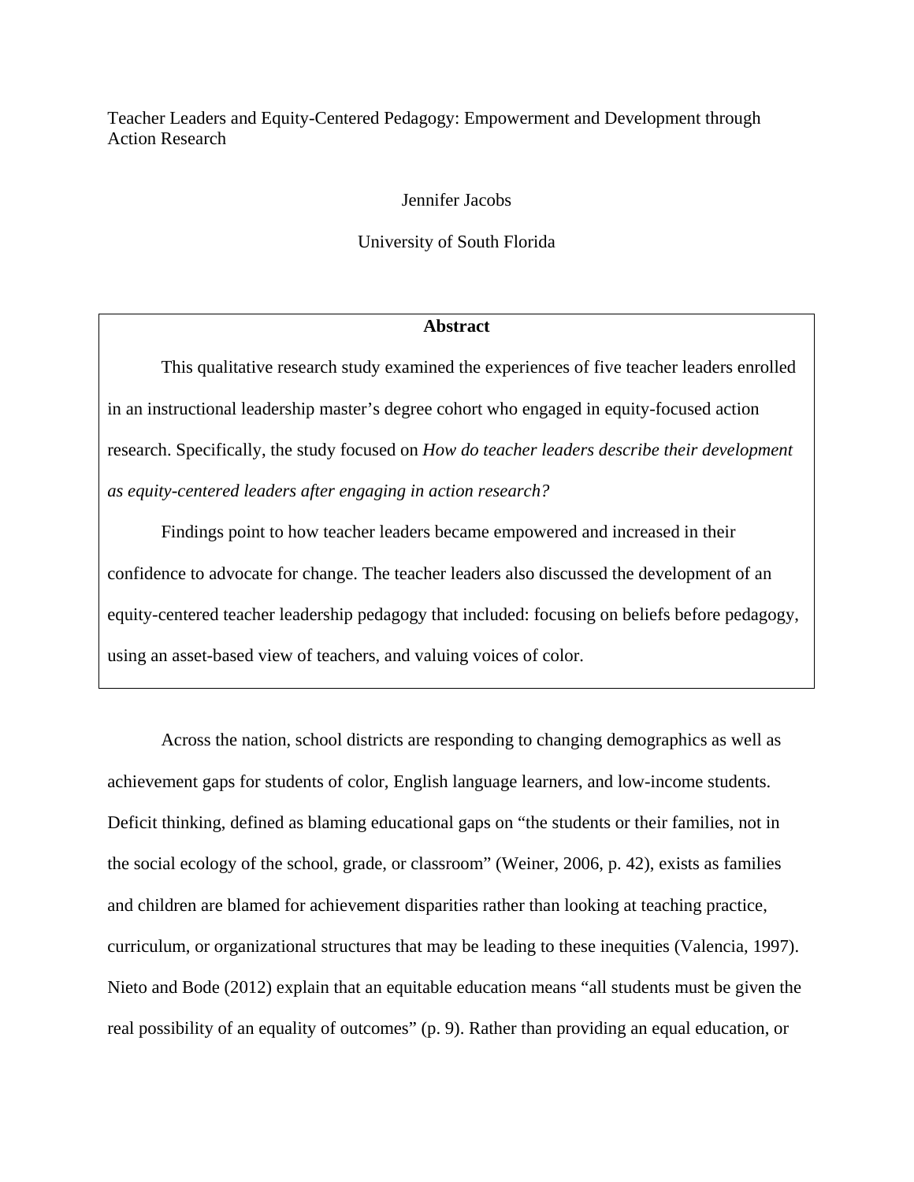# Teacher Leaders and Equity-Centered Pedagogy: Empowerment and Development through Action Research

Jennifer Jacobs

University of South Florida

**Abstract**

This qualitative research study examined the experiences of five teacher leaders enrolled in an instructional leadership master's degree cohort who engaged in equity-focused action research. Specifically, the study focused on *How do teacher leaders describe their development as equity-centered leaders after engaging in action research?*

Findings point to how teacher leaders became empowered and increased in their confidence to advocate for change. The teacher leaders also discussed the development of an equity-centered teacher leadership pedagogy that included: focusing on beliefs before pedagogy, using an asset-based view of teachers, and valuing voices of color.

Across the nation, school districts are responding to changing demographics as well as achievement gaps for students of color, English language learners, and low-income students. Deficit thinking, defined as blaming educational gaps on "the students or their families, not in the social ecology of the school, grade, or classroom" (Weiner, 2006, p. 42), exists as families and children are blamed for achievement disparities rather than looking at teaching practice, curriculum, or organizational structures that may be leading to these inequities (Valencia, 1997). Nieto and Bode (2012) explain that an equitable education means "all students must be given the real possibility of an equality of outcomes" (p. 9). Rather than providing an equal education, or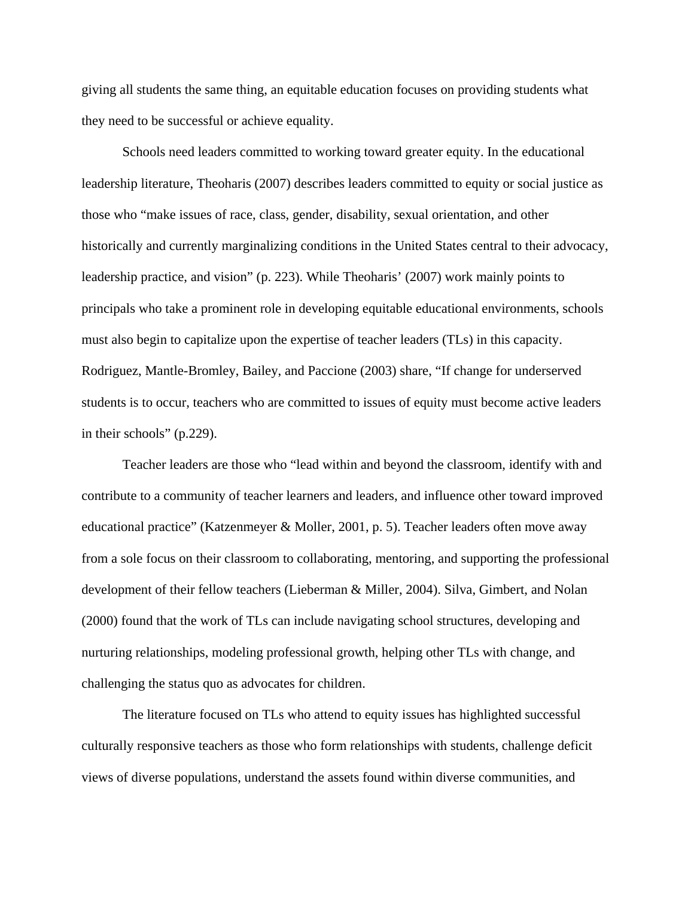giving all students the same thing, an equitable education focuses on providing students what they need to be successful or achieve equality.

Schools need leaders committed to working toward greater equity. In the educational leadership literature, Theoharis (2007) describes leaders committed to equity or social justice as those who "make issues of race, class, gender, disability, sexual orientation, and other historically and currently marginalizing conditions in the United States central to their advocacy, leadership practice, and vision" (p. 223). While Theoharis' (2007) work mainly points to principals who take a prominent role in developing equitable educational environments, schools must also begin to capitalize upon the expertise of teacher leaders (TLs) in this capacity. Rodriguez, Mantle-Bromley, Bailey, and Paccione (2003) share, "If change for underserved students is to occur, teachers who are committed to issues of equity must become active leaders in their schools" (p.229).

Teacher leaders are those who "lead within and beyond the classroom, identify with and contribute to a community of teacher learners and leaders, and influence other toward improved educational practice" (Katzenmeyer & Moller, 2001, p. 5). Teacher leaders often move away from a sole focus on their classroom to collaborating, mentoring, and supporting the professional development of their fellow teachers (Lieberman & Miller, 2004). Silva, Gimbert, and Nolan (2000) found that the work of TLs can include navigating school structures, developing and nurturing relationships, modeling professional growth, helping other TLs with change, and challenging the status quo as advocates for children.

The literature focused on TLs who attend to equity issues has highlighted successful culturally responsive teachers as those who form relationships with students, challenge deficit views of diverse populations, understand the assets found within diverse communities, and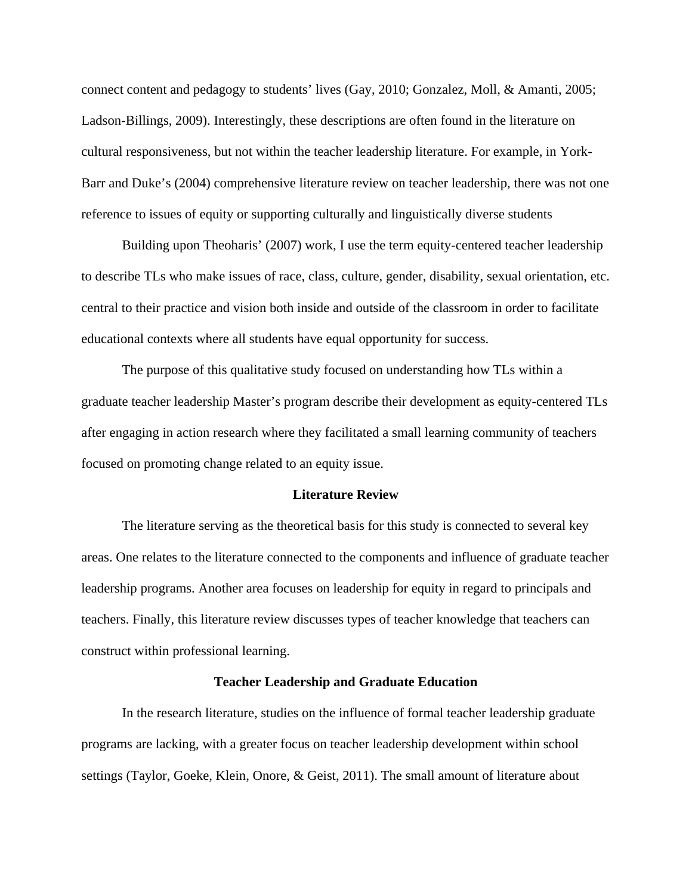connect content and pedagogy to students' lives (Gay, 2010; Gonzalez, Moll, & Amanti, 2005; Ladson-Billings, 2009). Interestingly, these descriptions are often found in the literature on cultural responsiveness, but not within the teacher leadership literature. For example, in York-Barr and Duke's (2004) comprehensive literature review on teacher leadership, there was not one reference to issues of equity or supporting culturally and linguistically diverse students

Building upon Theoharis' (2007) work, I use the term equity-centered teacher leadership to describe TLs who make issues of race, class, culture, gender, disability, sexual orientation, etc. central to their practice and vision both inside and outside of the classroom in order to facilitate educational contexts where all students have equal opportunity for success.

The purpose of this qualitative study focused on understanding how TLs within a graduate teacher leadership Master's program describe their development as equity-centered TLs after engaging in action research where they facilitated a small learning community of teachers focused on promoting change related to an equity issue.

## Literature Review

The literature serving as the theoretical basis for this study is connected to several key areas. One relates to the literature connected to the components and influence of graduate teacher leadership programs. Another area focuses on leadership for equity in regard to principals and teachers. Finally, this literature review discusses types of teacher knowledge that teachers can construct within professional learning.

### Teacher Leadership and Graduate Education

In the research literature, studies on the influence of formal teacher leadership graduate programs are lacking, with a greater focus on teacher leadership development within school settings (Taylor, Goeke, Klein, Onore, & Geist, 2011). The small amount of literature about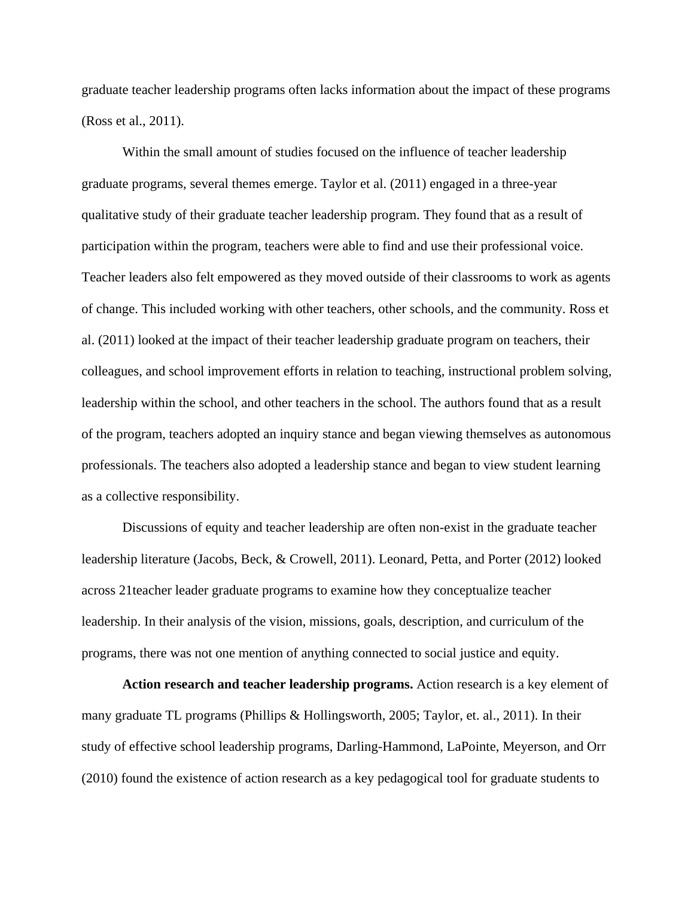graduate teacher leadership programs often lacks information about the impact of these programs (Ross et al., 2011).

Within the small amount of studies focused on the influence of teacher leadership graduate programs, several themes emerge. Taylor et al. (2011) engaged in a three-year qualitative study of their graduate teacher leadership program. They found that as a result of participation within the program, teachers were able to find and use their professional voice. Teacher leaders also felt empowered as they moved outside of their classrooms to work as agents of change. This included working with other teachers, other schools, and the community. Ross et al. (2011) looked at the impact of their teacher leadership graduate program on teachers, their colleagues, and school improvement efforts in relation to teaching, instructional problem solving, leadership within the school, and other teachers in the school. The authors found that as a result of the program, teachers adopted an inquiry stance and began viewing themselves as autonomous professionals. The teachers also adopted a leadership stance and began to view student learning as a collective responsibility.

Discussions of equity and teacher leadership are often non-exist in the graduate teacher leadership literature (Jacobs, Beck, & Crowell, 2011). Leonard, Petta, and Porter (2012) looked across 21teacher leader graduate programs to examine how they conceptualize teacher leadership. In their analysis of the vision, missions, goals, description, and curriculum of the programs, there was not one mention of anything connected to social justice and equity.

**Action research and teacher leadership programs.** Action research is a key element of many graduate TL programs (Phillips & Hollingsworth, 2005; Taylor, et. al., 2011). In their study of effective school leadership programs, Darling-Hammond, LaPointe, Meyerson, and Orr (2010) found the existence of action research as a key pedagogical tool for graduate students to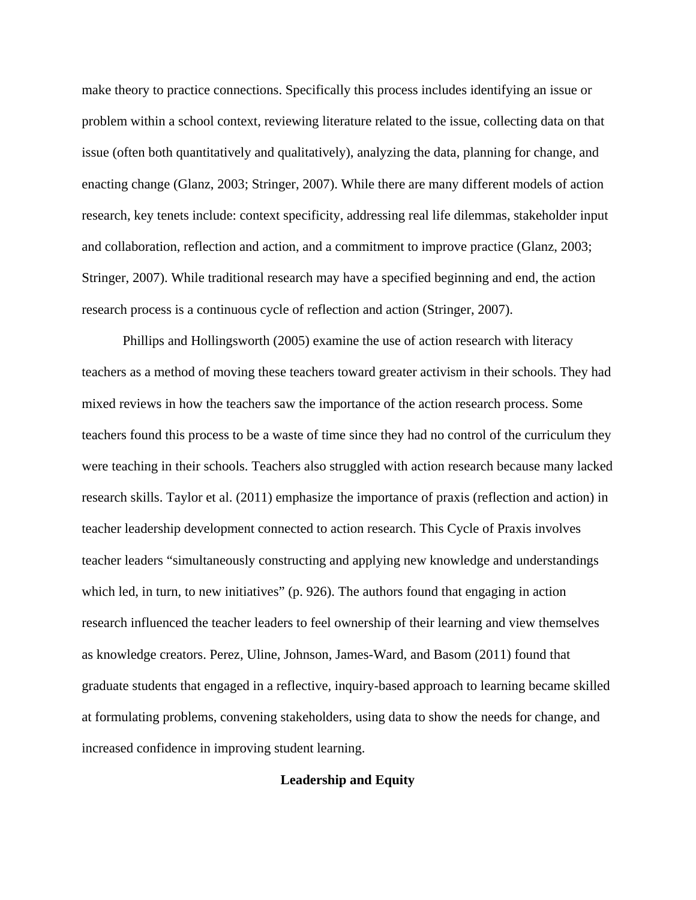make theory to practice connections. Specifically this process includes identifying an issue or problem within a school context, reviewing literature related to the issue, collecting data on that issue (often both quantitatively and qualitatively), analyzing the data, planning for change, and enacting change (Glanz, 2003; Stringer, 2007). While there are many different models of action research, key tenets include: context specificity, addressing real life dilemmas, stakeholder input and collaboration, reflection and action, and a commitment to improve practice (Glanz, 2003; Stringer, 2007). While traditional research may have a specified beginning and end, the action research process is a continuous cycle of reflection and action (Stringer, 2007).

Phillips and Hollingsworth (2005) examine the use of action research with literacy teachers as a method of moving these teachers toward greater activism in their schools. They had mixed reviews in how the teachers saw the importance of the action research process. Some teachers found this process to be a waste of time since they had no control of the curriculum they were teaching in their schools. Teachers also struggled with action research because many lacked research skills. Taylor et al. (2011) emphasize the importance of praxis (reflection and action) in teacher leadership development connected to action research. This Cycle of Praxis involves teacher leaders "simultaneously constructing and applying new knowledge and understandings which led, in turn, to new initiatives" (p. 926). The authors found that engaging in action research influenced the teacher leaders to feel ownership of their learning and view themselves as knowledge creators. Perez, Uline, Johnson, James-Ward, and Basom (2011) found that graduate students that engaged in a reflective, inquiry-based approach to learning became skilled at formulating problems, convening stakeholders, using data to show the needs for change, and increased confidence in improving student learning.

## Leadership and Equity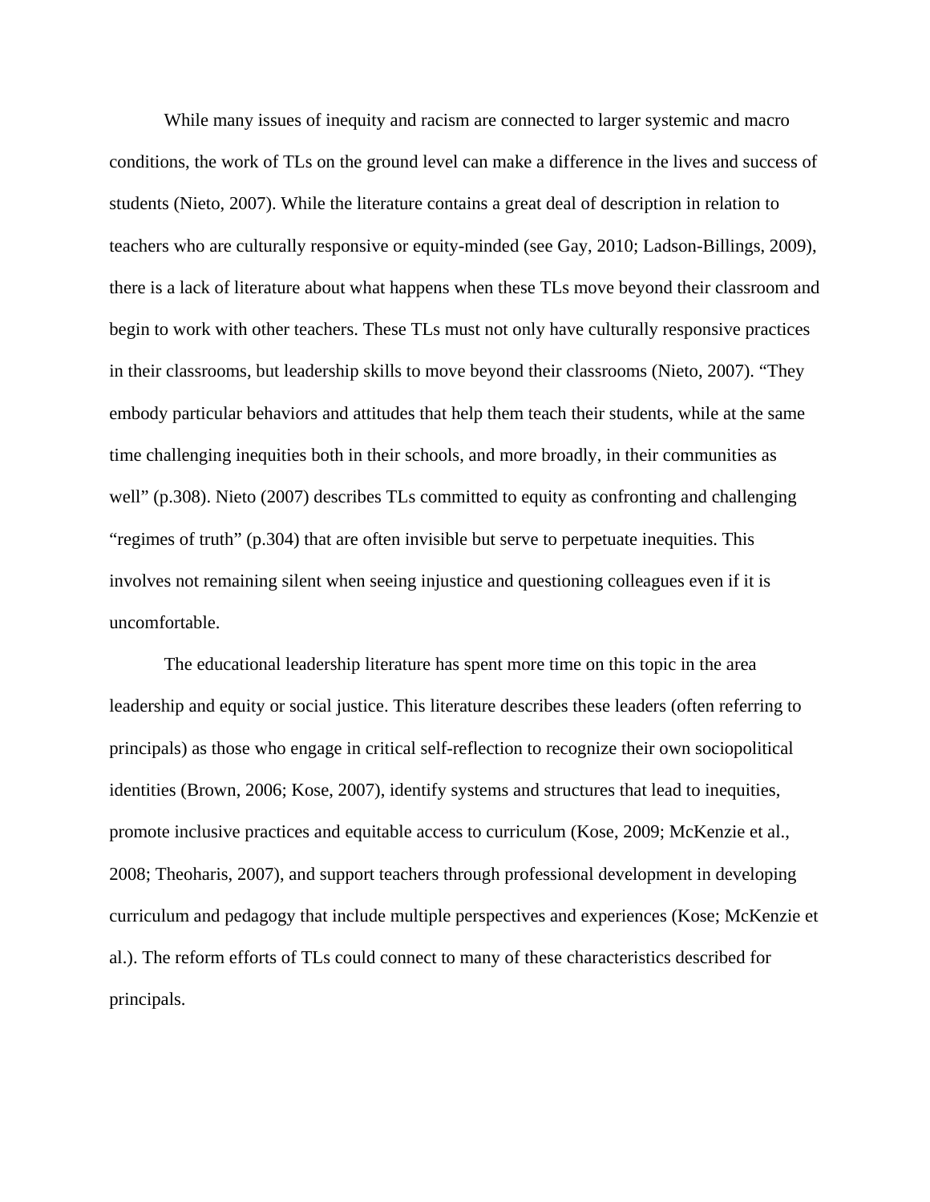While many issues of inequity and racism are connected to larger systemic and macro conditions, the work of TLs on the ground level can make a difference in the lives and success of students (Nieto, 2007). While the literature contains a great deal of description in relation to teachers who are culturally responsive or equity-minded (see Gay, 2010; Ladson-Billings, 2009), there is a lack of literature about what happens when these TLs move beyond their classroom and begin to work with other teachers. These TLs must not only have culturally responsive practices in their classrooms, but leadership skills to move beyond their classrooms (Nieto, 2007). "They embody particular behaviors and attitudes that help them teach their students, while at the same time challenging inequities both in their schools, and more broadly, in their communities as well" (p.308). Nieto (2007) describes TLs committed to equity as confronting and challenging "regimes of truth" (p.304) that are often invisible but serve to perpetuate inequities. This involves not remaining silent when seeing injustice and questioning colleagues even if it is uncomfortable.

The educational leadership literature has spent more time on this topic in the area leadership and equity or social justice. This literature describes these leaders (often referring to principals) as those who engage in critical self-reflection to recognize their own sociopolitical identities (Brown, 2006; Kose, 2007), identify systems and structures that lead to inequities, promote inclusive practices and equitable access to curriculum (Kose, 2009; McKenzie et al., 2008; Theoharis, 2007), and support teachers through professional development in developing curriculum and pedagogy that include multiple perspectives and experiences (Kose; McKenzie et al.). The reform efforts of TLs could connect to many of these characteristics described for principals.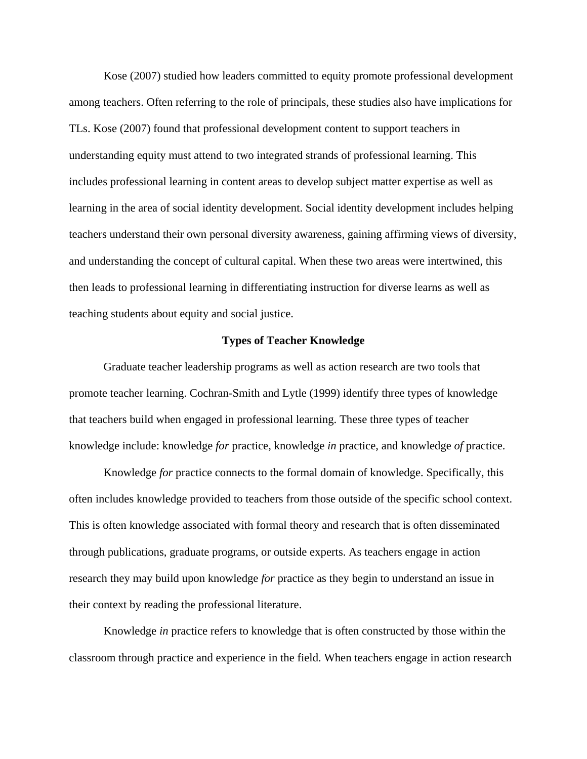Kose (2007) studied how leaders committed to equity promote professional development among teachers. Often referring to the role of principals, these studies also have implications for TLs. Kose (2007) found that professional development content to support teachers in understanding equity must attend to two integrated strands of professional learning. This includes professional learning in content areas to develop subject matter expertise as well as learning in the area of social identity development. Social identity development includes helping teachers understand their own personal diversity awareness, gaining affirming views of diversity, and understanding the concept of cultural capital. When these two areas were intertwined, this then leads to professional learning in differentiating instruction for diverse learns as well as teaching students about equity and social justice.

## Types of Teacher Knowledge

Graduate teacher leadership programs as well as action research are two tools that promote teacher learning. Cochran-Smith and Lytle (1999) identify three types of knowledge that teachers build when engaged in professional learning. These three types of teacher knowledge include: knowledge *for* practice, knowledge *in* practice, and knowledge *of* practice.

Knowledge *for* practice connects to the formal domain of knowledge. Specifically, this often includes knowledge provided to teachers from those outside of the specific school context. This is often knowledge associated with formal theory and research that is often disseminated through publications, graduate programs, or outside experts. As teachers engage in action research they may build upon knowledge *for* practice as they begin to understand an issue in their context by reading the professional literature.

Knowledge *in* practice refers to knowledge that is often constructed by those within the classroom through practice and experience in the field. When teachers engage in action research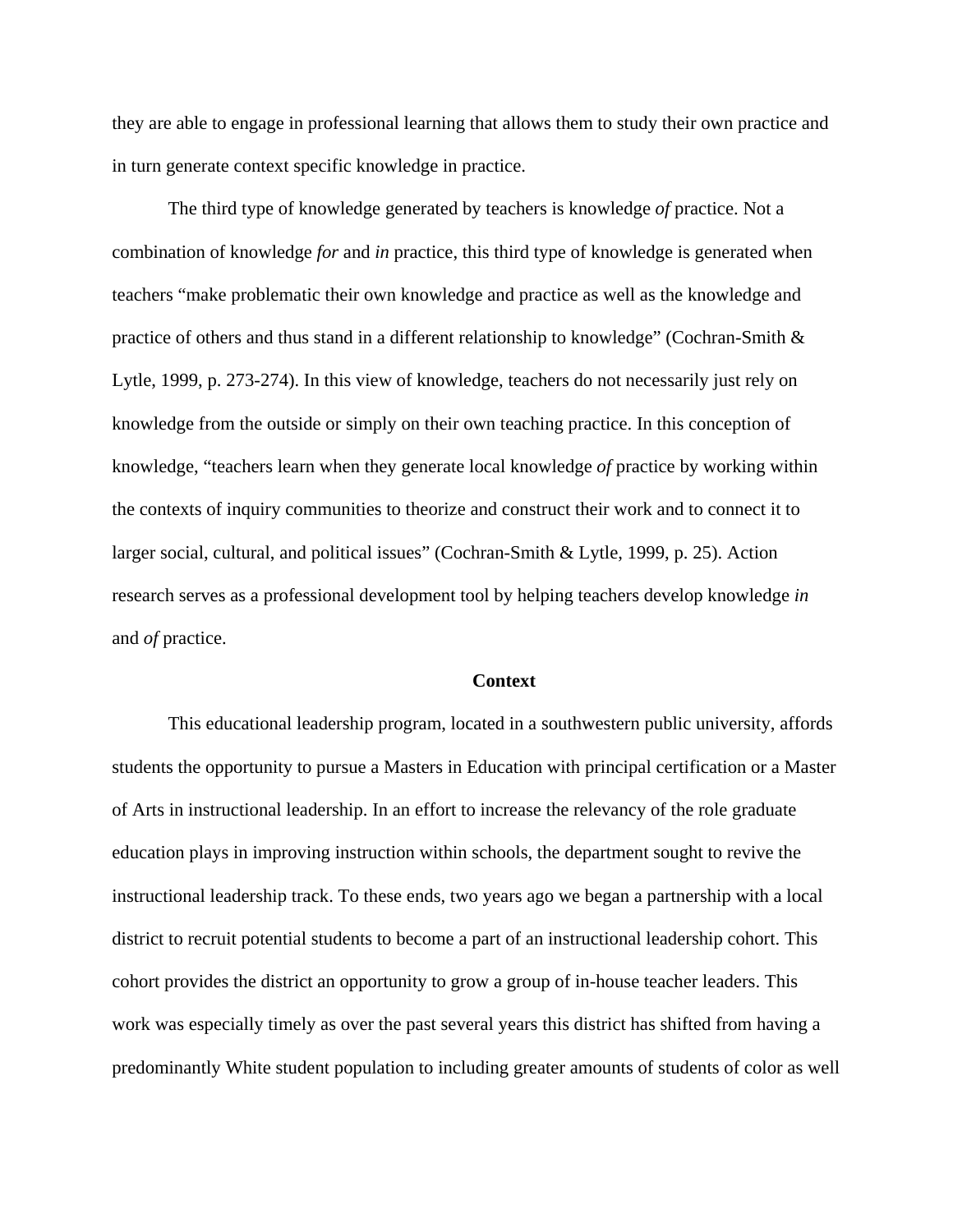they are able to engage in professional learning that allows them to study their own practice and in turn generate context specific knowledge in practice.

The third type of knowledge generated by teachers is knowledge *of* practice. Not a combination of knowledge *for* and *in* practice, this third type of knowledge is generated when teachers "make problematic their own knowledge and practice as well as the knowledge and practice of others and thus stand in a different relationship to knowledge" (Cochran-Smith & Lytle, 1999, p. 273-274). In this view of knowledge, teachers do not necessarily just rely on knowledge from the outside or simply on their own teaching practice. In this conception of knowledge, "teachers learn when they generate local knowledge *of* practice by working within the contexts of inquiry communities to theorize and construct their work and to connect it to larger social, cultural, and political issues" (Cochran-Smith & Lytle, 1999, p. 25). Action research serves as a professional development tool by helping teachers develop knowledge *in* and *of* practice.

## Context

This educational leadership program, located in a southwestern public university, affords students the opportunity to pursue a Masters in Education with principal certification or a Master of Arts in instructional leadership. In an effort to increase the relevancy of the role graduate education plays in improving instruction within schools, the department sought to revive the instructional leadership track. To these ends, two years ago we began a partnership with a local district to recruit potential students to become a part of an instructional leadership cohort. This cohort provides the district an opportunity to grow a group of in-house teacher leaders. This work was especially timely as over the past several years this district has shifted from having a predominantly White student population to including greater amounts of students of color as well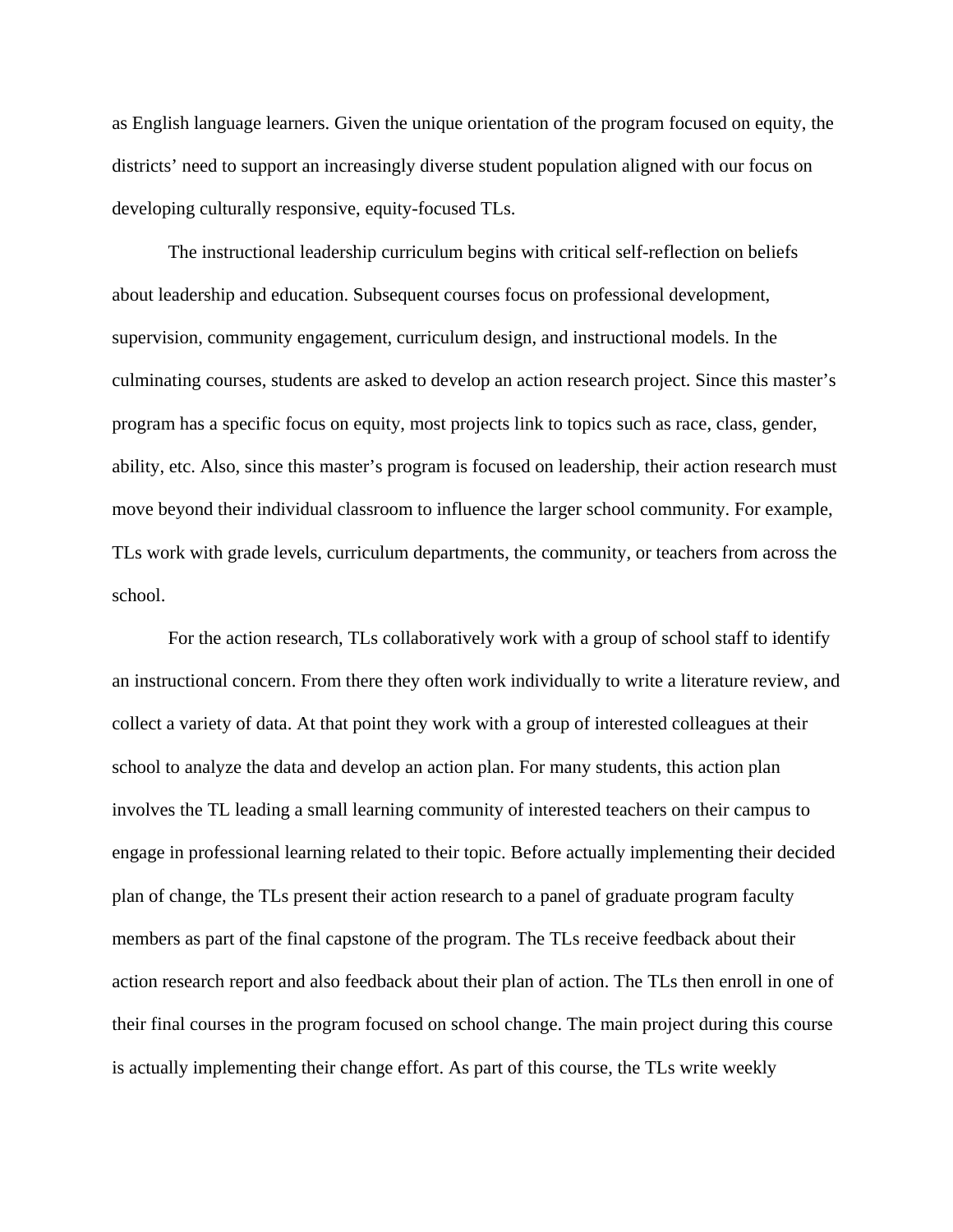as English language learners. Given the unique orientation of the program focused on equity, the districts' need to support an increasingly diverse student population aligned with our focus on developing culturally responsive, equity-focused TLs.

The instructional leadership curriculum begins with critical self-reflection on beliefs about leadership and education. Subsequent courses focus on professional development, supervision, community engagement, curriculum design, and instructional models. In the culminating courses, students are asked to develop an action research project. Since this master's program has a specific focus on equity, most projects link to topics such as race, class, gender, ability, etc. Also, since this master's program is focused on leadership, their action research must move beyond their individual classroom to influence the larger school community. For example, TLs work with grade levels, curriculum departments, the community, or teachers from across the school.

For the action research, TLs collaboratively work with a group of school staff to identify an instructional concern. From there they often work individually to write a literature review, and collect a variety of data. At that point they work with a group of interested colleagues at their school to analyze the data and develop an action plan. For many students, this action plan involves the TL leading a small learning community of interested teachers on their campus to engage in professional learning related to their topic. Before actually implementing their decided plan of change, the TLs present their action research to a panel of graduate program faculty members as part of the final capstone of the program. The TLs receive feedback about their action research report and also feedback about their plan of action. The TLs then enroll in one of their final courses in the program focused on school change. The main project during this course is actually implementing their change effort. As part of this course, the TLs write weekly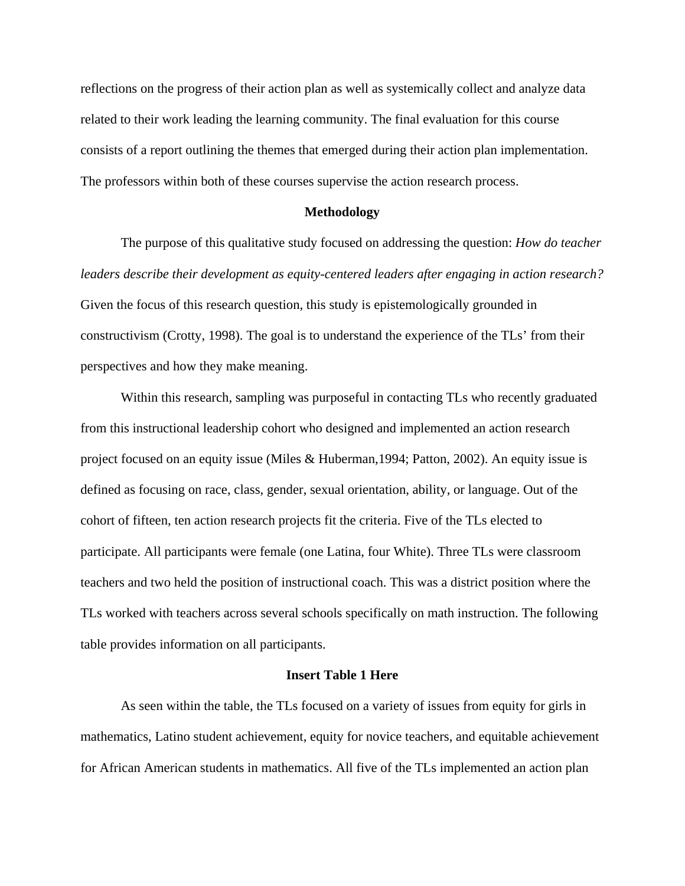reflections on the progress of their action plan as well as systemically collect and analyze data related to their work leading the learning community. The final evaluation for this course consists of a report outlining the themes that emerged during their action plan implementation. The professors within both of these courses supervise the action research process.

## Methodology

The purpose of this qualitative study focused on addressing the question: *How do teacher leaders describe their development as equity-centered leaders after engaging in action research?* Given the focus of this research question, this study is epistemologically grounded in constructivism (Crotty, 1998). The goal is to understand the experience of the TLs' from their perspectives and how they make meaning.

Within this research, sampling was purposeful in contacting TLs who recently graduated from this instructional leadership cohort who designed and implemented an action research project focused on an equity issue (Miles & Huberman,1994; Patton, 2002). An equity issue is defined as focusing on race, class, gender, sexual orientation, ability, or language. Out of the cohort of fifteen, ten action research projects fit the criteria. Five of the TLs elected to participate. All participants were female (one Latina, four White). Three TLs were classroom teachers and two held the position of instructional coach. This was a district position where the TLs worked with teachers across several schools specifically on math instruction. The following table provides information on all participants.

**Insert Table 1 Here**

As seen within the table, the TLs focused on a variety of issues from equity for girls in mathematics, Latino student achievement, equity for novice teachers, and equitable achievement for African American students in mathematics. All five of the TLs implemented an action plan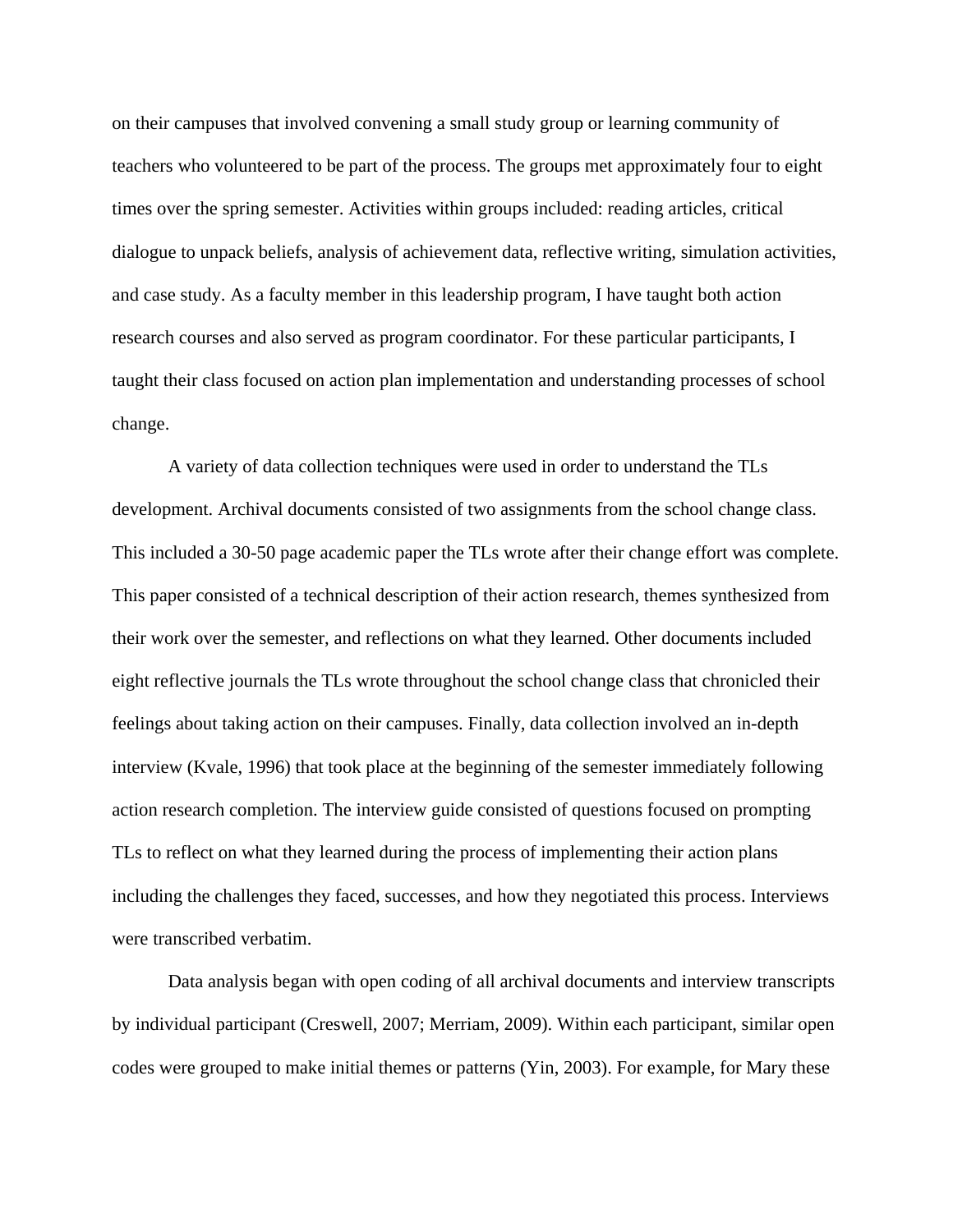on their campuses that involved convening a small study group or learning community of teachers who volunteered to be part of the process. The groups met approximately four to eight times over the spring semester. Activities within groups included: reading articles, critical dialogue to unpack beliefs, analysis of achievement data, reflective writing, simulation activities, and case study. As a faculty member in this leadership program, I have taught both action research courses and also served as program coordinator. For these particular participants, I taught their class focused on action plan implementation and understanding processes of school change.

A variety of data collection techniques were used in order to understand the TLs development. Archival documents consisted of two assignments from the school change class. This included a 30-50 page academic paper the TLs wrote after their change effort was complete. This paper consisted of a technical description of their action research, themes synthesized from their work over the semester, and reflections on what they learned. Other documents included eight reflective journals the TLs wrote throughout the school change class that chronicled their feelings about taking action on their campuses. Finally, data collection involved an in-depth interview (Kvale, 1996) that took place at the beginning of the semester immediately following action research completion. The interview guide consisted of questions focused on prompting TLs to reflect on what they learned during the process of implementing their action plans including the challenges they faced, successes, and how they negotiated this process. Interviews were transcribed verbatim.

Data analysis began with open coding of all archival documents and interview transcripts by individual participant (Creswell, 2007; Merriam, 2009). Within each participant, similar open codes were grouped to make initial themes or patterns (Yin, 2003). For example, for Mary these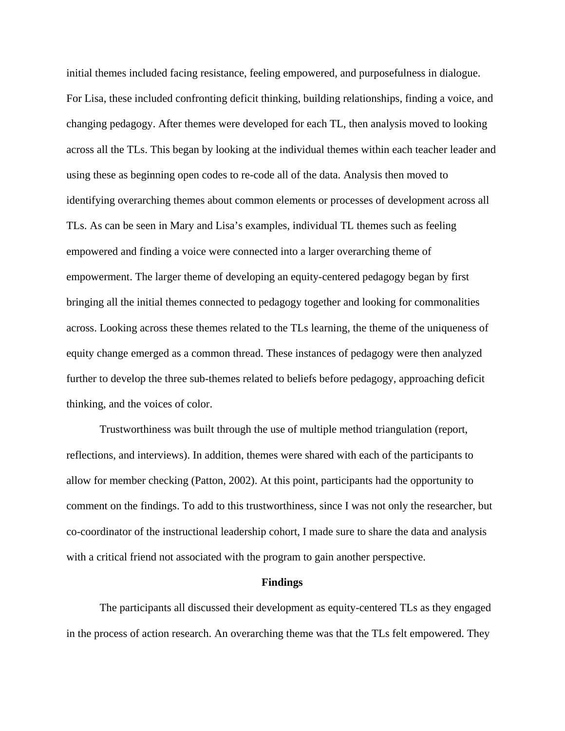initial themes included facing resistance, feeling empowered, and purposefulness in dialogue. For Lisa, these included confronting deficit thinking, building relationships, finding a voice, and changing pedagogy. After themes were developed for each TL, then analysis moved to looking across all the TLs. This began by looking at the individual themes within each teacher leader and using these as beginning open codes to re-code all of the data. Analysis then moved to identifying overarching themes about common elements or processes of development across all TLs. As can be seen in Mary and Lisa's examples, individual TL themes such as feeling empowered and finding a voice were connected into a larger overarching theme of empowerment. The larger theme of developing an equity-centered pedagogy began by first bringing all the initial themes connected to pedagogy together and looking for commonalities across. Looking across these themes related to the TLs learning, the theme of the uniqueness of equity change emerged as a common thread. These instances of pedagogy were then analyzed further to develop the three sub-themes related to beliefs before pedagogy, approaching deficit thinking, and the voices of color.

Trustworthiness was built through the use of multiple method triangulation (report, reflections, and interviews). In addition, themes were shared with each of the participants to allow for member checking (Patton, 2002). At this point, participants had the opportunity to comment on the findings. To add to this trustworthiness, since I was not only the researcher, but co-coordinator of the instructional leadership cohort, I made sure to share the data and analysis with a critical friend not associated with the program to gain another perspective.

**Findings**

The participants all discussed their development as equity-centered TLs as they engaged in the process of action research. An overarching theme was that the TLs felt empowered. They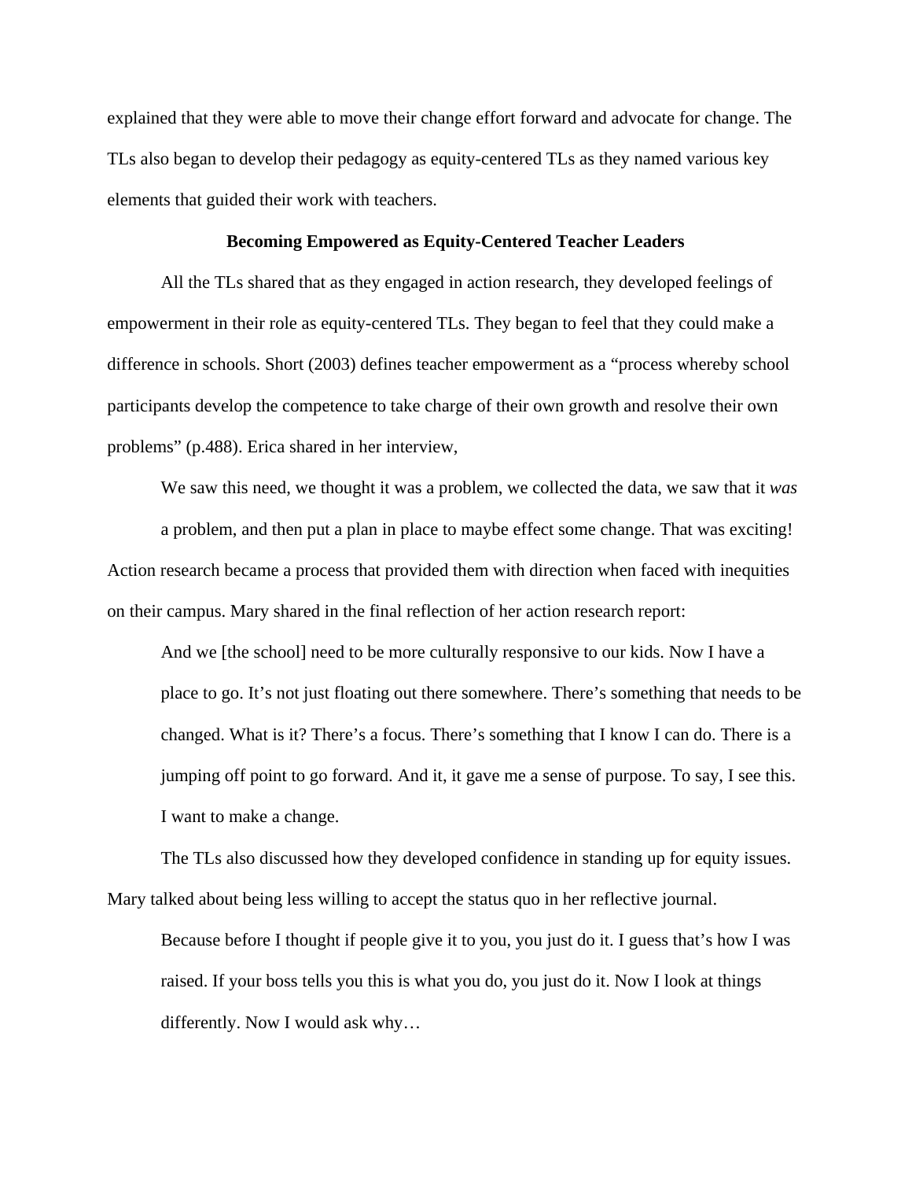explained that they were able to move their change effort forward and advocate for change. The TLs also began to develop their pedagogy as equity-centered TLs as they named various key elements that guided their work with teachers.

## Becoming Empowered as Equity-Centered Teacher Leaders

All the TLs shared that as they engaged in action research, they developed feelings of empowerment in their role as equity-centered TLs. They began to feel that they could make a difference in schools. Short (2003) defines teacher empowerment as a "process whereby school participants develop the competence to take charge of their own growth and resolve their own problems" (p.488). Erica shared in her interview,

> We saw this need, we thought it was a problem, we collected the data, we saw that it *was* a problem, and then put a plan in place to maybe effect some change. That was exciting!

Action research became a process that provided them with direction when faced with inequities on their campus. Mary shared in the final reflection of her action research report:

> And we [the school] need to be more culturally responsive to our kids. Now I have a place to go. It's not just floating out there somewhere. There's something that needs to be changed. What is it? There's a focus. There's something that I know I can do. There is a jumping off point to go forward. And it, it gave me a sense of purpose. To say, I see this. I want to make a change.

The TLs also discussed how they developed confidence in standing up for equity issues. Mary talked about being less willing to accept the status quo in her reflective journal.

> Because before I thought if people give it to you, you just do it. I guess that's how I was raised. If your boss tells you this is what you do, you just do it. Now I look at things differently. Now I would ask why…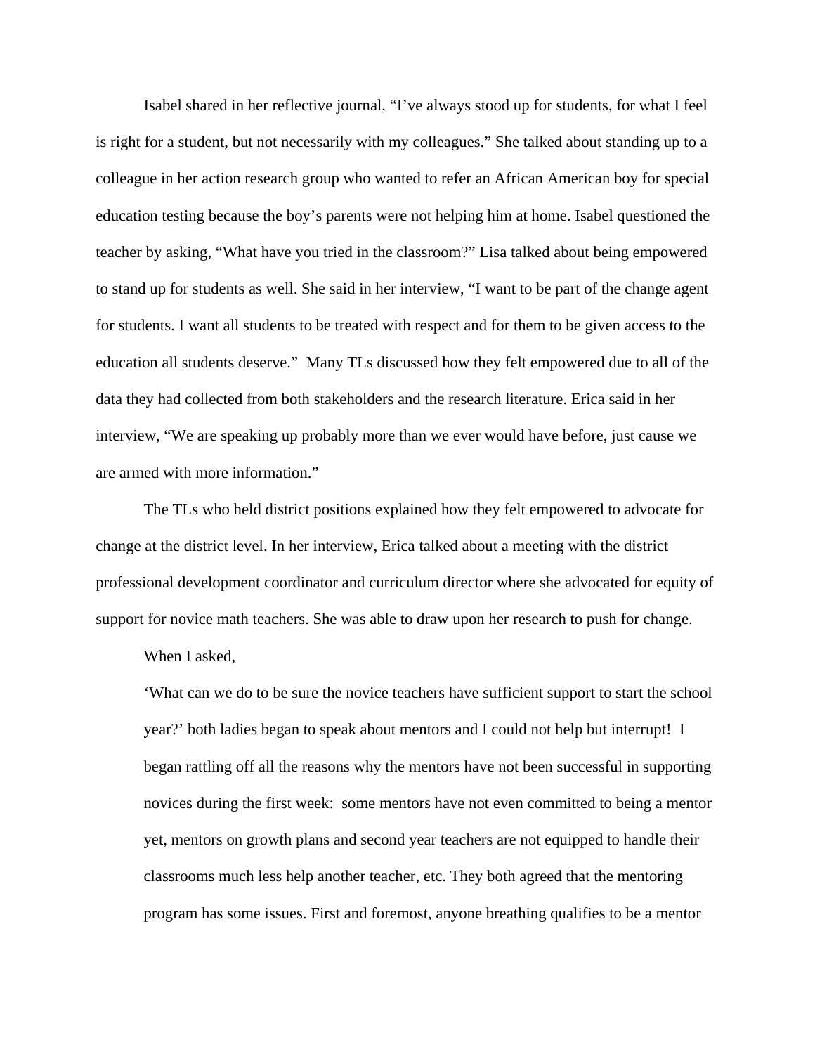Isabel shared in her reflective journal, "I've always stood up for students, for what I feel is right for a student, but not necessarily with my colleagues." She talked about standing up to a colleague in her action research group who wanted to refer an African American boy for special education testing because the boy's parents were not helping him at home. Isabel questioned the teacher by asking, "What have you tried in the classroom?" Lisa talked about being empowered to stand up for students as well. She said in her interview, "I want to be part of the change agent for students. I want all students to be treated with respect and for them to be given access to the education all students deserve." Many TLs discussed how they felt empowered due to all of the data they had collected from both stakeholders and the research literature. Erica said in her interview, "We are speaking up probably more than we ever would have before, just cause we are armed with more information."

The TLs who held district positions explained how they felt empowered to advocate for change at the district level. In her interview, Erica talked about a meeting with the district professional development coordinator and curriculum director where she advocated for equity of support for novice math teachers. She was able to draw upon her research to push for change.

When I asked,

> 'What can we do to be sure the novice teachers have sufficient support to start the school year?' both ladies began to speak about mentors and I could not help but interrupt! I began rattling off all the reasons why the mentors have not been successful in supporting novices during the first week: some mentors have not even committed to being a mentor yet, mentors on growth plans and second year teachers are not equipped to handle their classrooms much less help another teacher, etc. They both agreed that the mentoring program has some issues. First and foremost, anyone breathing qualifies to be a mentor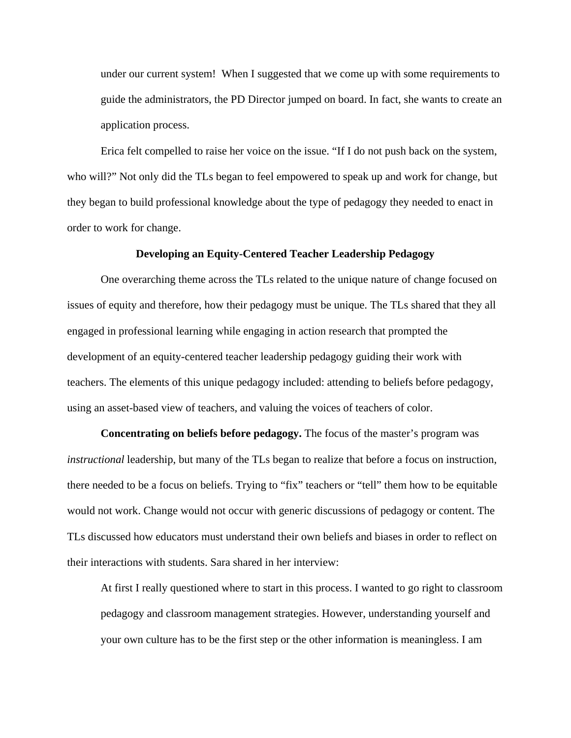> under our current system! When I suggested that we come up with some requirements to guide the administrators, the PD Director jumped on board. In fact, she wants to create an application process.

Erica felt compelled to raise her voice on the issue. "If I do not push back on the system, who will?" Not only did the TLs began to feel empowered to speak up and work for change, but they began to build professional knowledge about the type of pedagogy they needed to enact in order to work for change.

### Developing an Equity-Centered Teacher Leadership Pedagogy

One overarching theme across the TLs related to the unique nature of change focused on issues of equity and therefore, how their pedagogy must be unique. The TLs shared that they all engaged in professional learning while engaging in action research that prompted the development of an equity-centered teacher leadership pedagogy guiding their work with teachers. The elements of this unique pedagogy included: attending to beliefs before pedagogy, using an asset-based view of teachers, and valuing the voices of teachers of color.

**Concentrating on beliefs before pedagogy.** The focus of the master's program was *instructional* leadership, but many of the TLs began to realize that before a focus on instruction, there needed to be a focus on beliefs. Trying to "fix" teachers or "tell" them how to be equitable would not work. Change would not occur with generic discussions of pedagogy or content. The TLs discussed how educators must understand their own beliefs and biases in order to reflect on their interactions with students. Sara shared in her interview:

> At first I really questioned where to start in this process. I wanted to go right to classroom pedagogy and classroom management strategies. However, understanding yourself and your own culture has to be the first step or the other information is meaningless. I am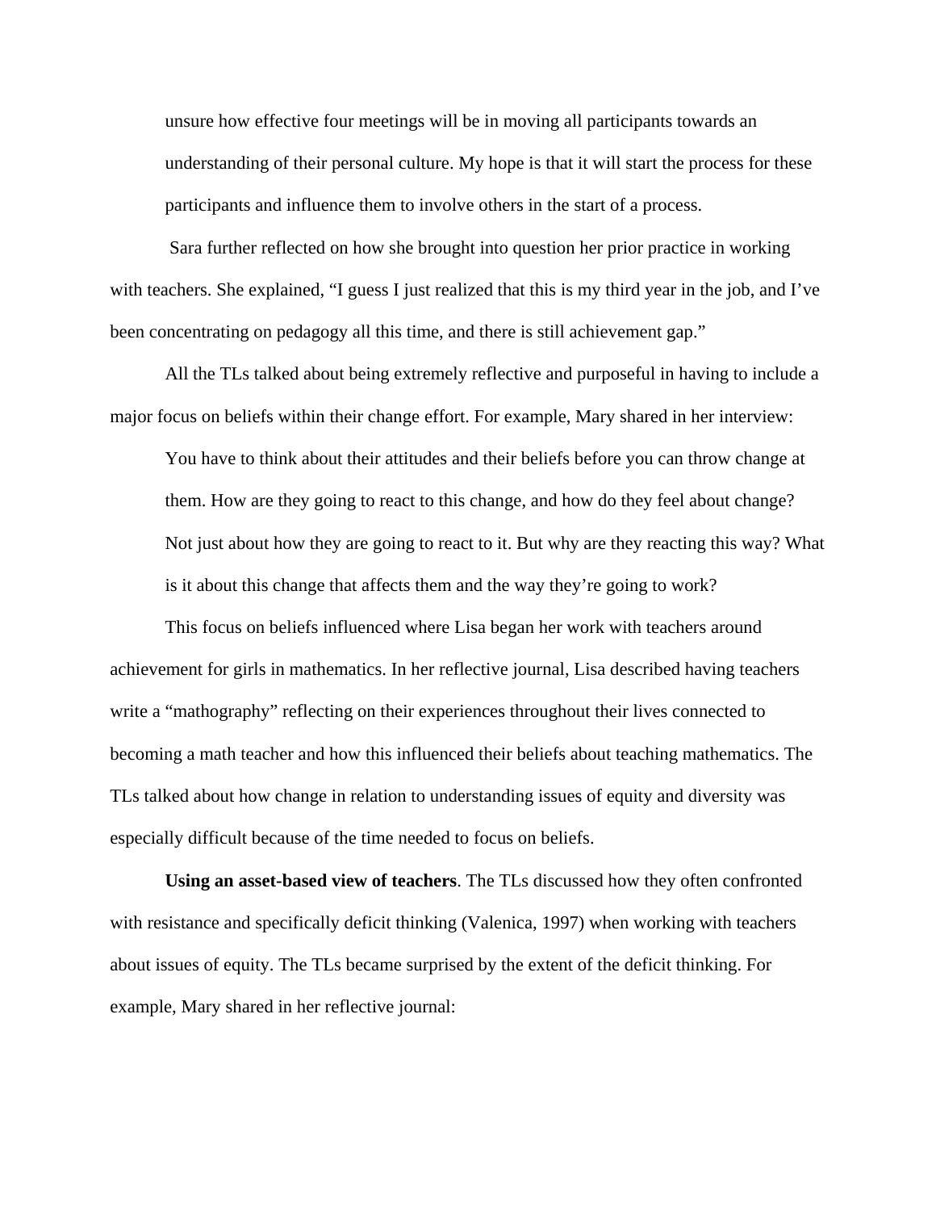> unsure how effective four meetings will be in moving all participants towards an understanding of their personal culture. My hope is that it will start the process for these participants and influence them to involve others in the start of a process.

Sara further reflected on how she brought into question her prior practice in working with teachers. She explained, "I guess I just realized that this is my third year in the job, and I've been concentrating on pedagogy all this time, and there is still achievement gap."

All the TLs talked about being extremely reflective and purposeful in having to include a major focus on beliefs within their change effort. For example, Mary shared in her interview:

> You have to think about their attitudes and their beliefs before you can throw change at them. How are they going to react to this change, and how do they feel about change? Not just about how they are going to react to it. But why are they reacting this way? What is it about this change that affects them and the way they're going to work?

This focus on beliefs influenced where Lisa began her work with teachers around achievement for girls in mathematics. In her reflective journal, Lisa described having teachers write a "mathography" reflecting on their experiences throughout their lives connected to becoming a math teacher and how this influenced their beliefs about teaching mathematics. The TLs talked about how change in relation to understanding issues of equity and diversity was especially difficult because of the time needed to focus on beliefs.

**Using an asset-based view of teachers**. The TLs discussed how they often confronted with resistance and specifically deficit thinking (Valenica, 1997) when working with teachers about issues of equity. The TLs became surprised by the extent of the deficit thinking. For example, Mary shared in her reflective journal: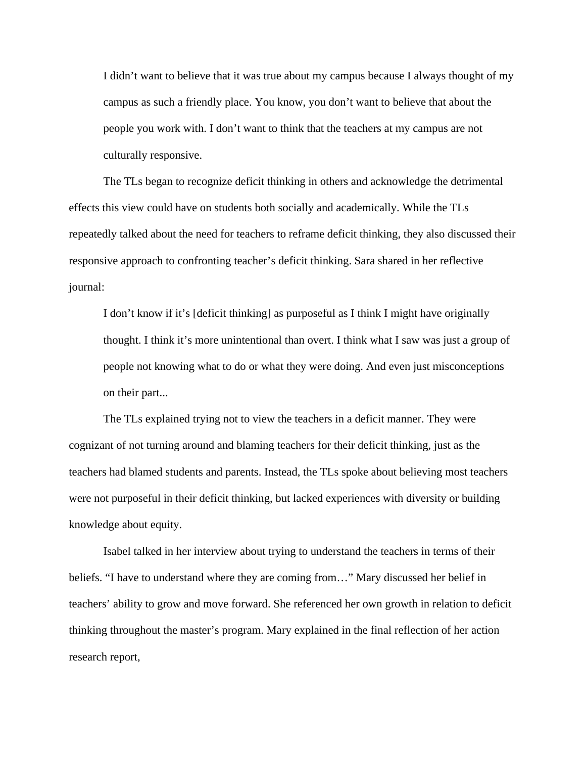> I didn't want to believe that it was true about my campus because I always thought of my campus as such a friendly place. You know, you don't want to believe that about the people you work with. I don't want to think that the teachers at my campus are not culturally responsive.

The TLs began to recognize deficit thinking in others and acknowledge the detrimental effects this view could have on students both socially and academically. While the TLs repeatedly talked about the need for teachers to reframe deficit thinking, they also discussed their responsive approach to confronting teacher's deficit thinking. Sara shared in her reflective journal:

> I don't know if it's [deficit thinking] as purposeful as I think I might have originally thought. I think it's more unintentional than overt. I think what I saw was just a group of people not knowing what to do or what they were doing. And even just misconceptions on their part...

The TLs explained trying not to view the teachers in a deficit manner. They were cognizant of not turning around and blaming teachers for their deficit thinking, just as the teachers had blamed students and parents. Instead, the TLs spoke about believing most teachers were not purposeful in their deficit thinking, but lacked experiences with diversity or building knowledge about equity.

Isabel talked in her interview about trying to understand the teachers in terms of their beliefs. "I have to understand where they are coming from…" Mary discussed her belief in teachers' ability to grow and move forward. She referenced her own growth in relation to deficit thinking throughout the master's program. Mary explained in the final reflection of her action research report,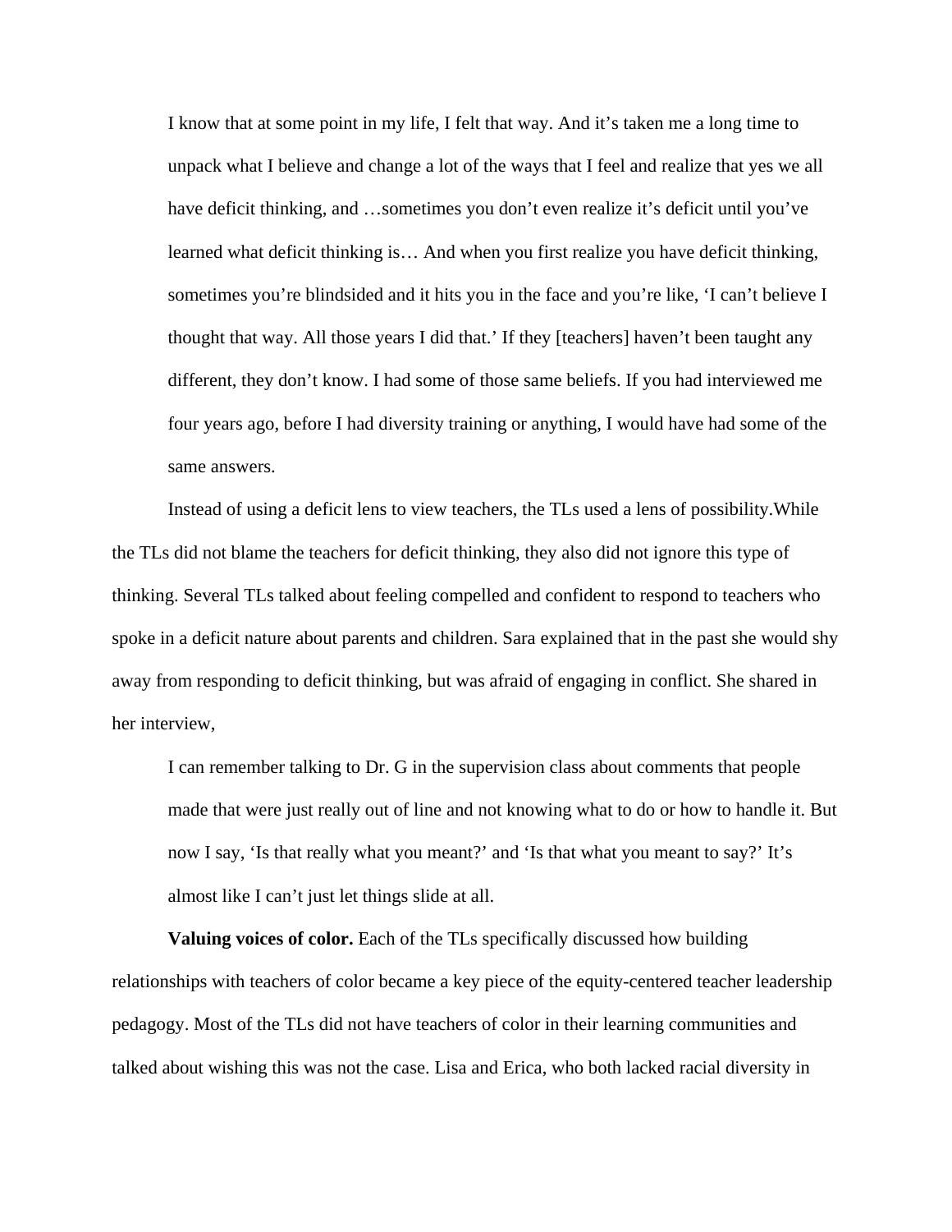> I know that at some point in my life, I felt that way. And it's taken me a long time to unpack what I believe and change a lot of the ways that I feel and realize that yes we all have deficit thinking, and …sometimes you don't even realize it's deficit until you've learned what deficit thinking is… And when you first realize you have deficit thinking, sometimes you're blindsided and it hits you in the face and you're like, 'I can't believe I thought that way. All those years I did that.' If they [teachers] haven't been taught any different, they don't know. I had some of those same beliefs. If you had interviewed me four years ago, before I had diversity training or anything, I would have had some of the same answers.

Instead of using a deficit lens to view teachers, the TLs used a lens of possibility.While the TLs did not blame the teachers for deficit thinking, they also did not ignore this type of thinking. Several TLs talked about feeling compelled and confident to respond to teachers who spoke in a deficit nature about parents and children. Sara explained that in the past she would shy away from responding to deficit thinking, but was afraid of engaging in conflict. She shared in her interview,

> I can remember talking to Dr. G in the supervision class about comments that people made that were just really out of line and not knowing what to do or how to handle it. But now I say, 'Is that really what you meant?' and 'Is that what you meant to say?' It's almost like I can't just let things slide at all.

**Valuing voices of color.** Each of the TLs specifically discussed how building relationships with teachers of color became a key piece of the equity-centered teacher leadership pedagogy. Most of the TLs did not have teachers of color in their learning communities and talked about wishing this was not the case. Lisa and Erica, who both lacked racial diversity in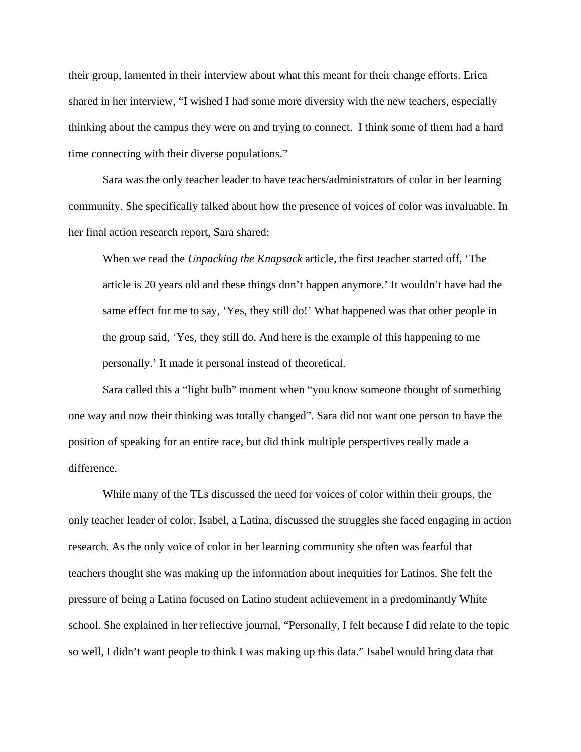their group, lamented in their interview about what this meant for their change efforts. Erica shared in her interview, "I wished I had some more diversity with the new teachers, especially thinking about the campus they were on and trying to connect. I think some of them had a hard time connecting with their diverse populations."

Sara was the only teacher leader to have teachers/administrators of color in her learning community. She specifically talked about how the presence of voices of color was invaluable. In her final action research report, Sara shared:

> When we read the *Unpacking the Knapsack* article, the first teacher started off, 'The article is 20 years old and these things don't happen anymore.' It wouldn't have had the same effect for me to say, 'Yes, they still do!' What happened was that other people in the group said, 'Yes, they still do. And here is the example of this happening to me personally.' It made it personal instead of theoretical.

Sara called this a "light bulb" moment when "you know someone thought of something one way and now their thinking was totally changed". Sara did not want one person to have the position of speaking for an entire race, but did think multiple perspectives really made a difference.

While many of the TLs discussed the need for voices of color within their groups, the only teacher leader of color, Isabel, a Latina, discussed the struggles she faced engaging in action research. As the only voice of color in her learning community she often was fearful that teachers thought she was making up the information about inequities for Latinos. She felt the pressure of being a Latina focused on Latino student achievement in a predominantly White school. She explained in her reflective journal, "Personally, I felt because I did relate to the topic so well, I didn't want people to think I was making up this data." Isabel would bring data that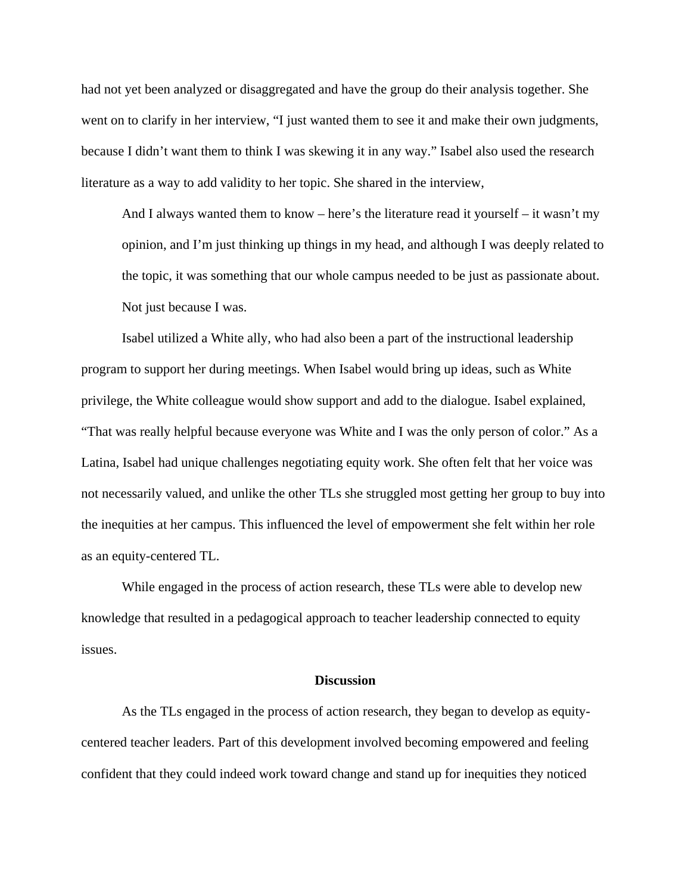had not yet been analyzed or disaggregated and have the group do their analysis together. She went on to clarify in her interview, "I just wanted them to see it and make their own judgments, because I didn't want them to think I was skewing it in any way." Isabel also used the research literature as a way to add validity to her topic. She shared in the interview,

> And I always wanted them to know – here's the literature read it yourself – it wasn't my opinion, and I'm just thinking up things in my head, and although I was deeply related to the topic, it was something that our whole campus needed to be just as passionate about. Not just because I was.

Isabel utilized a White ally, who had also been a part of the instructional leadership program to support her during meetings. When Isabel would bring up ideas, such as White privilege, the White colleague would show support and add to the dialogue. Isabel explained, "That was really helpful because everyone was White and I was the only person of color." As a Latina, Isabel had unique challenges negotiating equity work. She often felt that her voice was not necessarily valued, and unlike the other TLs she struggled most getting her group to buy into the inequities at her campus. This influenced the level of empowerment she felt within her role as an equity-centered TL.

While engaged in the process of action research, these TLs were able to develop new knowledge that resulted in a pedagogical approach to teacher leadership connected to equity issues.

## Discussion

As the TLs engaged in the process of action research, they began to develop as equity-centered teacher leaders. Part of this development involved becoming empowered and feeling confident that they could indeed work toward change and stand up for inequities they noticed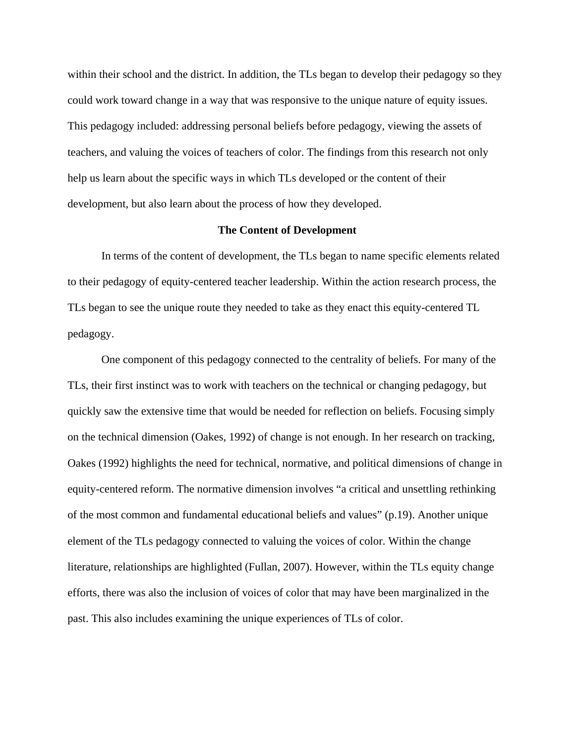within their school and the district. In addition, the TLs began to develop their pedagogy so they could work toward change in a way that was responsive to the unique nature of equity issues. This pedagogy included: addressing personal beliefs before pedagogy, viewing the assets of teachers, and valuing the voices of teachers of color. The findings from this research not only help us learn about the specific ways in which TLs developed or the content of their development, but also learn about the process of how they developed.

## The Content of Development

In terms of the content of development, the TLs began to name specific elements related to their pedagogy of equity-centered teacher leadership. Within the action research process, the TLs began to see the unique route they needed to take as they enact this equity-centered TL pedagogy.

One component of this pedagogy connected to the centrality of beliefs. For many of the TLs, their first instinct was to work with teachers on the technical or changing pedagogy, but quickly saw the extensive time that would be needed for reflection on beliefs. Focusing simply on the technical dimension (Oakes, 1992) of change is not enough. In her research on tracking, Oakes (1992) highlights the need for technical, normative, and political dimensions of change in equity-centered reform. The normative dimension involves "a critical and unsettling rethinking of the most common and fundamental educational beliefs and values" (p.19). Another unique element of the TLs pedagogy connected to valuing the voices of color. Within the change literature, relationships are highlighted (Fullan, 2007). However, within the TLs equity change efforts, there was also the inclusion of voices of color that may have been marginalized in the past. This also includes examining the unique experiences of TLs of color.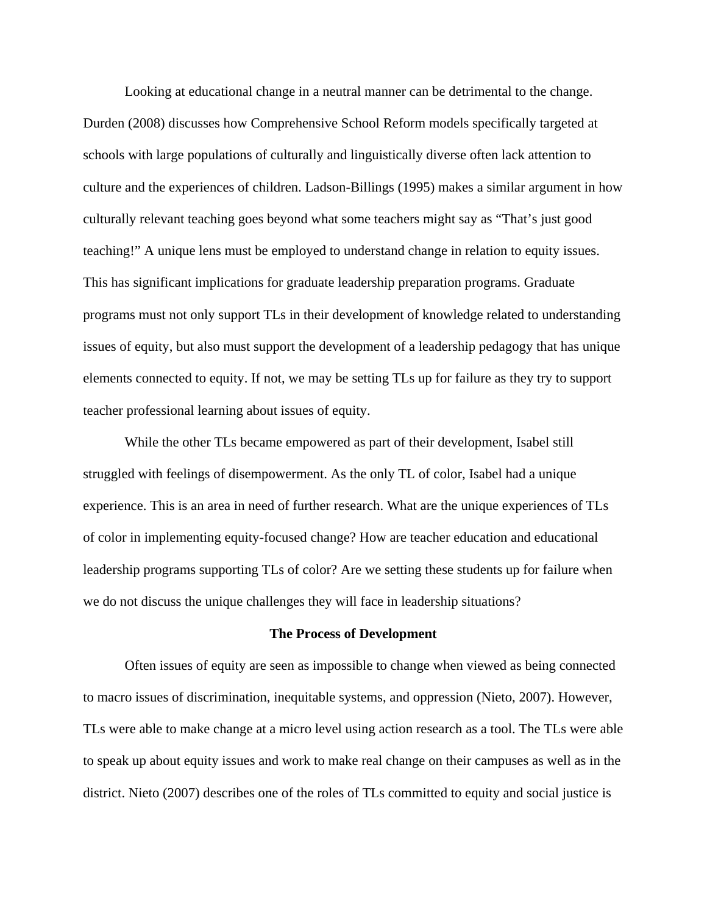Looking at educational change in a neutral manner can be detrimental to the change. Durden (2008) discusses how Comprehensive School Reform models specifically targeted at schools with large populations of culturally and linguistically diverse often lack attention to culture and the experiences of children. Ladson-Billings (1995) makes a similar argument in how culturally relevant teaching goes beyond what some teachers might say as "That's just good teaching!" A unique lens must be employed to understand change in relation to equity issues. This has significant implications for graduate leadership preparation programs. Graduate programs must not only support TLs in their development of knowledge related to understanding issues of equity, but also must support the development of a leadership pedagogy that has unique elements connected to equity. If not, we may be setting TLs up for failure as they try to support teacher professional learning about issues of equity.

While the other TLs became empowered as part of their development, Isabel still struggled with feelings of disempowerment. As the only TL of color, Isabel had a unique experience. This is an area in need of further research. What are the unique experiences of TLs of color in implementing equity-focused change? How are teacher education and educational leadership programs supporting TLs of color? Are we setting these students up for failure when we do not discuss the unique challenges they will face in leadership situations?

## The Process of Development

Often issues of equity are seen as impossible to change when viewed as being connected to macro issues of discrimination, inequitable systems, and oppression (Nieto, 2007). However, TLs were able to make change at a micro level using action research as a tool. The TLs were able to speak up about equity issues and work to make real change on their campuses as well as in the district. Nieto (2007) describes one of the roles of TLs committed to equity and social justice is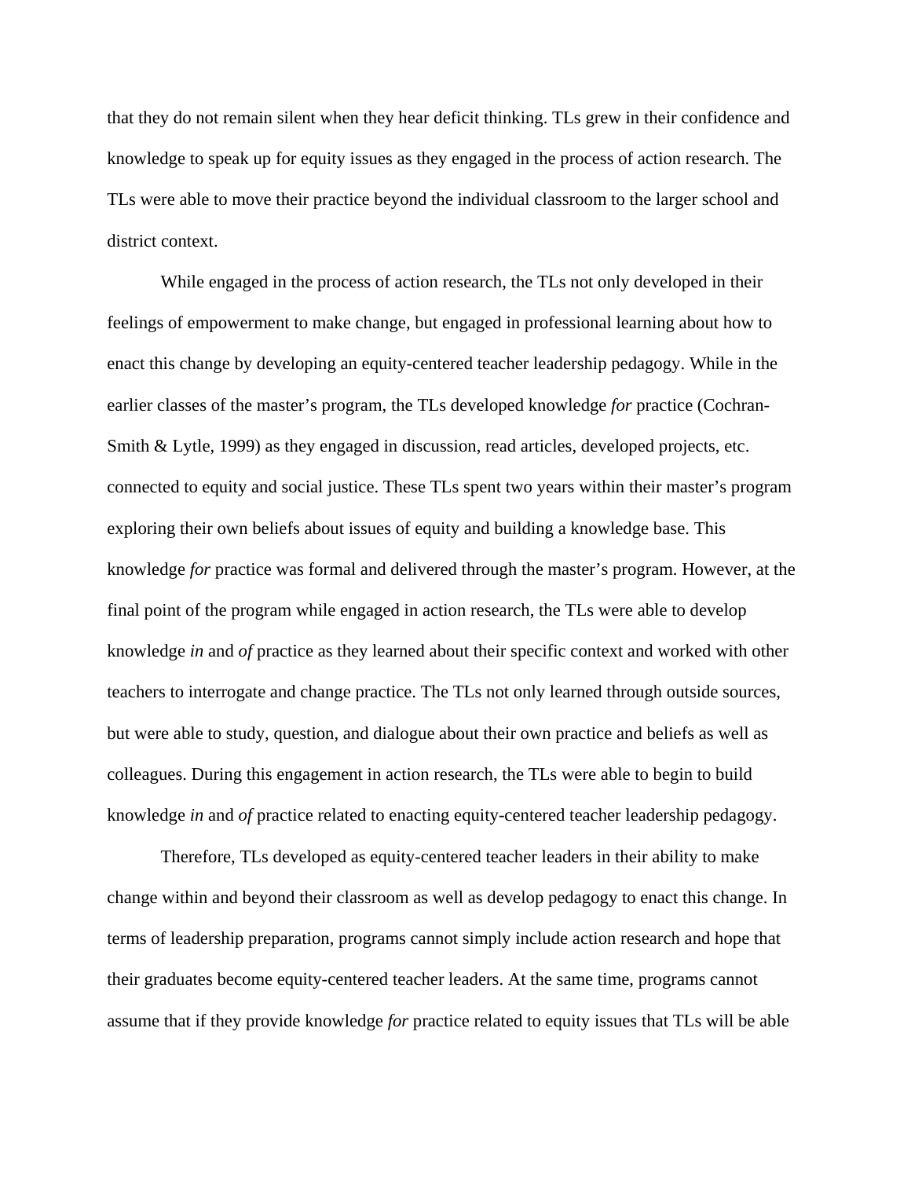that they do not remain silent when they hear deficit thinking. TLs grew in their confidence and knowledge to speak up for equity issues as they engaged in the process of action research. The TLs were able to move their practice beyond the individual classroom to the larger school and district context.

While engaged in the process of action research, the TLs not only developed in their feelings of empowerment to make change, but engaged in professional learning about how to enact this change by developing an equity-centered teacher leadership pedagogy. While in the earlier classes of the master's program, the TLs developed knowledge *for* practice (Cochran-Smith & Lytle, 1999) as they engaged in discussion, read articles, developed projects, etc. connected to equity and social justice. These TLs spent two years within their master's program exploring their own beliefs about issues of equity and building a knowledge base. This knowledge *for* practice was formal and delivered through the master's program. However, at the final point of the program while engaged in action research, the TLs were able to develop knowledge *in* and *of* practice as they learned about their specific context and worked with other teachers to interrogate and change practice. The TLs not only learned through outside sources, but were able to study, question, and dialogue about their own practice and beliefs as well as colleagues. During this engagement in action research, the TLs were able to begin to build knowledge *in* and *of* practice related to enacting equity-centered teacher leadership pedagogy.

Therefore, TLs developed as equity-centered teacher leaders in their ability to make change within and beyond their classroom as well as develop pedagogy to enact this change. In terms of leadership preparation, programs cannot simply include action research and hope that their graduates become equity-centered teacher leaders. At the same time, programs cannot assume that if they provide knowledge *for* practice related to equity issues that TLs will be able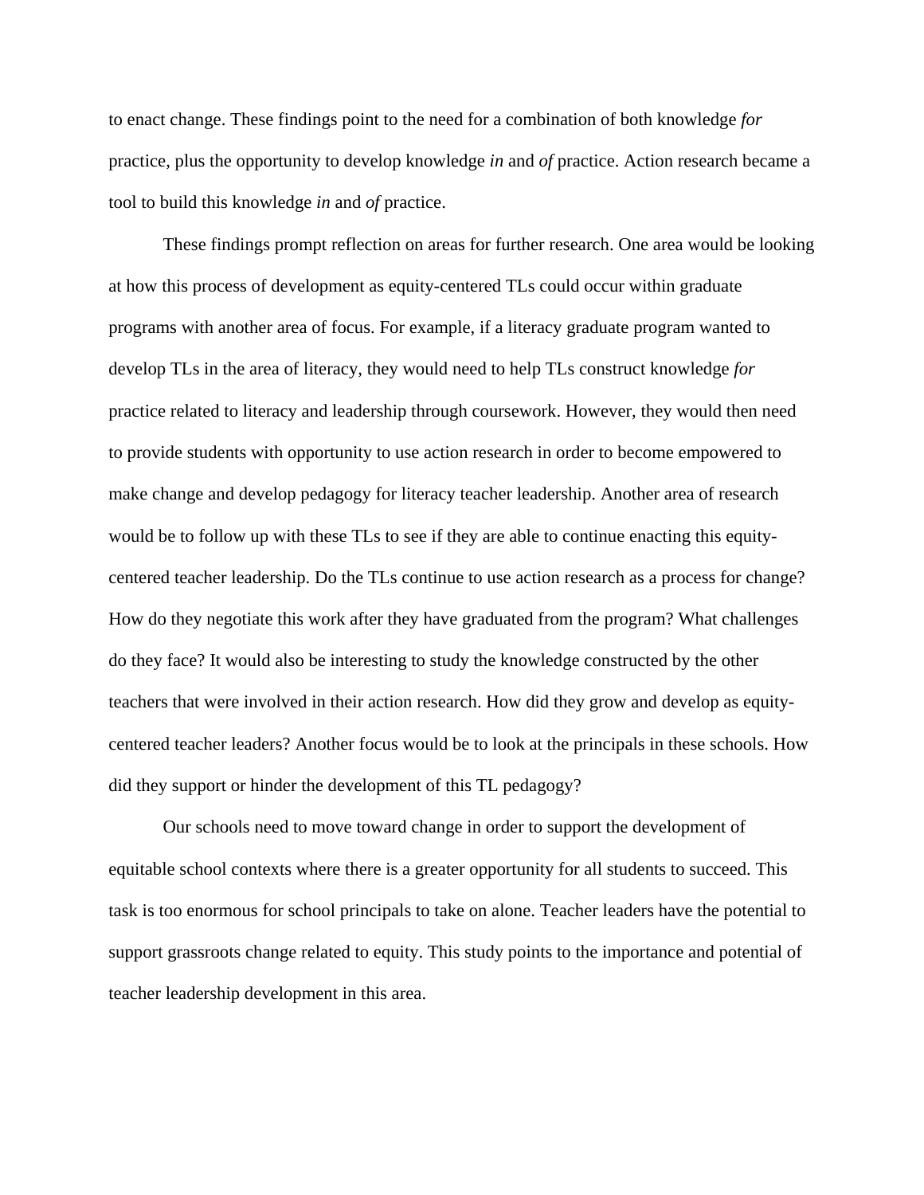to enact change. These findings point to the need for a combination of both knowledge *for* practice, plus the opportunity to develop knowledge *in* and *of* practice. Action research became a tool to build this knowledge *in* and *of* practice.

These findings prompt reflection on areas for further research. One area would be looking at how this process of development as equity-centered TLs could occur within graduate programs with another area of focus. For example, if a literacy graduate program wanted to develop TLs in the area of literacy, they would need to help TLs construct knowledge *for* practice related to literacy and leadership through coursework. However, they would then need to provide students with opportunity to use action research in order to become empowered to make change and develop pedagogy for literacy teacher leadership. Another area of research would be to follow up with these TLs to see if they are able to continue enacting this equity-centered teacher leadership. Do the TLs continue to use action research as a process for change? How do they negotiate this work after they have graduated from the program? What challenges do they face? It would also be interesting to study the knowledge constructed by the other teachers that were involved in their action research. How did they grow and develop as equity-centered teacher leaders? Another focus would be to look at the principals in these schools. How did they support or hinder the development of this TL pedagogy?

Our schools need to move toward change in order to support the development of equitable school contexts where there is a greater opportunity for all students to succeed. This task is too enormous for school principals to take on alone. Teacher leaders have the potential to support grassroots change related to equity. This study points to the importance and potential of teacher leadership development in this area.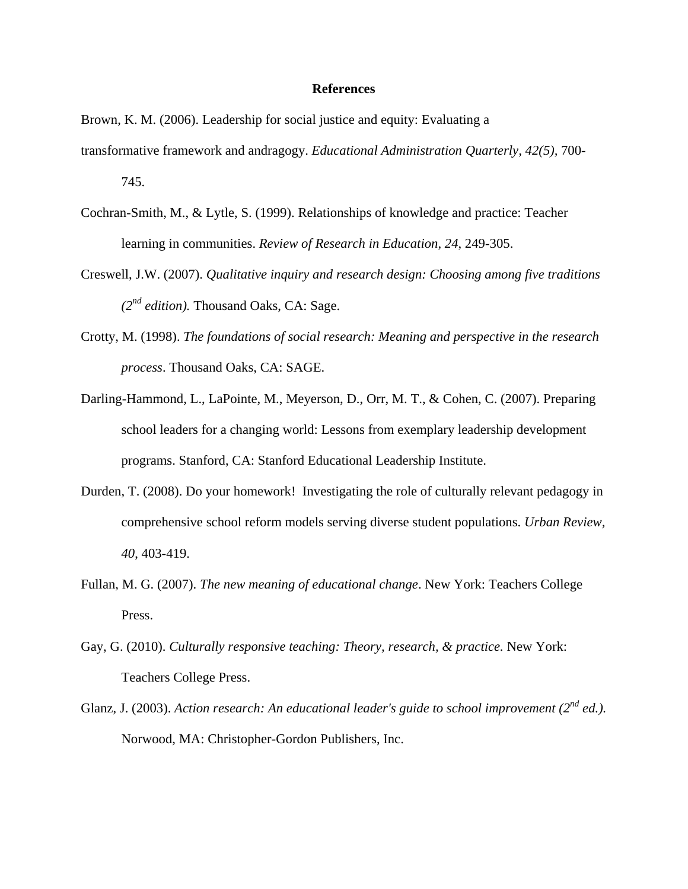**References**

Brown, K. M. (2006). Leadership for social justice and equity: Evaluating a transformative framework and andragogy. *Educational Administration Quarterly, 42(5),* 700-745.

Cochran-Smith, M., & Lytle, S. (1999). Relationships of knowledge and practice: Teacher learning in communities. *Review of Research in Education, 24*, 249-305.

Creswell, J.W. (2007). *Qualitative inquiry and research design: Choosing among five traditions (2nd edition).* Thousand Oaks, CA: Sage.

Crotty, M. (1998). *The foundations of social research: Meaning and perspective in the research process*. Thousand Oaks, CA: SAGE.

Darling-Hammond, L., LaPointe, M., Meyerson, D., Orr, M. T., & Cohen, C. (2007). Preparing school leaders for a changing world: Lessons from exemplary leadership development programs. Stanford, CA: Stanford Educational Leadership Institute.

Durden, T. (2008). Do your homework! Investigating the role of culturally relevant pedagogy in comprehensive school reform models serving diverse student populations. *Urban Review, 40*, 403-419.

Fullan, M. G. (2007). *The new meaning of educational change*. New York: Teachers College Press.

Gay, G. (2010). *Culturally responsive teaching: Theory, research, & practice.* New York: Teachers College Press.

Glanz, J. (2003). *Action research: An educational leader's guide to school improvement (2nd ed.).* Norwood, MA: Christopher-Gordon Publishers, Inc.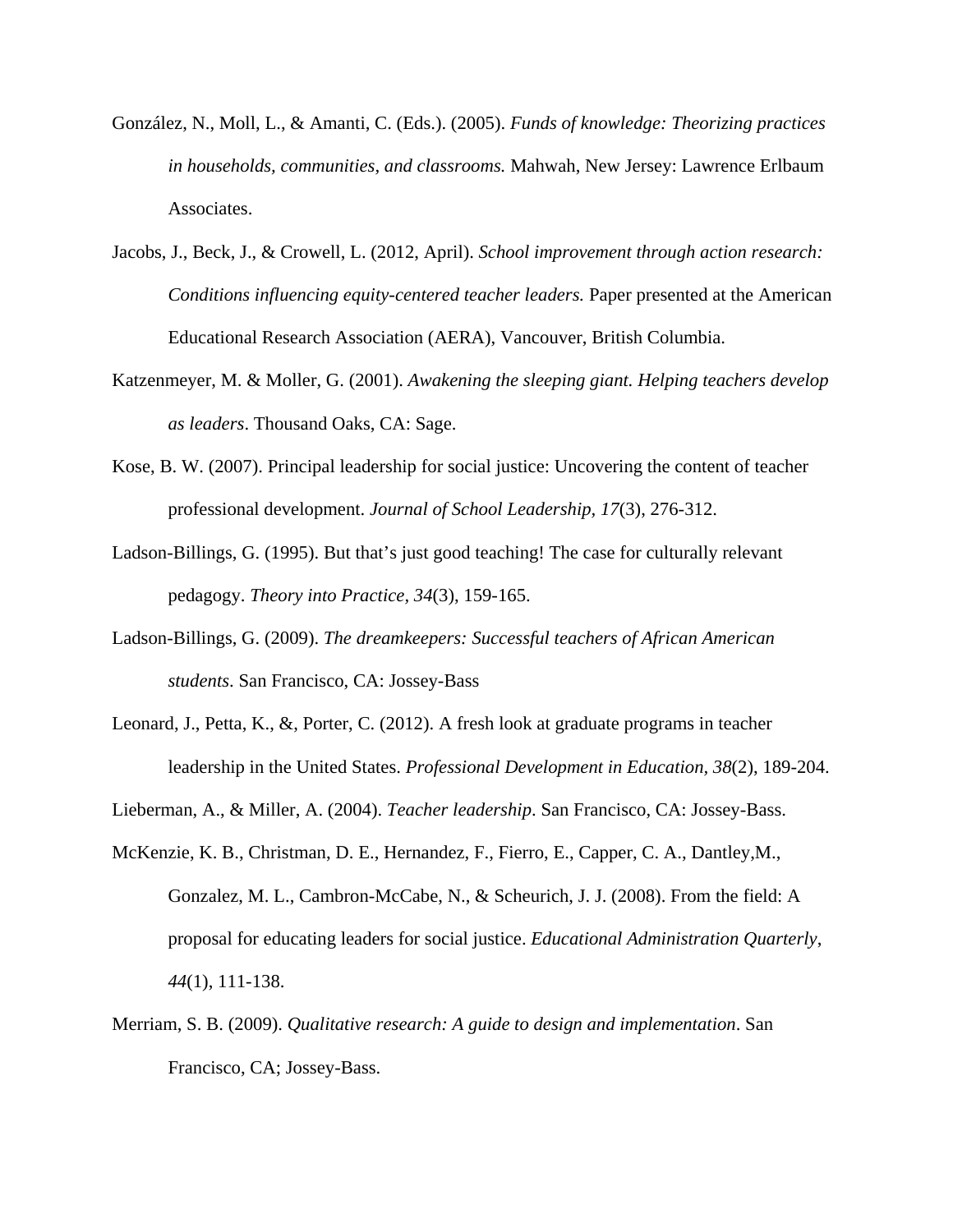González, N., Moll, L., & Amanti, C. (Eds.). (2005). *Funds of knowledge: Theorizing practices in households, communities, and classrooms.* Mahwah, New Jersey: Lawrence Erlbaum Associates.

Jacobs, J., Beck, J., & Crowell, L. (2012, April). *School improvement through action research: Conditions influencing equity-centered teacher leaders.* Paper presented at the American Educational Research Association (AERA), Vancouver, British Columbia.

Katzenmeyer, M. & Moller, G. (2001). *Awakening the sleeping giant. Helping teachers develop as leaders*. Thousand Oaks, CA: Sage.

Kose, B. W. (2007). Principal leadership for social justice: Uncovering the content of teacher professional development. *Journal of School Leadership, 17*(3), 276-312.

Ladson-Billings, G. (1995). But that's just good teaching! The case for culturally relevant pedagogy. *Theory into Practice, 34*(3), 159-165.

Ladson-Billings, G. (2009). *The dreamkeepers: Successful teachers of African American students*. San Francisco, CA: Jossey-Bass

Leonard, J., Petta, K., &, Porter, C. (2012). A fresh look at graduate programs in teacher leadership in the United States. *Professional Development in Education, 38*(2), 189-204.

Lieberman, A., & Miller, A. (2004). *Teacher leadership*. San Francisco, CA: Jossey-Bass.

McKenzie, K. B., Christman, D. E., Hernandez, F., Fierro, E., Capper, C. A., Dantley,M., Gonzalez, M. L., Cambron-McCabe, N., & Scheurich, J. J. (2008). From the field: A proposal for educating leaders for social justice. *Educational Administration Quarterly*, *44*(1), 111-138.

Merriam, S. B. (2009). *Qualitative research: A guide to design and implementation*. San Francisco, CA; Jossey-Bass.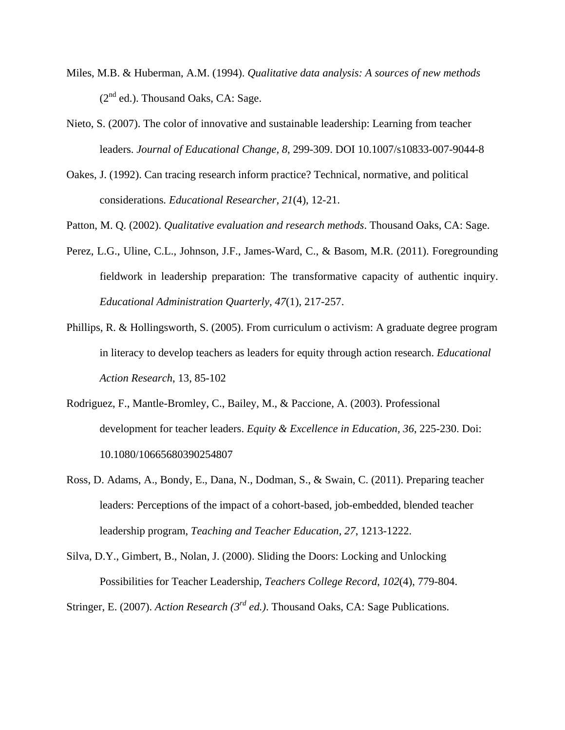Miles, M.B. & Huberman, A.M. (1994). *Qualitative data analysis: A sources of new methods* (2nd ed.). Thousand Oaks, CA: Sage.

Nieto, S. (2007). The color of innovative and sustainable leadership: Learning from teacher leaders. *Journal of Educational Change, 8*, 299-309. DOI 10.1007/s10833-007-9044-8

Oakes, J. (1992). Can tracing research inform practice? Technical, normative, and political considerations. *Educational Researcher, 21*(4), 12-21.

Patton, M. Q. (2002). *Qualitative evaluation and research methods*. Thousand Oaks, CA: Sage.

Perez, L.G., Uline, C.L., Johnson, J.F., James-Ward, C., & Basom, M.R. (2011). Foregrounding fieldwork in leadership preparation: The transformative capacity of authentic inquiry. *Educational Administration Quarterly, 47*(1), 217-257.

Phillips, R. & Hollingsworth, S. (2005). From curriculum o activism: A graduate degree program in literacy to develop teachers as leaders for equity through action research. *Educational Action Research*, 13, 85-102

Rodriguez, F., Mantle-Bromley, C., Bailey, M., & Paccione, A. (2003). Professional development for teacher leaders. *Equity & Excellence in Education, 36*, 225-230. Doi: 10.1080/10665680390254807

Ross, D. Adams, A., Bondy, E., Dana, N., Dodman, S., & Swain, C. (2011). Preparing teacher leaders: Perceptions of the impact of a cohort-based, job-embedded, blended teacher leadership program, *Teaching and Teacher Education, 27*, 1213-1222.

Silva, D.Y., Gimbert, B., Nolan, J. (2000). Sliding the Doors: Locking and Unlocking Possibilities for Teacher Leadership, *Teachers College Record*, *102*(4), 779-804.

Stringer, E. (2007). *Action Research (3rd ed.)*. Thousand Oaks, CA: Sage Publications.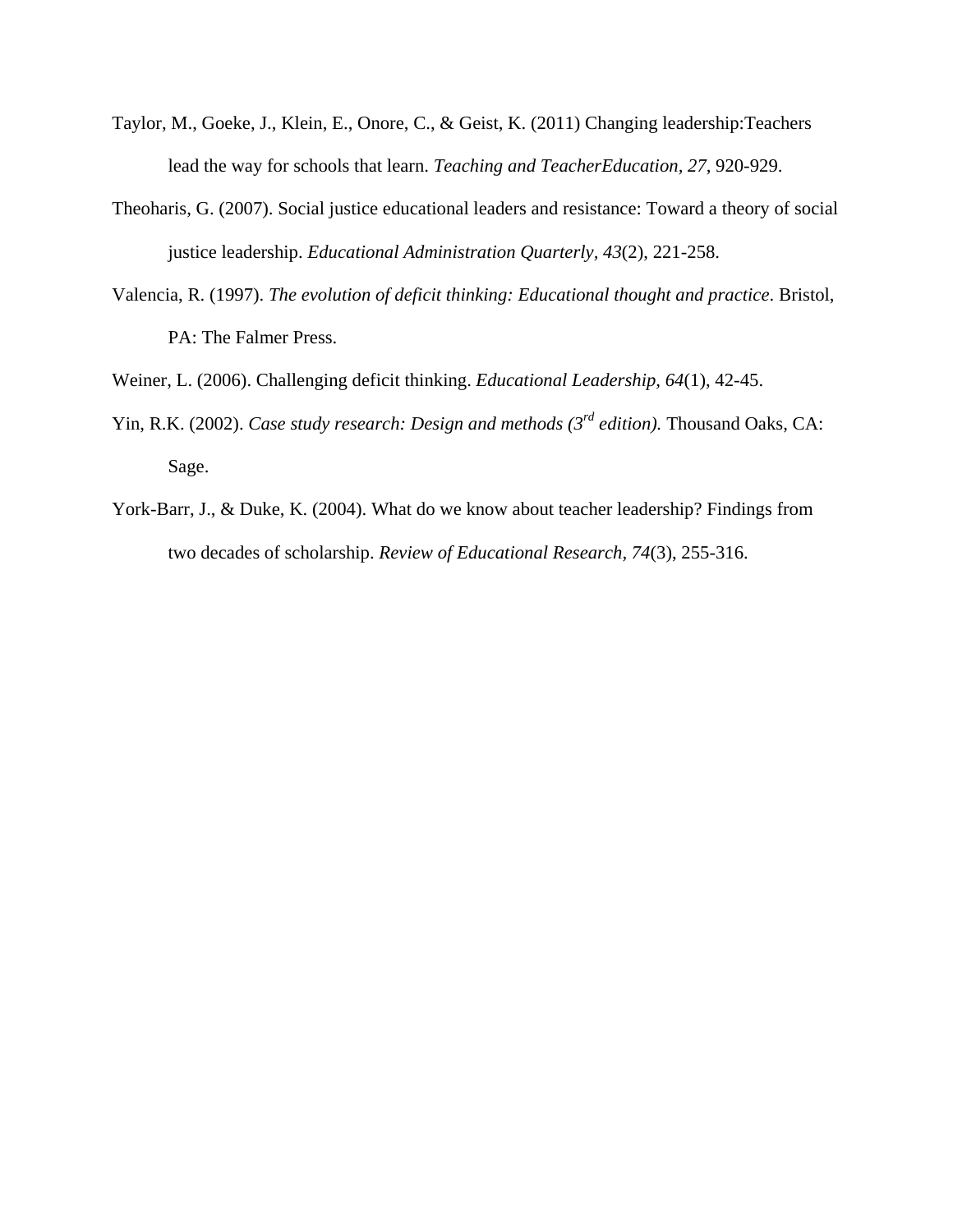Taylor, M., Goeke, J., Klein, E., Onore, C., & Geist, K. (2011) Changing leadership:Teachers lead the way for schools that learn. *Teaching and TeacherEducation, 27*, 920-929.

Theoharis, G. (2007). Social justice educational leaders and resistance: Toward a theory of social justice leadership. *Educational Administration Quarterly, 43*(2), 221-258.

Valencia, R. (1997). *The evolution of deficit thinking: Educational thought and practice*. Bristol, PA: The Falmer Press.

Weiner, L. (2006). Challenging deficit thinking. *Educational Leadership, 64*(1), 42-45.

Yin, R.K. (2002). *Case study research: Design and methods (3rd edition).* Thousand Oaks, CA: Sage.

York-Barr, J., & Duke, K. (2004). What do we know about teacher leadership? Findings from two decades of scholarship. *Review of Educational Research, 74*(3), 255-316.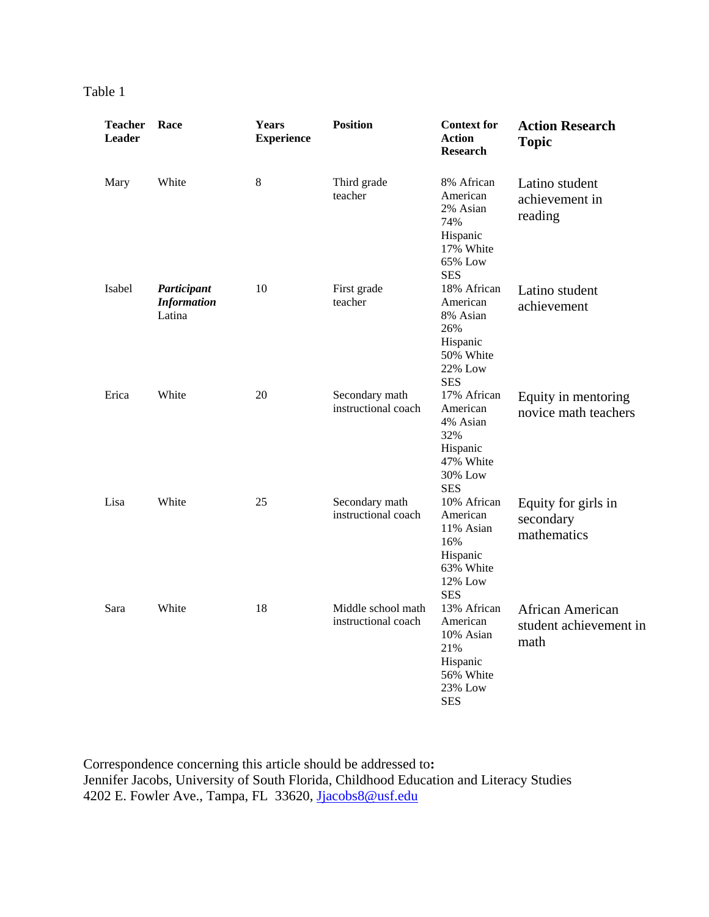Table 1

| Teacher Leader | Race | Years Experience | Position | Context for Action Research | Action Research Topic |
|---|---|---|---|---|---|
| Mary | White | 8 | Third grade teacher | 8% African American 2% Asian 74% Hispanic 17% White 65% Low SES | Latino student achievement in reading |
| Isabel | ***Participant Information*** Latina | 10 | First grade teacher | 18% African American 8% Asian 26% Hispanic 50% White 22% Low SES | Latino student achievement |
| Erica | White | 20 | Secondary math instructional coach | 17% African American 4% Asian 32% Hispanic 47% White 30% Low SES | Equity in mentoring novice math teachers |
| Lisa | White | 25 | Secondary math instructional coach | 10% African American 11% Asian 16% Hispanic 63% White 12% Low SES | Equity for girls in secondary mathematics |
| Sara | White | 18 | Middle school math instructional coach | 13% African American 10% Asian 21% Hispanic 56% White 23% Low SES | African American student achievement in math |

Correspondence concerning this article should be addressed to**:**
Jennifer Jacobs, University of South Florida, Childhood Education and Literacy Studies
4202 E. Fowler Ave., Tampa, FL 33620, Jjacobs8@usf.edu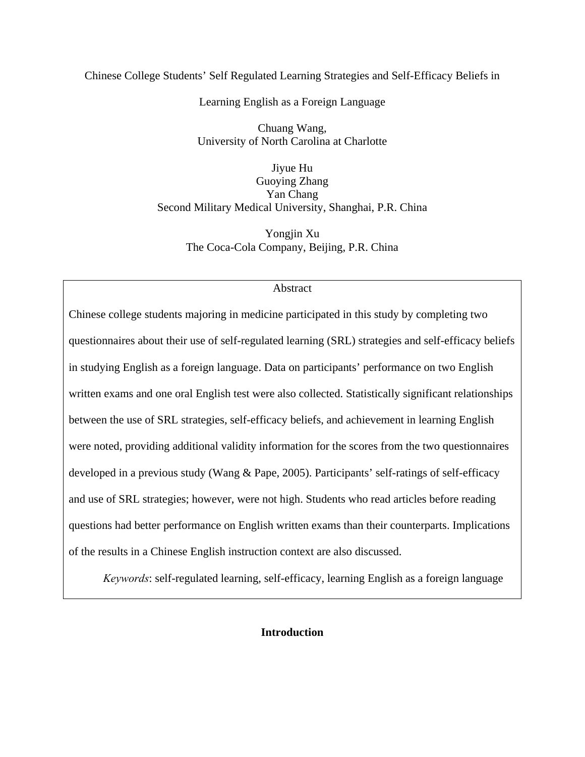# Chinese College Students' Self Regulated Learning Strategies and Self-Efficacy Beliefs in Learning English as a Foreign Language

Chuang Wang,
University of North Carolina at Charlotte

Jiyue Hu
Guoying Zhang
Yan Chang
Second Military Medical University, Shanghai, P.R. China

Yongjin Xu
The Coca-Cola Company, Beijing, P.R. China

## Abstract

Chinese college students majoring in medicine participated in this study by completing two questionnaires about their use of self-regulated learning (SRL) strategies and self-efficacy beliefs in studying English as a foreign language. Data on participants' performance on two English written exams and one oral English test were also collected. Statistically significant relationships between the use of SRL strategies, self-efficacy beliefs, and achievement in learning English were noted, providing additional validity information for the scores from the two questionnaires developed in a previous study (Wang & Pape, 2005). Participants' self-ratings of self-efficacy and use of SRL strategies; however, were not high. Students who read articles before reading questions had better performance on English written exams than their counterparts. Implications of the results in a Chinese English instruction context are also discussed.

*Keywords*: self-regulated learning, self-efficacy, learning English as a foreign language

## Introduction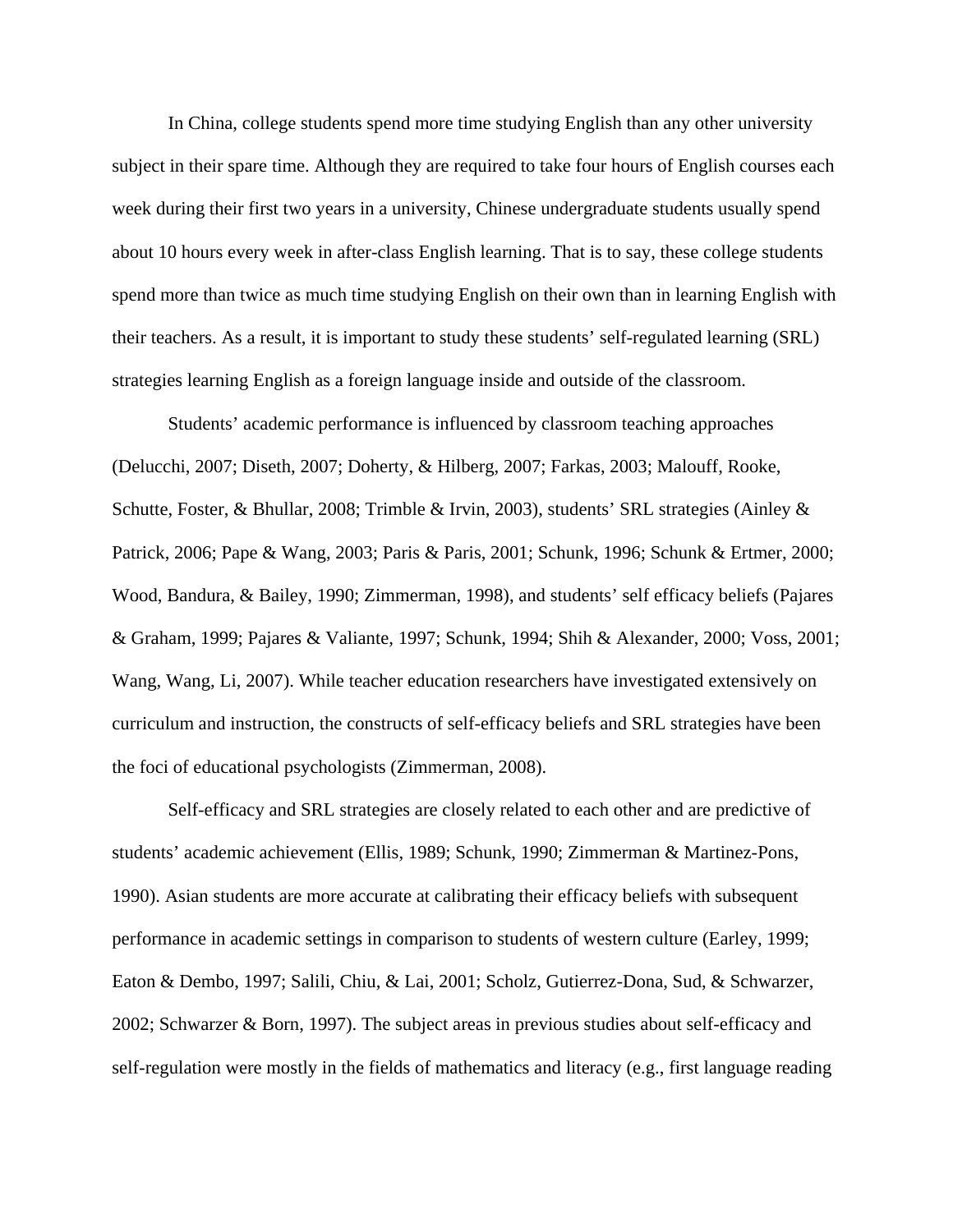In China, college students spend more time studying English than any other university subject in their spare time. Although they are required to take four hours of English courses each week during their first two years in a university, Chinese undergraduate students usually spend about 10 hours every week in after-class English learning. That is to say, these college students spend more than twice as much time studying English on their own than in learning English with their teachers. As a result, it is important to study these students' self-regulated learning (SRL) strategies learning English as a foreign language inside and outside of the classroom.

Students' academic performance is influenced by classroom teaching approaches (Delucchi, 2007; Diseth, 2007; Doherty, & Hilberg, 2007; Farkas, 2003; Malouff, Rooke, Schutte, Foster, & Bhullar, 2008; Trimble & Irvin, 2003), students' SRL strategies (Ainley & Patrick, 2006; Pape & Wang, 2003; Paris & Paris, 2001; Schunk, 1996; Schunk & Ertmer, 2000; Wood, Bandura, & Bailey, 1990; Zimmerman, 1998), and students' self efficacy beliefs (Pajares & Graham, 1999; Pajares & Valiante, 1997; Schunk, 1994; Shih & Alexander, 2000; Voss, 2001; Wang, Wang, Li, 2007). While teacher education researchers have investigated extensively on curriculum and instruction, the constructs of self-efficacy beliefs and SRL strategies have been the foci of educational psychologists (Zimmerman, 2008).

Self-efficacy and SRL strategies are closely related to each other and are predictive of students' academic achievement (Ellis, 1989; Schunk, 1990; Zimmerman & Martinez-Pons, 1990). Asian students are more accurate at calibrating their efficacy beliefs with subsequent performance in academic settings in comparison to students of western culture (Earley, 1999; Eaton & Dembo, 1997; Salili, Chiu, & Lai, 2001; Scholz, Gutierrez-Dona, Sud, & Schwarzer, 2002; Schwarzer & Born, 1997). The subject areas in previous studies about self-efficacy and self-regulation were mostly in the fields of mathematics and literacy (e.g., first language reading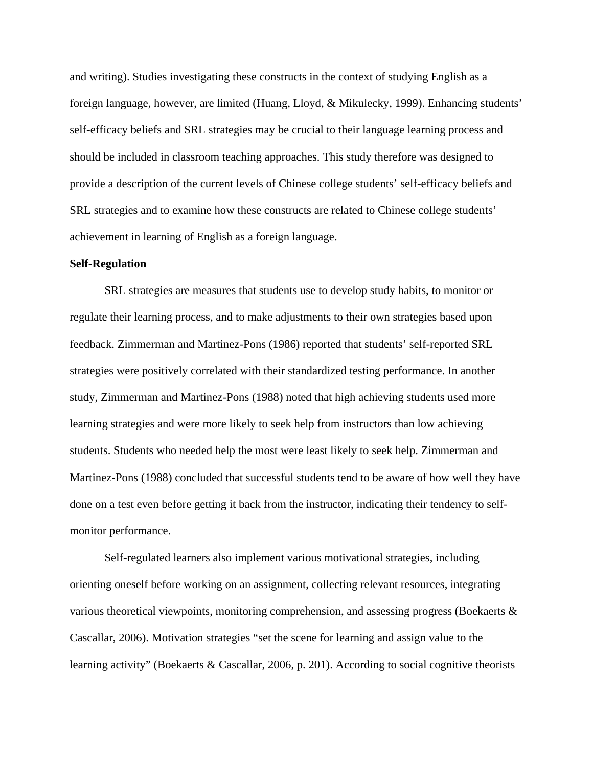and writing). Studies investigating these constructs in the context of studying English as a foreign language, however, are limited (Huang, Lloyd, & Mikulecky, 1999). Enhancing students' self-efficacy beliefs and SRL strategies may be crucial to their language learning process and should be included in classroom teaching approaches. This study therefore was designed to provide a description of the current levels of Chinese college students' self-efficacy beliefs and SRL strategies and to examine how these constructs are related to Chinese college students' achievement in learning of English as a foreign language.

**Self-Regulation**

SRL strategies are measures that students use to develop study habits, to monitor or regulate their learning process, and to make adjustments to their own strategies based upon feedback. Zimmerman and Martinez-Pons (1986) reported that students' self-reported SRL strategies were positively correlated with their standardized testing performance. In another study, Zimmerman and Martinez-Pons (1988) noted that high achieving students used more learning strategies and were more likely to seek help from instructors than low achieving students. Students who needed help the most were least likely to seek help. Zimmerman and Martinez-Pons (1988) concluded that successful students tend to be aware of how well they have done on a test even before getting it back from the instructor, indicating their tendency to self-monitor performance.

Self-regulated learners also implement various motivational strategies, including orienting oneself before working on an assignment, collecting relevant resources, integrating various theoretical viewpoints, monitoring comprehension, and assessing progress (Boekaerts & Cascallar, 2006). Motivation strategies "set the scene for learning and assign value to the learning activity" (Boekaerts & Cascallar, 2006, p. 201). According to social cognitive theorists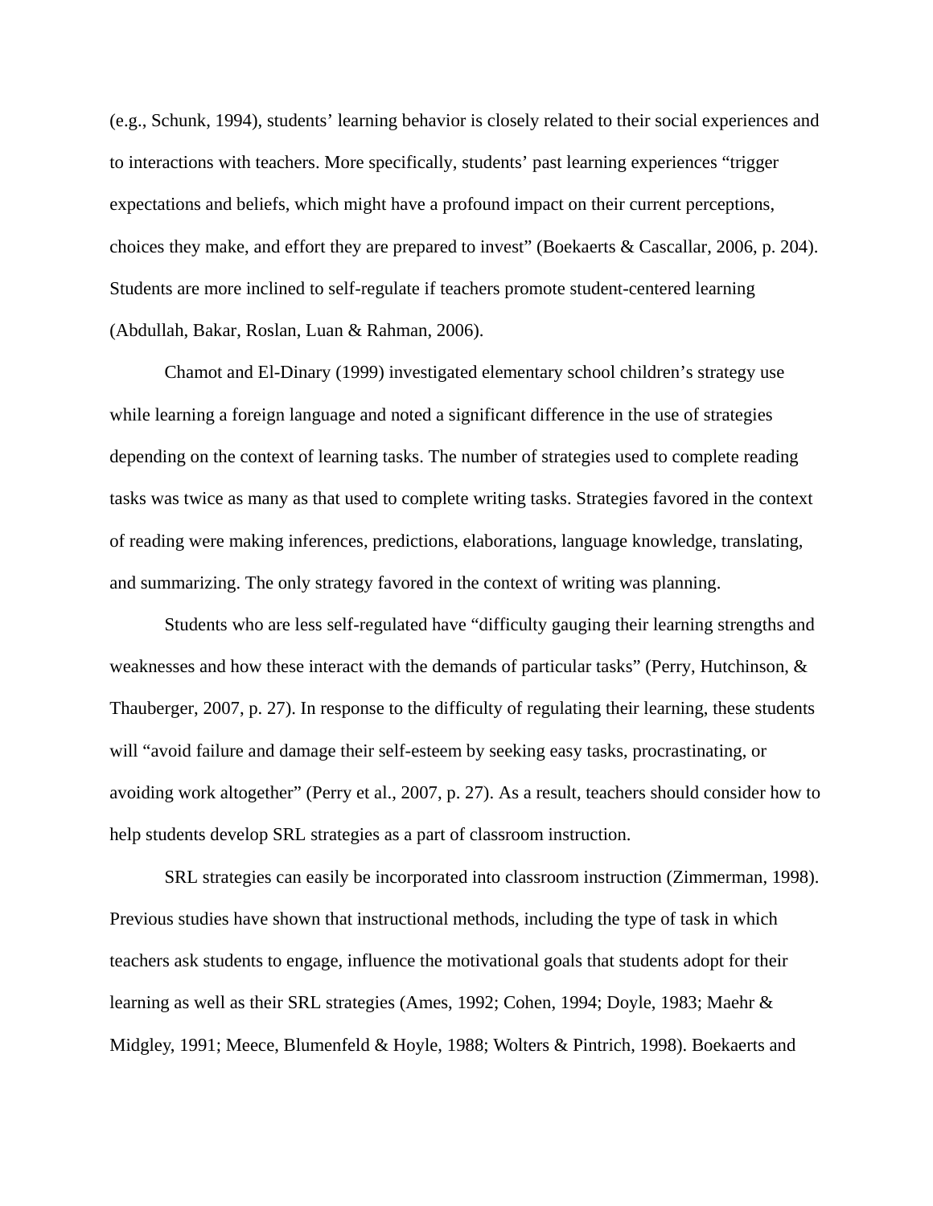(e.g., Schunk, 1994), students' learning behavior is closely related to their social experiences and to interactions with teachers. More specifically, students' past learning experiences "trigger expectations and beliefs, which might have a profound impact on their current perceptions, choices they make, and effort they are prepared to invest" (Boekaerts & Cascallar, 2006, p. 204). Students are more inclined to self-regulate if teachers promote student-centered learning (Abdullah, Bakar, Roslan, Luan & Rahman, 2006).

Chamot and El-Dinary (1999) investigated elementary school children's strategy use while learning a foreign language and noted a significant difference in the use of strategies depending on the context of learning tasks. The number of strategies used to complete reading tasks was twice as many as that used to complete writing tasks. Strategies favored in the context of reading were making inferences, predictions, elaborations, language knowledge, translating, and summarizing. The only strategy favored in the context of writing was planning.

Students who are less self-regulated have "difficulty gauging their learning strengths and weaknesses and how these interact with the demands of particular tasks" (Perry, Hutchinson, & Thauberger, 2007, p. 27). In response to the difficulty of regulating their learning, these students will "avoid failure and damage their self-esteem by seeking easy tasks, procrastinating, or avoiding work altogether" (Perry et al., 2007, p. 27). As a result, teachers should consider how to help students develop SRL strategies as a part of classroom instruction.

SRL strategies can easily be incorporated into classroom instruction (Zimmerman, 1998). Previous studies have shown that instructional methods, including the type of task in which teachers ask students to engage, influence the motivational goals that students adopt for their learning as well as their SRL strategies (Ames, 1992; Cohen, 1994; Doyle, 1983; Maehr & Midgley, 1991; Meece, Blumenfeld & Hoyle, 1988; Wolters & Pintrich, 1998). Boekaerts and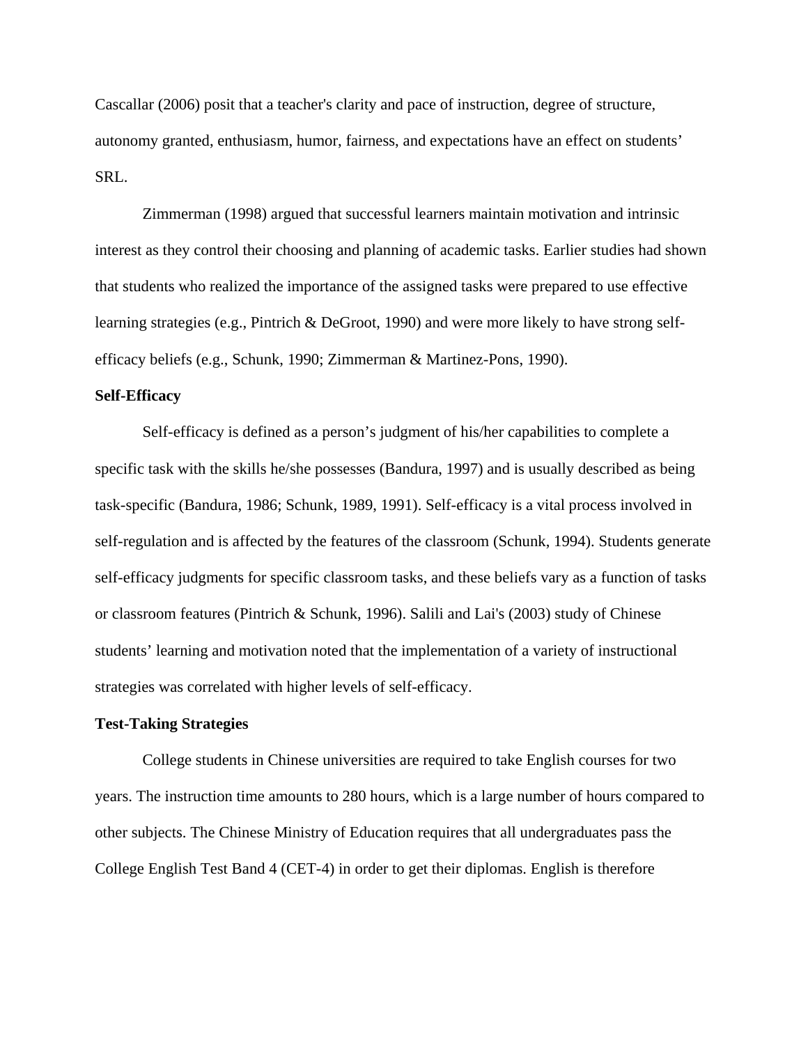Cascallar (2006) posit that a teacher's clarity and pace of instruction, degree of structure, autonomy granted, enthusiasm, humor, fairness, and expectations have an effect on students' SRL.

Zimmerman (1998) argued that successful learners maintain motivation and intrinsic interest as they control their choosing and planning of academic tasks. Earlier studies had shown that students who realized the importance of the assigned tasks were prepared to use effective learning strategies (e.g., Pintrich & DeGroot, 1990) and were more likely to have strong self-efficacy beliefs (e.g., Schunk, 1990; Zimmerman & Martinez-Pons, 1990).

**Self-Efficacy**

Self-efficacy is defined as a person's judgment of his/her capabilities to complete a specific task with the skills he/she possesses (Bandura, 1997) and is usually described as being task-specific (Bandura, 1986; Schunk, 1989, 1991). Self-efficacy is a vital process involved in self-regulation and is affected by the features of the classroom (Schunk, 1994). Students generate self-efficacy judgments for specific classroom tasks, and these beliefs vary as a function of tasks or classroom features (Pintrich & Schunk, 1996). Salili and Lai's (2003) study of Chinese students' learning and motivation noted that the implementation of a variety of instructional strategies was correlated with higher levels of self-efficacy.

**Test-Taking Strategies**

College students in Chinese universities are required to take English courses for two years. The instruction time amounts to 280 hours, which is a large number of hours compared to other subjects. The Chinese Ministry of Education requires that all undergraduates pass the College English Test Band 4 (CET-4) in order to get their diplomas. English is therefore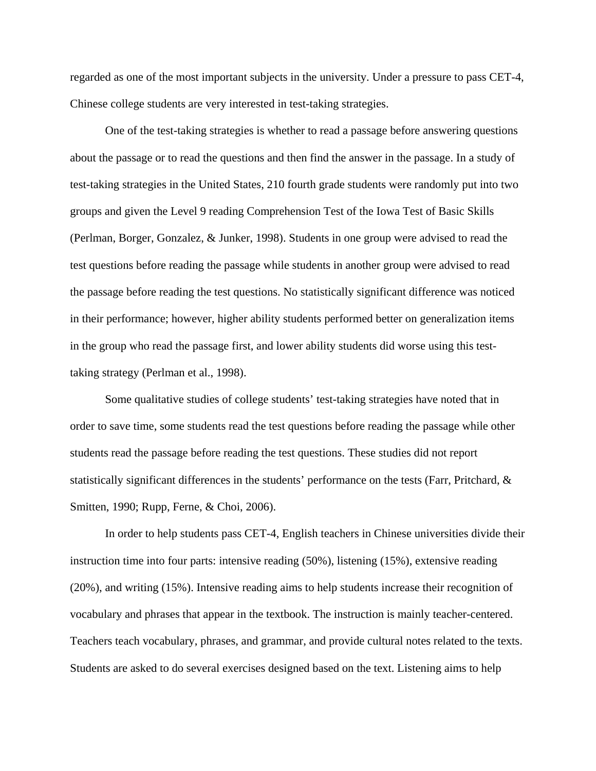regarded as one of the most important subjects in the university. Under a pressure to pass CET-4, Chinese college students are very interested in test-taking strategies.

One of the test-taking strategies is whether to read a passage before answering questions about the passage or to read the questions and then find the answer in the passage. In a study of test-taking strategies in the United States, 210 fourth grade students were randomly put into two groups and given the Level 9 reading Comprehension Test of the Iowa Test of Basic Skills (Perlman, Borger, Gonzalez, & Junker, 1998). Students in one group were advised to read the test questions before reading the passage while students in another group were advised to read the passage before reading the test questions. No statistically significant difference was noticed in their performance; however, higher ability students performed better on generalization items in the group who read the passage first, and lower ability students did worse using this test-taking strategy (Perlman et al., 1998).

Some qualitative studies of college students' test-taking strategies have noted that in order to save time, some students read the test questions before reading the passage while other students read the passage before reading the test questions. These studies did not report statistically significant differences in the students' performance on the tests (Farr, Pritchard, & Smitten, 1990; Rupp, Ferne, & Choi, 2006).

In order to help students pass CET-4, English teachers in Chinese universities divide their instruction time into four parts: intensive reading (50%), listening (15%), extensive reading (20%), and writing (15%). Intensive reading aims to help students increase their recognition of vocabulary and phrases that appear in the textbook. The instruction is mainly teacher-centered. Teachers teach vocabulary, phrases, and grammar, and provide cultural notes related to the texts. Students are asked to do several exercises designed based on the text. Listening aims to help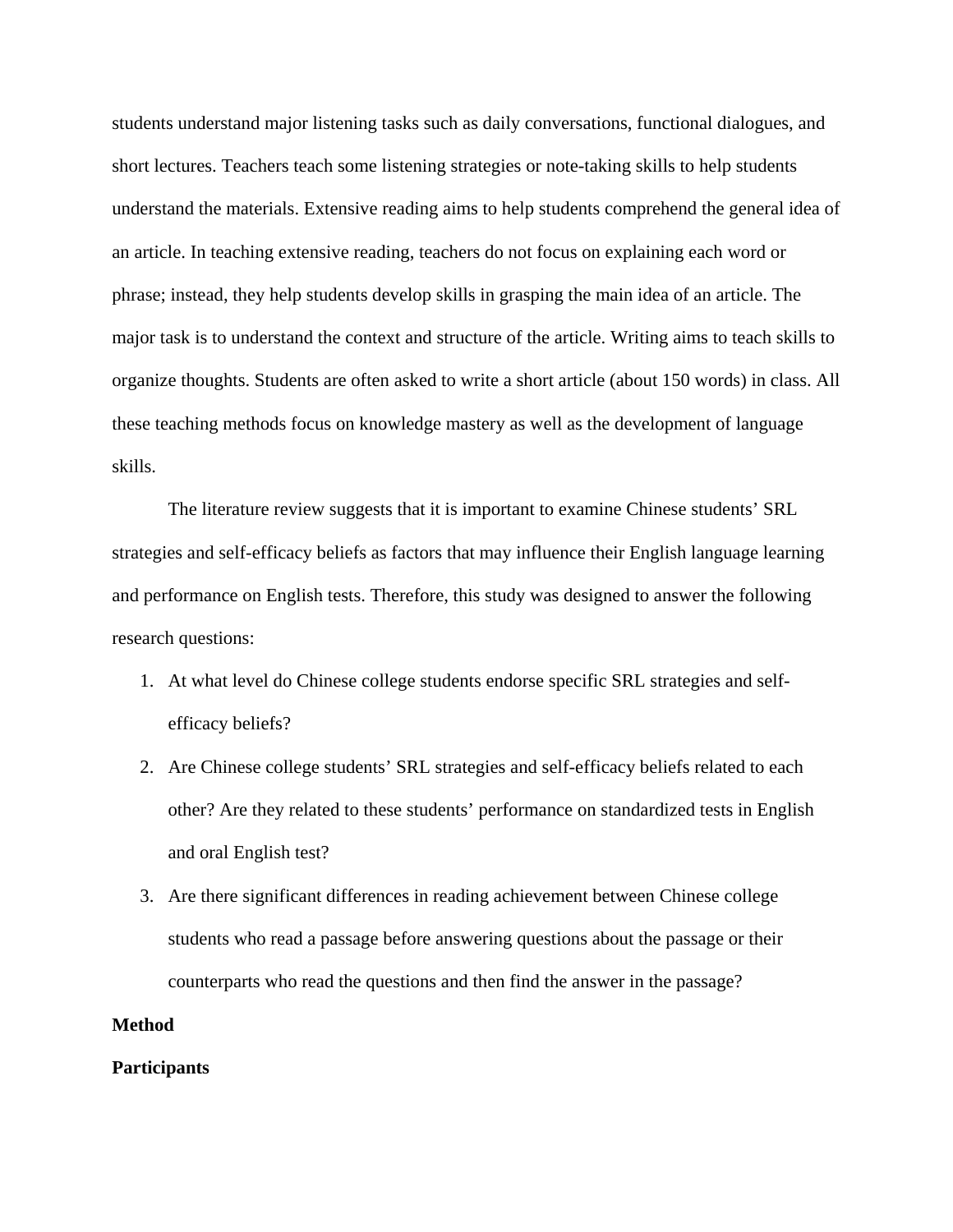students understand major listening tasks such as daily conversations, functional dialogues, and short lectures. Teachers teach some listening strategies or note-taking skills to help students understand the materials. Extensive reading aims to help students comprehend the general idea of an article. In teaching extensive reading, teachers do not focus on explaining each word or phrase; instead, they help students develop skills in grasping the main idea of an article. The major task is to understand the context and structure of the article. Writing aims to teach skills to organize thoughts. Students are often asked to write a short article (about 150 words) in class. All these teaching methods focus on knowledge mastery as well as the development of language skills.

The literature review suggests that it is important to examine Chinese students' SRL strategies and self-efficacy beliefs as factors that may influence their English language learning and performance on English tests. Therefore, this study was designed to answer the following research questions:

1. At what level do Chinese college students endorse specific SRL strategies and self-efficacy beliefs?
2. Are Chinese college students' SRL strategies and self-efficacy beliefs related to each other? Are they related to these students' performance on standardized tests in English and oral English test?
3. Are there significant differences in reading achievement between Chinese college students who read a passage before answering questions about the passage or their counterparts who read the questions and then find the answer in the passage?

**Method**

**Participants**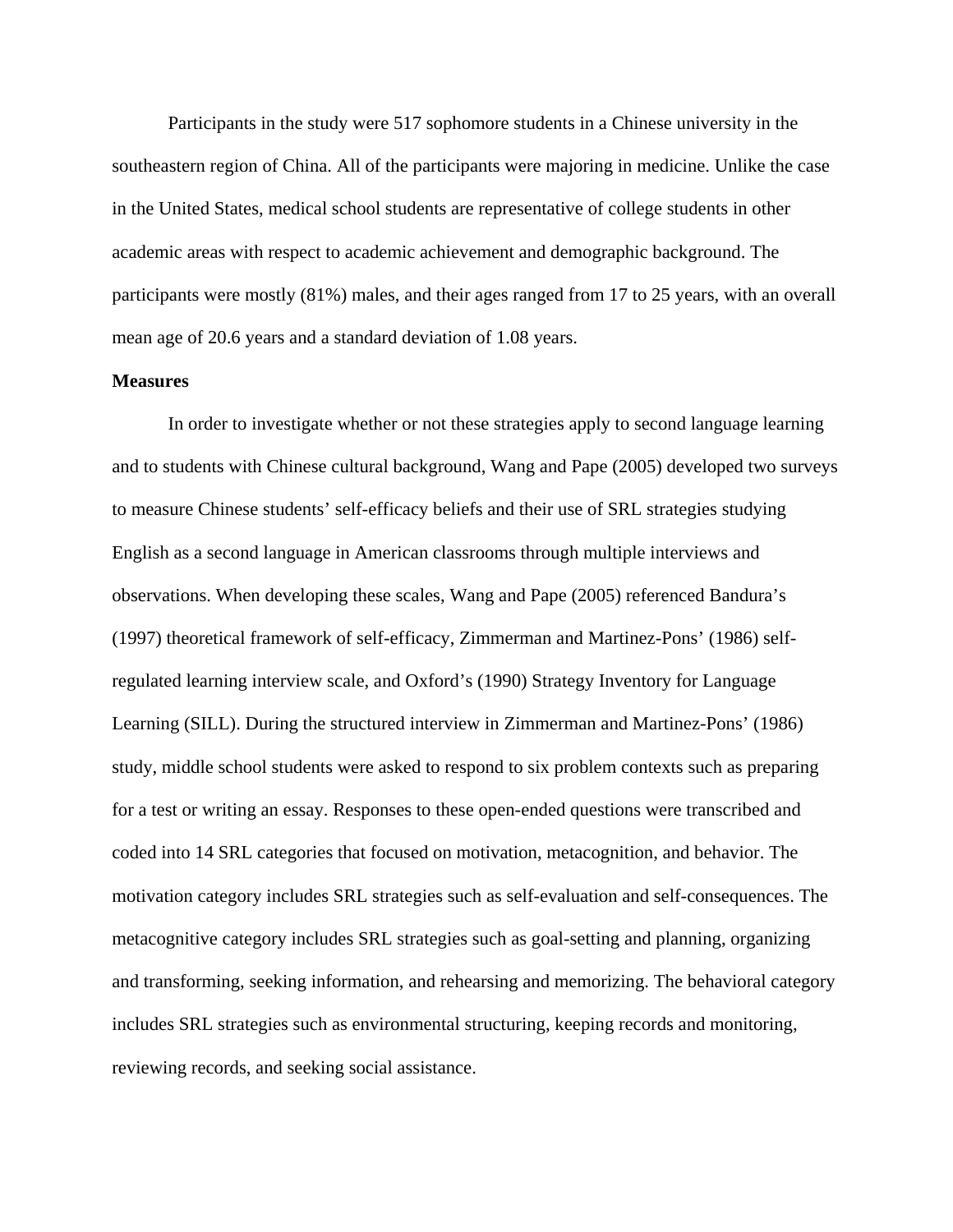Participants in the study were 517 sophomore students in a Chinese university in the southeastern region of China. All of the participants were majoring in medicine. Unlike the case in the United States, medical school students are representative of college students in other academic areas with respect to academic achievement and demographic background. The participants were mostly (81%) males, and their ages ranged from 17 to 25 years, with an overall mean age of 20.6 years and a standard deviation of 1.08 years.

**Measures**

In order to investigate whether or not these strategies apply to second language learning and to students with Chinese cultural background, Wang and Pape (2005) developed two surveys to measure Chinese students' self-efficacy beliefs and their use of SRL strategies studying English as a second language in American classrooms through multiple interviews and observations. When developing these scales, Wang and Pape (2005) referenced Bandura's (1997) theoretical framework of self-efficacy, Zimmerman and Martinez-Pons' (1986) self-regulated learning interview scale, and Oxford's (1990) Strategy Inventory for Language Learning (SILL). During the structured interview in Zimmerman and Martinez-Pons' (1986) study, middle school students were asked to respond to six problem contexts such as preparing for a test or writing an essay. Responses to these open-ended questions were transcribed and coded into 14 SRL categories that focused on motivation, metacognition, and behavior. The motivation category includes SRL strategies such as self-evaluation and self-consequences. The metacognitive category includes SRL strategies such as goal-setting and planning, organizing and transforming, seeking information, and rehearsing and memorizing. The behavioral category includes SRL strategies such as environmental structuring, keeping records and monitoring, reviewing records, and seeking social assistance.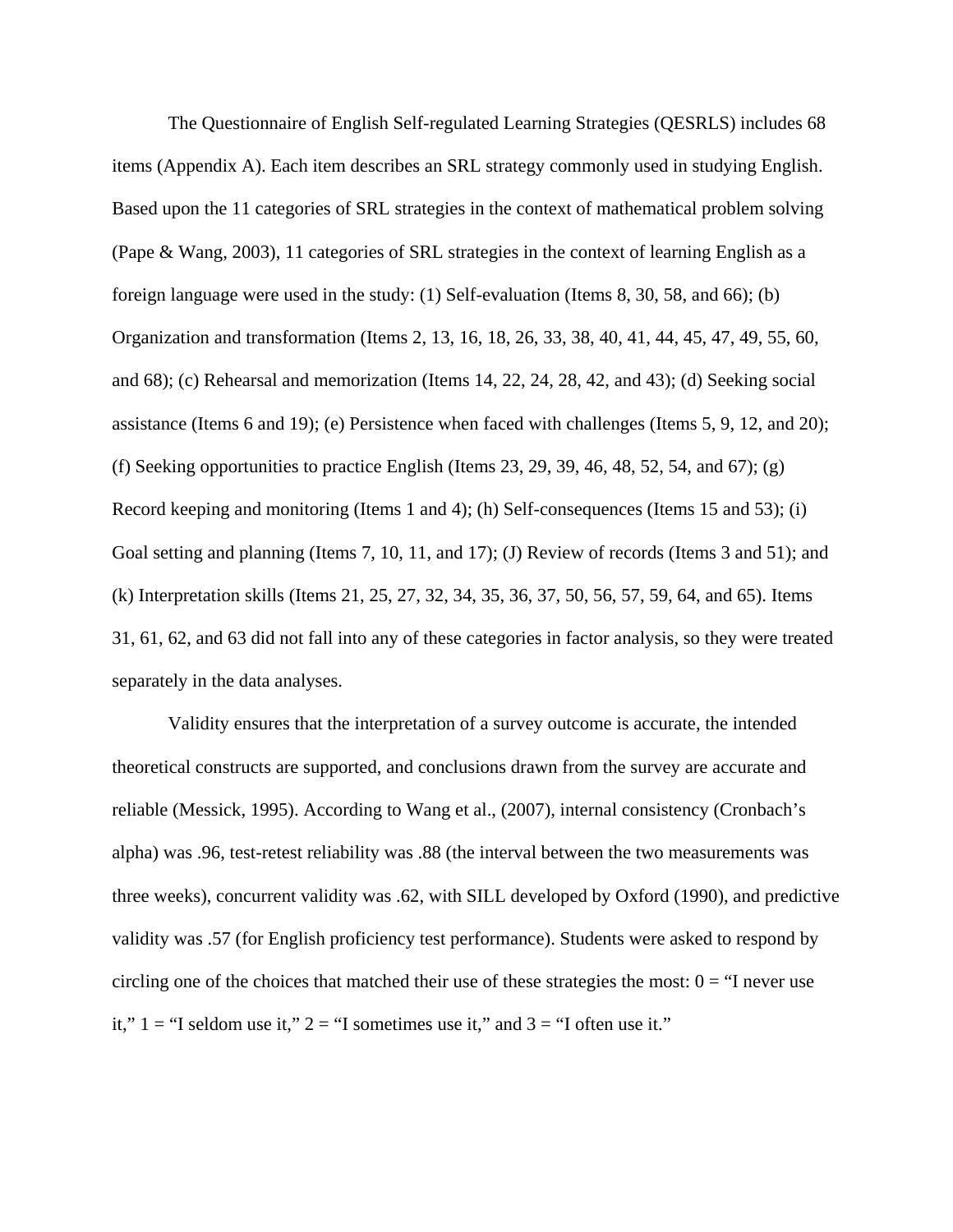The Questionnaire of English Self-regulated Learning Strategies (QESRLS) includes 68 items (Appendix A). Each item describes an SRL strategy commonly used in studying English. Based upon the 11 categories of SRL strategies in the context of mathematical problem solving (Pape & Wang, 2003), 11 categories of SRL strategies in the context of learning English as a foreign language were used in the study: (1) Self-evaluation (Items 8, 30, 58, and 66); (b) Organization and transformation (Items 2, 13, 16, 18, 26, 33, 38, 40, 41, 44, 45, 47, 49, 55, 60, and 68); (c) Rehearsal and memorization (Items 14, 22, 24, 28, 42, and 43); (d) Seeking social assistance (Items 6 and 19); (e) Persistence when faced with challenges (Items 5, 9, 12, and 20); (f) Seeking opportunities to practice English (Items 23, 29, 39, 46, 48, 52, 54, and 67); (g) Record keeping and monitoring (Items 1 and 4); (h) Self-consequences (Items 15 and 53); (i) Goal setting and planning (Items 7, 10, 11, and 17); (J) Review of records (Items 3 and 51); and (k) Interpretation skills (Items 21, 25, 27, 32, 34, 35, 36, 37, 50, 56, 57, 59, 64, and 65). Items 31, 61, 62, and 63 did not fall into any of these categories in factor analysis, so they were treated separately in the data analyses.

Validity ensures that the interpretation of a survey outcome is accurate, the intended theoretical constructs are supported, and conclusions drawn from the survey are accurate and reliable (Messick, 1995). According to Wang et al., (2007), internal consistency (Cronbach's alpha) was .96, test-retest reliability was .88 (the interval between the two measurements was three weeks), concurrent validity was .62, with SILL developed by Oxford (1990), and predictive validity was .57 (for English proficiency test performance). Students were asked to respond by circling one of the choices that matched their use of these strategies the most: 0 = "I never use it," 1 = "I seldom use it," 2 = "I sometimes use it," and 3 = "I often use it."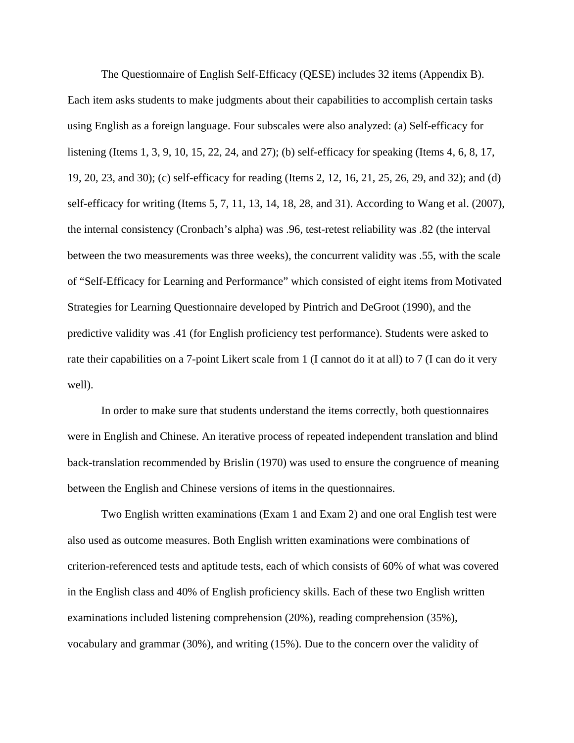The Questionnaire of English Self-Efficacy (QESE) includes 32 items (Appendix B). Each item asks students to make judgments about their capabilities to accomplish certain tasks using English as a foreign language. Four subscales were also analyzed: (a) Self-efficacy for listening (Items 1, 3, 9, 10, 15, 22, 24, and 27); (b) self-efficacy for speaking (Items 4, 6, 8, 17, 19, 20, 23, and 30); (c) self-efficacy for reading (Items 2, 12, 16, 21, 25, 26, 29, and 32); and (d) self-efficacy for writing (Items 5, 7, 11, 13, 14, 18, 28, and 31). According to Wang et al. (2007), the internal consistency (Cronbach's alpha) was .96, test-retest reliability was .82 (the interval between the two measurements was three weeks), the concurrent validity was .55, with the scale of "Self-Efficacy for Learning and Performance" which consisted of eight items from Motivated Strategies for Learning Questionnaire developed by Pintrich and DeGroot (1990), and the predictive validity was .41 (for English proficiency test performance). Students were asked to rate their capabilities on a 7-point Likert scale from 1 (I cannot do it at all) to 7 (I can do it very well).

In order to make sure that students understand the items correctly, both questionnaires were in English and Chinese. An iterative process of repeated independent translation and blind back-translation recommended by Brislin (1970) was used to ensure the congruence of meaning between the English and Chinese versions of items in the questionnaires.

Two English written examinations (Exam 1 and Exam 2) and one oral English test were also used as outcome measures. Both English written examinations were combinations of criterion-referenced tests and aptitude tests, each of which consists of 60% of what was covered in the English class and 40% of English proficiency skills. Each of these two English written examinations included listening comprehension (20%), reading comprehension (35%), vocabulary and grammar (30%), and writing (15%). Due to the concern over the validity of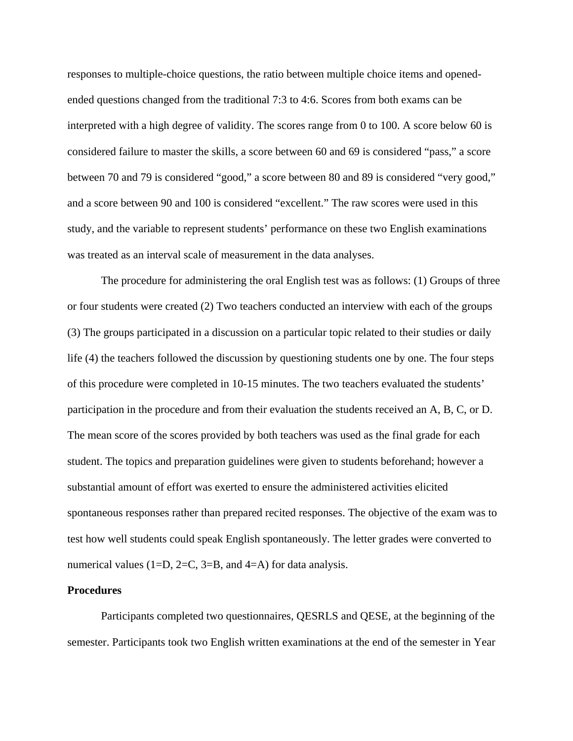responses to multiple-choice questions, the ratio between multiple choice items and opened-ended questions changed from the traditional 7:3 to 4:6. Scores from both exams can be interpreted with a high degree of validity. The scores range from 0 to 100. A score below 60 is considered failure to master the skills, a score between 60 and 69 is considered "pass," a score between 70 and 79 is considered "good," a score between 80 and 89 is considered "very good," and a score between 90 and 100 is considered "excellent." The raw scores were used in this study, and the variable to represent students' performance on these two English examinations was treated as an interval scale of measurement in the data analyses.

The procedure for administering the oral English test was as follows: (1) Groups of three or four students were created (2) Two teachers conducted an interview with each of the groups (3) The groups participated in a discussion on a particular topic related to their studies or daily life (4) the teachers followed the discussion by questioning students one by one. The four steps of this procedure were completed in 10-15 minutes. The two teachers evaluated the students' participation in the procedure and from their evaluation the students received an A, B, C, or D. The mean score of the scores provided by both teachers was used as the final grade for each student. The topics and preparation guidelines were given to students beforehand; however a substantial amount of effort was exerted to ensure the administered activities elicited spontaneous responses rather than prepared recited responses. The objective of the exam was to test how well students could speak English spontaneously. The letter grades were converted to numerical values (1=D, 2=C, 3=B, and 4=A) for data analysis.

**Procedures**

Participants completed two questionnaires, QESRLS and QESE, at the beginning of the semester. Participants took two English written examinations at the end of the semester in Year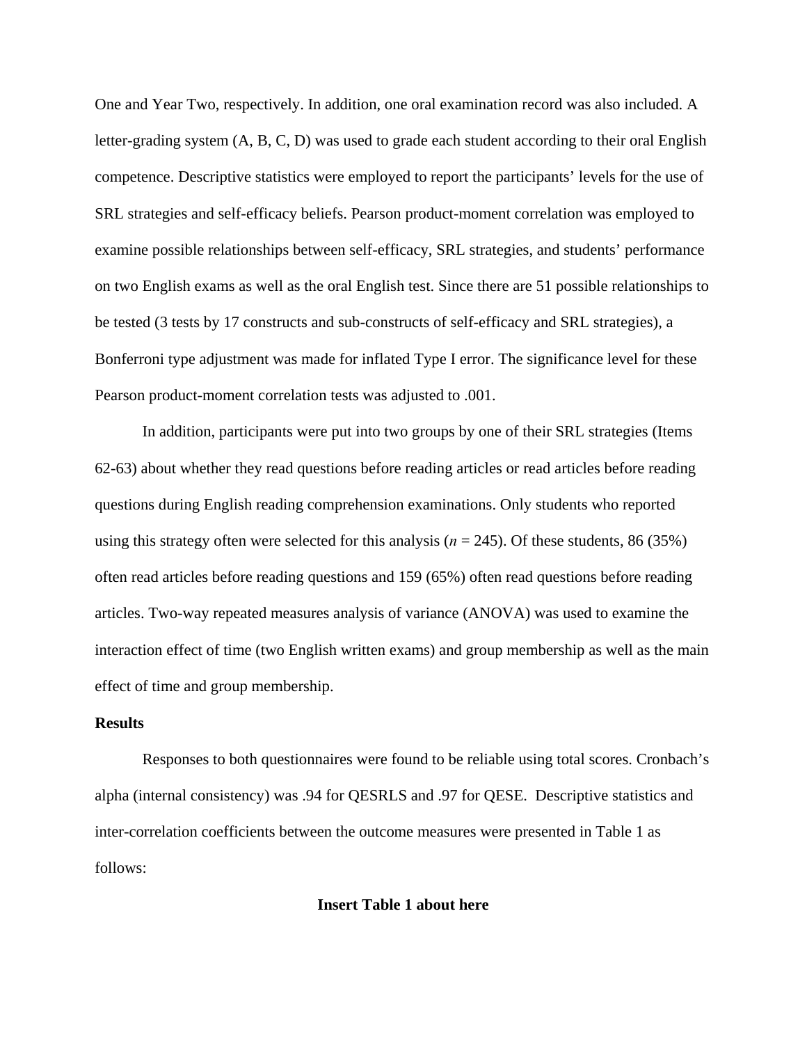One and Year Two, respectively. In addition, one oral examination record was also included. A letter-grading system (A, B, C, D) was used to grade each student according to their oral English competence. Descriptive statistics were employed to report the participants' levels for the use of SRL strategies and self-efficacy beliefs. Pearson product-moment correlation was employed to examine possible relationships between self-efficacy, SRL strategies, and students' performance on two English exams as well as the oral English test. Since there are 51 possible relationships to be tested (3 tests by 17 constructs and sub-constructs of self-efficacy and SRL strategies), a Bonferroni type adjustment was made for inflated Type I error. The significance level for these Pearson product-moment correlation tests was adjusted to .001.

In addition, participants were put into two groups by one of their SRL strategies (Items 62-63) about whether they read questions before reading articles or read articles before reading questions during English reading comprehension examinations. Only students who reported using this strategy often were selected for this analysis ($n$ = 245). Of these students, 86 (35%) often read articles before reading questions and 159 (65%) often read questions before reading articles. Two-way repeated measures analysis of variance (ANOVA) was used to examine the interaction effect of time (two English written exams) and group membership as well as the main effect of time and group membership.

**Results**

Responses to both questionnaires were found to be reliable using total scores. Cronbach's alpha (internal consistency) was .94 for QESRLS and .97 for QESE. Descriptive statistics and inter-correlation coefficients between the outcome measures were presented in Table 1 as follows:

**Insert Table 1 about here**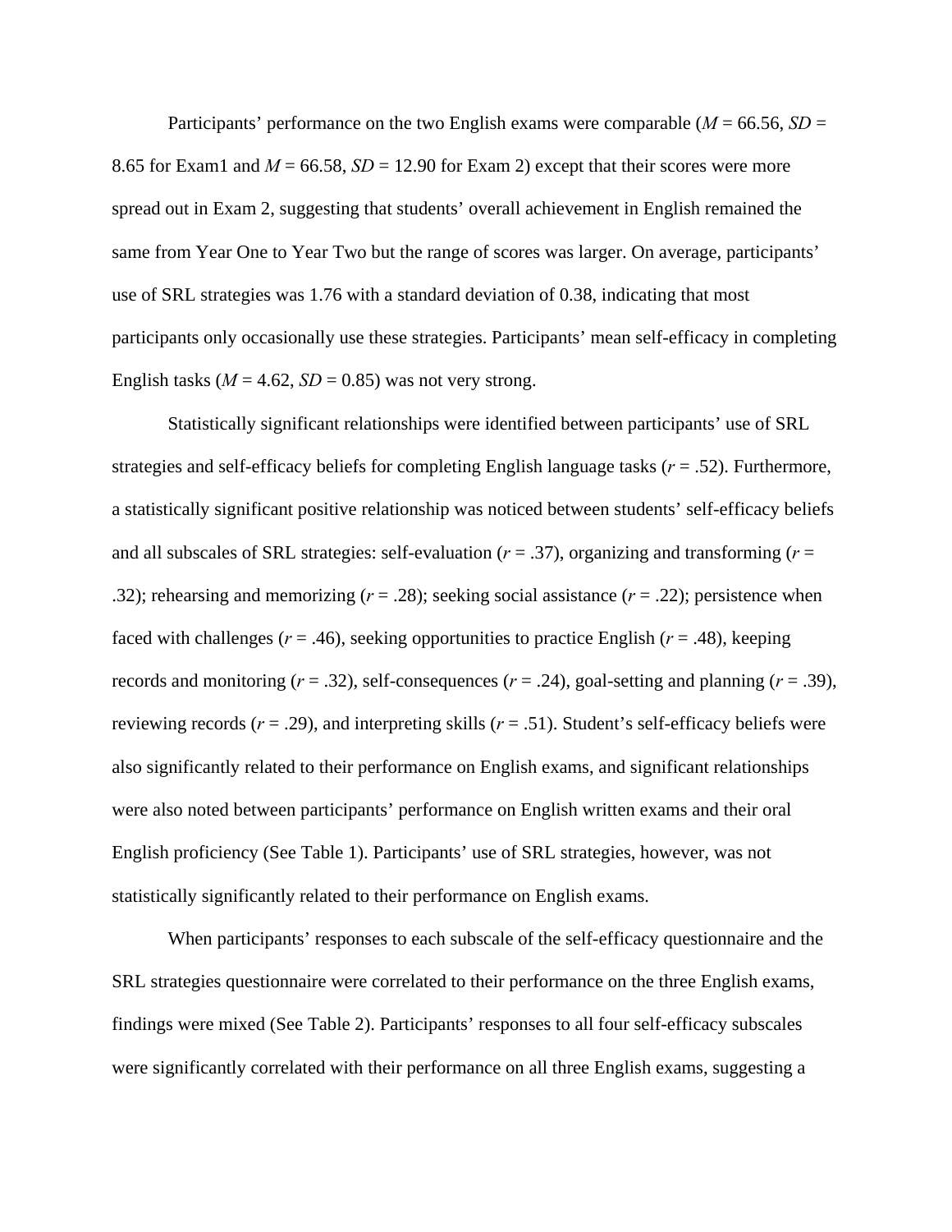Participants' performance on the two English exams were comparable ($M$ = 66.56, $SD$ = 8.65 for Exam1 and $M$ = 66.58, $SD$ = 12.90 for Exam 2) except that their scores were more spread out in Exam 2, suggesting that students' overall achievement in English remained the same from Year One to Year Two but the range of scores was larger. On average, participants' use of SRL strategies was 1.76 with a standard deviation of 0.38, indicating that most participants only occasionally use these strategies. Participants' mean self-efficacy in completing English tasks ($M$ = 4.62, $SD$ = 0.85) was not very strong.

Statistically significant relationships were identified between participants' use of SRL strategies and self-efficacy beliefs for completing English language tasks ($r$ = .52). Furthermore, a statistically significant positive relationship was noticed between students' self-efficacy beliefs and all subscales of SRL strategies: self-evaluation ($r$ = .37), organizing and transforming ($r$ = .32); rehearsing and memorizing ($r$ = .28); seeking social assistance ($r$ = .22); persistence when faced with challenges ($r$ = .46), seeking opportunities to practice English ($r$ = .48), keeping records and monitoring ($r$ = .32), self-consequences ($r$ = .24), goal-setting and planning ($r$ = .39), reviewing records ($r$ = .29), and interpreting skills ($r$ = .51). Student's self-efficacy beliefs were also significantly related to their performance on English exams, and significant relationships were also noted between participants' performance on English written exams and their oral English proficiency (See Table 1). Participants' use of SRL strategies, however, was not statistically significantly related to their performance on English exams.

When participants' responses to each subscale of the self-efficacy questionnaire and the SRL strategies questionnaire were correlated to their performance on the three English exams, findings were mixed (See Table 2). Participants' responses to all four self-efficacy subscales were significantly correlated with their performance on all three English exams, suggesting a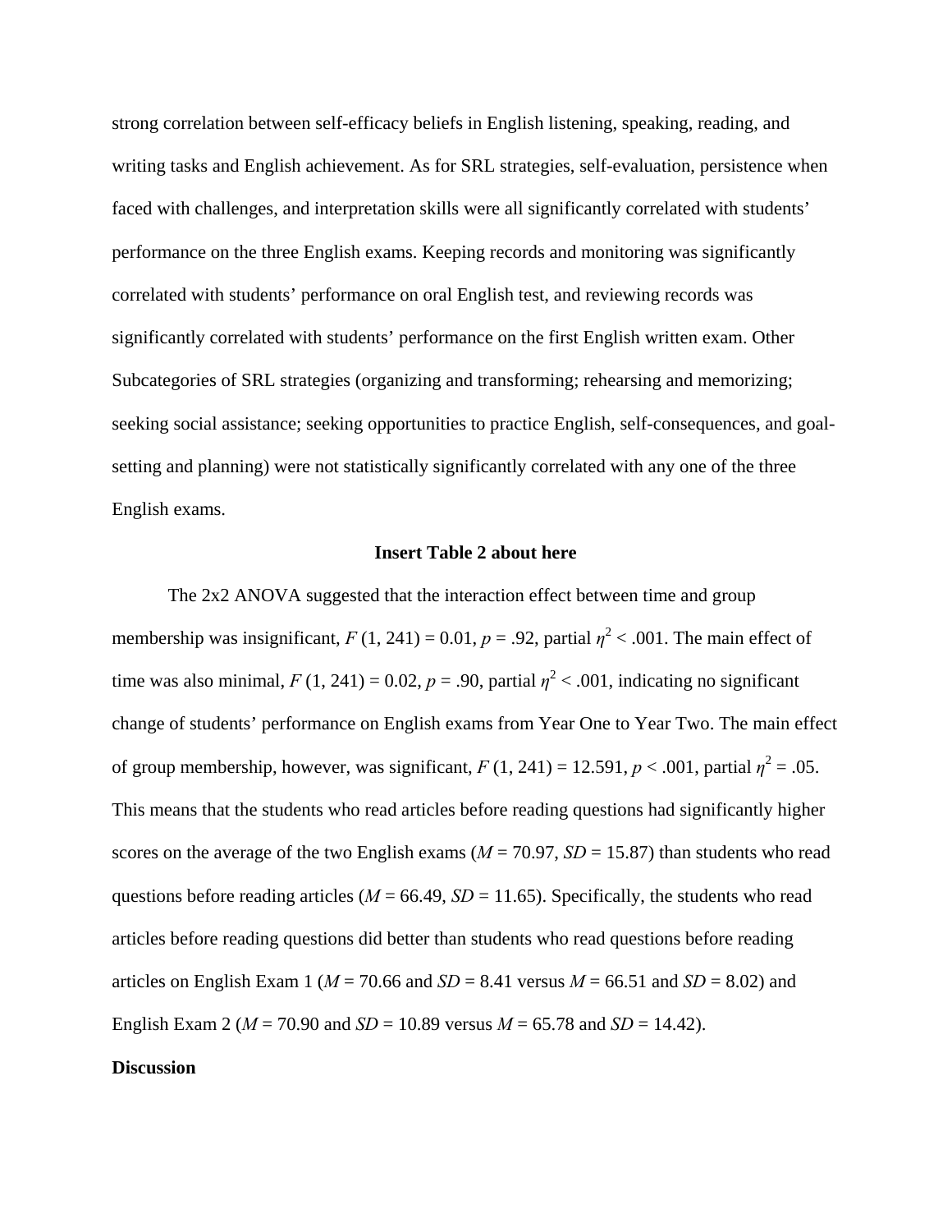strong correlation between self-efficacy beliefs in English listening, speaking, reading, and writing tasks and English achievement. As for SRL strategies, self-evaluation, persistence when faced with challenges, and interpretation skills were all significantly correlated with students' performance on the three English exams. Keeping records and monitoring was significantly correlated with students' performance on oral English test, and reviewing records was significantly correlated with students' performance on the first English written exam. Other Subcategories of SRL strategies (organizing and transforming; rehearsing and memorizing; seeking social assistance; seeking opportunities to practice English, self-consequences, and goal-setting and planning) were not statistically significantly correlated with any one of the three English exams.

**Insert Table 2 about here**

The 2x2 ANOVA suggested that the interaction effect between time and group membership was insignificant, $F$ (1, 241) = 0.01, $p$ = .92, partial $\eta^2$ < .001. The main effect of time was also minimal, $F$ (1, 241) = 0.02, $p$ = .90, partial $\eta^2$ < .001, indicating no significant change of students' performance on English exams from Year One to Year Two. The main effect of group membership, however, was significant, $F$ (1, 241) = 12.591, $p$ < .001, partial $\eta^2$ = .05. This means that the students who read articles before reading questions had significantly higher scores on the average of the two English exams ($M$ = 70.97, $SD$ = 15.87) than students who read questions before reading articles ($M$ = 66.49, $SD$ = 11.65). Specifically, the students who read articles before reading questions did better than students who read questions before reading articles on English Exam 1 ($M$ = 70.66 and $SD$ = 8.41 versus $M$ = 66.51 and $SD$ = 8.02) and English Exam 2 ($M$ = 70.90 and $SD$ = 10.89 versus $M$ = 65.78 and $SD$ = 14.42).

**Discussion**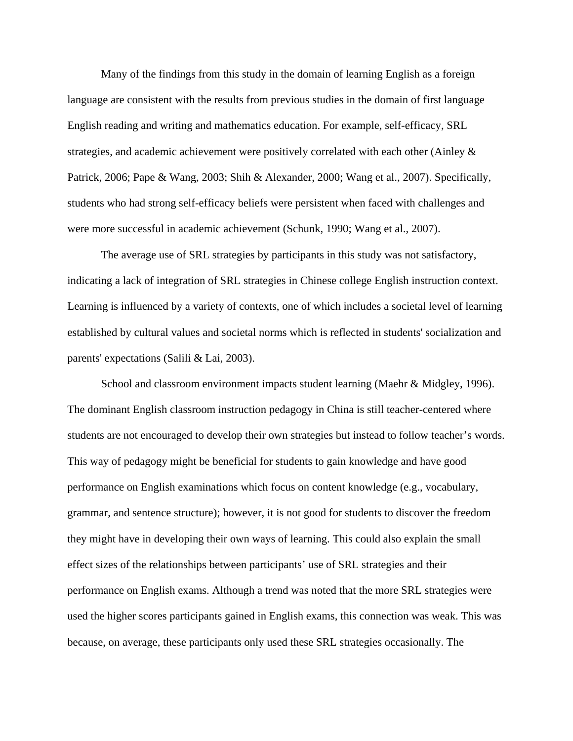Many of the findings from this study in the domain of learning English as a foreign language are consistent with the results from previous studies in the domain of first language English reading and writing and mathematics education. For example, self-efficacy, SRL strategies, and academic achievement were positively correlated with each other (Ainley & Patrick, 2006; Pape & Wang, 2003; Shih & Alexander, 2000; Wang et al., 2007). Specifically, students who had strong self-efficacy beliefs were persistent when faced with challenges and were more successful in academic achievement (Schunk, 1990; Wang et al., 2007).

The average use of SRL strategies by participants in this study was not satisfactory, indicating a lack of integration of SRL strategies in Chinese college English instruction context. Learning is influenced by a variety of contexts, one of which includes a societal level of learning established by cultural values and societal norms which is reflected in students' socialization and parents' expectations (Salili & Lai, 2003).

School and classroom environment impacts student learning (Maehr & Midgley, 1996). The dominant English classroom instruction pedagogy in China is still teacher-centered where students are not encouraged to develop their own strategies but instead to follow teacher's words. This way of pedagogy might be beneficial for students to gain knowledge and have good performance on English examinations which focus on content knowledge (e.g., vocabulary, grammar, and sentence structure); however, it is not good for students to discover the freedom they might have in developing their own ways of learning. This could also explain the small effect sizes of the relationships between participants' use of SRL strategies and their performance on English exams. Although a trend was noted that the more SRL strategies were used the higher scores participants gained in English exams, this connection was weak. This was because, on average, these participants only used these SRL strategies occasionally. The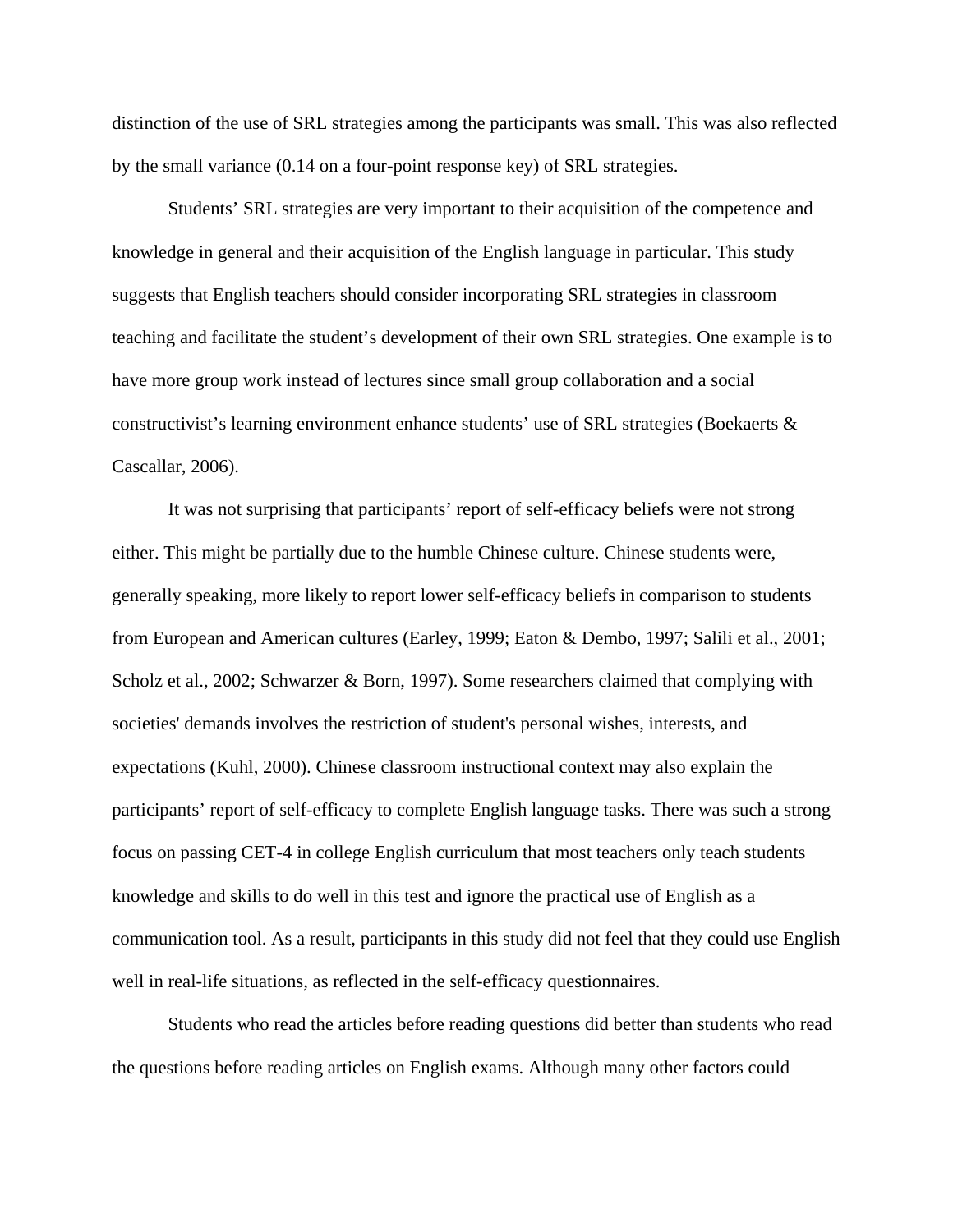distinction of the use of SRL strategies among the participants was small. This was also reflected by the small variance (0.14 on a four-point response key) of SRL strategies.

Students' SRL strategies are very important to their acquisition of the competence and knowledge in general and their acquisition of the English language in particular. This study suggests that English teachers should consider incorporating SRL strategies in classroom teaching and facilitate the student's development of their own SRL strategies. One example is to have more group work instead of lectures since small group collaboration and a social constructivist's learning environment enhance students' use of SRL strategies (Boekaerts & Cascallar, 2006).

It was not surprising that participants' report of self-efficacy beliefs were not strong either. This might be partially due to the humble Chinese culture. Chinese students were, generally speaking, more likely to report lower self-efficacy beliefs in comparison to students from European and American cultures (Earley, 1999; Eaton & Dembo, 1997; Salili et al., 2001; Scholz et al., 2002; Schwarzer & Born, 1997). Some researchers claimed that complying with societies' demands involves the restriction of student's personal wishes, interests, and expectations (Kuhl, 2000). Chinese classroom instructional context may also explain the participants' report of self-efficacy to complete English language tasks. There was such a strong focus on passing CET-4 in college English curriculum that most teachers only teach students knowledge and skills to do well in this test and ignore the practical use of English as a communication tool. As a result, participants in this study did not feel that they could use English well in real-life situations, as reflected in the self-efficacy questionnaires.

Students who read the articles before reading questions did better than students who read the questions before reading articles on English exams. Although many other factors could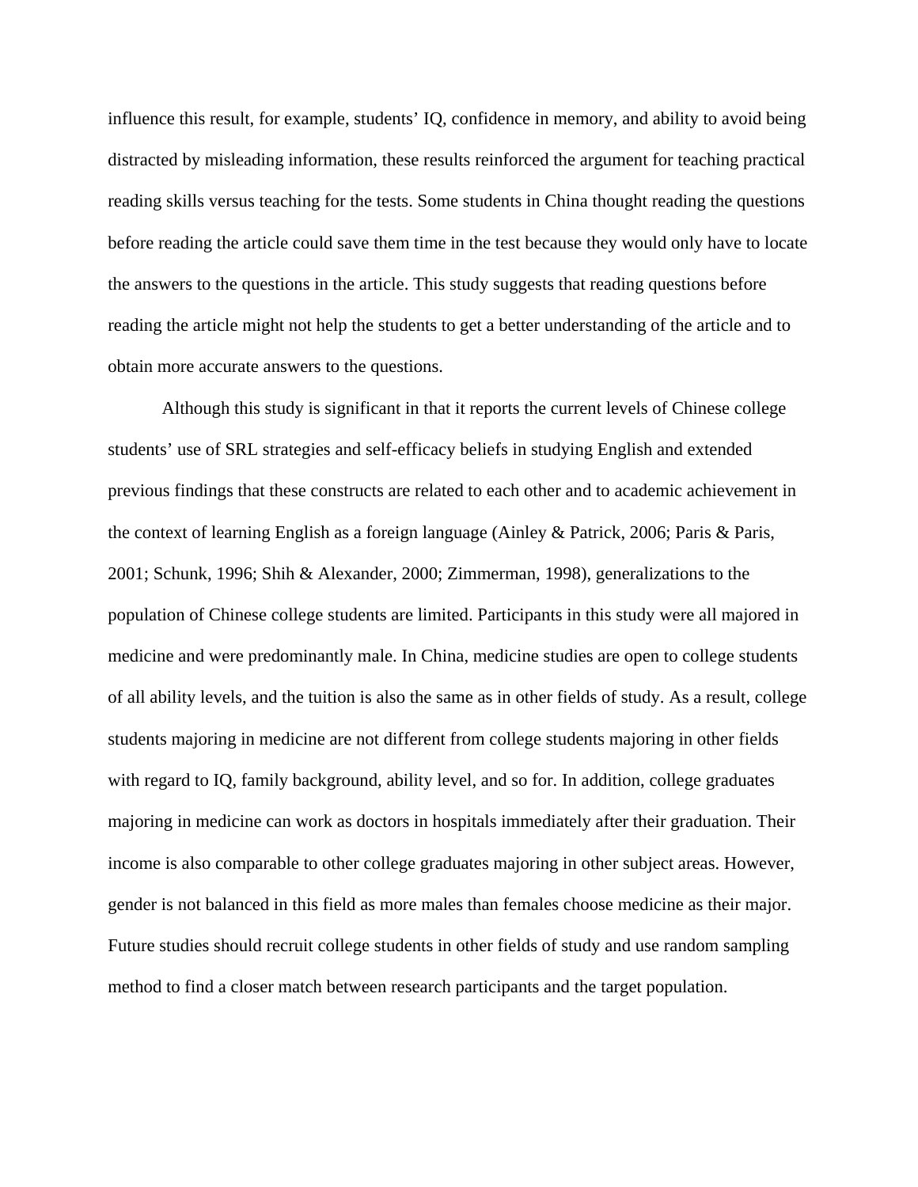influence this result, for example, students' IQ, confidence in memory, and ability to avoid being distracted by misleading information, these results reinforced the argument for teaching practical reading skills versus teaching for the tests. Some students in China thought reading the questions before reading the article could save them time in the test because they would only have to locate the answers to the questions in the article. This study suggests that reading questions before reading the article might not help the students to get a better understanding of the article and to obtain more accurate answers to the questions.

Although this study is significant in that it reports the current levels of Chinese college students' use of SRL strategies and self-efficacy beliefs in studying English and extended previous findings that these constructs are related to each other and to academic achievement in the context of learning English as a foreign language (Ainley & Patrick, 2006; Paris & Paris, 2001; Schunk, 1996; Shih & Alexander, 2000; Zimmerman, 1998), generalizations to the population of Chinese college students are limited. Participants in this study were all majored in medicine and were predominantly male. In China, medicine studies are open to college students of all ability levels, and the tuition is also the same as in other fields of study. As a result, college students majoring in medicine are not different from college students majoring in other fields with regard to IQ, family background, ability level, and so for. In addition, college graduates majoring in medicine can work as doctors in hospitals immediately after their graduation. Their income is also comparable to other college graduates majoring in other subject areas. However, gender is not balanced in this field as more males than females choose medicine as their major. Future studies should recruit college students in other fields of study and use random sampling method to find a closer match between research participants and the target population.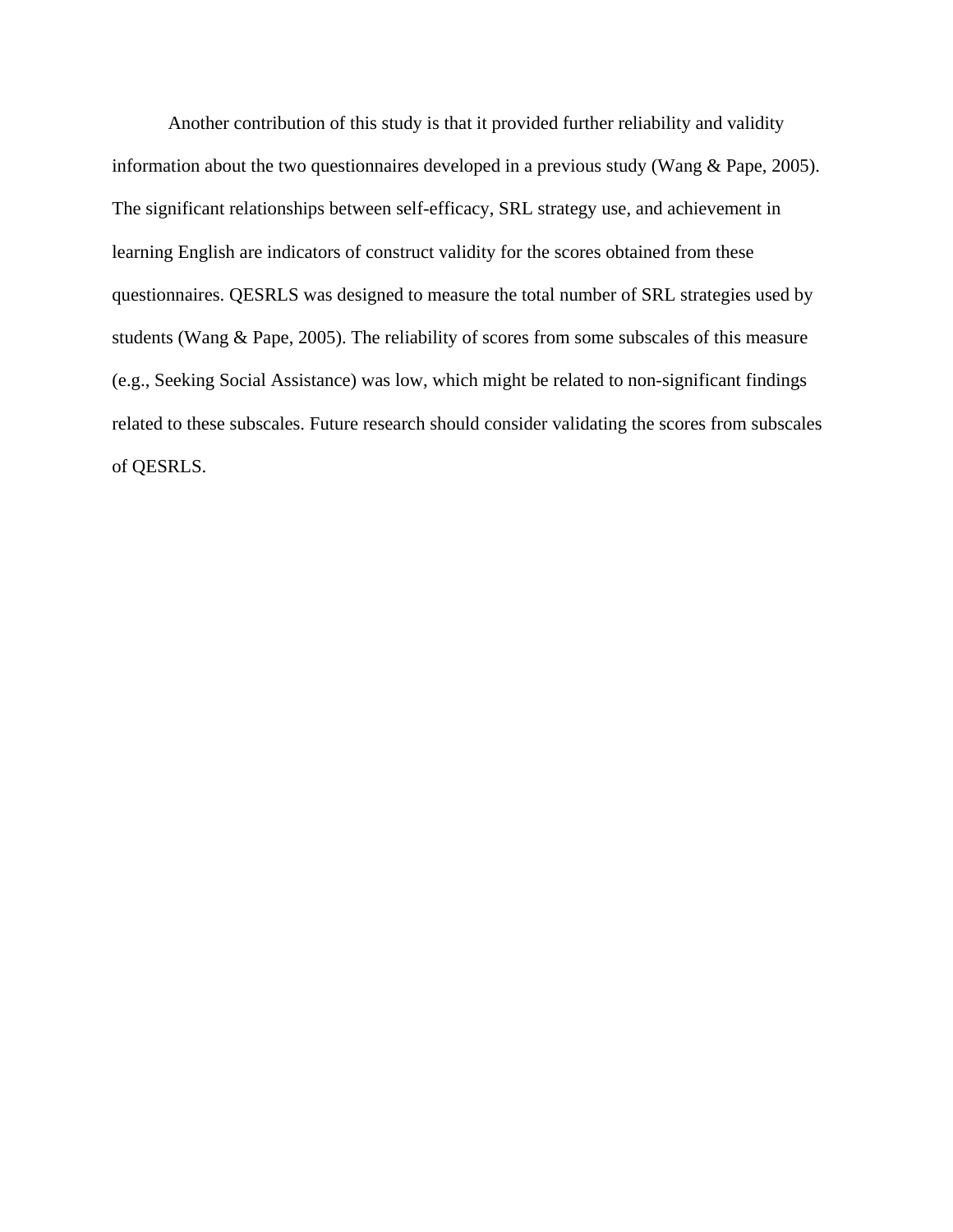Another contribution of this study is that it provided further reliability and validity information about the two questionnaires developed in a previous study (Wang & Pape, 2005). The significant relationships between self-efficacy, SRL strategy use, and achievement in learning English are indicators of construct validity for the scores obtained from these questionnaires. QESRLS was designed to measure the total number of SRL strategies used by students (Wang & Pape, 2005). The reliability of scores from some subscales of this measure (e.g., Seeking Social Assistance) was low, which might be related to non-significant findings related to these subscales. Future research should consider validating the scores from subscales of QESRLS.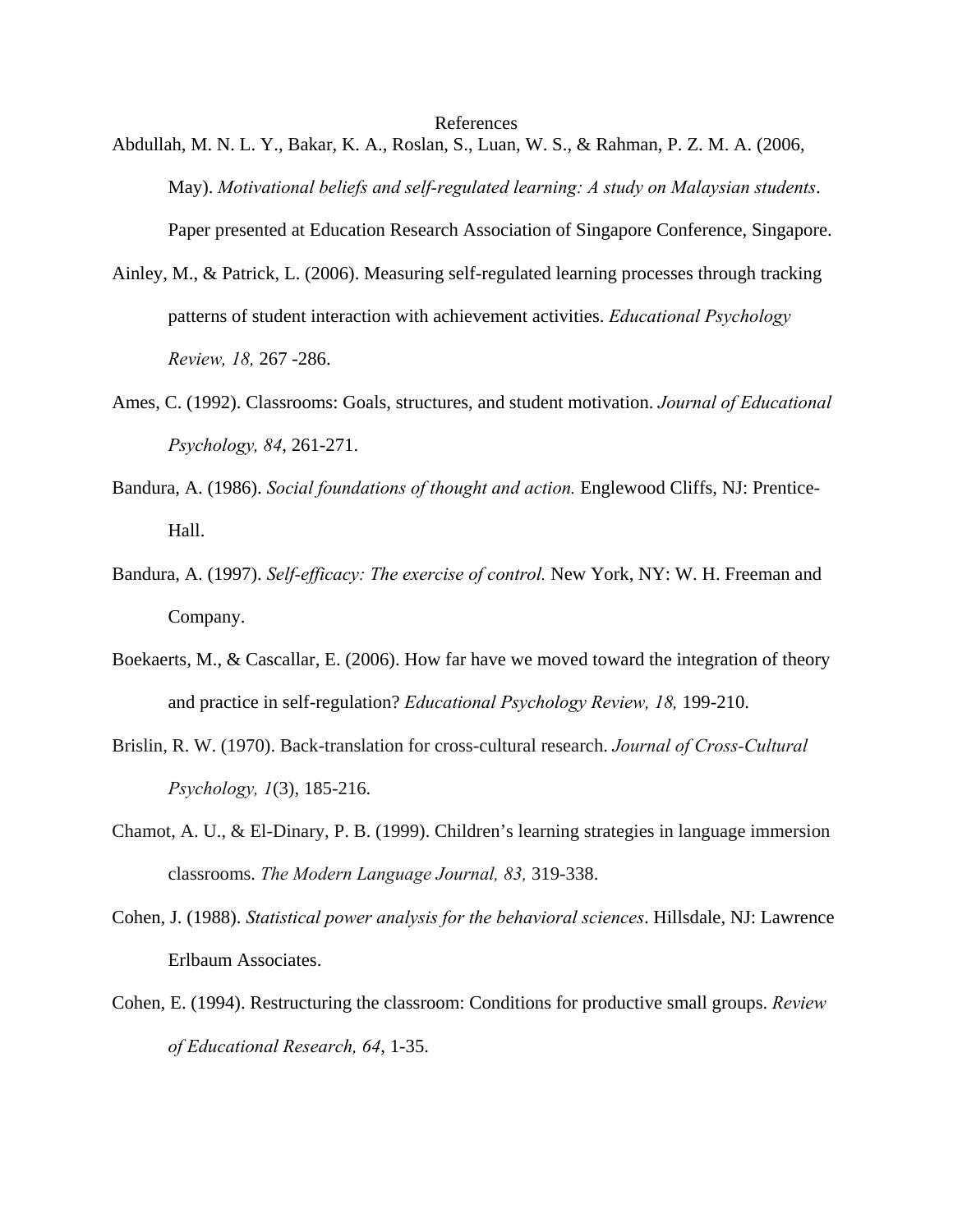# References

Abdullah, M. N. L. Y., Bakar, K. A., Roslan, S., Luan, W. S., & Rahman, P. Z. M. A. (2006, May). *Motivational beliefs and self-regulated learning: A study on Malaysian students*. Paper presented at Education Research Association of Singapore Conference, Singapore.

Ainley, M., & Patrick, L. (2006). Measuring self-regulated learning processes through tracking patterns of student interaction with achievement activities. *Educational Psychology Review, 18,* 267 -286.

Ames, C. (1992). Classrooms: Goals, structures, and student motivation. *Journal of Educational Psychology, 84*, 261-271.

Bandura, A. (1986). *Social foundations of thought and action.* Englewood Cliffs, NJ: Prentice-Hall.

Bandura, A. (1997). *Self-efficacy: The exercise of control.* New York, NY: W. H. Freeman and Company.

Boekaerts, M., & Cascallar, E. (2006). How far have we moved toward the integration of theory and practice in self-regulation? *Educational Psychology Review, 18,* 199-210.

Brislin, R. W. (1970). Back-translation for cross-cultural research. *Journal of Cross-Cultural Psychology, 1*(3), 185-216.

Chamot, A. U., & El-Dinary, P. B. (1999). Children's learning strategies in language immersion classrooms. *The Modern Language Journal, 83,* 319-338.

Cohen, J. (1988). *Statistical power analysis for the behavioral sciences*. Hillsdale, NJ: Lawrence Erlbaum Associates.

Cohen, E. (1994). Restructuring the classroom: Conditions for productive small groups. *Review of Educational Research, 64*, 1-35.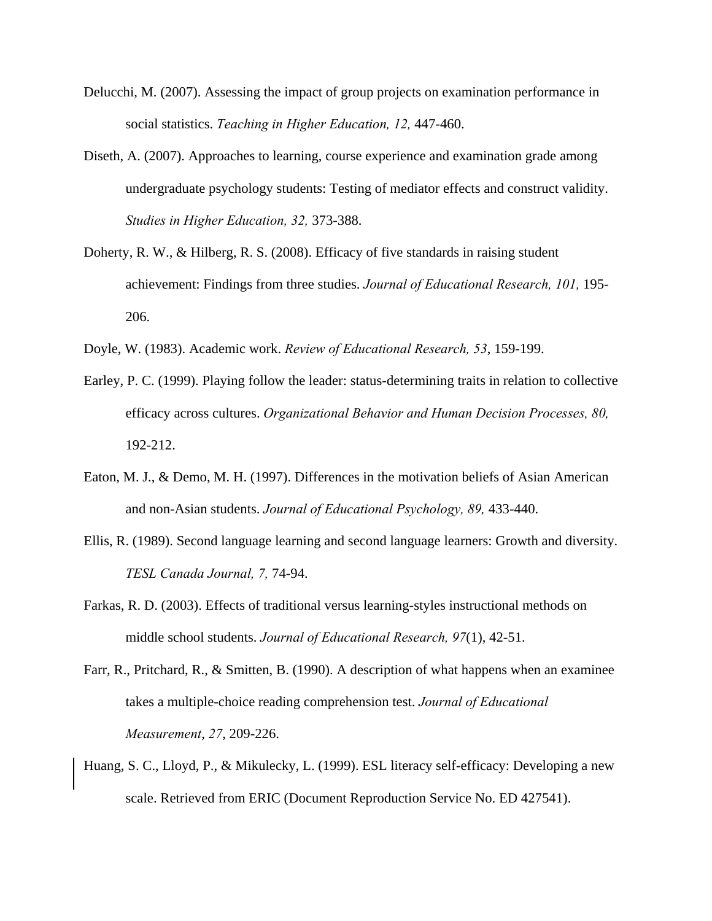Delucchi, M. (2007). Assessing the impact of group projects on examination performance in social statistics. *Teaching in Higher Education, 12,* 447-460.

Diseth, A. (2007). Approaches to learning, course experience and examination grade among undergraduate psychology students: Testing of mediator effects and construct validity. *Studies in Higher Education, 32,* 373-388.

Doherty, R. W., & Hilberg, R. S. (2008). Efficacy of five standards in raising student achievement: Findings from three studies. *Journal of Educational Research, 101,* 195-206.

Doyle, W. (1983). Academic work. *Review of Educational Research, 53*, 159-199.

Earley, P. C. (1999). Playing follow the leader: status-determining traits in relation to collective efficacy across cultures. *Organizational Behavior and Human Decision Processes, 80,* 192-212.

Eaton, M. J., & Demo, M. H. (1997). Differences in the motivation beliefs of Asian American and non-Asian students. *Journal of Educational Psychology, 89,* 433-440.

Ellis, R. (1989). Second language learning and second language learners: Growth and diversity. *TESL Canada Journal, 7,* 74-94.

Farkas, R. D. (2003). Effects of traditional versus learning-styles instructional methods on middle school students. *Journal of Educational Research, 97*(1), 42-51.

Farr, R., Pritchard, R., & Smitten, B. (1990). A description of what happens when an examinee takes a multiple-choice reading comprehension test. *Journal of Educational Measurement*, *27*, 209-226.

Huang, S. C., Lloyd, P., & Mikulecky, L. (1999). ESL literacy self-efficacy: Developing a new scale. Retrieved from ERIC (Document Reproduction Service No. ED 427541).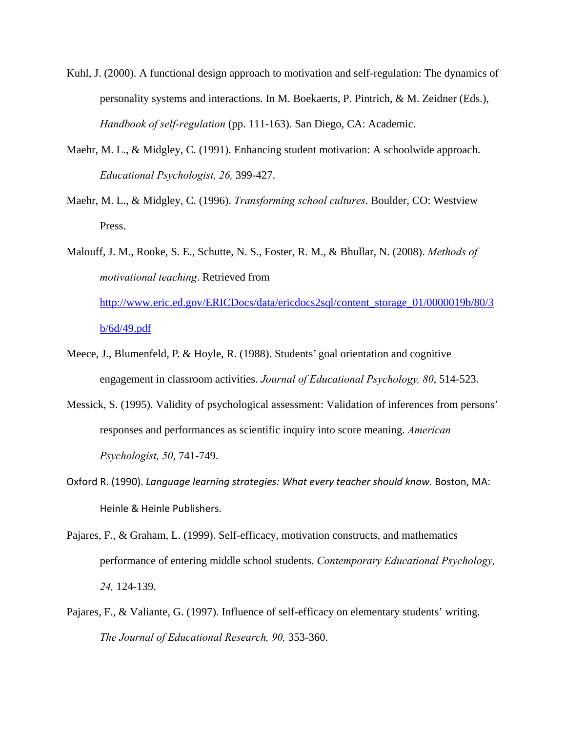Kuhl, J. (2000). A functional design approach to motivation and self-regulation: The dynamics of personality systems and interactions. In M. Boekaerts, P. Pintrich, & M. Zeidner (Eds.), *Handbook of self-regulation* (pp. 111-163). San Diego, CA: Academic.

Maehr, M. L., & Midgley, C. (1991). Enhancing student motivation: A schoolwide approach. *Educational Psychologist, 26,* 399-427.

Maehr, M. L., & Midgley, C. (1996). *Transforming school cultures*. Boulder, CO: Westview Press.

Malouff, J. M., Rooke, S. E., Schutte, N. S., Foster, R. M., & Bhullar, N. (2008). *Methods of motivational teaching*. Retrieved from http://www.eric.ed.gov/ERICDocs/data/ericdocs2sql/content_storage_01/0000019b/80/3b/6d/49.pdf

Meece, J., Blumenfeld, P. & Hoyle, R. (1988). Students' goal orientation and cognitive engagement in classroom activities. *Journal of Educational Psychology, 80,* 514-523.

Messick, S. (1995). Validity of psychological assessment: Validation of inferences from persons' responses and performances as scientific inquiry into score meaning. *American Psychologist, 50*, 741-749.

Oxford R. (1990). *Language learning strategies: What every teacher should know.* Boston, MA: Heinle & Heinle Publishers.

Pajares, F., & Graham, L. (1999). Self-efficacy, motivation constructs, and mathematics performance of entering middle school students. *Contemporary Educational Psychology, 24,* 124-139.

Pajares, F., & Valiante, G. (1997). Influence of self-efficacy on elementary students' writing. *The Journal of Educational Research, 90,* 353-360.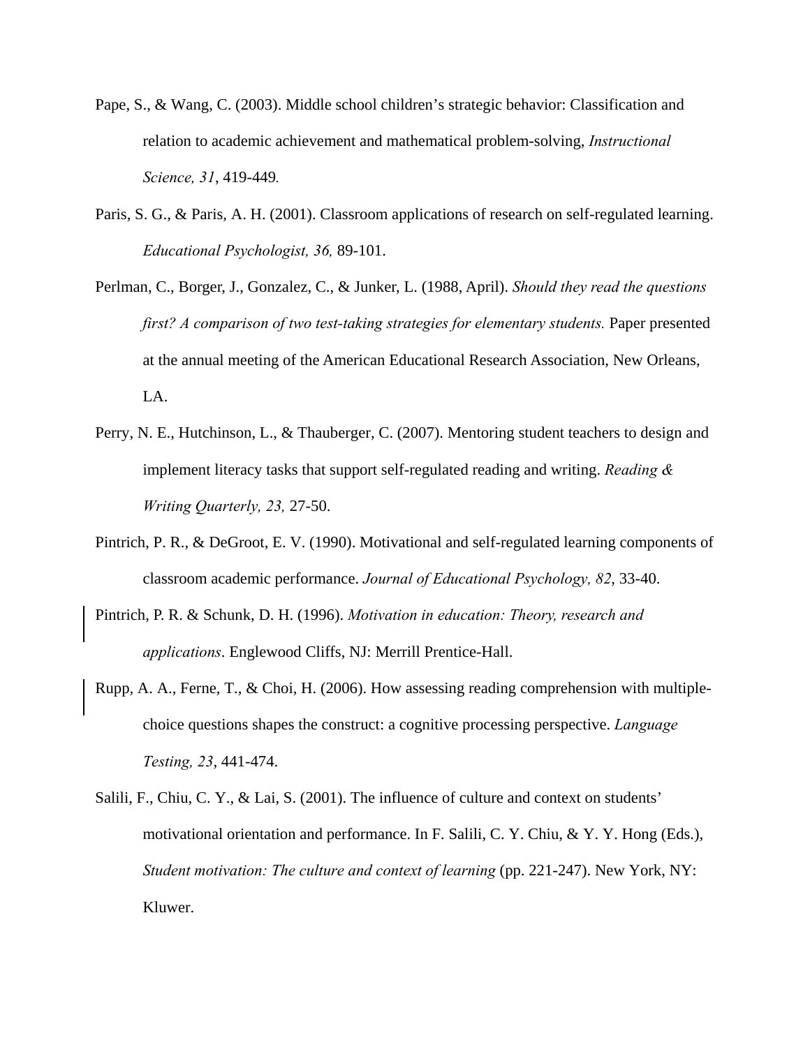Pape, S., & Wang, C. (2003). Middle school children's strategic behavior: Classification and relation to academic achievement and mathematical problem-solving, *Instructional Science, 31*, 419-449.

Paris, S. G., & Paris, A. H. (2001). Classroom applications of research on self-regulated learning. *Educational Psychologist, 36,* 89-101.

Perlman, C., Borger, J., Gonzalez, C., & Junker, L. (1988, April). *Should they read the questions first? A comparison of two test-taking strategies for elementary students.* Paper presented at the annual meeting of the American Educational Research Association, New Orleans, LA.

Perry, N. E., Hutchinson, L., & Thauberger, C. (2007). Mentoring student teachers to design and implement literacy tasks that support self-regulated reading and writing. *Reading & Writing Quarterly, 23,* 27-50.

Pintrich, P. R., & DeGroot, E. V. (1990). Motivational and self-regulated learning components of classroom academic performance. *Journal of Educational Psychology, 82*, 33-40.

Pintrich, P. R. & Schunk, D. H. (1996). *Motivation in education: Theory, research and applications*. Englewood Cliffs, NJ: Merrill Prentice-Hall.

Rupp, A. A., Ferne, T., & Choi, H. (2006). How assessing reading comprehension with multiple-choice questions shapes the construct: a cognitive processing perspective. *Language Testing, 23*, 441-474.

Salili, F., Chiu, C. Y., & Lai, S. (2001). The influence of culture and context on students' motivational orientation and performance. In F. Salili, C. Y. Chiu, & Y. Y. Hong (Eds.), *Student motivation: The culture and context of learning* (pp. 221-247). New York, NY: Kluwer.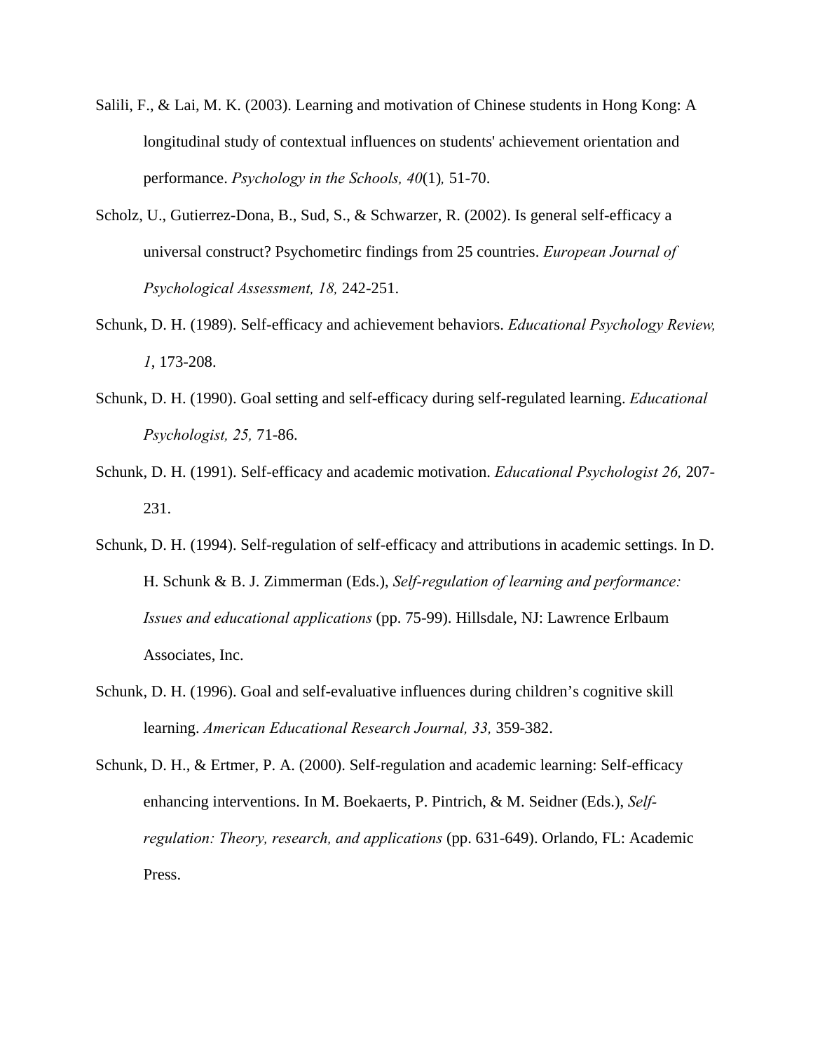Salili, F., & Lai, M. K. (2003). Learning and motivation of Chinese students in Hong Kong: A longitudinal study of contextual influences on students' achievement orientation and performance. *Psychology in the Schools, 40*(1)*,* 51-70.

Scholz, U., Gutierrez-Dona, B., Sud, S., & Schwarzer, R. (2002). Is general self-efficacy a universal construct? Psychometirc findings from 25 countries. *European Journal of Psychological Assessment, 18,* 242-251.

Schunk, D. H. (1989). Self-efficacy and achievement behaviors. *Educational Psychology Review, 1*, 173-208.

Schunk, D. H. (1990). Goal setting and self-efficacy during self-regulated learning. *Educational Psychologist, 25,* 71-86.

Schunk, D. H. (1991). Self-efficacy and academic motivation. *Educational Psychologist 26,* 207-231.

Schunk, D. H. (1994). Self-regulation of self-efficacy and attributions in academic settings. In D. H. Schunk & B. J. Zimmerman (Eds.), *Self-regulation of learning and performance: Issues and educational applications* (pp. 75-99). Hillsdale, NJ: Lawrence Erlbaum Associates, Inc.

Schunk, D. H. (1996). Goal and self-evaluative influences during children's cognitive skill learning. *American Educational Research Journal, 33,* 359-382.

Schunk, D. H., & Ertmer, P. A. (2000). Self-regulation and academic learning: Self-efficacy enhancing interventions. In M. Boekaerts, P. Pintrich, & M. Seidner (Eds.), *Self-regulation: Theory, research, and applications* (pp. 631-649). Orlando, FL: Academic Press.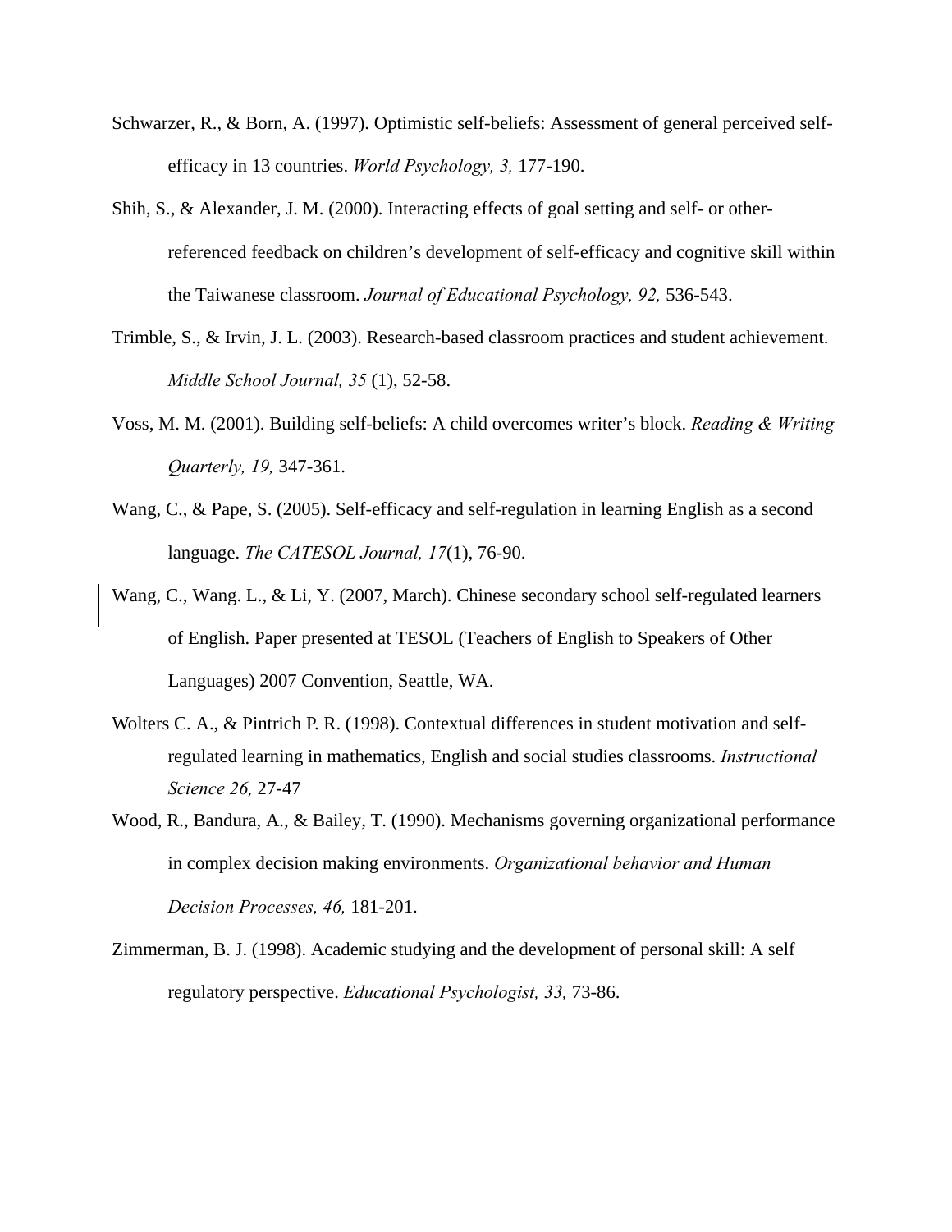Schwarzer, R., & Born, A. (1997). Optimistic self-beliefs: Assessment of general perceived self-efficacy in 13 countries. *World Psychology, 3,* 177-190.

Shih, S., & Alexander, J. M. (2000). Interacting effects of goal setting and self- or other-referenced feedback on children's development of self-efficacy and cognitive skill within the Taiwanese classroom. *Journal of Educational Psychology, 92,* 536-543.

Trimble, S., & Irvin, J. L. (2003). Research-based classroom practices and student achievement. *Middle School Journal, 35* (1), 52-58.

Voss, M. M. (2001). Building self-beliefs: A child overcomes writer's block. *Reading & Writing Quarterly, 19,* 347-361.

Wang, C., & Pape, S. (2005). Self-efficacy and self-regulation in learning English as a second language. *The CATESOL Journal, 17*(1), 76-90.

Wang, C., Wang. L., & Li, Y. (2007, March). Chinese secondary school self-regulated learners of English. Paper presented at TESOL (Teachers of English to Speakers of Other Languages) 2007 Convention, Seattle, WA.

Wolters C. A., & Pintrich P. R. (1998). Contextual differences in student motivation and self-regulated learning in mathematics, English and social studies classrooms. *Instructional Science 26,* 27-47

Wood, R., Bandura, A., & Bailey, T. (1990). Mechanisms governing organizational performance in complex decision making environments. *Organizational behavior and Human Decision Processes, 46,* 181-201.

Zimmerman, B. J. (1998). Academic studying and the development of personal skill: A self regulatory perspective. *Educational Psychologist, 33,* 73-86.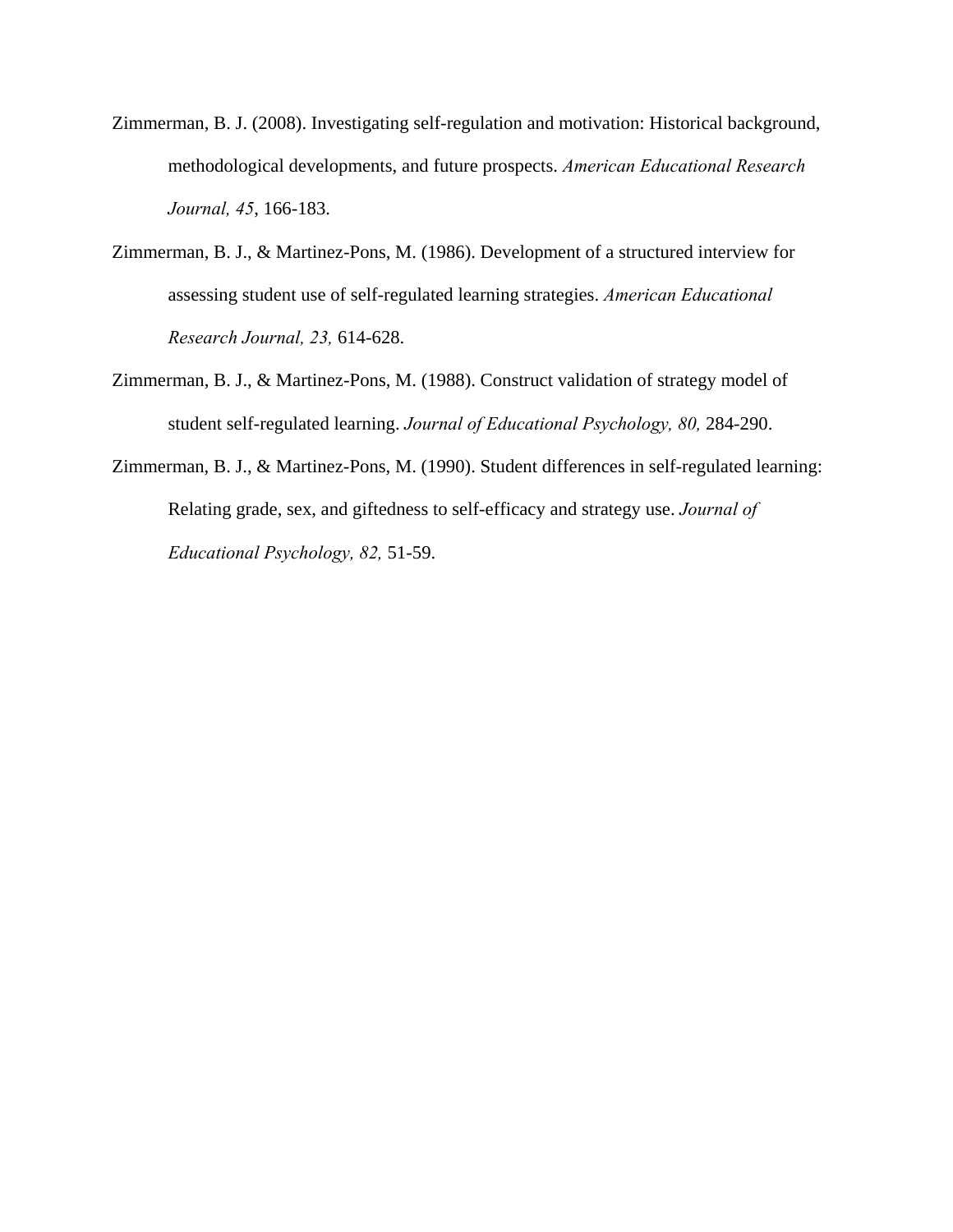Zimmerman, B. J. (2008). Investigating self-regulation and motivation: Historical background, methodological developments, and future prospects. *American Educational Research Journal, 45*, 166-183.

Zimmerman, B. J., & Martinez-Pons, M. (1986). Development of a structured interview for assessing student use of self-regulated learning strategies. *American Educational Research Journal, 23,* 614-628.

Zimmerman, B. J., & Martinez-Pons, M. (1988). Construct validation of strategy model of student self-regulated learning. *Journal of Educational Psychology, 80,* 284-290.

Zimmerman, B. J., & Martinez-Pons, M. (1990). Student differences in self-regulated learning: Relating grade, sex, and giftedness to self-efficacy and strategy use. *Journal of Educational Psychology, 82,* 51-59.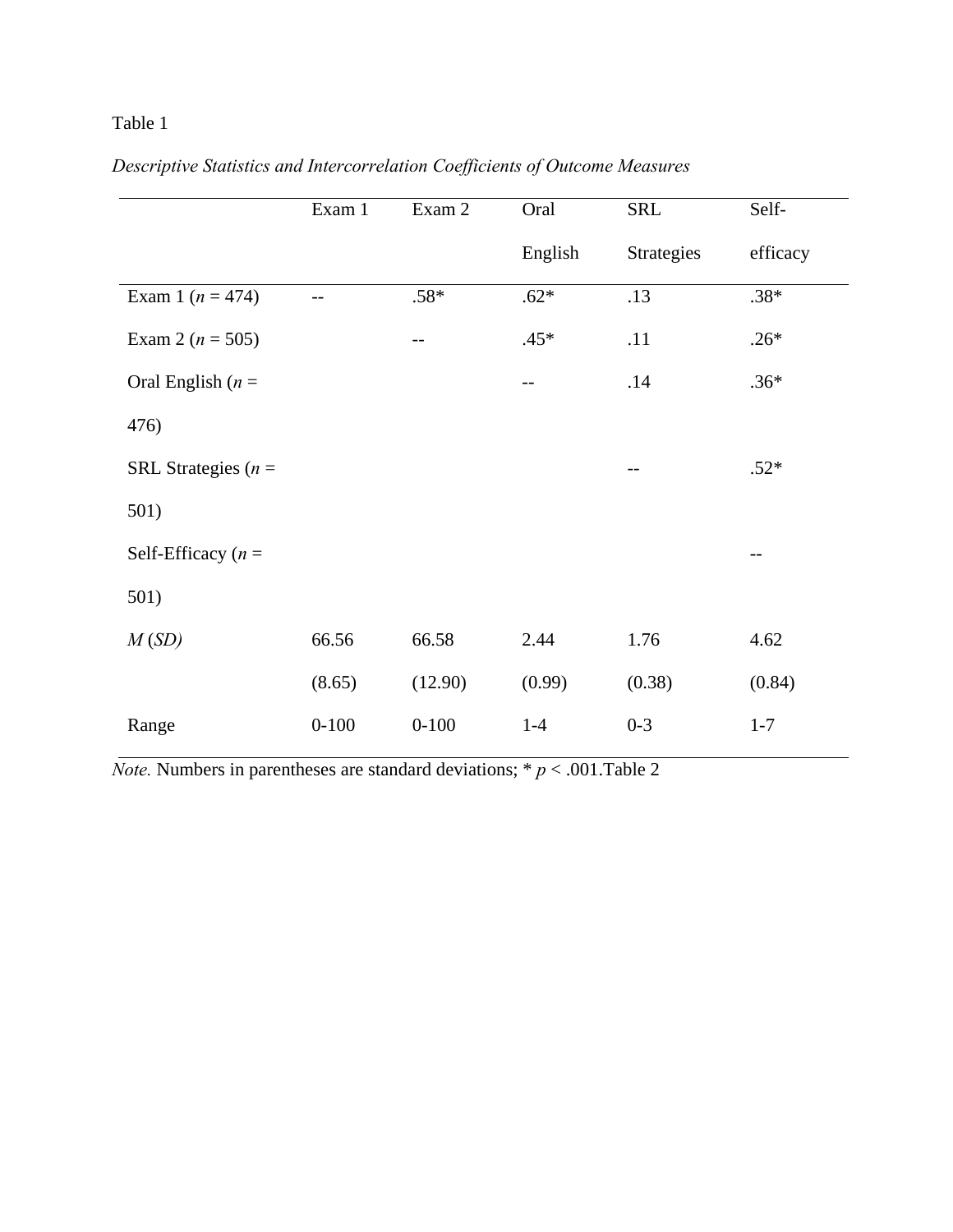Table 1

*Descriptive Statistics and Intercorrelation Coefficients of Outcome Measures*

| | Exam 1 | Exam 2 | Oral English | SRL Strategies | Self-efficacy |
|---|---|---|---|---|---|
| Exam 1 (*n* = 474) | -- | .58* | .62* | .13 | .38* |
| Exam 2 (*n* = 505) | | -- | .45* | .11 | .26* |
| Oral English (*n* = 476) | | | -- | .14 | .36* |
| SRL Strategies (*n* = 501) | | | | -- | .52* |
| Self-Efficacy (*n* = 501) | | | | | -- |
| *M* (*SD*) | 66.56 (8.65) | 66.58 (12.90) | 2.44 (0.99) | 1.76 (0.38) | 4.62 (0.84) |
| Range | 0-100 | 0-100 | 1-4 | 0-3 | 1-7 |

*Note.* Numbers in parentheses are standard deviations; * $p < .001$.Table 2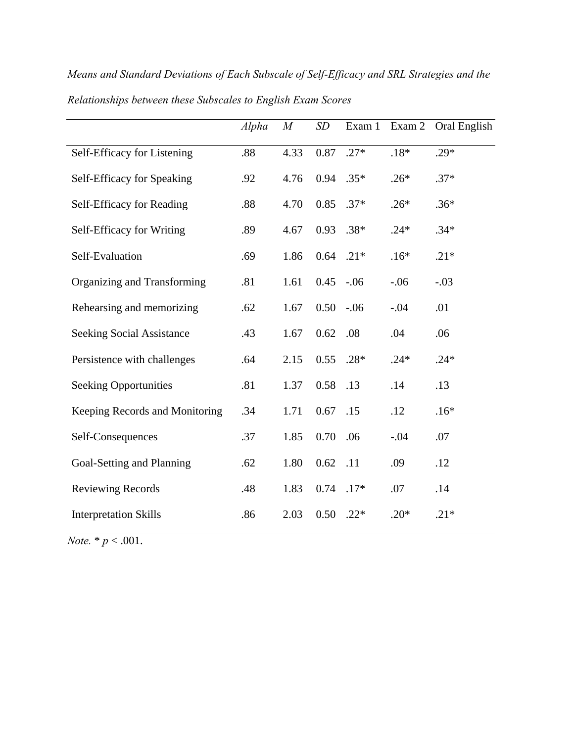*Means and Standard Deviations of Each Subscale of Self-Efficacy and SRL Strategies and the Relationships between these Subscales to English Exam Scores*

| | *Alpha* | *M* | *SD* | Exam 1 | Exam 2 | Oral English |
|---|---|---|---|---|---|---|
| Self-Efficacy for Listening | .88 | 4.33 | 0.87 | .27* | .18* | .29* |
| Self-Efficacy for Speaking | .92 | 4.76 | 0.94 | .35* | .26* | .37* |
| Self-Efficacy for Reading | .88 | 4.70 | 0.85 | .37* | .26* | .36* |
| Self-Efficacy for Writing | .89 | 4.67 | 0.93 | .38* | .24* | .34* |
| Self-Evaluation | .69 | 1.86 | 0.64 | .21* | .16* | .21* |
| Organizing and Transforming | .81 | 1.61 | 0.45 | -.06 | -.06 | -.03 |
| Rehearsing and memorizing | .62 | 1.67 | 0.50 | -.06 | -.04 | .01 |
| Seeking Social Assistance | .43 | 1.67 | 0.62 | .08 | .04 | .06 |
| Persistence with challenges | .64 | 2.15 | 0.55 | .28* | .24* | .24* |
| Seeking Opportunities | .81 | 1.37 | 0.58 | .13 | .14 | .13 |
| Keeping Records and Monitoring | .34 | 1.71 | 0.67 | .15 | .12 | .16* |
| Self-Consequences | .37 | 1.85 | 0.70 | .06 | -.04 | .07 |
| Goal-Setting and Planning | .62 | 1.80 | 0.62 | .11 | .09 | .12 |
| Reviewing Records | .48 | 1.83 | 0.74 | .17* | .07 | .14 |
| Interpretation Skills | .86 | 2.03 | 0.50 | .22* | .20* | .21* |

*Note.* * $p < .001$.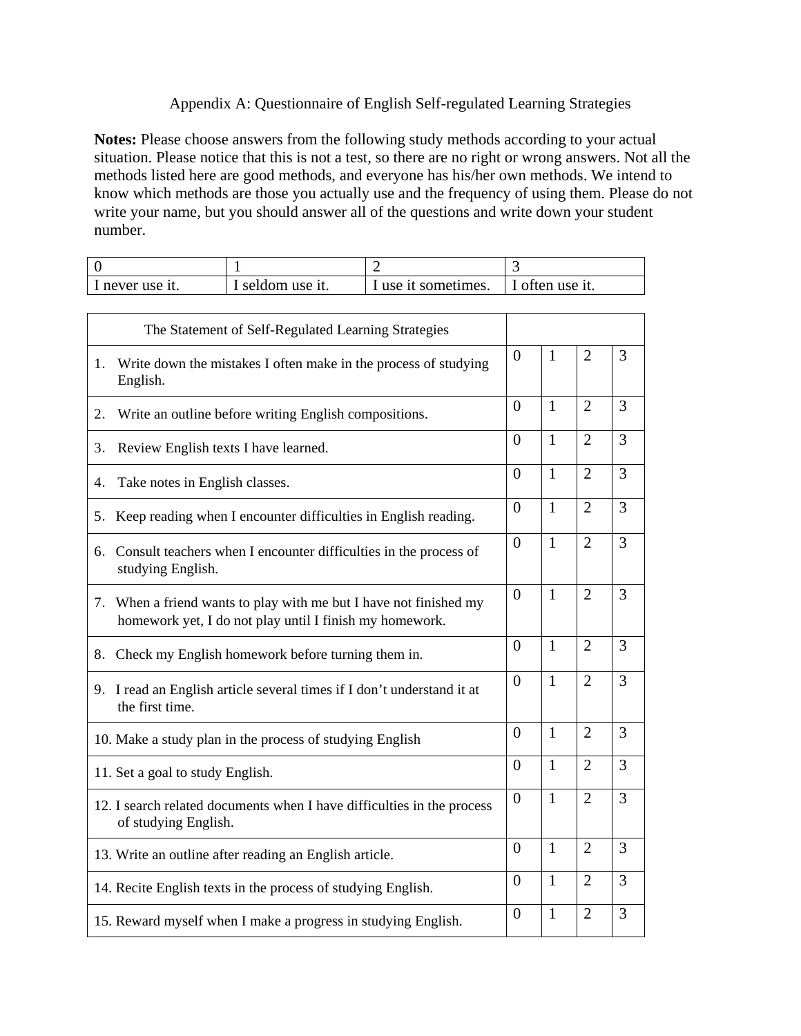Appendix A: Questionnaire of English Self-regulated Learning Strategies

**Notes:** Please choose answers from the following study methods according to your actual situation. Please notice that this is not a test, so there are no right or wrong answers. Not all the methods listed here are good methods, and everyone has his/her own methods. We intend to know which methods are those you actually use and the frequency of using them. Please do not write your name, but you should answer all of the questions and write down your student number.

| 0 | 1 | 2 | 3 |
|---|---|---|---|
| I never use it. | I seldom use it. | I use it sometimes. | I often use it. |

| The Statement of Self-Regulated Learning Strategies | | | | |
|---|---|---|---|---|
| 1. Write down the mistakes I often make in the process of studying English. | 0 | 1 | 2 | 3 |
| 2. Write an outline before writing English compositions. | 0 | 1 | 2 | 3 |
| 3. Review English texts I have learned. | 0 | 1 | 2 | 3 |
| 4. Take notes in English classes. | 0 | 1 | 2 | 3 |
| 5. Keep reading when I encounter difficulties in English reading. | 0 | 1 | 2 | 3 |
| 6. Consult teachers when I encounter difficulties in the process of studying English. | 0 | 1 | 2 | 3 |
| 7. When a friend wants to play with me but I have not finished my homework yet, I do not play until I finish my homework. | 0 | 1 | 2 | 3 |
| 8. Check my English homework before turning them in. | 0 | 1 | 2 | 3 |
| 9. I read an English article several times if I don't understand it at the first time. | 0 | 1 | 2 | 3 |
| 10. Make a study plan in the process of studying English | 0 | 1 | 2 | 3 |
| 11. Set a goal to study English. | 0 | 1 | 2 | 3 |
| 12. I search related documents when I have difficulties in the process of studying English. | 0 | 1 | 2 | 3 |
| 13. Write an outline after reading an English article. | 0 | 1 | 2 | 3 |
| 14. Recite English texts in the process of studying English. | 0 | 1 | 2 | 3 |
| 15. Reward myself when I make a progress in studying English. | 0 | 1 | 2 | 3 |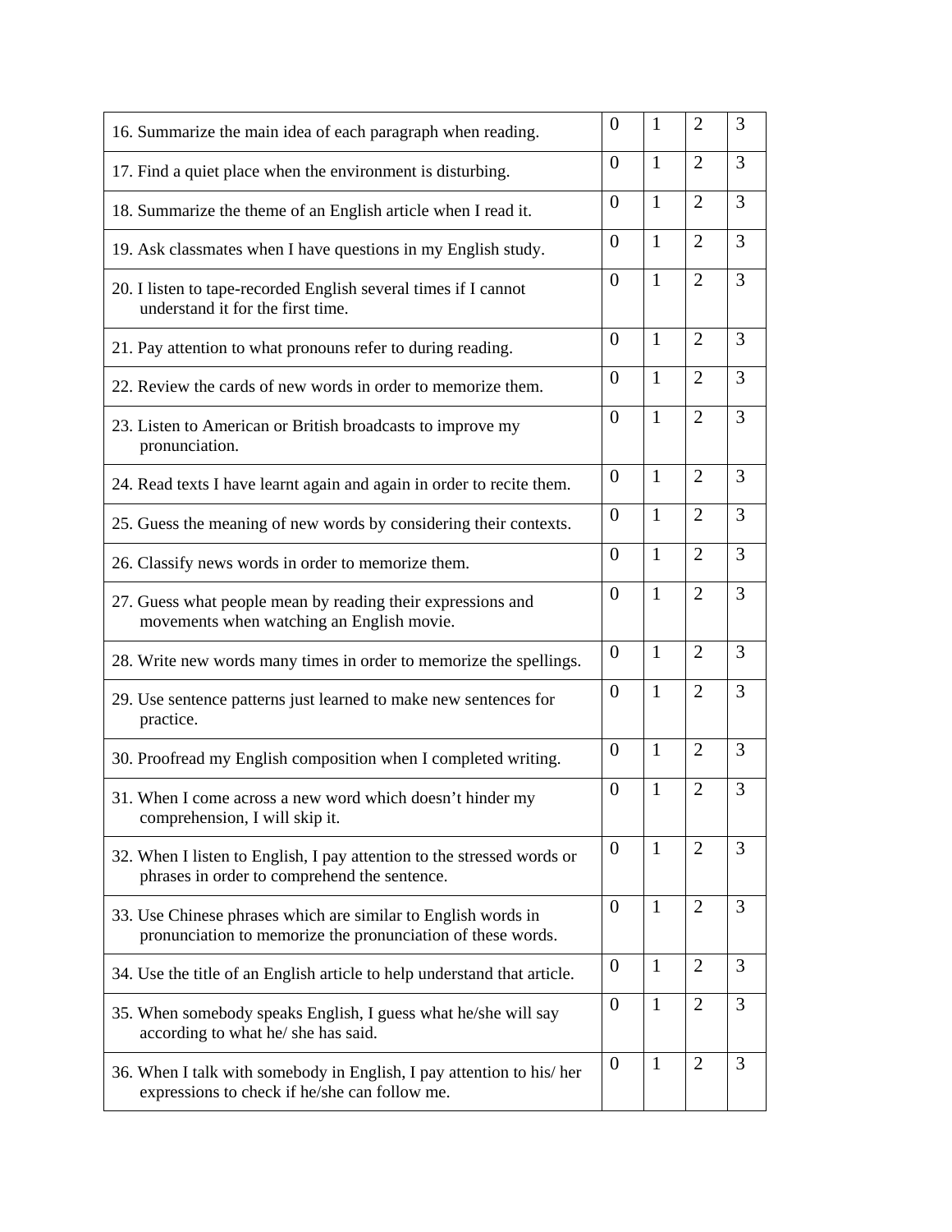| | | | | |
|---|---|---|---|---|
| 16. Summarize the main idea of each paragraph when reading. | 0 | 1 | 2 | 3 |
| 17. Find a quiet place when the environment is disturbing. | 0 | 1 | 2 | 3 |
| 18. Summarize the theme of an English article when I read it. | 0 | 1 | 2 | 3 |
| 19. Ask classmates when I have questions in my English study. | 0 | 1 | 2 | 3 |
| 20. I listen to tape-recorded English several times if I cannot understand it for the first time. | 0 | 1 | 2 | 3 |
| 21. Pay attention to what pronouns refer to during reading. | 0 | 1 | 2 | 3 |
| 22. Review the cards of new words in order to memorize them. | 0 | 1 | 2 | 3 |
| 23. Listen to American or British broadcasts to improve my pronunciation. | 0 | 1 | 2 | 3 |
| 24. Read texts I have learnt again and again in order to recite them. | 0 | 1 | 2 | 3 |
| 25. Guess the meaning of new words by considering their contexts. | 0 | 1 | 2 | 3 |
| 26. Classify news words in order to memorize them. | 0 | 1 | 2 | 3 |
| 27. Guess what people mean by reading their expressions and movements when watching an English movie. | 0 | 1 | 2 | 3 |
| 28. Write new words many times in order to memorize the spellings. | 0 | 1 | 2 | 3 |
| 29. Use sentence patterns just learned to make new sentences for practice. | 0 | 1 | 2 | 3 |
| 30. Proofread my English composition when I completed writing. | 0 | 1 | 2 | 3 |
| 31. When I come across a new word which doesn't hinder my comprehension, I will skip it. | 0 | 1 | 2 | 3 |
| 32. When I listen to English, I pay attention to the stressed words or phrases in order to comprehend the sentence. | 0 | 1 | 2 | 3 |
| 33. Use Chinese phrases which are similar to English words in pronunciation to memorize the pronunciation of these words. | 0 | 1 | 2 | 3 |
| 34. Use the title of an English article to help understand that article. | 0 | 1 | 2 | 3 |
| 35. When somebody speaks English, I guess what he/she will say according to what he/ she has said. | 0 | 1 | 2 | 3 |
| 36. When I talk with somebody in English, I pay attention to his/ her expressions to check if he/she can follow me. | 0 | 1 | 2 | 3 |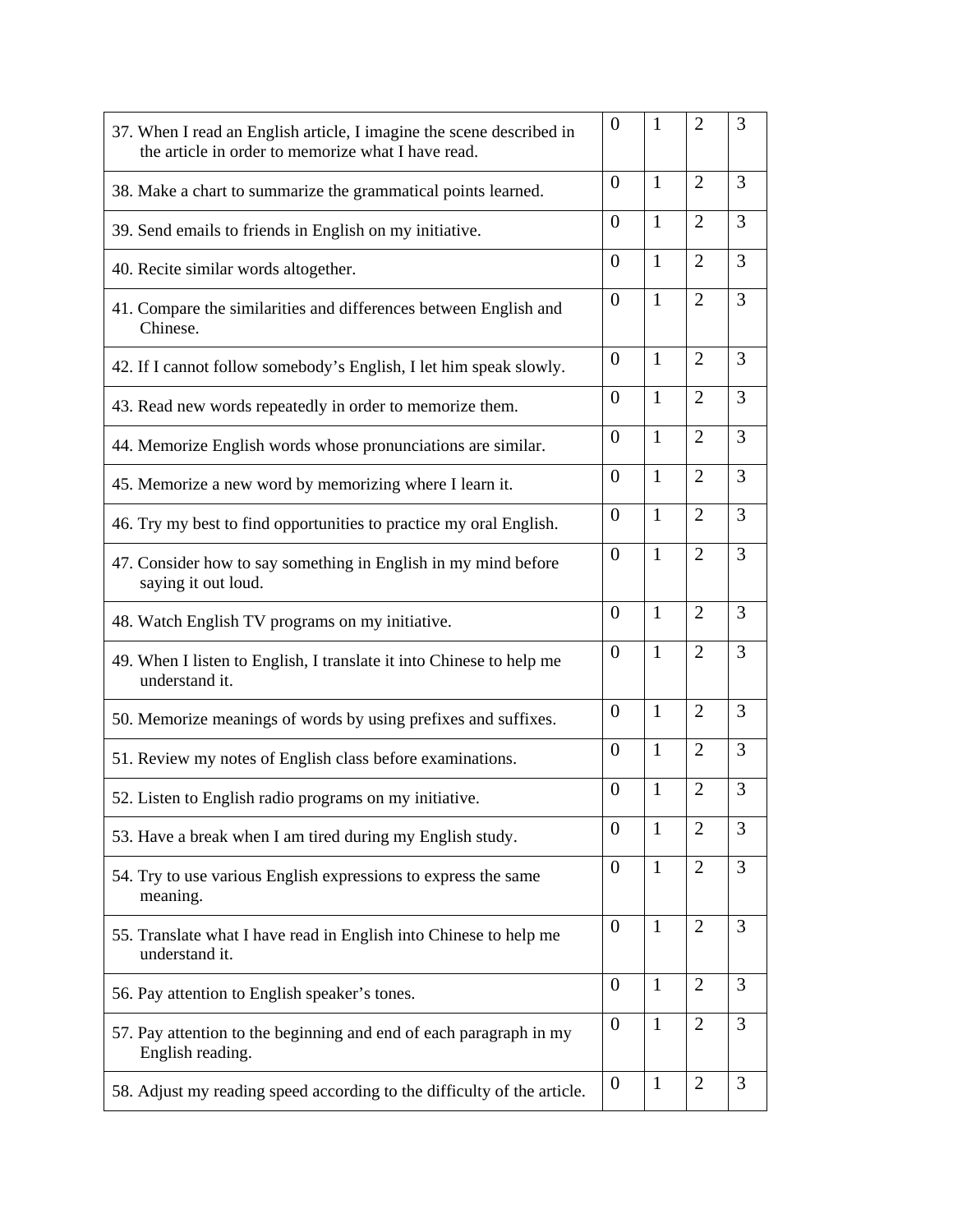| | | | | |
|---|---|---|---|---|
| 37. When I read an English article, I imagine the scene described in the article in order to memorize what I have read. | 0 | 1 | 2 | 3 |
| 38. Make a chart to summarize the grammatical points learned. | 0 | 1 | 2 | 3 |
| 39. Send emails to friends in English on my initiative. | 0 | 1 | 2 | 3 |
| 40. Recite similar words altogether. | 0 | 1 | 2 | 3 |
| 41. Compare the similarities and differences between English and Chinese. | 0 | 1 | 2 | 3 |
| 42. If I cannot follow somebody's English, I let him speak slowly. | 0 | 1 | 2 | 3 |
| 43. Read new words repeatedly in order to memorize them. | 0 | 1 | 2 | 3 |
| 44. Memorize English words whose pronunciations are similar. | 0 | 1 | 2 | 3 |
| 45. Memorize a new word by memorizing where I learn it. | 0 | 1 | 2 | 3 |
| 46. Try my best to find opportunities to practice my oral English. | 0 | 1 | 2 | 3 |
| 47. Consider how to say something in English in my mind before saying it out loud. | 0 | 1 | 2 | 3 |
| 48. Watch English TV programs on my initiative. | 0 | 1 | 2 | 3 |
| 49. When I listen to English, I translate it into Chinese to help me understand it. | 0 | 1 | 2 | 3 |
| 50. Memorize meanings of words by using prefixes and suffixes. | 0 | 1 | 2 | 3 |
| 51. Review my notes of English class before examinations. | 0 | 1 | 2 | 3 |
| 52. Listen to English radio programs on my initiative. | 0 | 1 | 2 | 3 |
| 53. Have a break when I am tired during my English study. | 0 | 1 | 2 | 3 |
| 54. Try to use various English expressions to express the same meaning. | 0 | 1 | 2 | 3 |
| 55. Translate what I have read in English into Chinese to help me understand it. | 0 | 1 | 2 | 3 |
| 56. Pay attention to English speaker's tones. | 0 | 1 | 2 | 3 |
| 57. Pay attention to the beginning and end of each paragraph in my English reading. | 0 | 1 | 2 | 3 |
| 58. Adjust my reading speed according to the difficulty of the article. | 0 | 1 | 2 | 3 |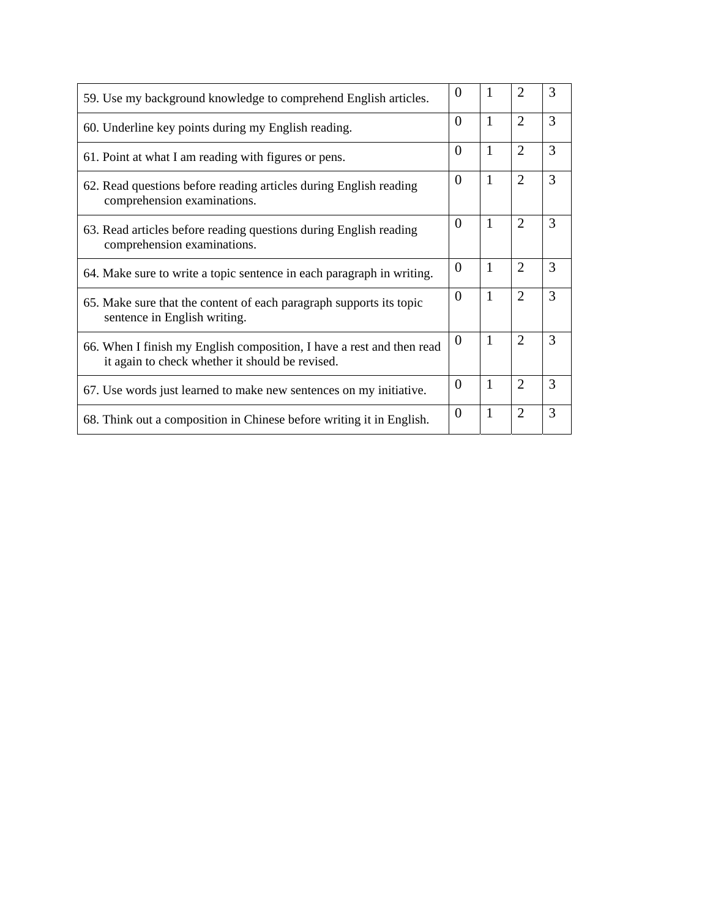| | | | | |
|---|---|---|---|---|
| 59. Use my background knowledge to comprehend English articles. | 0 | 1 | 2 | 3 |
| 60. Underline key points during my English reading. | 0 | 1 | 2 | 3 |
| 61. Point at what I am reading with figures or pens. | 0 | 1 | 2 | 3 |
| 62. Read questions before reading articles during English reading comprehension examinations. | 0 | 1 | 2 | 3 |
| 63. Read articles before reading questions during English reading comprehension examinations. | 0 | 1 | 2 | 3 |
| 64. Make sure to write a topic sentence in each paragraph in writing. | 0 | 1 | 2 | 3 |
| 65. Make sure that the content of each paragraph supports its topic sentence in English writing. | 0 | 1 | 2 | 3 |
| 66. When I finish my English composition, I have a rest and then read it again to check whether it should be revised. | 0 | 1 | 2 | 3 |
| 67. Use words just learned to make new sentences on my initiative. | 0 | 1 | 2 | 3 |
| 68. Think out a composition in Chinese before writing it in English. | 0 | 1 | 2 | 3 |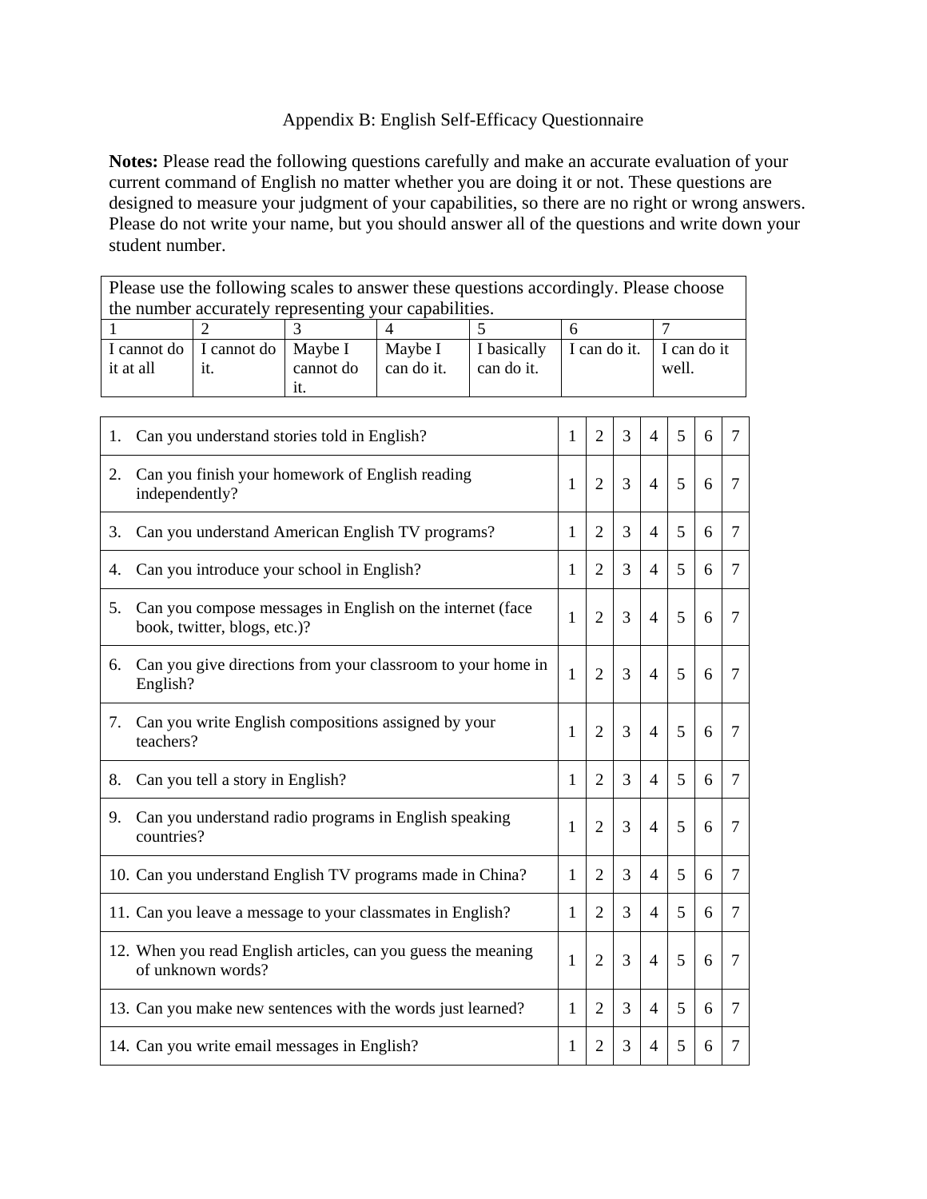Appendix B: English Self-Efficacy Questionnaire

**Notes:** Please read the following questions carefully and make an accurate evaluation of your current command of English no matter whether you are doing it or not. These questions are designed to measure your judgment of your capabilities, so there are no right or wrong answers. Please do not write your name, but you should answer all of the questions and write down your student number.

| Please use the following scales to answer these questions accordingly. Please choose the number accurately representing your capabilities. | | | | | | |
|---|---|---|---|---|---|---|
| 1 | 2 | 3 | 4 | 5 | 6 | 7 |
| I cannot do it at all | I cannot do it. | Maybe I cannot do it. | Maybe I can do it. | I basically can do it. | I can do it. | I can do it well. |

| Question | | | | | | | |
|---|---|---|---|---|---|---|---|
| 1. Can you understand stories told in English? | 1 | 2 | 3 | 4 | 5 | 6 | 7 |
| 2. Can you finish your homework of English reading independently? | 1 | 2 | 3 | 4 | 5 | 6 | 7 |
| 3. Can you understand American English TV programs? | 1 | 2 | 3 | 4 | 5 | 6 | 7 |
| 4. Can you introduce your school in English? | 1 | 2 | 3 | 4 | 5 | 6 | 7 |
| 5. Can you compose messages in English on the internet (face book, twitter, blogs, etc.)? | 1 | 2 | 3 | 4 | 5 | 6 | 7 |
| 6. Can you give directions from your classroom to your home in English? | 1 | 2 | 3 | 4 | 5 | 6 | 7 |
| 7. Can you write English compositions assigned by your teachers? | 1 | 2 | 3 | 4 | 5 | 6 | 7 |
| 8. Can you tell a story in English? | 1 | 2 | 3 | 4 | 5 | 6 | 7 |
| 9. Can you understand radio programs in English speaking countries? | 1 | 2 | 3 | 4 | 5 | 6 | 7 |
| 10. Can you understand English TV programs made in China? | 1 | 2 | 3 | 4 | 5 | 6 | 7 |
| 11. Can you leave a message to your classmates in English? | 1 | 2 | 3 | 4 | 5 | 6 | 7 |
| 12. When you read English articles, can you guess the meaning of unknown words? | 1 | 2 | 3 | 4 | 5 | 6 | 7 |
| 13. Can you make new sentences with the words just learned? | 1 | 2 | 3 | 4 | 5 | 6 | 7 |
| 14. Can you write email messages in English? | 1 | 2 | 3 | 4 | 5 | 6 | 7 |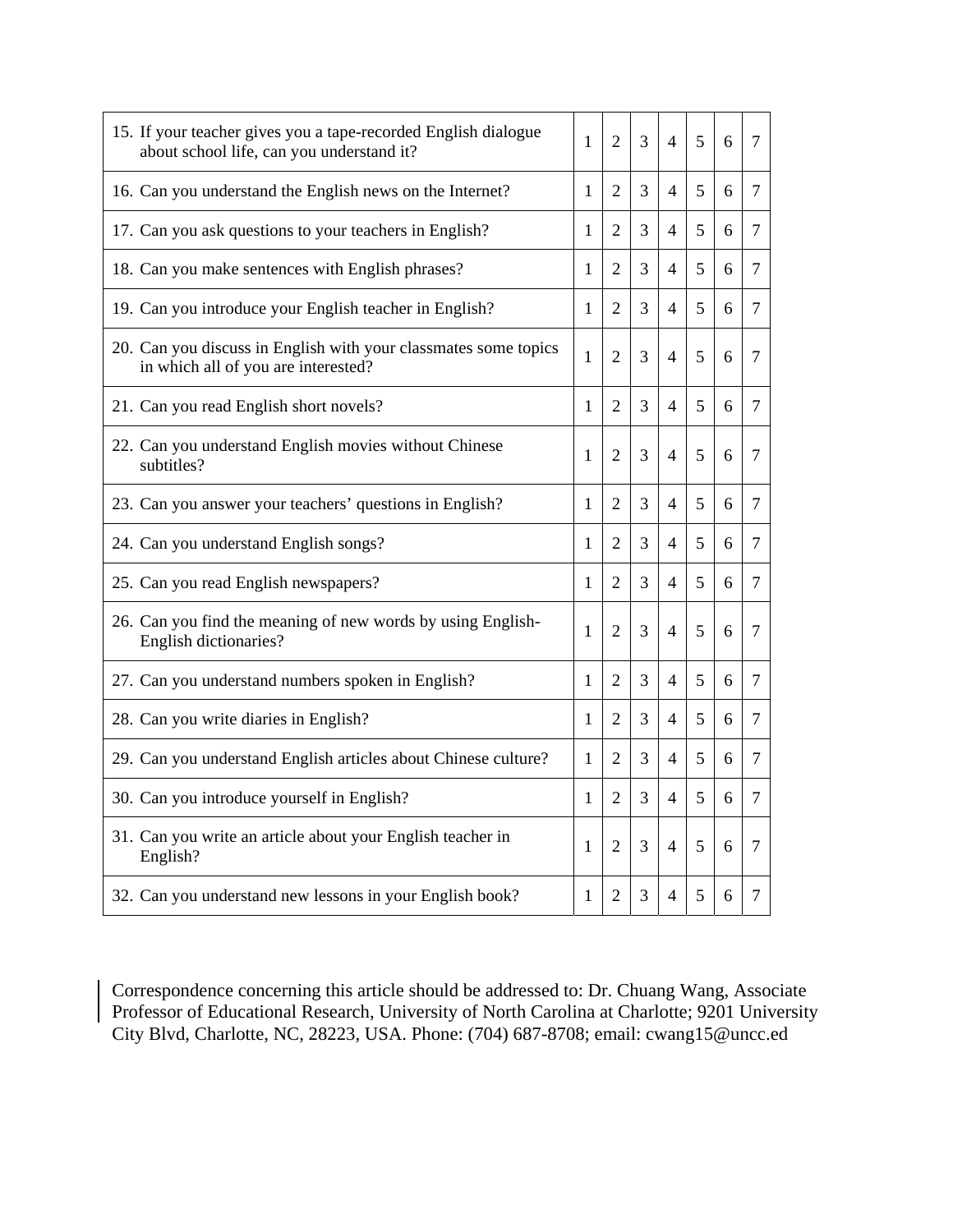| | | | | | | | |
|---|---|---|---|---|---|---|---|
| 15. If your teacher gives you a tape-recorded English dialogue about school life, can you understand it? | 1 | 2 | 3 | 4 | 5 | 6 | 7 |
| 16. Can you understand the English news on the Internet? | 1 | 2 | 3 | 4 | 5 | 6 | 7 |
| 17. Can you ask questions to your teachers in English? | 1 | 2 | 3 | 4 | 5 | 6 | 7 |
| 18. Can you make sentences with English phrases? | 1 | 2 | 3 | 4 | 5 | 6 | 7 |
| 19. Can you introduce your English teacher in English? | 1 | 2 | 3 | 4 | 5 | 6 | 7 |
| 20. Can you discuss in English with your classmates some topics in which all of you are interested? | 1 | 2 | 3 | 4 | 5 | 6 | 7 |
| 21. Can you read English short novels? | 1 | 2 | 3 | 4 | 5 | 6 | 7 |
| 22. Can you understand English movies without Chinese subtitles? | 1 | 2 | 3 | 4 | 5 | 6 | 7 |
| 23. Can you answer your teachers' questions in English? | 1 | 2 | 3 | 4 | 5 | 6 | 7 |
| 24. Can you understand English songs? | 1 | 2 | 3 | 4 | 5 | 6 | 7 |
| 25. Can you read English newspapers? | 1 | 2 | 3 | 4 | 5 | 6 | 7 |
| 26. Can you find the meaning of new words by using English-English dictionaries? | 1 | 2 | 3 | 4 | 5 | 6 | 7 |
| 27. Can you understand numbers spoken in English? | 1 | 2 | 3 | 4 | 5 | 6 | 7 |
| 28. Can you write diaries in English? | 1 | 2 | 3 | 4 | 5 | 6 | 7 |
| 29. Can you understand English articles about Chinese culture? | 1 | 2 | 3 | 4 | 5 | 6 | 7 |
| 30. Can you introduce yourself in English? | 1 | 2 | 3 | 4 | 5 | 6 | 7 |
| 31. Can you write an article about your English teacher in English? | 1 | 2 | 3 | 4 | 5 | 6 | 7 |
| 32. Can you understand new lessons in your English book? | 1 | 2 | 3 | 4 | 5 | 6 | 7 |

Correspondence concerning this article should be addressed to: Dr. Chuang Wang, Associate Professor of Educational Research, University of North Carolina at Charlotte; 9201 University City Blvd, Charlotte, NC, 28223, USA. Phone: (704) 687-8708; email: cwang15@uncc.ed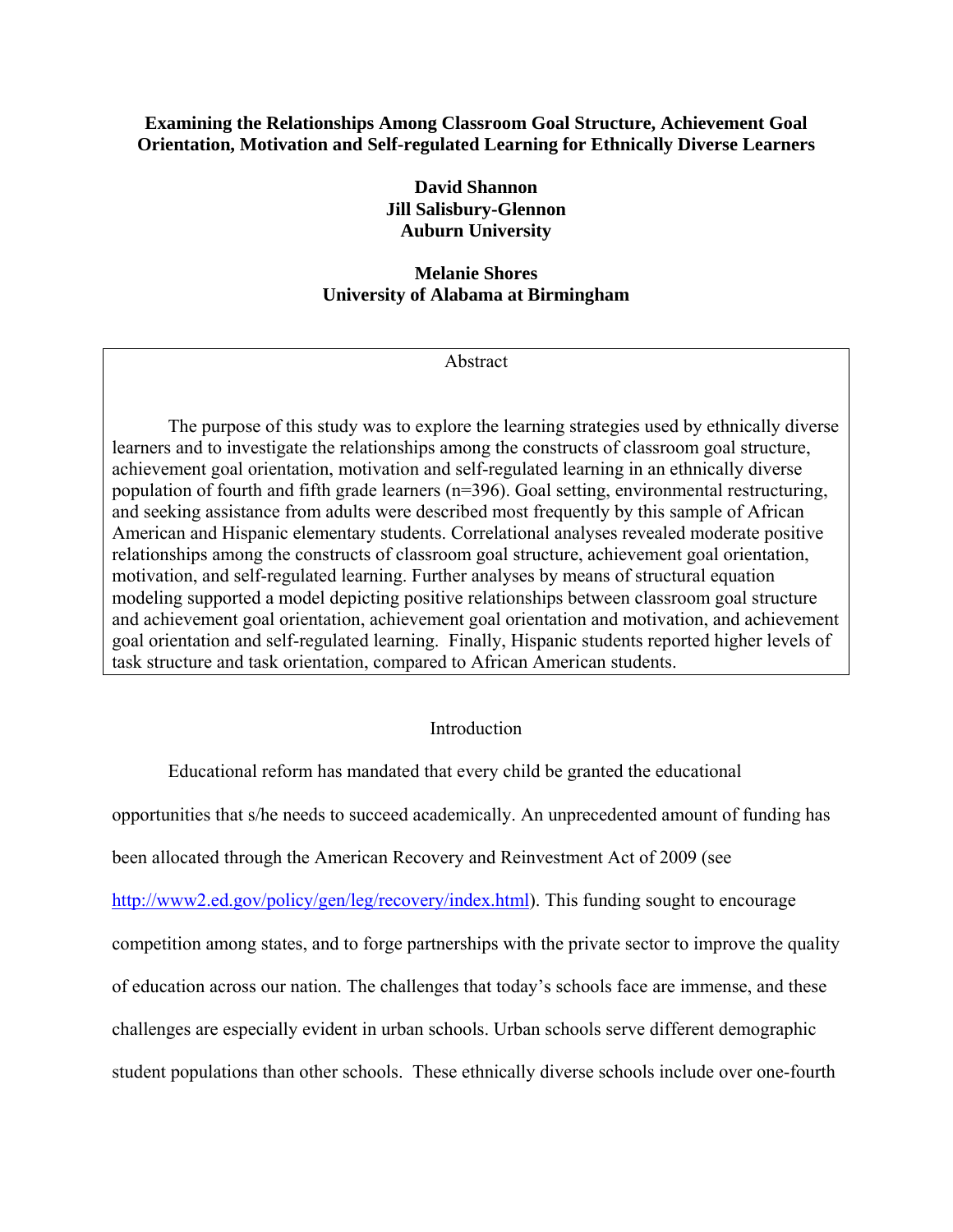**Examining the Relationships Among Classroom Goal Structure, Achievement Goal Orientation, Motivation and Self-regulated Learning for Ethnically Diverse Learners**

**David Shannon**
**Jill Salisbury-Glennon**
**Auburn University**

**Melanie Shores**
**University of Alabama at Birmingham**

Abstract

The purpose of this study was to explore the learning strategies used by ethnically diverse learners and to investigate the relationships among the constructs of classroom goal structure, achievement goal orientation, motivation and self-regulated learning in an ethnically diverse population of fourth and fifth grade learners (n=396). Goal setting, environmental restructuring, and seeking assistance from adults were described most frequently by this sample of African American and Hispanic elementary students. Correlational analyses revealed moderate positive relationships among the constructs of classroom goal structure, achievement goal orientation, motivation, and self-regulated learning. Further analyses by means of structural equation modeling supported a model depicting positive relationships between classroom goal structure and achievement goal orientation, achievement goal orientation and motivation, and achievement goal orientation and self-regulated learning. Finally, Hispanic students reported higher levels of task structure and task orientation, compared to African American students.

Introduction

Educational reform has mandated that every child be granted the educational opportunities that s/he needs to succeed academically. An unprecedented amount of funding has been allocated through the American Recovery and Reinvestment Act of 2009 (see http://www2.ed.gov/policy/gen/leg/recovery/index.html). This funding sought to encourage competition among states, and to forge partnerships with the private sector to improve the quality of education across our nation. The challenges that today's schools face are immense, and these challenges are especially evident in urban schools. Urban schools serve different demographic student populations than other schools. These ethnically diverse schools include over one-fourth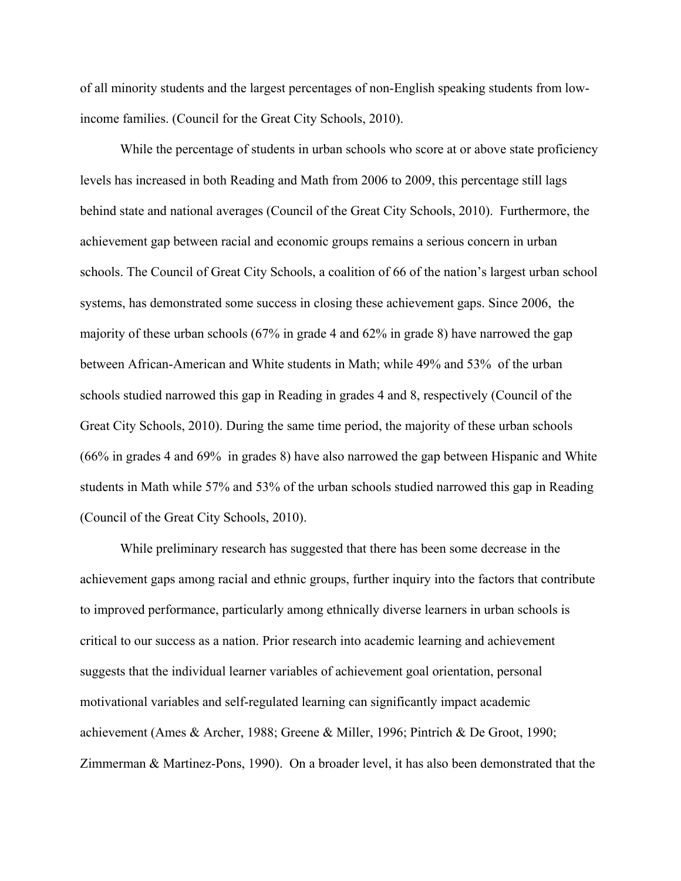of all minority students and the largest percentages of non-English speaking students from low-income families. (Council for the Great City Schools, 2010).

While the percentage of students in urban schools who score at or above state proficiency levels has increased in both Reading and Math from 2006 to 2009, this percentage still lags behind state and national averages (Council of the Great City Schools, 2010). Furthermore, the achievement gap between racial and economic groups remains a serious concern in urban schools. The Council of Great City Schools, a coalition of 66 of the nation's largest urban school systems, has demonstrated some success in closing these achievement gaps. Since 2006, the majority of these urban schools (67% in grade 4 and 62% in grade 8) have narrowed the gap between African-American and White students in Math; while 49% and 53% of the urban schools studied narrowed this gap in Reading in grades 4 and 8, respectively (Council of the Great City Schools, 2010). During the same time period, the majority of these urban schools (66% in grades 4 and 69% in grades 8) have also narrowed the gap between Hispanic and White students in Math while 57% and 53% of the urban schools studied narrowed this gap in Reading (Council of the Great City Schools, 2010).

While preliminary research has suggested that there has been some decrease in the achievement gaps among racial and ethnic groups, further inquiry into the factors that contribute to improved performance, particularly among ethnically diverse learners in urban schools is critical to our success as a nation. Prior research into academic learning and achievement suggests that the individual learner variables of achievement goal orientation, personal motivational variables and self-regulated learning can significantly impact academic achievement (Ames & Archer, 1988; Greene & Miller, 1996; Pintrich & De Groot, 1990; Zimmerman & Martinez-Pons, 1990). On a broader level, it has also been demonstrated that the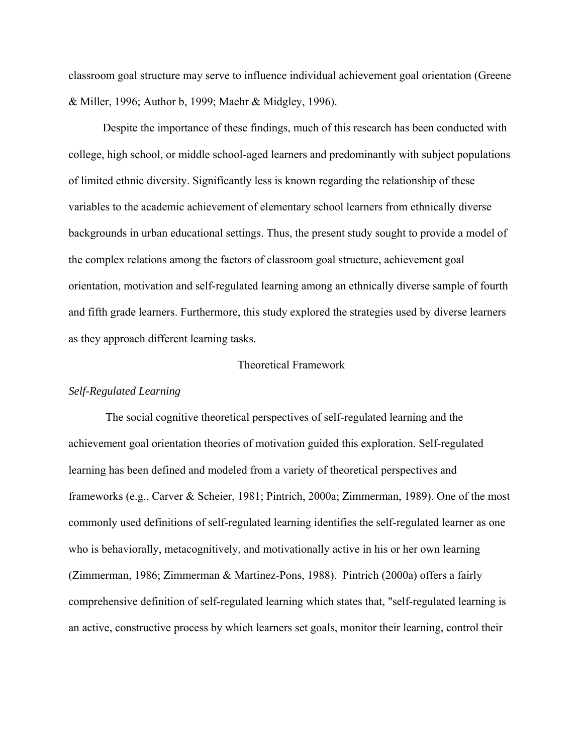classroom goal structure may serve to influence individual achievement goal orientation (Greene & Miller, 1996; Author b, 1999; Maehr & Midgley, 1996).

Despite the importance of these findings, much of this research has been conducted with college, high school, or middle school-aged learners and predominantly with subject populations of limited ethnic diversity. Significantly less is known regarding the relationship of these variables to the academic achievement of elementary school learners from ethnically diverse backgrounds in urban educational settings. Thus, the present study sought to provide a model of the complex relations among the factors of classroom goal structure, achievement goal orientation, motivation and self-regulated learning among an ethnically diverse sample of fourth and fifth grade learners. Furthermore, this study explored the strategies used by diverse learners as they approach different learning tasks.

## Theoretical Framework

### *Self-Regulated Learning*

The social cognitive theoretical perspectives of self-regulated learning and the achievement goal orientation theories of motivation guided this exploration. Self-regulated learning has been defined and modeled from a variety of theoretical perspectives and frameworks (e.g., Carver & Scheier, 1981; Pintrich, 2000a; Zimmerman, 1989). One of the most commonly used definitions of self-regulated learning identifies the self-regulated learner as one who is behaviorally, metacognitively, and motivationally active in his or her own learning (Zimmerman, 1986; Zimmerman & Martinez-Pons, 1988). Pintrich (2000a) offers a fairly comprehensive definition of self-regulated learning which states that, "self-regulated learning is an active, constructive process by which learners set goals, monitor their learning, control their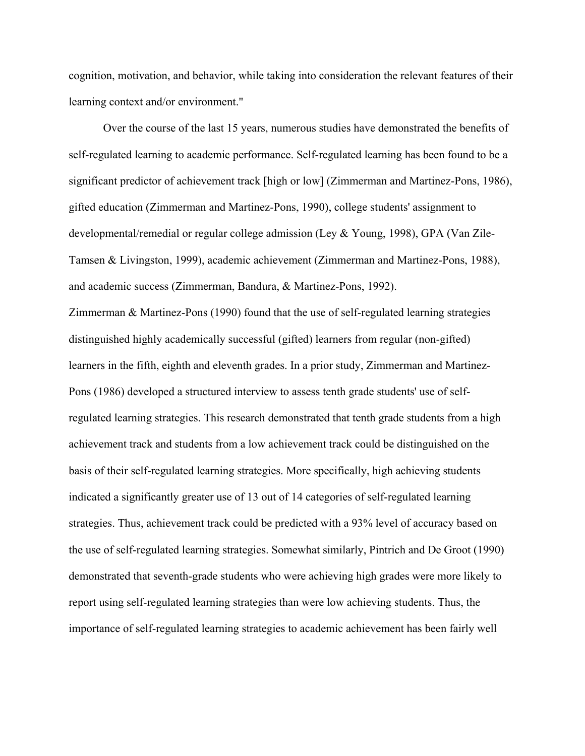cognition, motivation, and behavior, while taking into consideration the relevant features of their learning context and/or environment."

Over the course of the last 15 years, numerous studies have demonstrated the benefits of self-regulated learning to academic performance. Self-regulated learning has been found to be a significant predictor of achievement track [high or low] (Zimmerman and Martinez-Pons, 1986), gifted education (Zimmerman and Martinez-Pons, 1990), college students' assignment to developmental/remedial or regular college admission (Ley & Young, 1998), GPA (Van Zile-Tamsen & Livingston, 1999), academic achievement (Zimmerman and Martinez-Pons, 1988), and academic success (Zimmerman, Bandura, & Martinez-Pons, 1992).

Zimmerman & Martinez-Pons (1990) found that the use of self-regulated learning strategies distinguished highly academically successful (gifted) learners from regular (non-gifted) learners in the fifth, eighth and eleventh grades. In a prior study, Zimmerman and Martinez-Pons (1986) developed a structured interview to assess tenth grade students' use of self-regulated learning strategies. This research demonstrated that tenth grade students from a high achievement track and students from a low achievement track could be distinguished on the basis of their self-regulated learning strategies. More specifically, high achieving students indicated a significantly greater use of 13 out of 14 categories of self-regulated learning strategies. Thus, achievement track could be predicted with a 93% level of accuracy based on the use of self-regulated learning strategies. Somewhat similarly, Pintrich and De Groot (1990) demonstrated that seventh-grade students who were achieving high grades were more likely to report using self-regulated learning strategies than were low achieving students. Thus, the importance of self-regulated learning strategies to academic achievement has been fairly well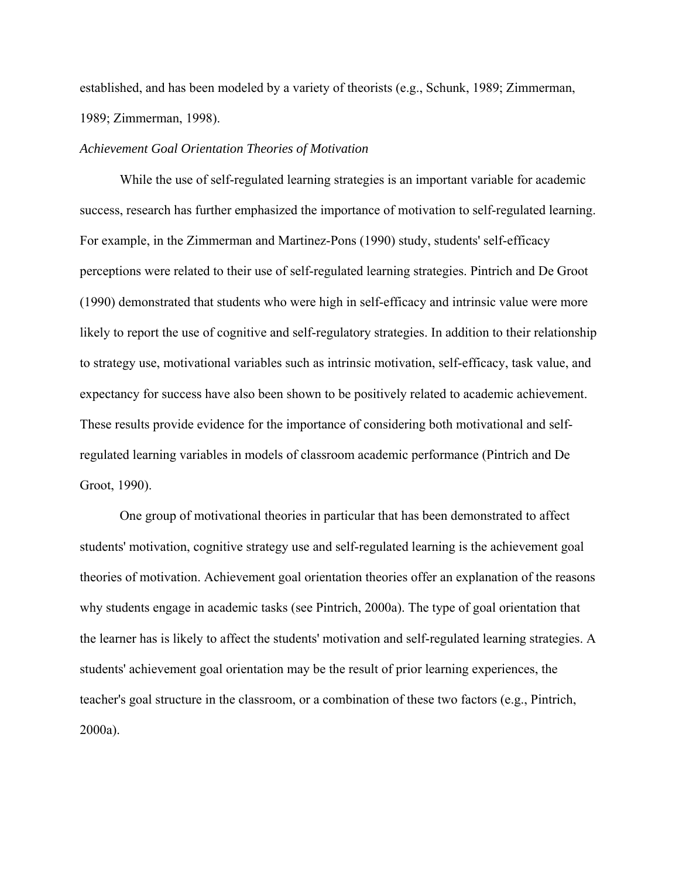established, and has been modeled by a variety of theorists (e.g., Schunk, 1989; Zimmerman, 1989; Zimmerman, 1998).

*Achievement Goal Orientation Theories of Motivation*

While the use of self-regulated learning strategies is an important variable for academic success, research has further emphasized the importance of motivation to self-regulated learning. For example, in the Zimmerman and Martinez-Pons (1990) study, students' self-efficacy perceptions were related to their use of self-regulated learning strategies. Pintrich and De Groot (1990) demonstrated that students who were high in self-efficacy and intrinsic value were more likely to report the use of cognitive and self-regulatory strategies. In addition to their relationship to strategy use, motivational variables such as intrinsic motivation, self-efficacy, task value, and expectancy for success have also been shown to be positively related to academic achievement. These results provide evidence for the importance of considering both motivational and self-regulated learning variables in models of classroom academic performance (Pintrich and De Groot, 1990).

One group of motivational theories in particular that has been demonstrated to affect students' motivation, cognitive strategy use and self-regulated learning is the achievement goal theories of motivation. Achievement goal orientation theories offer an explanation of the reasons why students engage in academic tasks (see Pintrich, 2000a). The type of goal orientation that the learner has is likely to affect the students' motivation and self-regulated learning strategies. A students' achievement goal orientation may be the result of prior learning experiences, the teacher's goal structure in the classroom, or a combination of these two factors (e.g., Pintrich, 2000a).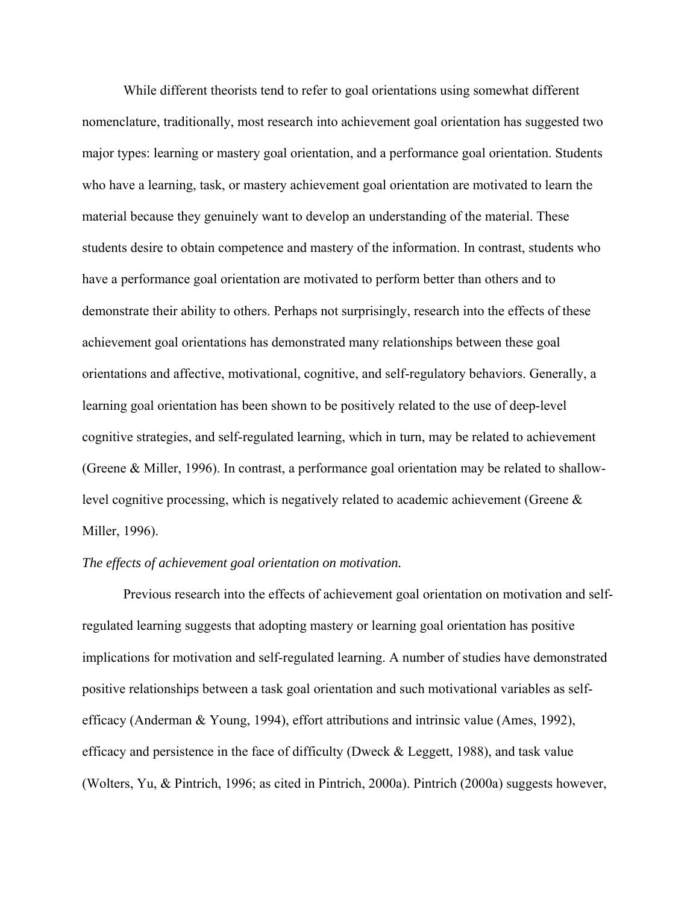While different theorists tend to refer to goal orientations using somewhat different nomenclature, traditionally, most research into achievement goal orientation has suggested two major types: learning or mastery goal orientation, and a performance goal orientation. Students who have a learning, task, or mastery achievement goal orientation are motivated to learn the material because they genuinely want to develop an understanding of the material. These students desire to obtain competence and mastery of the information. In contrast, students who have a performance goal orientation are motivated to perform better than others and to demonstrate their ability to others. Perhaps not surprisingly, research into the effects of these achievement goal orientations has demonstrated many relationships between these goal orientations and affective, motivational, cognitive, and self-regulatory behaviors. Generally, a learning goal orientation has been shown to be positively related to the use of deep-level cognitive strategies, and self-regulated learning, which in turn, may be related to achievement (Greene & Miller, 1996). In contrast, a performance goal orientation may be related to shallow-level cognitive processing, which is negatively related to academic achievement (Greene & Miller, 1996).

*The effects of achievement goal orientation on motivation.*

Previous research into the effects of achievement goal orientation on motivation and self-regulated learning suggests that adopting mastery or learning goal orientation has positive implications for motivation and self-regulated learning. A number of studies have demonstrated positive relationships between a task goal orientation and such motivational variables as self-efficacy (Anderman & Young, 1994), effort attributions and intrinsic value (Ames, 1992), efficacy and persistence in the face of difficulty (Dweck & Leggett, 1988), and task value (Wolters, Yu, & Pintrich, 1996; as cited in Pintrich, 2000a). Pintrich (2000a) suggests however,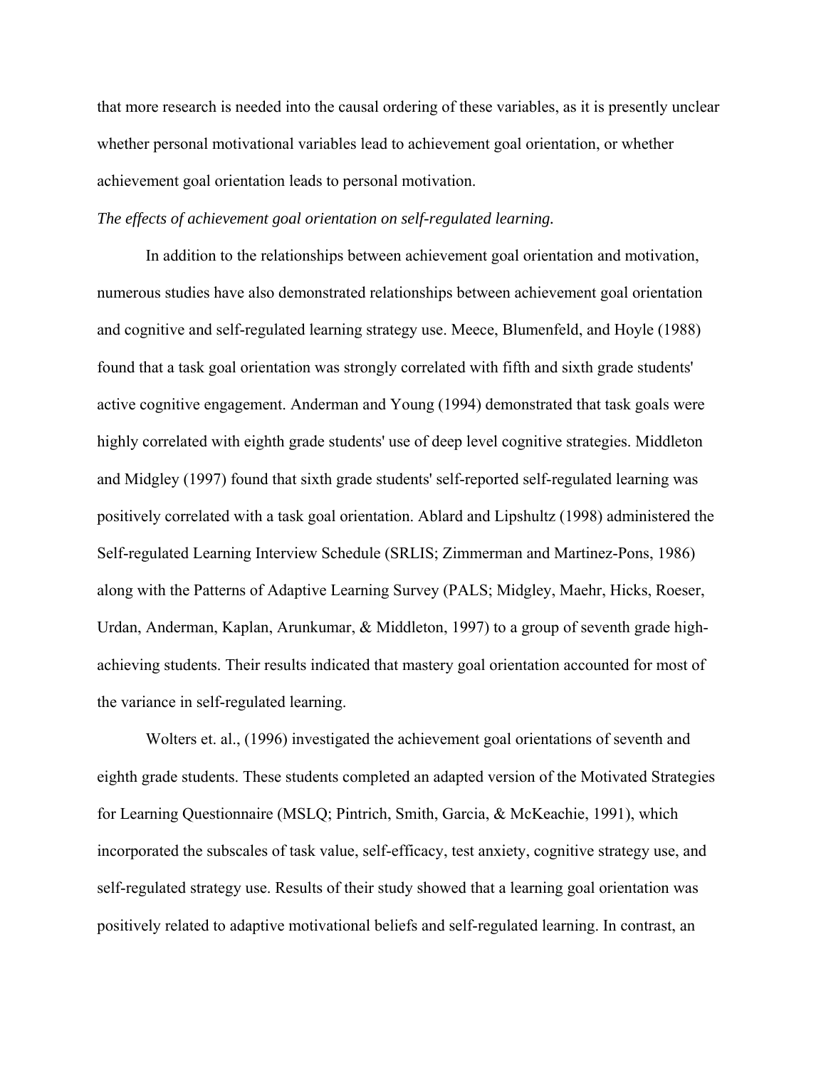that more research is needed into the causal ordering of these variables, as it is presently unclear whether personal motivational variables lead to achievement goal orientation, or whether achievement goal orientation leads to personal motivation.

*The effects of achievement goal orientation on self-regulated learning.*

In addition to the relationships between achievement goal orientation and motivation, numerous studies have also demonstrated relationships between achievement goal orientation and cognitive and self-regulated learning strategy use. Meece, Blumenfeld, and Hoyle (1988) found that a task goal orientation was strongly correlated with fifth and sixth grade students' active cognitive engagement. Anderman and Young (1994) demonstrated that task goals were highly correlated with eighth grade students' use of deep level cognitive strategies. Middleton and Midgley (1997) found that sixth grade students' self-reported self-regulated learning was positively correlated with a task goal orientation. Ablard and Lipshultz (1998) administered the Self-regulated Learning Interview Schedule (SRLIS; Zimmerman and Martinez-Pons, 1986) along with the Patterns of Adaptive Learning Survey (PALS; Midgley, Maehr, Hicks, Roeser, Urdan, Anderman, Kaplan, Arunkumar, & Middleton, 1997) to a group of seventh grade high-achieving students. Their results indicated that mastery goal orientation accounted for most of the variance in self-regulated learning.

Wolters et. al., (1996) investigated the achievement goal orientations of seventh and eighth grade students. These students completed an adapted version of the Motivated Strategies for Learning Questionnaire (MSLQ; Pintrich, Smith, Garcia, & McKeachie, 1991), which incorporated the subscales of task value, self-efficacy, test anxiety, cognitive strategy use, and self-regulated strategy use. Results of their study showed that a learning goal orientation was positively related to adaptive motivational beliefs and self-regulated learning. In contrast, an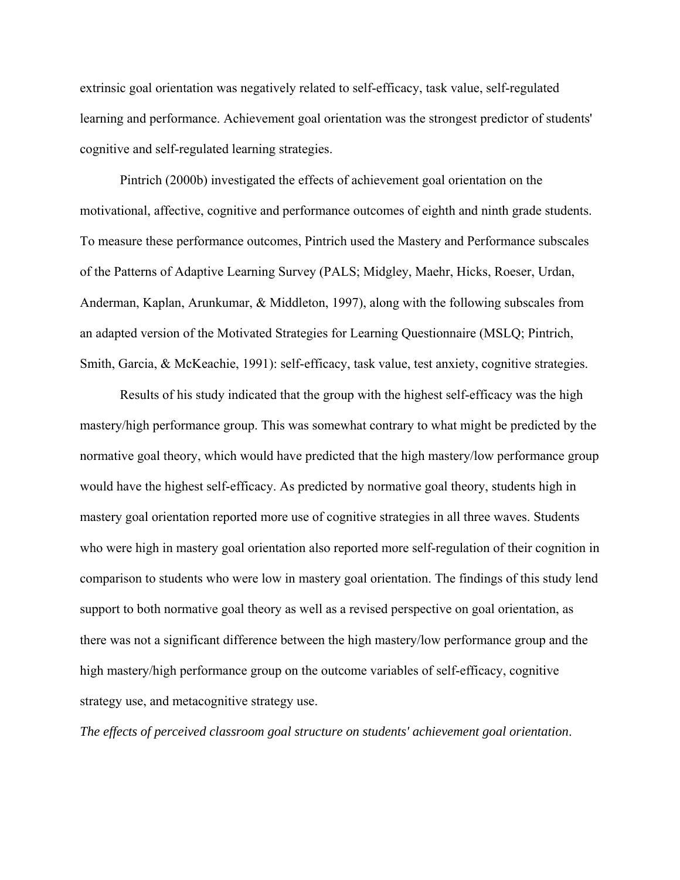extrinsic goal orientation was negatively related to self-efficacy, task value, self-regulated learning and performance. Achievement goal orientation was the strongest predictor of students' cognitive and self-regulated learning strategies.

Pintrich (2000b) investigated the effects of achievement goal orientation on the motivational, affective, cognitive and performance outcomes of eighth and ninth grade students. To measure these performance outcomes, Pintrich used the Mastery and Performance subscales of the Patterns of Adaptive Learning Survey (PALS; Midgley, Maehr, Hicks, Roeser, Urdan, Anderman, Kaplan, Arunkumar, & Middleton, 1997), along with the following subscales from an adapted version of the Motivated Strategies for Learning Questionnaire (MSLQ; Pintrich, Smith, Garcia, & McKeachie, 1991): self-efficacy, task value, test anxiety, cognitive strategies.

Results of his study indicated that the group with the highest self-efficacy was the high mastery/high performance group. This was somewhat contrary to what might be predicted by the normative goal theory, which would have predicted that the high mastery/low performance group would have the highest self-efficacy. As predicted by normative goal theory, students high in mastery goal orientation reported more use of cognitive strategies in all three waves. Students who were high in mastery goal orientation also reported more self-regulation of their cognition in comparison to students who were low in mastery goal orientation. The findings of this study lend support to both normative goal theory as well as a revised perspective on goal orientation, as there was not a significant difference between the high mastery/low performance group and the high mastery/high performance group on the outcome variables of self-efficacy, cognitive strategy use, and metacognitive strategy use.

*The effects of perceived classroom goal structure on students' achievement goal orientation*.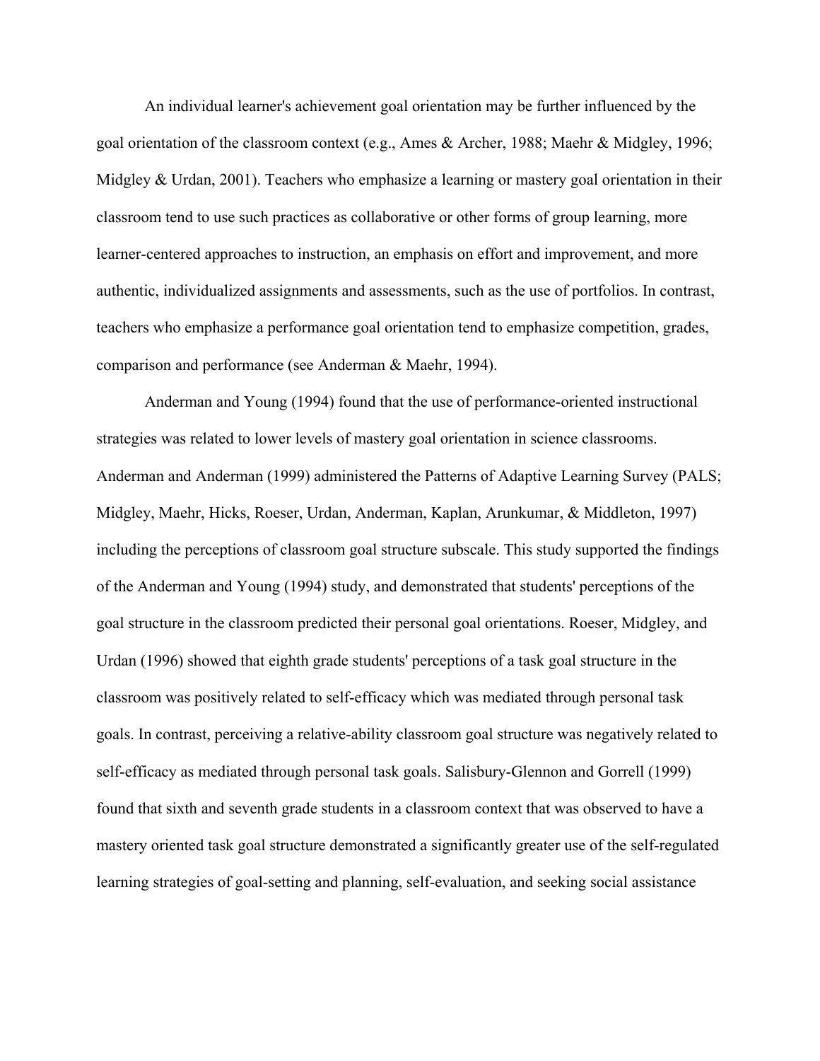An individual learner's achievement goal orientation may be further influenced by the goal orientation of the classroom context (e.g., Ames & Archer, 1988; Maehr & Midgley, 1996; Midgley & Urdan, 2001). Teachers who emphasize a learning or mastery goal orientation in their classroom tend to use such practices as collaborative or other forms of group learning, more learner-centered approaches to instruction, an emphasis on effort and improvement, and more authentic, individualized assignments and assessments, such as the use of portfolios. In contrast, teachers who emphasize a performance goal orientation tend to emphasize competition, grades, comparison and performance (see Anderman & Maehr, 1994).

Anderman and Young (1994) found that the use of performance-oriented instructional strategies was related to lower levels of mastery goal orientation in science classrooms. Anderman and Anderman (1999) administered the Patterns of Adaptive Learning Survey (PALS; Midgley, Maehr, Hicks, Roeser, Urdan, Anderman, Kaplan, Arunkumar, & Middleton, 1997) including the perceptions of classroom goal structure subscale. This study supported the findings of the Anderman and Young (1994) study, and demonstrated that students' perceptions of the goal structure in the classroom predicted their personal goal orientations. Roeser, Midgley, and Urdan (1996) showed that eighth grade students' perceptions of a task goal structure in the classroom was positively related to self-efficacy which was mediated through personal task goals. In contrast, perceiving a relative-ability classroom goal structure was negatively related to self-efficacy as mediated through personal task goals. Salisbury-Glennon and Gorrell (1999) found that sixth and seventh grade students in a classroom context that was observed to have a mastery oriented task goal structure demonstrated a significantly greater use of the self-regulated learning strategies of goal-setting and planning, self-evaluation, and seeking social assistance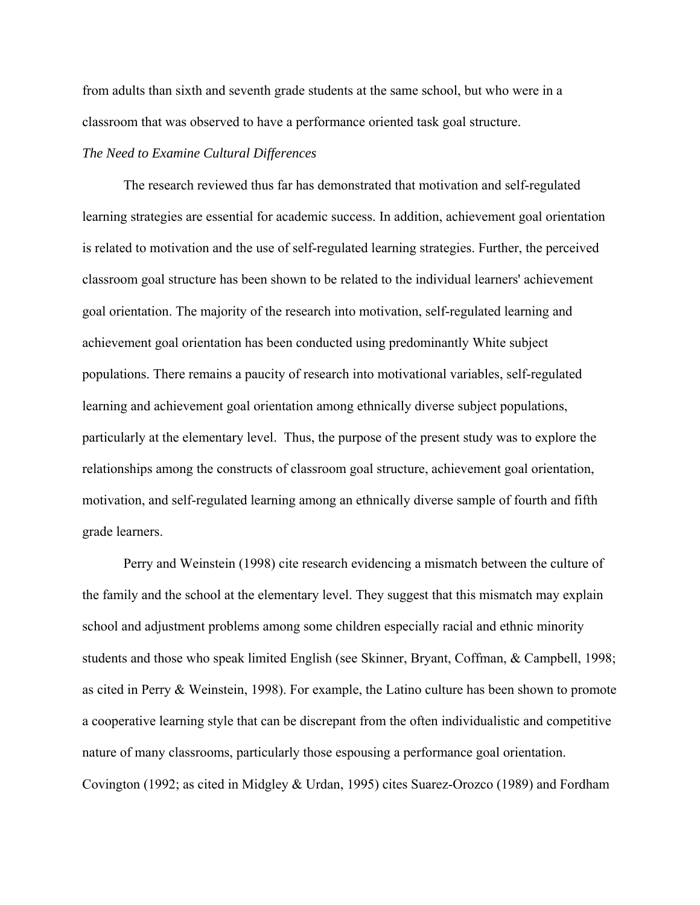from adults than sixth and seventh grade students at the same school, but who were in a classroom that was observed to have a performance oriented task goal structure.

*The Need to Examine Cultural Differences*

The research reviewed thus far has demonstrated that motivation and self-regulated learning strategies are essential for academic success. In addition, achievement goal orientation is related to motivation and the use of self-regulated learning strategies. Further, the perceived classroom goal structure has been shown to be related to the individual learners' achievement goal orientation. The majority of the research into motivation, self-regulated learning and achievement goal orientation has been conducted using predominantly White subject populations. There remains a paucity of research into motivational variables, self-regulated learning and achievement goal orientation among ethnically diverse subject populations, particularly at the elementary level. Thus, the purpose of the present study was to explore the relationships among the constructs of classroom goal structure, achievement goal orientation, motivation, and self-regulated learning among an ethnically diverse sample of fourth and fifth grade learners.

Perry and Weinstein (1998) cite research evidencing a mismatch between the culture of the family and the school at the elementary level. They suggest that this mismatch may explain school and adjustment problems among some children especially racial and ethnic minority students and those who speak limited English (see Skinner, Bryant, Coffman, & Campbell, 1998; as cited in Perry & Weinstein, 1998). For example, the Latino culture has been shown to promote a cooperative learning style that can be discrepant from the often individualistic and competitive nature of many classrooms, particularly those espousing a performance goal orientation. Covington (1992; as cited in Midgley & Urdan, 1995) cites Suarez-Orozco (1989) and Fordham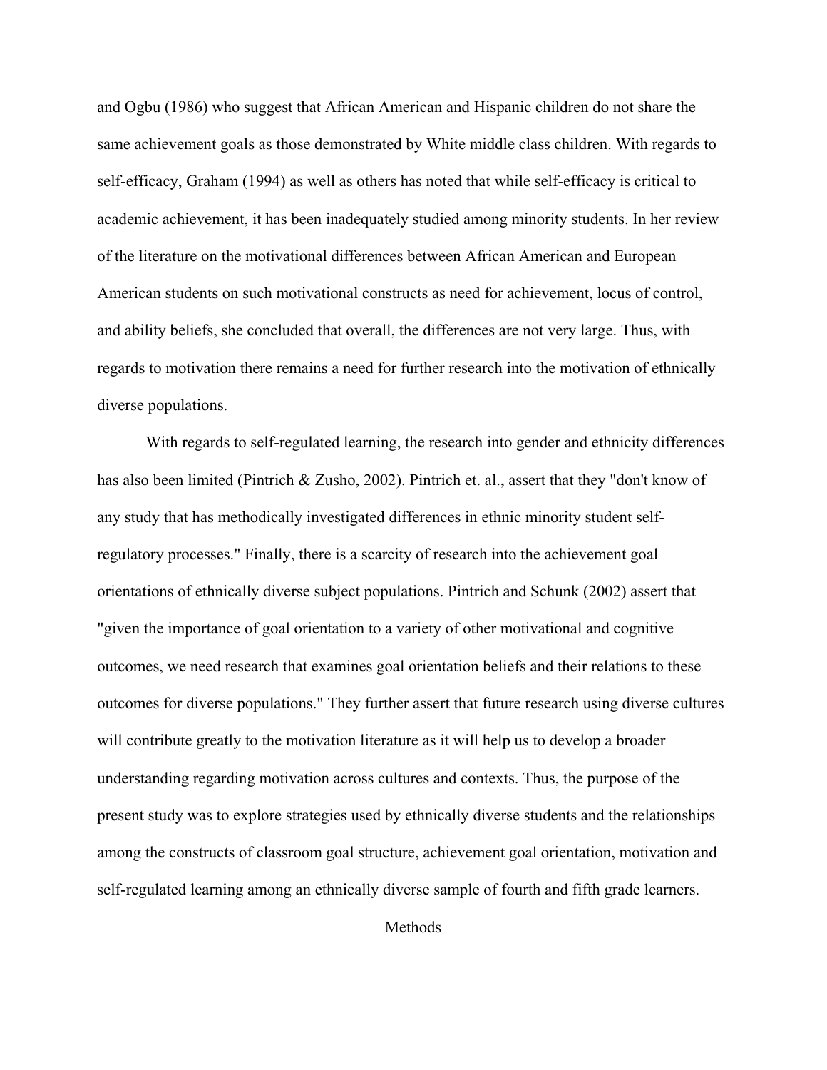and Ogbu (1986) who suggest that African American and Hispanic children do not share the same achievement goals as those demonstrated by White middle class children. With regards to self-efficacy, Graham (1994) as well as others has noted that while self-efficacy is critical to academic achievement, it has been inadequately studied among minority students. In her review of the literature on the motivational differences between African American and European American students on such motivational constructs as need for achievement, locus of control, and ability beliefs, she concluded that overall, the differences are not very large. Thus, with regards to motivation there remains a need for further research into the motivation of ethnically diverse populations.

With regards to self-regulated learning, the research into gender and ethnicity differences has also been limited (Pintrich & Zusho, 2002). Pintrich et. al., assert that they "don't know of any study that has methodically investigated differences in ethnic minority student self-regulatory processes." Finally, there is a scarcity of research into the achievement goal orientations of ethnically diverse subject populations. Pintrich and Schunk (2002) assert that "given the importance of goal orientation to a variety of other motivational and cognitive outcomes, we need research that examines goal orientation beliefs and their relations to these outcomes for diverse populations." They further assert that future research using diverse cultures will contribute greatly to the motivation literature as it will help us to develop a broader understanding regarding motivation across cultures and contexts. Thus, the purpose of the present study was to explore strategies used by ethnically diverse students and the relationships among the constructs of classroom goal structure, achievement goal orientation, motivation and self-regulated learning among an ethnically diverse sample of fourth and fifth grade learners.

## Methods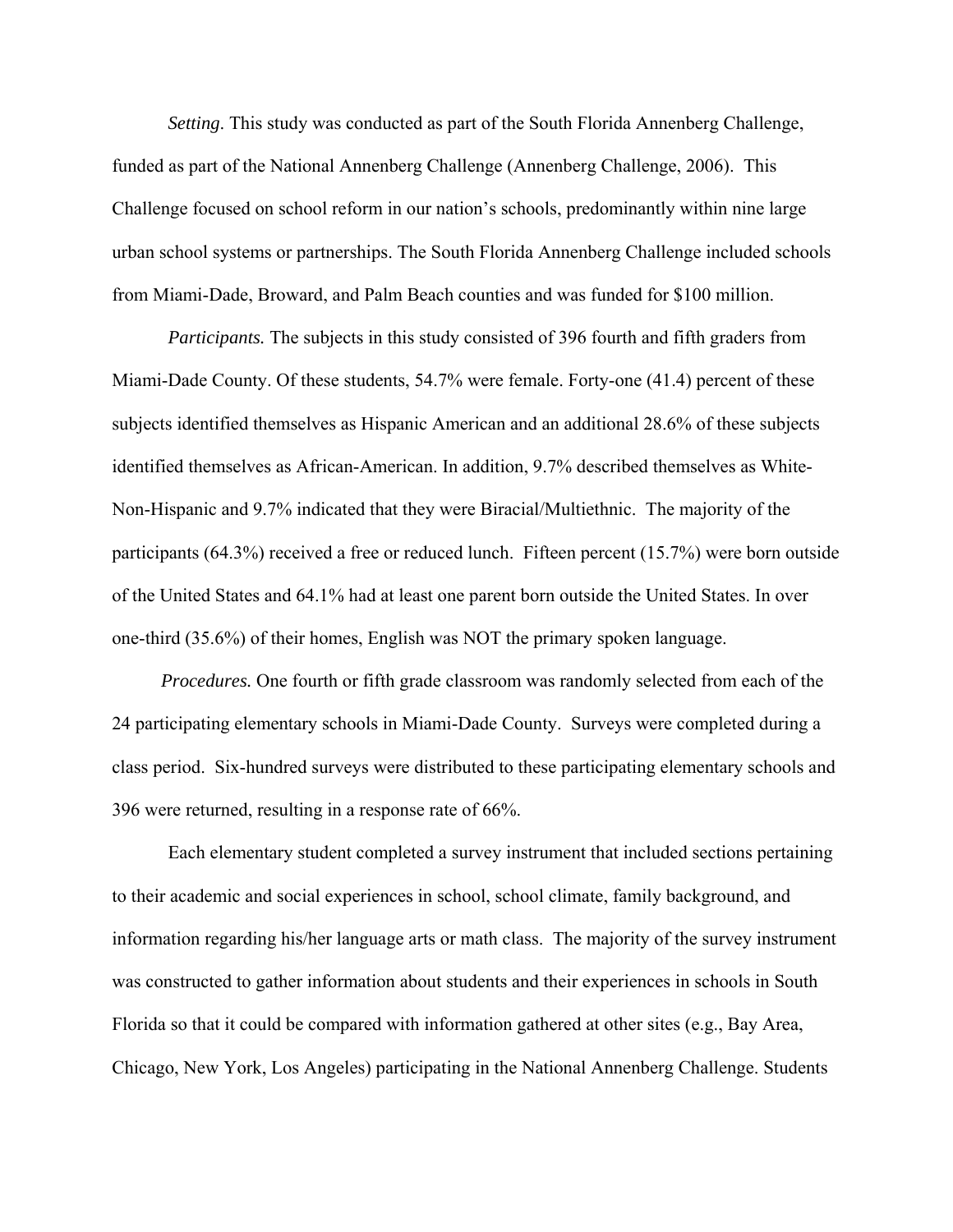*Setting*. This study was conducted as part of the South Florida Annenberg Challenge, funded as part of the National Annenberg Challenge (Annenberg Challenge, 2006). This Challenge focused on school reform in our nation's schools, predominantly within nine large urban school systems or partnerships. The South Florida Annenberg Challenge included schools from Miami-Dade, Broward, and Palm Beach counties and was funded for $100 million.

*Participants.* The subjects in this study consisted of 396 fourth and fifth graders from Miami-Dade County. Of these students, 54.7% were female. Forty-one (41.4) percent of these subjects identified themselves as Hispanic American and an additional 28.6% of these subjects identified themselves as African-American. In addition, 9.7% described themselves as White-Non-Hispanic and 9.7% indicated that they were Biracial/Multiethnic. The majority of the participants (64.3%) received a free or reduced lunch. Fifteen percent (15.7%) were born outside of the United States and 64.1% had at least one parent born outside the United States. In over one-third (35.6%) of their homes, English was NOT the primary spoken language.

*Procedures.* One fourth or fifth grade classroom was randomly selected from each of the 24 participating elementary schools in Miami-Dade County. Surveys were completed during a class period. Six-hundred surveys were distributed to these participating elementary schools and 396 were returned, resulting in a response rate of 66%.

Each elementary student completed a survey instrument that included sections pertaining to their academic and social experiences in school, school climate, family background, and information regarding his/her language arts or math class. The majority of the survey instrument was constructed to gather information about students and their experiences in schools in South Florida so that it could be compared with information gathered at other sites (e.g., Bay Area, Chicago, New York, Los Angeles) participating in the National Annenberg Challenge. Students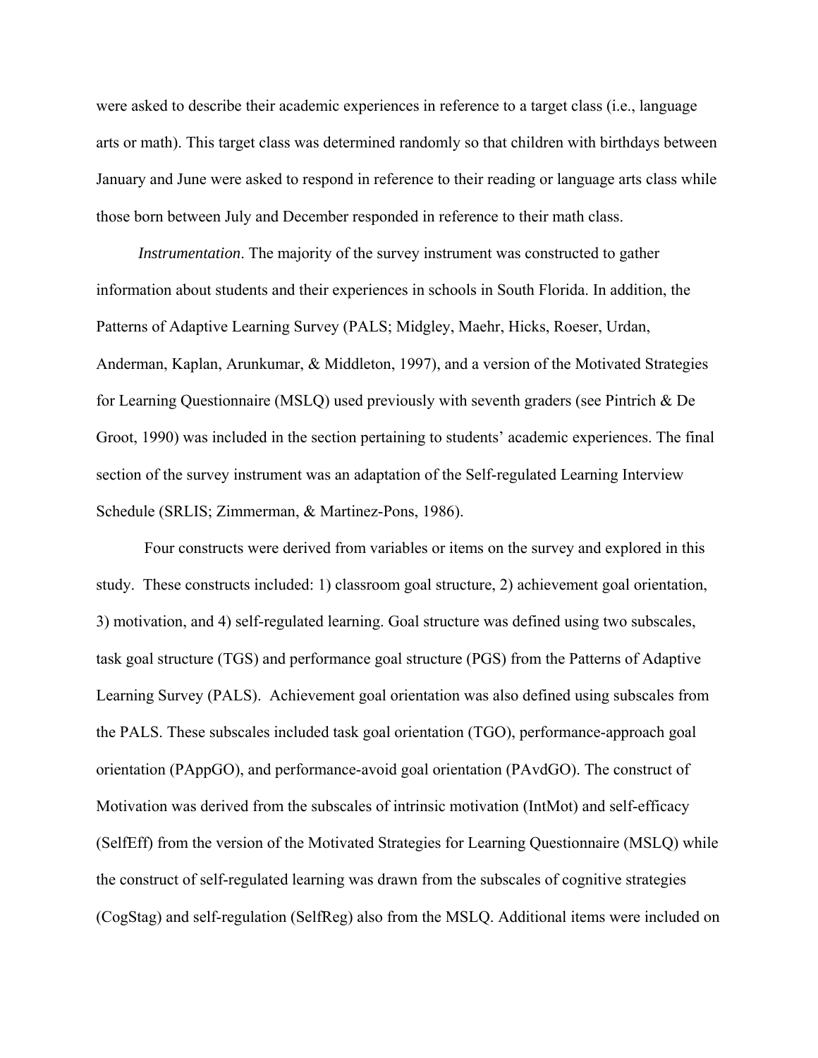were asked to describe their academic experiences in reference to a target class (i.e., language arts or math). This target class was determined randomly so that children with birthdays between January and June were asked to respond in reference to their reading or language arts class while those born between July and December responded in reference to their math class.

*Instrumentation*. The majority of the survey instrument was constructed to gather information about students and their experiences in schools in South Florida. In addition, the Patterns of Adaptive Learning Survey (PALS; Midgley, Maehr, Hicks, Roeser, Urdan, Anderman, Kaplan, Arunkumar, & Middleton, 1997), and a version of the Motivated Strategies for Learning Questionnaire (MSLQ) used previously with seventh graders (see Pintrich & De Groot, 1990) was included in the section pertaining to students' academic experiences. The final section of the survey instrument was an adaptation of the Self-regulated Learning Interview Schedule (SRLIS; Zimmerman, & Martinez-Pons, 1986).

Four constructs were derived from variables or items on the survey and explored in this study. These constructs included: 1) classroom goal structure, 2) achievement goal orientation, 3) motivation, and 4) self-regulated learning. Goal structure was defined using two subscales, task goal structure (TGS) and performance goal structure (PGS) from the Patterns of Adaptive Learning Survey (PALS). Achievement goal orientation was also defined using subscales from the PALS. These subscales included task goal orientation (TGO), performance-approach goal orientation (PAppGO), and performance-avoid goal orientation (PAvdGO). The construct of Motivation was derived from the subscales of intrinsic motivation (IntMot) and self-efficacy (SelfEff) from the version of the Motivated Strategies for Learning Questionnaire (MSLQ) while the construct of self-regulated learning was drawn from the subscales of cognitive strategies (CogStag) and self-regulation (SelfReg) also from the MSLQ. Additional items were included on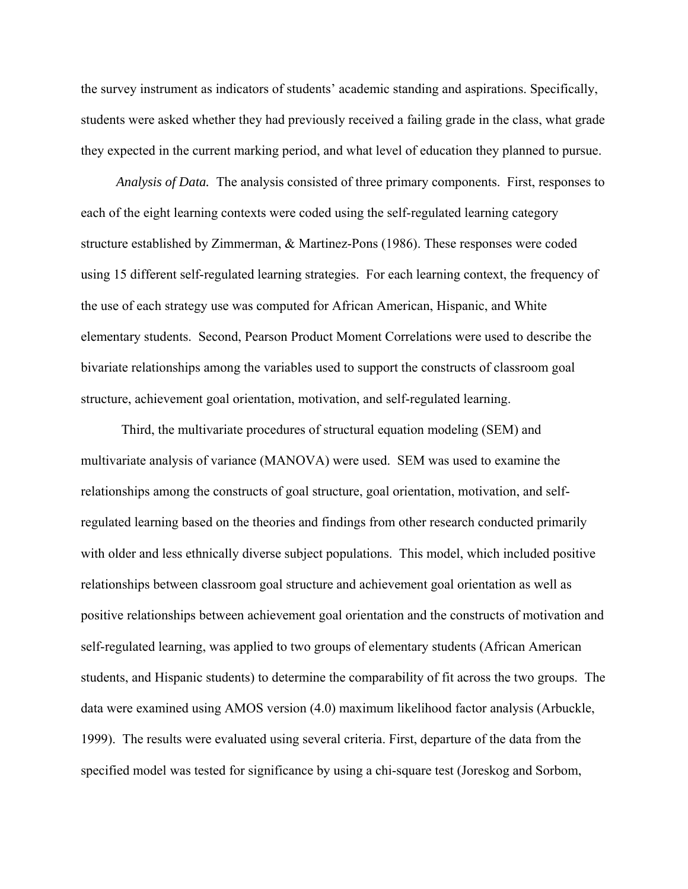the survey instrument as indicators of students' academic standing and aspirations. Specifically, students were asked whether they had previously received a failing grade in the class, what grade they expected in the current marking period, and what level of education they planned to pursue.

*Analysis of Data.* The analysis consisted of three primary components. First, responses to each of the eight learning contexts were coded using the self-regulated learning category structure established by Zimmerman, & Martinez-Pons (1986). These responses were coded using 15 different self-regulated learning strategies. For each learning context, the frequency of the use of each strategy use was computed for African American, Hispanic, and White elementary students. Second, Pearson Product Moment Correlations were used to describe the bivariate relationships among the variables used to support the constructs of classroom goal structure, achievement goal orientation, motivation, and self-regulated learning.

Third, the multivariate procedures of structural equation modeling (SEM) and multivariate analysis of variance (MANOVA) were used. SEM was used to examine the relationships among the constructs of goal structure, goal orientation, motivation, and self-regulated learning based on the theories and findings from other research conducted primarily with older and less ethnically diverse subject populations. This model, which included positive relationships between classroom goal structure and achievement goal orientation as well as positive relationships between achievement goal orientation and the constructs of motivation and self-regulated learning, was applied to two groups of elementary students (African American students, and Hispanic students) to determine the comparability of fit across the two groups. The data were examined using AMOS version (4.0) maximum likelihood factor analysis (Arbuckle, 1999). The results were evaluated using several criteria. First, departure of the data from the specified model was tested for significance by using a chi-square test (Joreskog and Sorbom,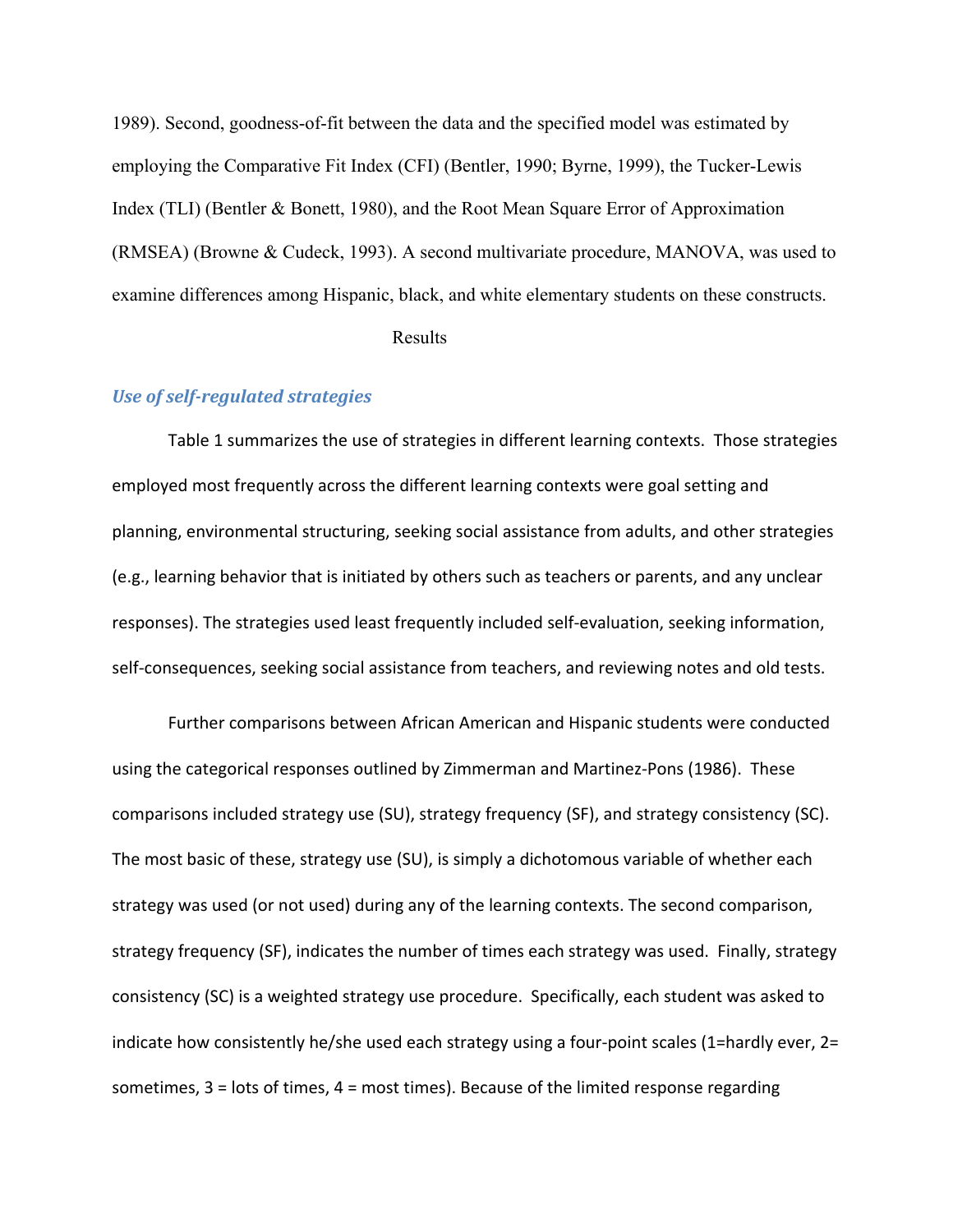1989). Second, goodness-of-fit between the data and the specified model was estimated by employing the Comparative Fit Index (CFI) (Bentler, 1990; Byrne, 1999), the Tucker-Lewis Index (TLI) (Bentler & Bonett, 1980), and the Root Mean Square Error of Approximation (RMSEA) (Browne & Cudeck, 1993). A second multivariate procedure, MANOVA, was used to examine differences among Hispanic, black, and white elementary students on these constructs.

## Results

### *Use of self-regulated strategies*

Table 1 summarizes the use of strategies in different learning contexts. Those strategies employed most frequently across the different learning contexts were goal setting and planning, environmental structuring, seeking social assistance from adults, and other strategies (e.g., learning behavior that is initiated by others such as teachers or parents, and any unclear responses). The strategies used least frequently included self-evaluation, seeking information, self-consequences, seeking social assistance from teachers, and reviewing notes and old tests.

Further comparisons between African American and Hispanic students were conducted using the categorical responses outlined by Zimmerman and Martinez-Pons (1986). These comparisons included strategy use (SU), strategy frequency (SF), and strategy consistency (SC). The most basic of these, strategy use (SU), is simply a dichotomous variable of whether each strategy was used (or not used) during any of the learning contexts. The second comparison, strategy frequency (SF), indicates the number of times each strategy was used. Finally, strategy consistency (SC) is a weighted strategy use procedure. Specifically, each student was asked to indicate how consistently he/she used each strategy using a four-point scales (1=hardly ever, 2= sometimes, 3 = lots of times, 4 = most times). Because of the limited response regarding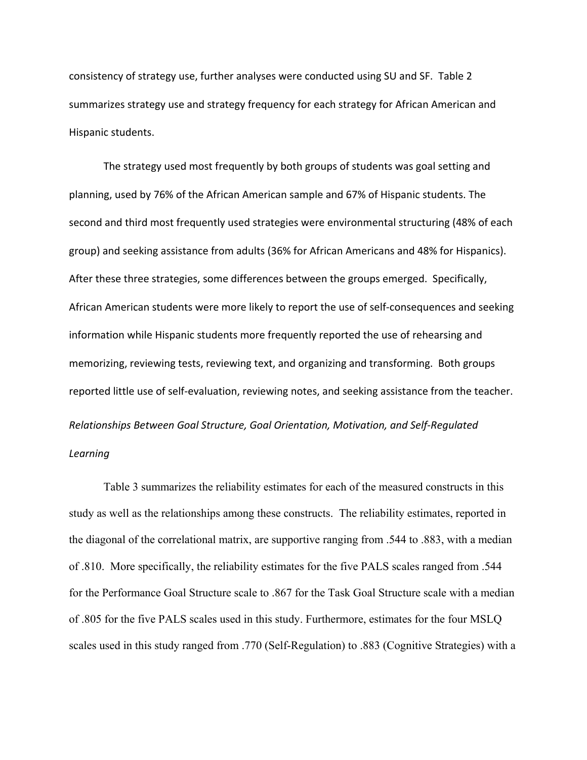consistency of strategy use, further analyses were conducted using SU and SF. Table 2 summarizes strategy use and strategy frequency for each strategy for African American and Hispanic students.

The strategy used most frequently by both groups of students was goal setting and planning, used by 76% of the African American sample and 67% of Hispanic students. The second and third most frequently used strategies were environmental structuring (48% of each group) and seeking assistance from adults (36% for African Americans and 48% for Hispanics). After these three strategies, some differences between the groups emerged. Specifically, African American students were more likely to report the use of self-consequences and seeking information while Hispanic students more frequently reported the use of rehearsing and memorizing, reviewing tests, reviewing text, and organizing and transforming. Both groups reported little use of self-evaluation, reviewing notes, and seeking assistance from the teacher.

*Relationships Between Goal Structure, Goal Orientation, Motivation, and Self-Regulated Learning*

Table 3 summarizes the reliability estimates for each of the measured constructs in this study as well as the relationships among these constructs. The reliability estimates, reported in the diagonal of the correlational matrix, are supportive ranging from .544 to .883, with a median of .810. More specifically, the reliability estimates for the five PALS scales ranged from .544 for the Performance Goal Structure scale to .867 for the Task Goal Structure scale with a median of .805 for the five PALS scales used in this study. Furthermore, estimates for the four MSLQ scales used in this study ranged from .770 (Self-Regulation) to .883 (Cognitive Strategies) with a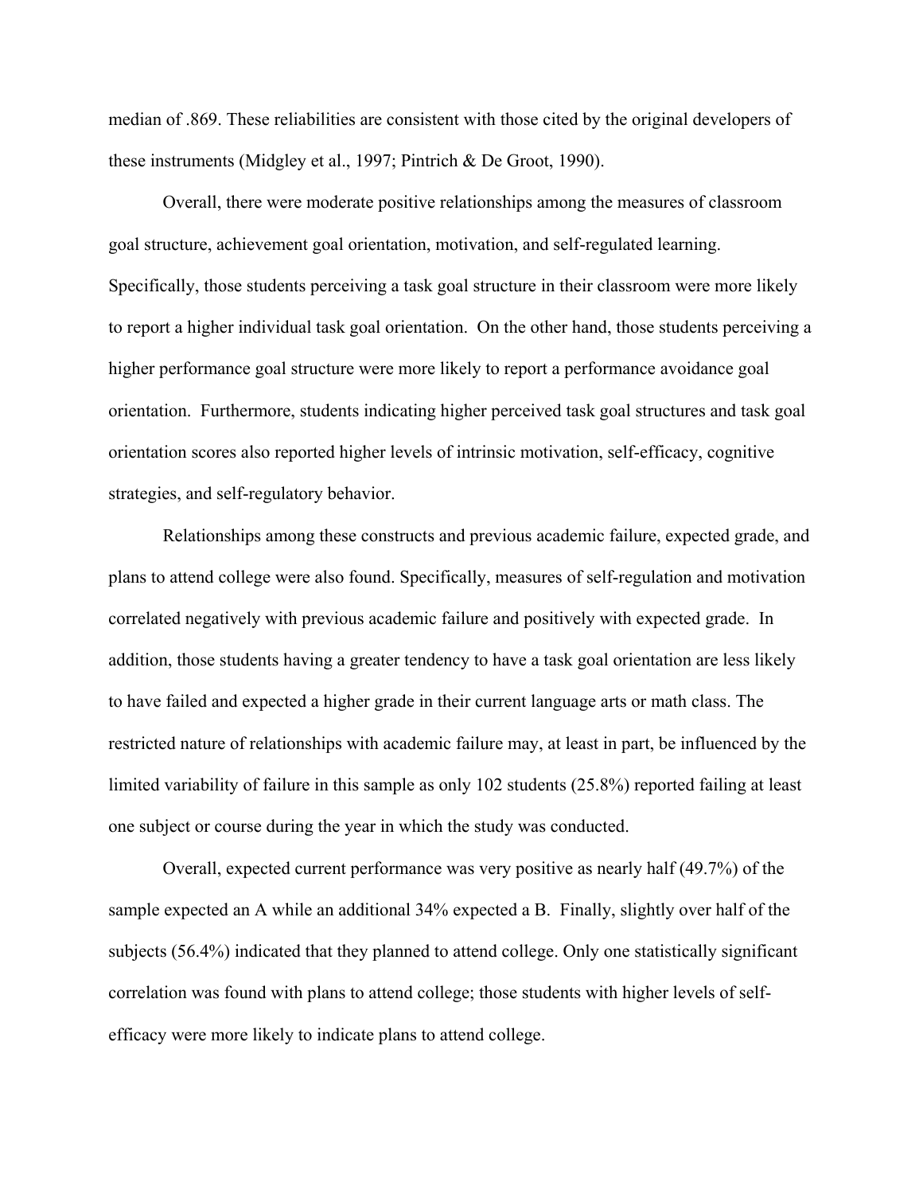median of .869. These reliabilities are consistent with those cited by the original developers of these instruments (Midgley et al., 1997; Pintrich & De Groot, 1990).

Overall, there were moderate positive relationships among the measures of classroom goal structure, achievement goal orientation, motivation, and self-regulated learning. Specifically, those students perceiving a task goal structure in their classroom were more likely to report a higher individual task goal orientation. On the other hand, those students perceiving a higher performance goal structure were more likely to report a performance avoidance goal orientation. Furthermore, students indicating higher perceived task goal structures and task goal orientation scores also reported higher levels of intrinsic motivation, self-efficacy, cognitive strategies, and self-regulatory behavior.

Relationships among these constructs and previous academic failure, expected grade, and plans to attend college were also found. Specifically, measures of self-regulation and motivation correlated negatively with previous academic failure and positively with expected grade. In addition, those students having a greater tendency to have a task goal orientation are less likely to have failed and expected a higher grade in their current language arts or math class. The restricted nature of relationships with academic failure may, at least in part, be influenced by the limited variability of failure in this sample as only 102 students (25.8%) reported failing at least one subject or course during the year in which the study was conducted.

Overall, expected current performance was very positive as nearly half (49.7%) of the sample expected an A while an additional 34% expected a B. Finally, slightly over half of the subjects (56.4%) indicated that they planned to attend college. Only one statistically significant correlation was found with plans to attend college; those students with higher levels of self-efficacy were more likely to indicate plans to attend college.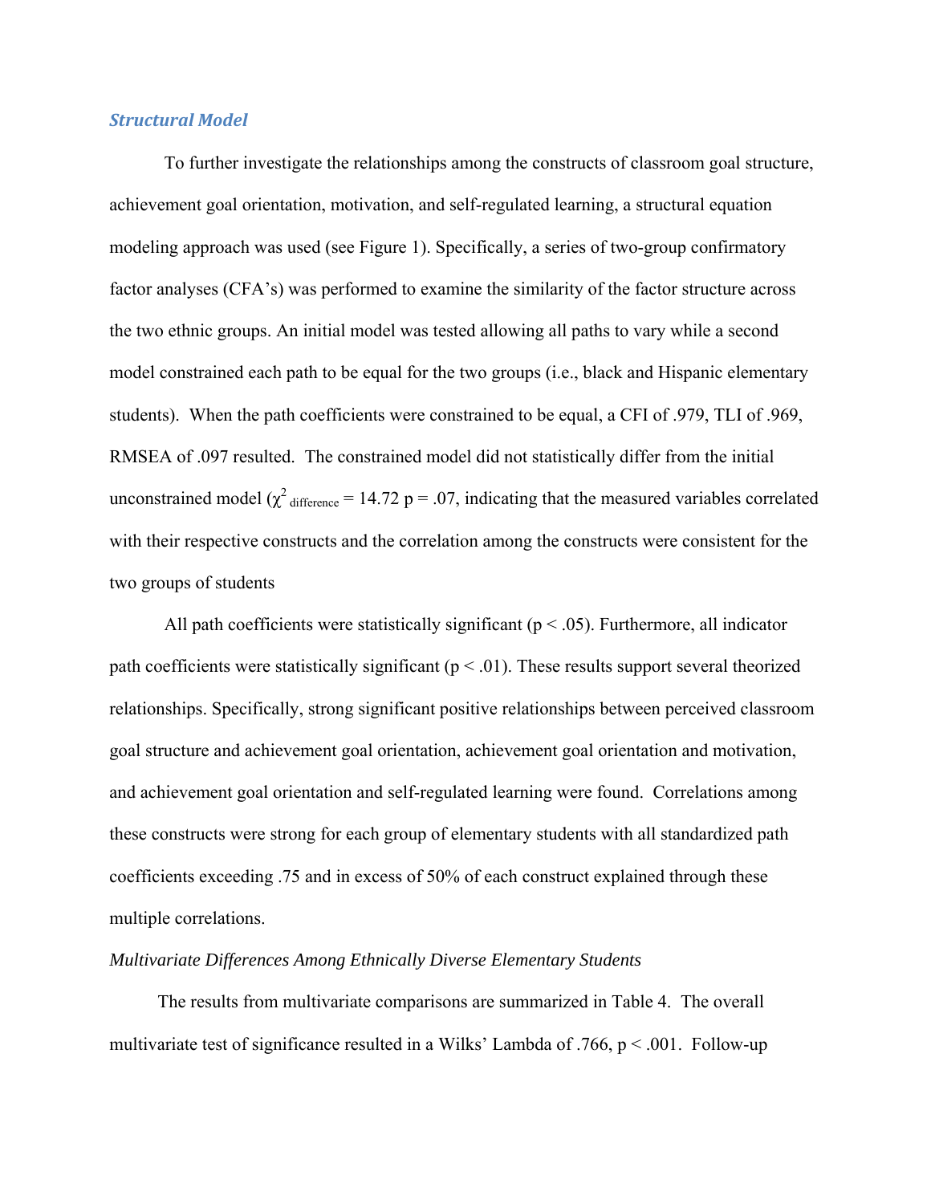### *Structural Model*

To further investigate the relationships among the constructs of classroom goal structure, achievement goal orientation, motivation, and self-regulated learning, a structural equation modeling approach was used (see Figure 1). Specifically, a series of two-group confirmatory factor analyses (CFA's) was performed to examine the similarity of the factor structure across the two ethnic groups. An initial model was tested allowing all paths to vary while a second model constrained each path to be equal for the two groups (i.e., black and Hispanic elementary students). When the path coefficients were constrained to be equal, a CFI of .979, TLI of .969, RMSEA of .097 resulted. The constrained model did not statistically differ from the initial unconstrained model ($\chi^2_{\text{difference}} = 14.72$ $p = .07$, indicating that the measured variables correlated with their respective constructs and the correlation among the constructs were consistent for the two groups of students

All path coefficients were statistically significant ($p < .05$). Furthermore, all indicator path coefficients were statistically significant ($p < .01$). These results support several theorized relationships. Specifically, strong significant positive relationships between perceived classroom goal structure and achievement goal orientation, achievement goal orientation and motivation, and achievement goal orientation and self-regulated learning were found. Correlations among these constructs were strong for each group of elementary students with all standardized path coefficients exceeding .75 and in excess of 50% of each construct explained through these multiple correlations.

*Multivariate Differences Among Ethnically Diverse Elementary Students*

The results from multivariate comparisons are summarized in Table 4. The overall multivariate test of significance resulted in a Wilks' Lambda of .766, $p < .001$. Follow-up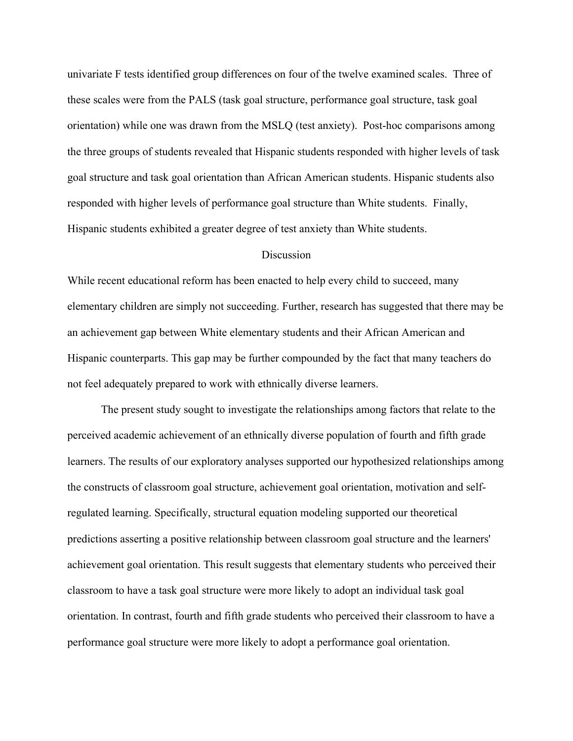univariate F tests identified group differences on four of the twelve examined scales. Three of these scales were from the PALS (task goal structure, performance goal structure, task goal orientation) while one was drawn from the MSLQ (test anxiety). Post-hoc comparisons among the three groups of students revealed that Hispanic students responded with higher levels of task goal structure and task goal orientation than African American students. Hispanic students also responded with higher levels of performance goal structure than White students. Finally, Hispanic students exhibited a greater degree of test anxiety than White students.

## Discussion

While recent educational reform has been enacted to help every child to succeed, many elementary children are simply not succeeding. Further, research has suggested that there may be an achievement gap between White elementary students and their African American and Hispanic counterparts. This gap may be further compounded by the fact that many teachers do not feel adequately prepared to work with ethnically diverse learners.

The present study sought to investigate the relationships among factors that relate to the perceived academic achievement of an ethnically diverse population of fourth and fifth grade learners. The results of our exploratory analyses supported our hypothesized relationships among the constructs of classroom goal structure, achievement goal orientation, motivation and self-regulated learning. Specifically, structural equation modeling supported our theoretical predictions asserting a positive relationship between classroom goal structure and the learners' achievement goal orientation. This result suggests that elementary students who perceived their classroom to have a task goal structure were more likely to adopt an individual task goal orientation. In contrast, fourth and fifth grade students who perceived their classroom to have a performance goal structure were more likely to adopt a performance goal orientation.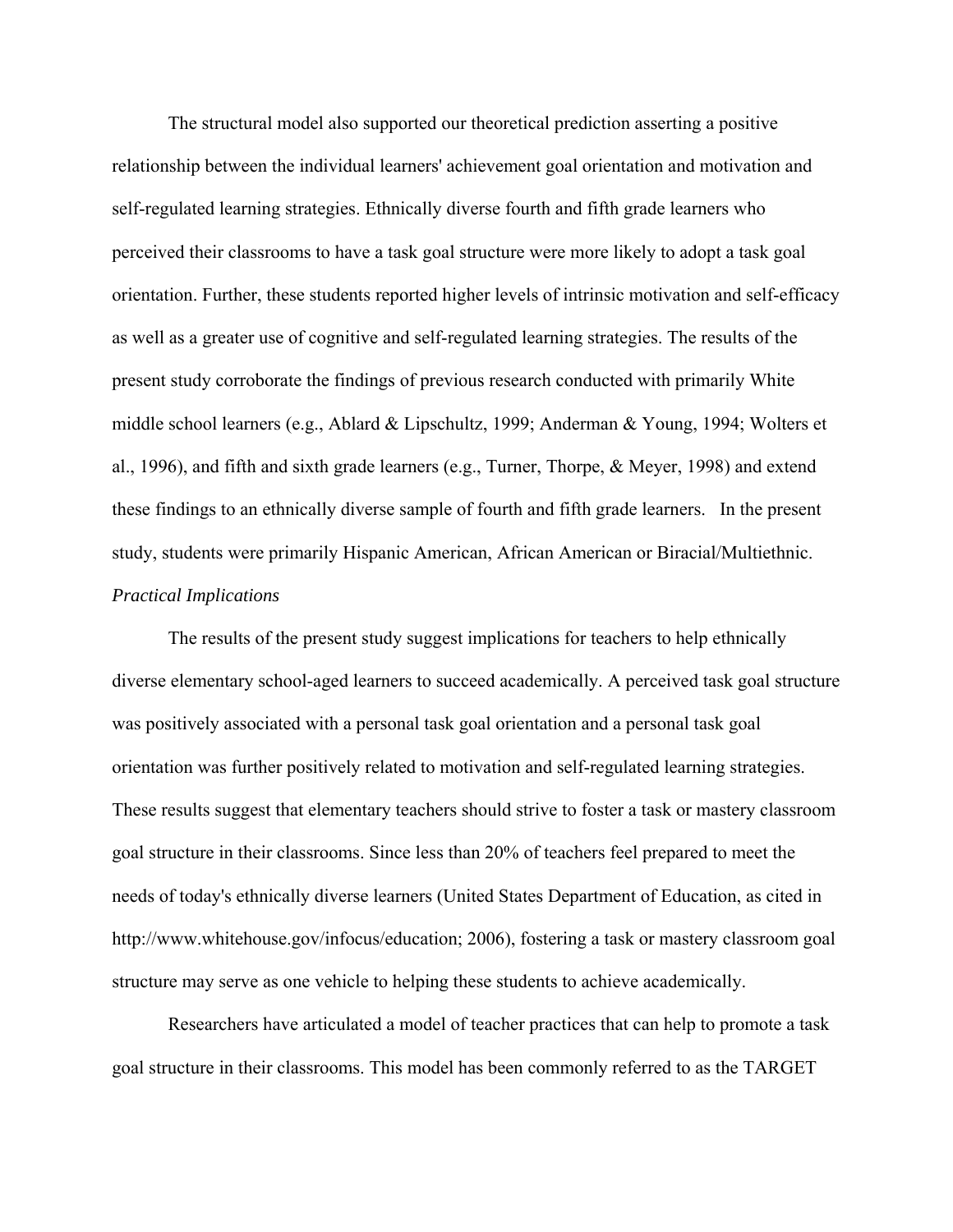The structural model also supported our theoretical prediction asserting a positive relationship between the individual learners' achievement goal orientation and motivation and self-regulated learning strategies. Ethnically diverse fourth and fifth grade learners who perceived their classrooms to have a task goal structure were more likely to adopt a task goal orientation. Further, these students reported higher levels of intrinsic motivation and self-efficacy as well as a greater use of cognitive and self-regulated learning strategies. The results of the present study corroborate the findings of previous research conducted with primarily White middle school learners (e.g., Ablard & Lipschultz, 1999; Anderman & Young, 1994; Wolters et al., 1996), and fifth and sixth grade learners (e.g., Turner, Thorpe, & Meyer, 1998) and extend these findings to an ethnically diverse sample of fourth and fifth grade learners. In the present study, students were primarily Hispanic American, African American or Biracial/Multiethnic.

*Practical Implications*

The results of the present study suggest implications for teachers to help ethnically diverse elementary school-aged learners to succeed academically. A perceived task goal structure was positively associated with a personal task goal orientation and a personal task goal orientation was further positively related to motivation and self-regulated learning strategies. These results suggest that elementary teachers should strive to foster a task or mastery classroom goal structure in their classrooms. Since less than 20% of teachers feel prepared to meet the needs of today's ethnically diverse learners (United States Department of Education, as cited in http://www.whitehouse.gov/infocus/education; 2006), fostering a task or mastery classroom goal structure may serve as one vehicle to helping these students to achieve academically.

Researchers have articulated a model of teacher practices that can help to promote a task goal structure in their classrooms. This model has been commonly referred to as the TARGET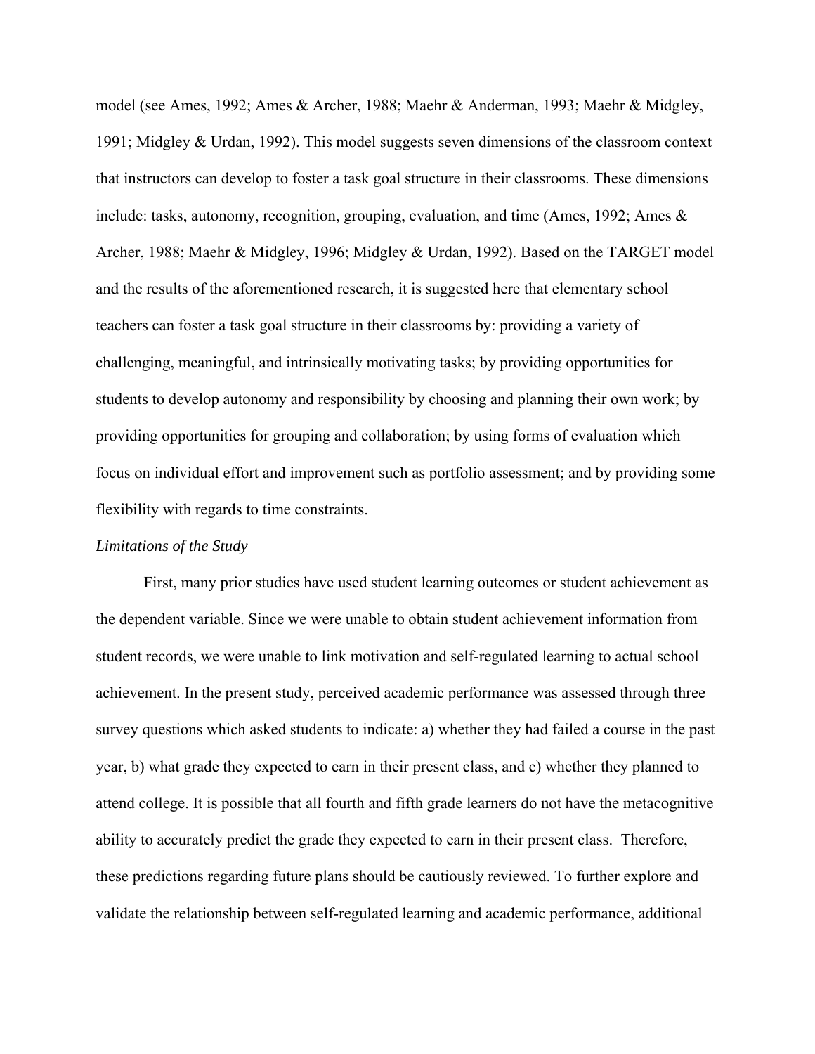model (see Ames, 1992; Ames & Archer, 1988; Maehr & Anderman, 1993; Maehr & Midgley, 1991; Midgley & Urdan, 1992). This model suggests seven dimensions of the classroom context that instructors can develop to foster a task goal structure in their classrooms. These dimensions include: tasks, autonomy, recognition, grouping, evaluation, and time (Ames, 1992; Ames & Archer, 1988; Maehr & Midgley, 1996; Midgley & Urdan, 1992). Based on the TARGET model and the results of the aforementioned research, it is suggested here that elementary school teachers can foster a task goal structure in their classrooms by: providing a variety of challenging, meaningful, and intrinsically motivating tasks; by providing opportunities for students to develop autonomy and responsibility by choosing and planning their own work; by providing opportunities for grouping and collaboration; by using forms of evaluation which focus on individual effort and improvement such as portfolio assessment; and by providing some flexibility with regards to time constraints.

*Limitations of the Study*

First, many prior studies have used student learning outcomes or student achievement as the dependent variable. Since we were unable to obtain student achievement information from student records, we were unable to link motivation and self-regulated learning to actual school achievement. In the present study, perceived academic performance was assessed through three survey questions which asked students to indicate: a) whether they had failed a course in the past year, b) what grade they expected to earn in their present class, and c) whether they planned to attend college. It is possible that all fourth and fifth grade learners do not have the metacognitive ability to accurately predict the grade they expected to earn in their present class. Therefore, these predictions regarding future plans should be cautiously reviewed. To further explore and validate the relationship between self-regulated learning and academic performance, additional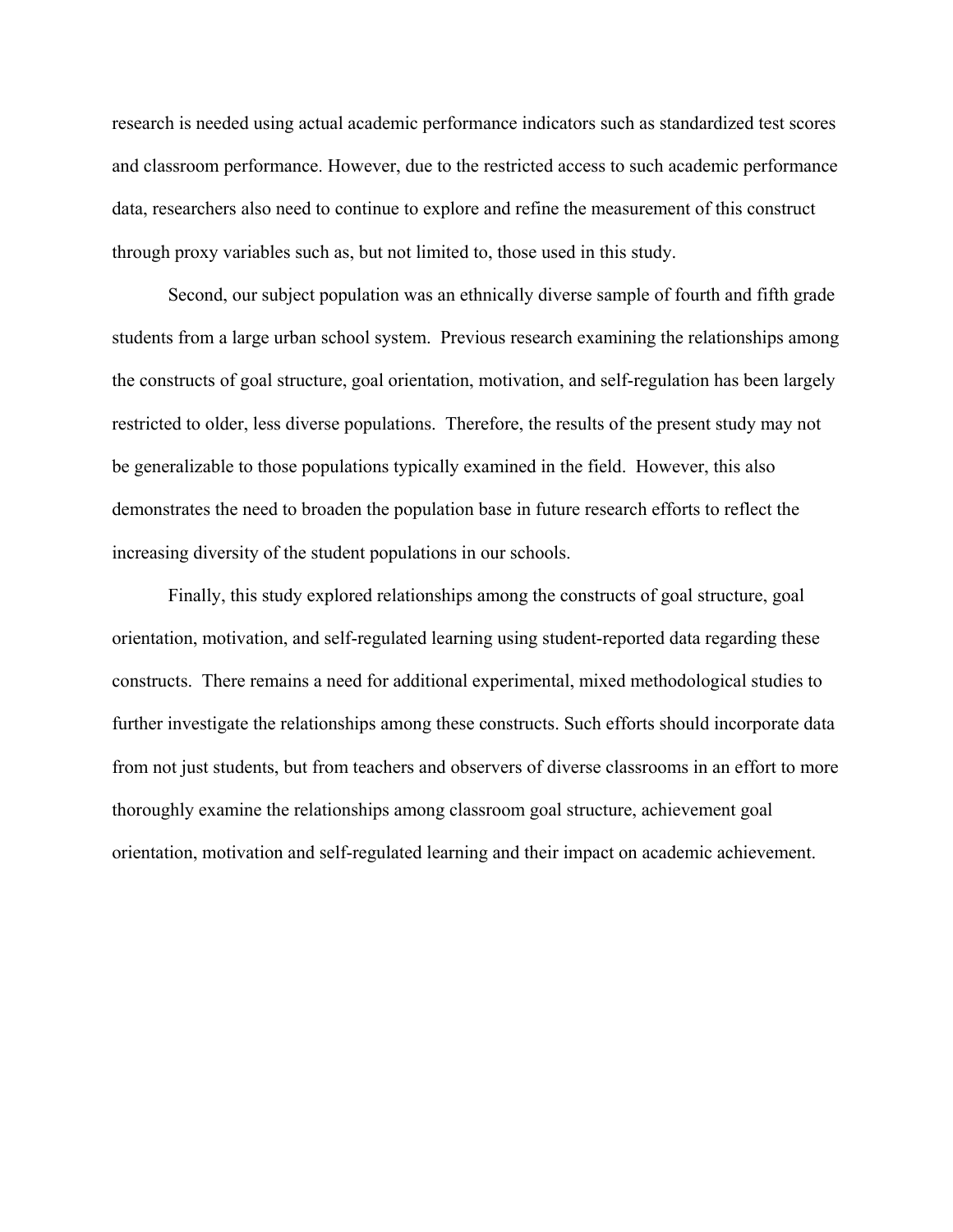research is needed using actual academic performance indicators such as standardized test scores and classroom performance. However, due to the restricted access to such academic performance data, researchers also need to continue to explore and refine the measurement of this construct through proxy variables such as, but not limited to, those used in this study.

Second, our subject population was an ethnically diverse sample of fourth and fifth grade students from a large urban school system. Previous research examining the relationships among the constructs of goal structure, goal orientation, motivation, and self-regulation has been largely restricted to older, less diverse populations. Therefore, the results of the present study may not be generalizable to those populations typically examined in the field. However, this also demonstrates the need to broaden the population base in future research efforts to reflect the increasing diversity of the student populations in our schools.

Finally, this study explored relationships among the constructs of goal structure, goal orientation, motivation, and self-regulated learning using student-reported data regarding these constructs. There remains a need for additional experimental, mixed methodological studies to further investigate the relationships among these constructs. Such efforts should incorporate data from not just students, but from teachers and observers of diverse classrooms in an effort to more thoroughly examine the relationships among classroom goal structure, achievement goal orientation, motivation and self-regulated learning and their impact on academic achievement.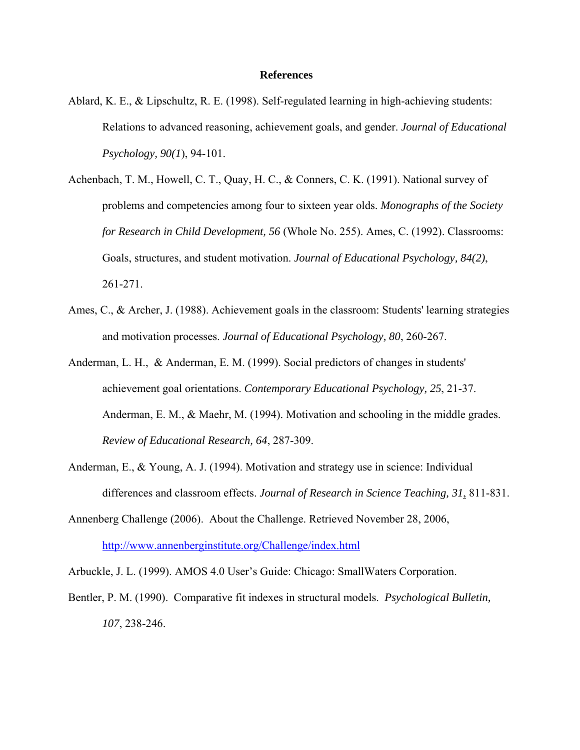# References

Ablard, K. E., & Lipschultz, R. E. (1998). Self-regulated learning in high-achieving students: Relations to advanced reasoning, achievement goals, and gender. *Journal of Educational Psychology, 90(1*), 94-101.

Achenbach, T. M., Howell, C. T., Quay, H. C., & Conners, C. K. (1991). National survey of problems and competencies among four to sixteen year olds. *Monographs of the Society for Research in Child Development, 56* (Whole No. 255). Ames, C. (1992). Classrooms: Goals, structures, and student motivation. *Journal of Educational Psychology, 84(2)*, 261-271.

Ames, C., & Archer, J. (1988). Achievement goals in the classroom: Students' learning strategies and motivation processes. *Journal of Educational Psychology, 80*, 260-267.

Anderman, L. H., & Anderman, E. M. (1999). Social predictors of changes in students' achievement goal orientations. *Contemporary Educational Psychology, 25*, 21-37. Anderman, E. M., & Maehr, M. (1994). Motivation and schooling in the middle grades. *Review of Educational Research, 64*, 287-309.

Anderman, E., & Young, A. J. (1994). Motivation and strategy use in science: Individual differences and classroom effects. *Journal of Research in Science Teaching, 31*, 811-831.

Annenberg Challenge (2006). About the Challenge. Retrieved November 28, 2006, http://www.annenberginstitute.org/Challenge/index.html

Arbuckle, J. L. (1999). AMOS 4.0 User's Guide: Chicago: SmallWaters Corporation.

Bentler, P. M. (1990). Comparative fit indexes in structural models. *Psychological Bulletin, 107*, 238-246.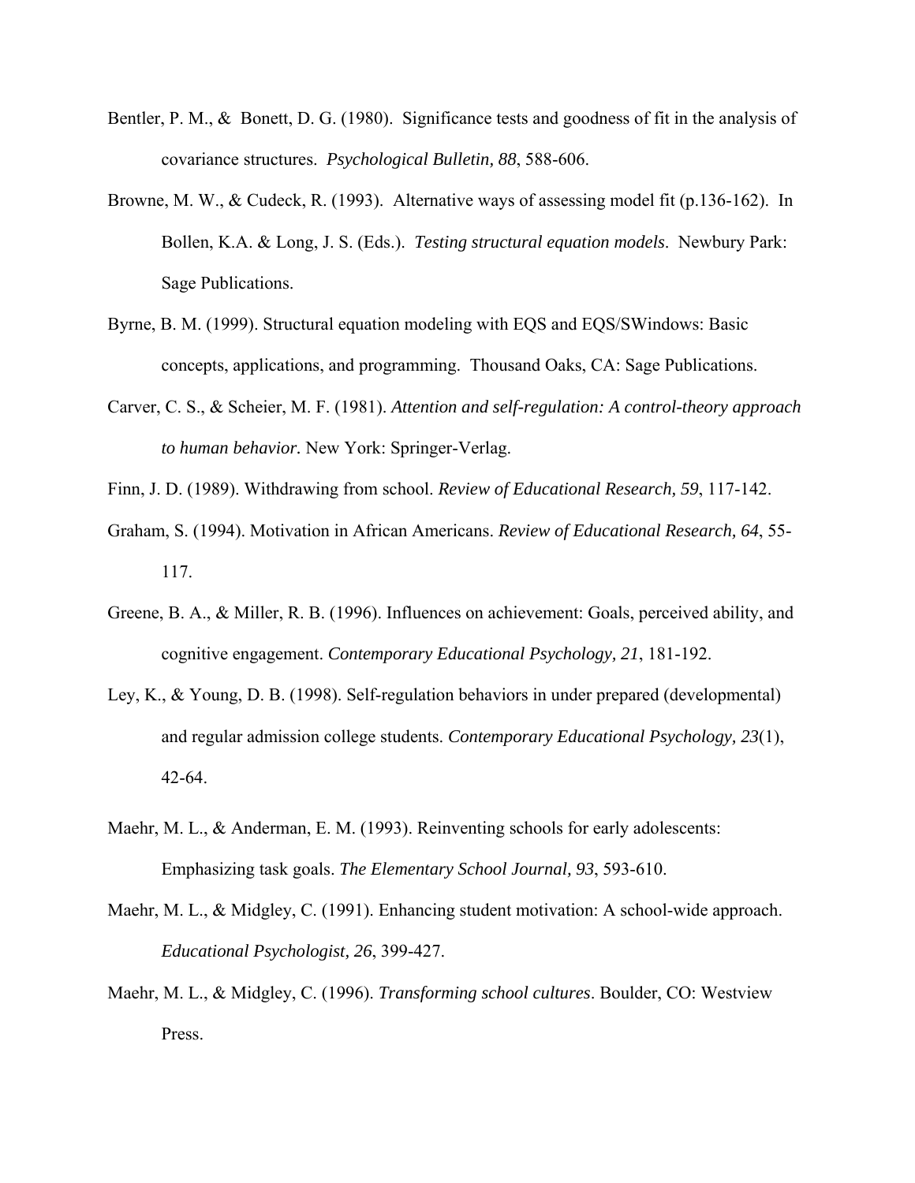Bentler, P. M., & Bonett, D. G. (1980). Significance tests and goodness of fit in the analysis of covariance structures. *Psychological Bulletin, 88*, 588-606.

Browne, M. W., & Cudeck, R. (1993). Alternative ways of assessing model fit (p.136-162). In Bollen, K.A. & Long, J. S. (Eds.). *Testing structural equation models*. Newbury Park: Sage Publications.

Byrne, B. M. (1999). Structural equation modeling with EQS and EQS/SWindows: Basic concepts, applications, and programming. Thousand Oaks, CA: Sage Publications.

Carver, C. S., & Scheier, M. F. (1981). *Attention and self-regulation: A control-theory approach to human behavior.* New York: Springer-Verlag.

Finn, J. D. (1989). Withdrawing from school. *Review of Educational Research, 59*, 117-142.

Graham, S. (1994). Motivation in African Americans. *Review of Educational Research, 64*, 55-117.

Greene, B. A., & Miller, R. B. (1996). Influences on achievement: Goals, perceived ability, and cognitive engagement. *Contemporary Educational Psychology, 21*, 181-192.

Ley, K., & Young, D. B. (1998). Self-regulation behaviors in under prepared (developmental) and regular admission college students. *Contemporary Educational Psychology, 23*(1), 42-64.

Maehr, M. L., & Anderman, E. M. (1993). Reinventing schools for early adolescents: Emphasizing task goals. *The Elementary School Journal, 93*, 593-610.

Maehr, M. L., & Midgley, C. (1991). Enhancing student motivation: A school-wide approach. *Educational Psychologist, 26*, 399-427.

Maehr, M. L., & Midgley, C. (1996). *Transforming school cultures*. Boulder, CO: Westview Press.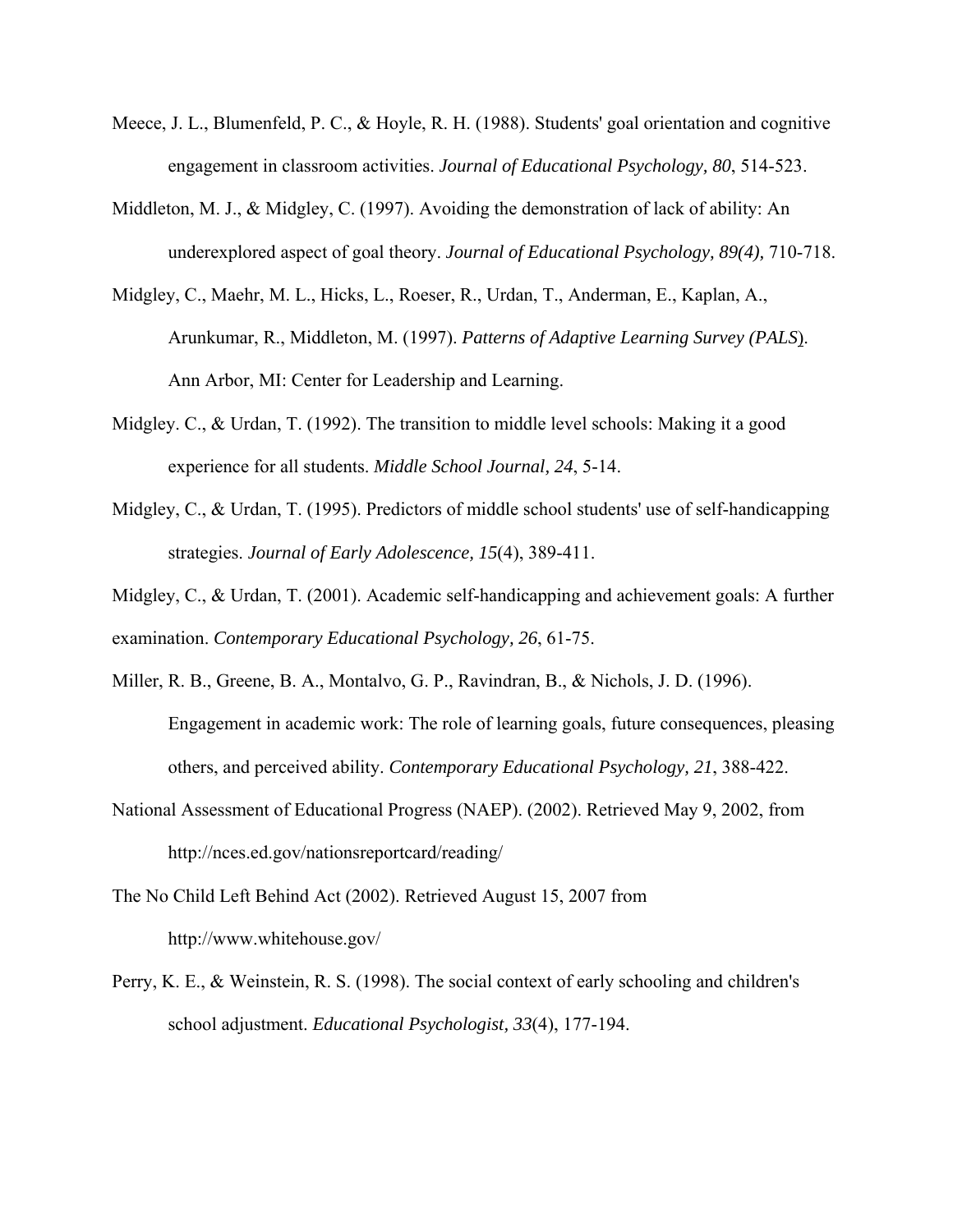Meece, J. L., Blumenfeld, P. C., & Hoyle, R. H. (1988). Students' goal orientation and cognitive engagement in classroom activities. *Journal of Educational Psychology, 80*, 514-523.

Middleton, M. J., & Midgley, C. (1997). Avoiding the demonstration of lack of ability: An underexplored aspect of goal theory. *Journal of Educational Psychology, 89(4),* 710-718.

Midgley, C., Maehr, M. L., Hicks, L., Roeser, R., Urdan, T., Anderman, E., Kaplan, A., Arunkumar, R., Middleton, M. (1997). *Patterns of Adaptive Learning Survey (PALS*). Ann Arbor, MI: Center for Leadership and Learning.

Midgley. C., & Urdan, T. (1992). The transition to middle level schools: Making it a good experience for all students. *Middle School Journal, 24*, 5-14.

Midgley, C., & Urdan, T. (1995). Predictors of middle school students' use of self-handicapping strategies. *Journal of Early Adolescence, 15*(4), 389-411.

Midgley, C., & Urdan, T. (2001). Academic self-handicapping and achievement goals: A further examination. *Contemporary Educational Psychology, 26*, 61-75.

Miller, R. B., Greene, B. A., Montalvo, G. P., Ravindran, B., & Nichols, J. D. (1996). Engagement in academic work: The role of learning goals, future consequences, pleasing others, and perceived ability. *Contemporary Educational Psychology, 21*, 388-422.

National Assessment of Educational Progress (NAEP). (2002). Retrieved May 9, 2002, from http://nces.ed.gov/nationsreportcard/reading/

The No Child Left Behind Act (2002). Retrieved August 15, 2007 from http://www.whitehouse.gov/

Perry, K. E., & Weinstein, R. S. (1998). The social context of early schooling and children's school adjustment. *Educational Psychologist, 33*(4), 177-194.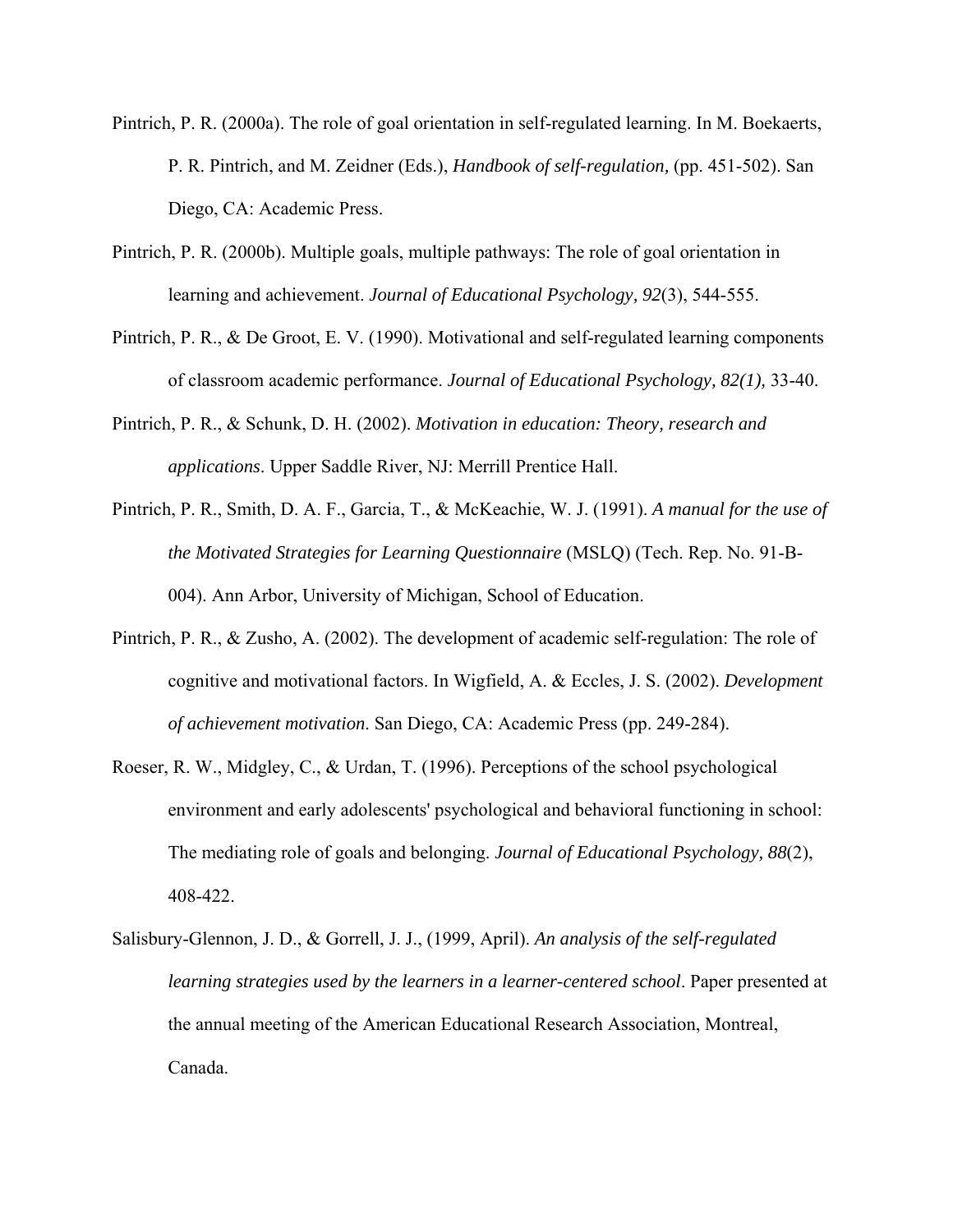Pintrich, P. R. (2000a). The role of goal orientation in self-regulated learning. In M. Boekaerts, P. R. Pintrich, and M. Zeidner (Eds.), *Handbook of self-regulation,* (pp. 451-502). San Diego, CA: Academic Press.

Pintrich, P. R. (2000b). Multiple goals, multiple pathways: The role of goal orientation in learning and achievement. *Journal of Educational Psychology, 92*(3), 544-555.

Pintrich, P. R., & De Groot, E. V. (1990). Motivational and self-regulated learning components of classroom academic performance. *Journal of Educational Psychology, 82(1),* 33-40.

Pintrich, P. R., & Schunk, D. H. (2002). *Motivation in education: Theory, research and applications*. Upper Saddle River, NJ: Merrill Prentice Hall.

Pintrich, P. R., Smith, D. A. F., Garcia, T., & McKeachie, W. J. (1991). *A manual for the use of the Motivated Strategies for Learning Questionnaire* (MSLQ) (Tech. Rep. No. 91-B-004). Ann Arbor, University of Michigan, School of Education.

Pintrich, P. R., & Zusho, A. (2002). The development of academic self-regulation: The role of cognitive and motivational factors. In Wigfield, A. & Eccles, J. S. (2002). *Development of achievement motivation*. San Diego, CA: Academic Press (pp. 249-284).

Roeser, R. W., Midgley, C., & Urdan, T. (1996). Perceptions of the school psychological environment and early adolescents' psychological and behavioral functioning in school: The mediating role of goals and belonging. *Journal of Educational Psychology, 88*(2), 408-422.

Salisbury-Glennon, J. D., & Gorrell, J. J., (1999, April). *An analysis of the self-regulated learning strategies used by the learners in a learner-centered school*. Paper presented at the annual meeting of the American Educational Research Association, Montreal, Canada.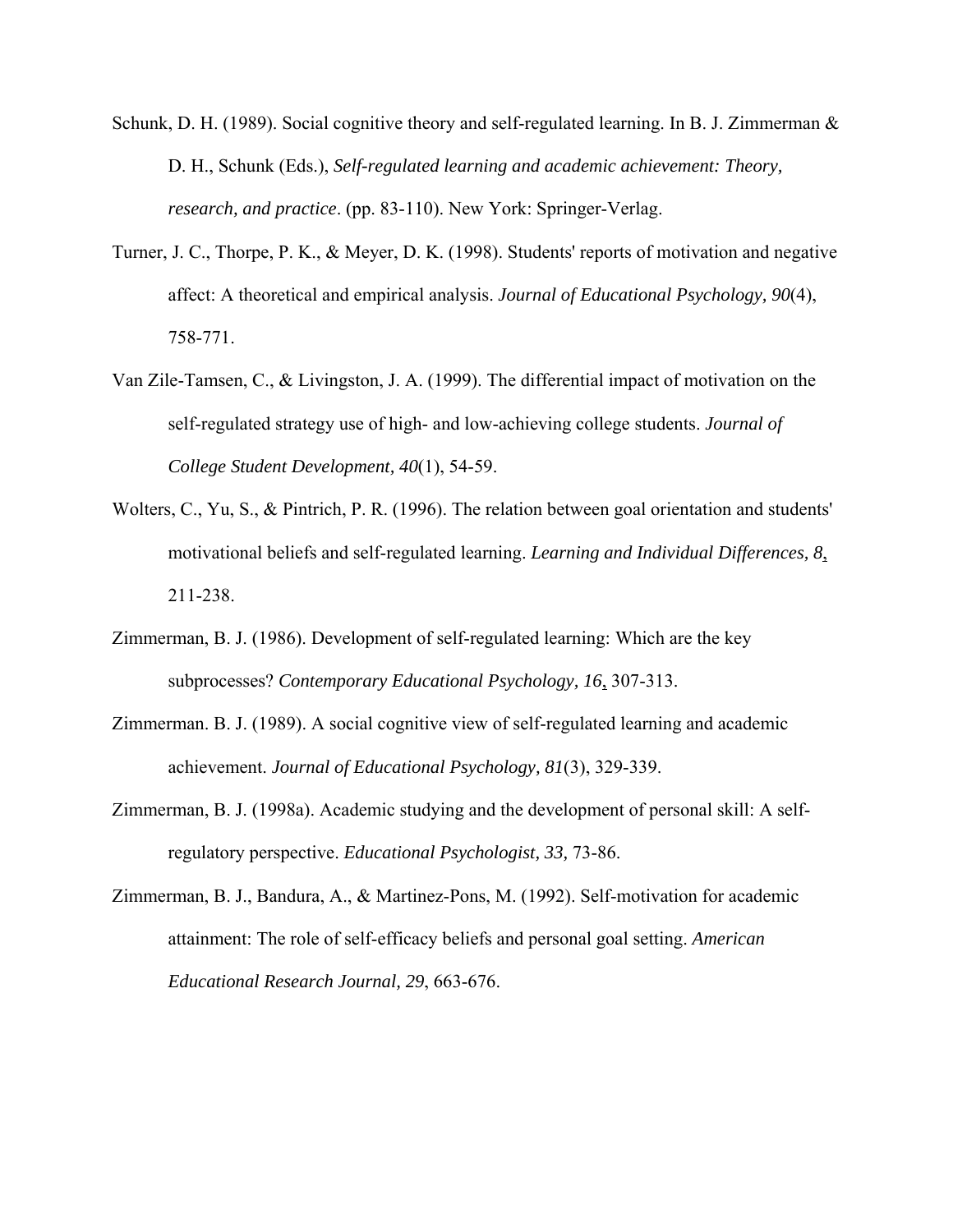Schunk, D. H. (1989). Social cognitive theory and self-regulated learning. In B. J. Zimmerman & D. H., Schunk (Eds.), *Self-regulated learning and academic achievement: Theory, research, and practice*. (pp. 83-110). New York: Springer-Verlag.

Turner, J. C., Thorpe, P. K., & Meyer, D. K. (1998). Students' reports of motivation and negative affect: A theoretical and empirical analysis. *Journal of Educational Psychology, 90*(4), 758-771.

Van Zile-Tamsen, C., & Livingston, J. A. (1999). The differential impact of motivation on the self-regulated strategy use of high- and low-achieving college students. *Journal of College Student Development, 40*(1), 54-59.

Wolters, C., Yu, S., & Pintrich, P. R. (1996). The relation between goal orientation and students' motivational beliefs and self-regulated learning. *Learning and Individual Differences, 8*, 211-238.

Zimmerman, B. J. (1986). Development of self-regulated learning: Which are the key subprocesses? *Contemporary Educational Psychology, 16*, 307-313.

Zimmerman. B. J. (1989). A social cognitive view of self-regulated learning and academic achievement. *Journal of Educational Psychology, 81*(3), 329-339.

Zimmerman, B. J. (1998a). Academic studying and the development of personal skill: A self-regulatory perspective. *Educational Psychologist, 33,* 73-86.

Zimmerman, B. J., Bandura, A., & Martinez-Pons, M. (1992). Self-motivation for academic attainment: The role of self-efficacy beliefs and personal goal setting. *American Educational Research Journal, 29*, 663-676.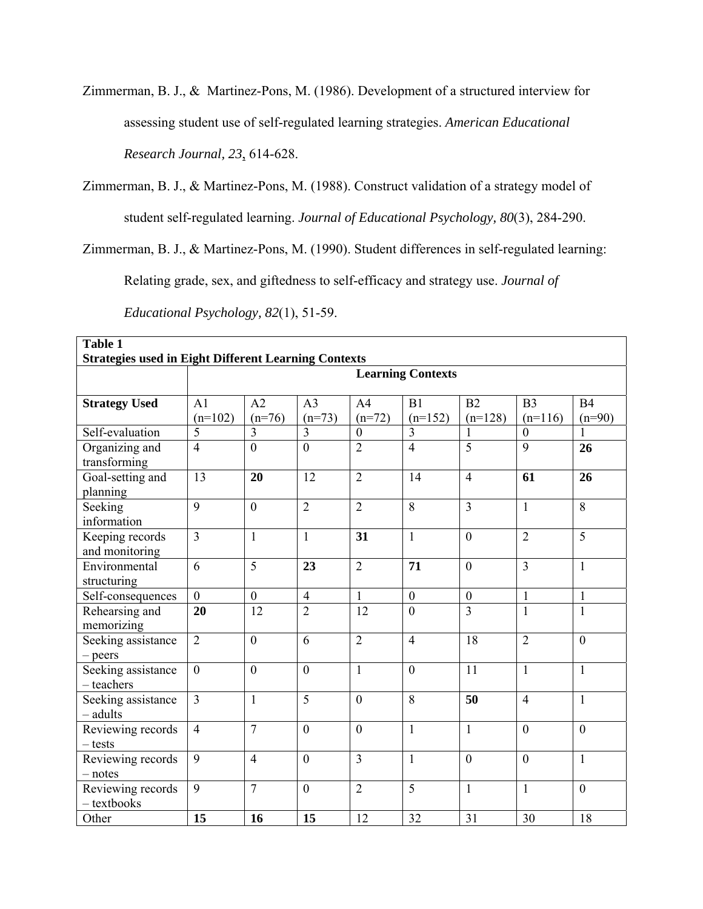Zimmerman, B. J., & Martinez-Pons, M. (1986). Development of a structured interview for assessing student use of self-regulated learning strategies. *American Educational Research Journal, 23*, 614-628.

Zimmerman, B. J., & Martinez-Pons, M. (1988). Construct validation of a strategy model of student self-regulated learning. *Journal of Educational Psychology, 80*(3), 284-290.

Zimmerman, B. J., & Martinez-Pons, M. (1990). Student differences in self-regulated learning: Relating grade, sex, and giftedness to self-efficacy and strategy use. *Journal of Educational Psychology, 82*(1), 51-59.

**Table 1**
**Strategies used in Eight Different Learning Contexts**

| | **Learning Contexts** | | | | | | | |
|---|---|---|---|---|---|---|---|---|
| **Strategy Used** | A1 (n=102) | A2 (n=76) | A3 (n=73) | A4 (n=72) | B1 (n=152) | B2 (n=128) | B3 (n=116) | B4 (n=90) |
| Self-evaluation | 5 | 3 | 3 | 0 | 3 | 1 | 0 | 1 |
| Organizing and transforming | 4 | 0 | 0 | 2 | 4 | 5 | 9 | **26** |
| Goal-setting and planning | 13 | **20** | 12 | 2 | 14 | 4 | **61** | **26** |
| Seeking information | 9 | 0 | 2 | 2 | 8 | 3 | 1 | 8 |
| Keeping records and monitoring | 3 | 1 | 1 | **31** | 1 | 0 | 2 | 5 |
| Environmental structuring | 6 | 5 | **23** | 2 | **71** | 0 | 3 | 1 |
| Self-consequences | 0 | 0 | 4 | 1 | 0 | 0 | 1 | 1 |
| Rehearsing and memorizing | **20** | 12 | 2 | 12 | 0 | 3 | 1 | 1 |
| Seeking assistance – peers | 2 | 0 | 6 | 2 | 4 | 18 | 2 | 0 |
| Seeking assistance – teachers | 0 | 0 | 0 | 1 | 0 | 11 | 1 | 1 |
| Seeking assistance – adults | 3 | 1 | 5 | 0 | 8 | **50** | 4 | 1 |
| Reviewing records – tests | 4 | 7 | 0 | 0 | 1 | 1 | 0 | 0 |
| Reviewing records – notes | 9 | 4 | 0 | 3 | 1 | 0 | 0 | 1 |
| Reviewing records – textbooks | 9 | 7 | 0 | 2 | 5 | 1 | 1 | 0 |
| Other | **15** | **16** | **15** | 12 | 32 | 31 | 30 | 18 |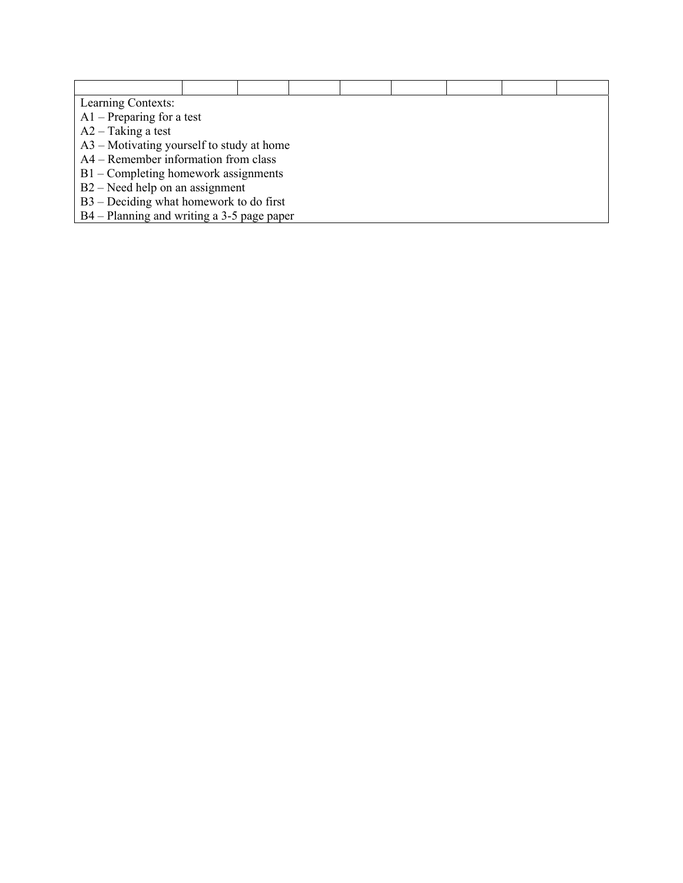| | | | | | | | | |
|---|---|---|---|---|---|---|---|---|
| | | | | | | | | |

Learning Contexts:
A1 – Preparing for a test
A2 – Taking a test
A3 – Motivating yourself to study at home
A4 – Remember information from class
B1 – Completing homework assignments
B2 – Need help on an assignment
B3 – Deciding what homework to do first
B4 – Planning and writing a 3-5 page paper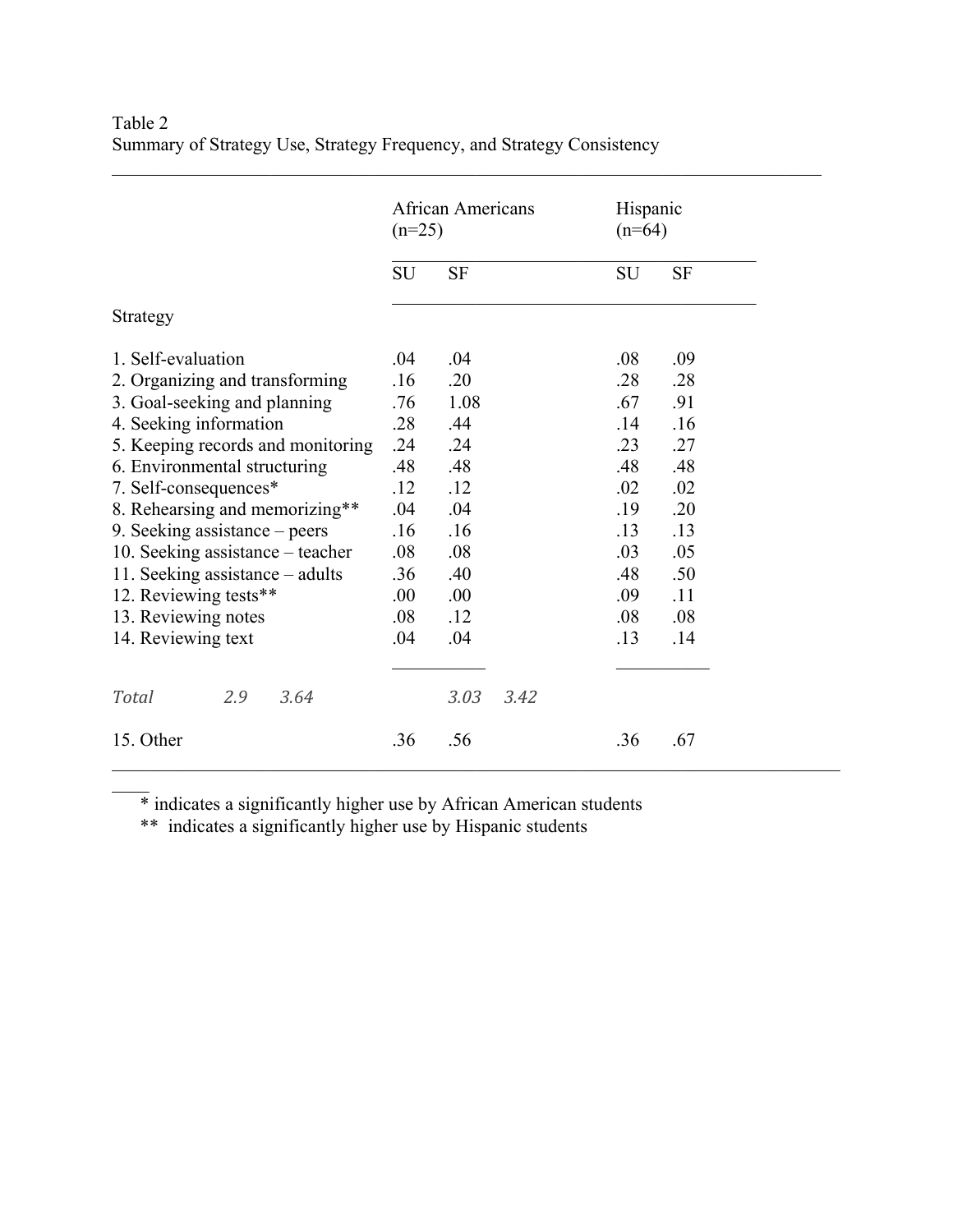Table 2
Summary of Strategy Use, Strategy Frequency, and Strategy Consistency

| Strategy | African Americans (n=25) | | Hispanic (n=64) | |
|---|---|---|---|---|
| | SU | SF | SU | SF |
| 1. Self-evaluation | .04 | .04 | .08 | .09 |
| 2. Organizing and transforming | .16 | .20 | .28 | .28 |
| 3. Goal-seeking and planning | .76 | 1.08 | .67 | .91 |
| 4. Seeking information | .28 | .44 | .14 | .16 |
| 5. Keeping records and monitoring | .24 | .24 | .23 | .27 |
| 6. Environmental structuring | .48 | .48 | .48 | .48 |
| 7. Self-consequences* | .12 | .12 | .02 | .02 |
| 8. Rehearsing and memorizing** | .04 | .04 | .19 | .20 |
| 9. Seeking assistance – peers | .16 | .16 | .13 | .13 |
| 10. Seeking assistance – teacher | .08 | .08 | .03 | .05 |
| 11. Seeking assistance – adults | .36 | .40 | .48 | .50 |
| 12. Reviewing tests** | .00 | .00 | .09 | .11 |
| 13. Reviewing notes | .08 | .12 | .08 | .08 |
| 14. Reviewing text | .04 | .04 | .13 | .14 |
| *Total* | *2.9* | *3.64* | *3.03* | *3.42* |
| 15. Other | .36 | .56 | .36 | .67 |

\* indicates a significantly higher use by African American students

\*\* indicates a significantly higher use by Hispanic students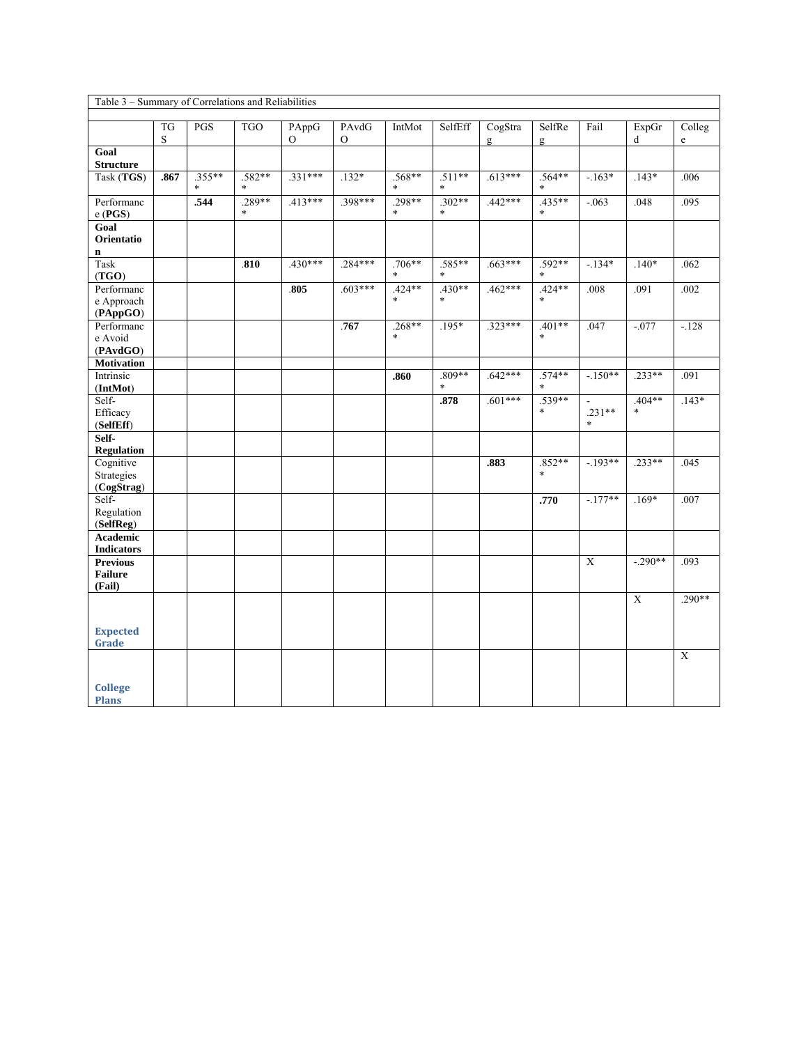| Table 3 – Summary of Correlations and Reliabilities | | | | | | | | | | | | |
|---|---|---|---|---|---|---|---|---|---|---|---|---|
| | TGS | PGS | TGO | PAppGO | PAvdGO | IntMot | SelfEff | CogStrag | SelfReg | Fail | ExpGrd | College |
| **Goal Structure** | | | | | | | | | | | | |
| Task (**TGS**) | **.867** | .355*** | .582*** | .331*** | .132* | .568*** | .511*** | .613*** | .564*** | -.163* | .143* | .006 |
| Performance (**PGS**) | | **.544** | .289*** | .413*** | .398*** | .298*** | .302*** | .442*** | .435*** | -.063 | .048 | .095 |
| **Goal Orientation** | | | | | | | | | | | | |
| Task (**TGO**) | | | **.810** | .430*** | .284*** | .706*** | .585*** | .663*** | .592*** | -.134* | .140* | .062 |
| Performance Approach (**PAppGO**) | | | | **.805** | .603*** | .424*** | .430*** | .462*** | .424*** | .008 | .091 | .002 |
| Performance Avoid (**PAvdGO**) | | | | | **.767** | .268*** | .195* | .323*** | .401*** | .047 | -.077 | -.128 |
| **Motivation** | | | | | | | | | | | | |
| Intrinsic (**IntMot**) | | | | | | **.860** | .809*** | .642*** | .574*** | -.150** | .233** | .091 |
| Self-Efficacy (**SelfEff**) | | | | | | | **.878** | .601*** | .539*** | -.231*** | .404*** | .143* |
| **Self-Regulation** | | | | | | | | | | | | |
| Cognitive Strategies (**CogStrag**) | | | | | | | | **.883** | .852*** | -.193** | .233** | .045 |
| Self-Regulation (**SelfReg**) | | | | | | | | | **.770** | -.177** | .169* | .007 |
| **Academic Indicators** | | | | | | | | | | | | |
| **Previous Failure (Fail)** | | | | | | | | | | X | -.290** | .093 |
| **Expected Grade** | | | | | | | | | | | X | .290** |
| **College Plans** | | | | | | | | | | | | X |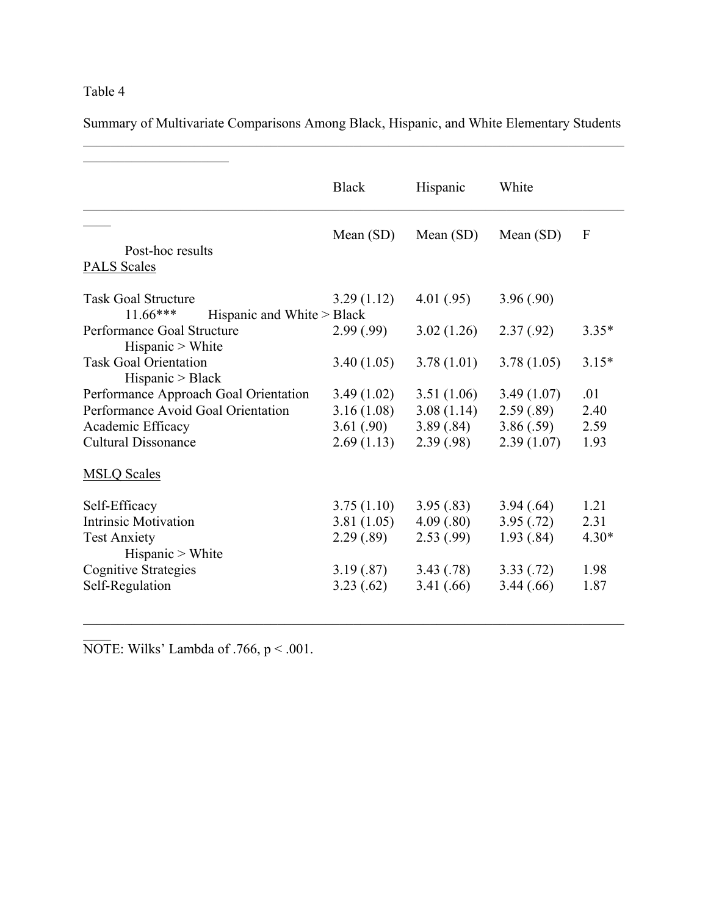Table 4

Summary of Multivariate Comparisons Among Black, Hispanic, and White Elementary Students

| | Black | Hispanic | White | | |
|---|---|---|---|---|---|
| | Mean (SD) | Mean (SD) | Mean (SD) | F | Post-hoc results |
| PALS Scales | | | | | |
| Task Goal Structure | 3.29 (1.12) | 4.01 (.95) | 3.96 (.90) | 11.66*** | Hispanic and White > Black |
| Performance Goal Structure | 2.99 (.99) | 3.02 (1.26) | 2.37 (.92) | 3.35* | Hispanic > White |
| Task Goal Orientation | 3.40 (1.05) | 3.78 (1.01) | 3.78 (1.05) | 3.15* | Hispanic > Black |
| Performance Approach Goal Orientation | 3.49 (1.02) | 3.51 (1.06) | 3.49 (1.07) | .01 | |
| Performance Avoid Goal Orientation | 3.16 (1.08) | 3.08 (1.14) | 2.59 (.89) | 2.40 | |
| Academic Efficacy | 3.61 (.90) | 3.89 (.84) | 3.86 (.59) | 2.59 | |
| Cultural Dissonance | 2.69 (1.13) | 2.39 (.98) | 2.39 (1.07) | 1.93 | |
| MSLQ Scales | | | | | |
| Self-Efficacy | 3.75 (1.10) | 3.95 (.83) | 3.94 (.64) | 1.21 | |
| Intrinsic Motivation | 3.81 (1.05) | 4.09 (.80) | 3.95 (.72) | 2.31 | |
| Test Anxiety | 2.29 (.89) | 2.53 (.99) | 1.93 (.84) | 4.30* | Hispanic > White |
| Cognitive Strategies | 3.19 (.87) | 3.43 (.78) | 3.33 (.72) | 1.98 | |
| Self-Regulation | 3.23 (.62) | 3.41 (.66) | 3.44 (.66) | 1.87 | |

NOTE: Wilks' Lambda of .766, $p < .001$.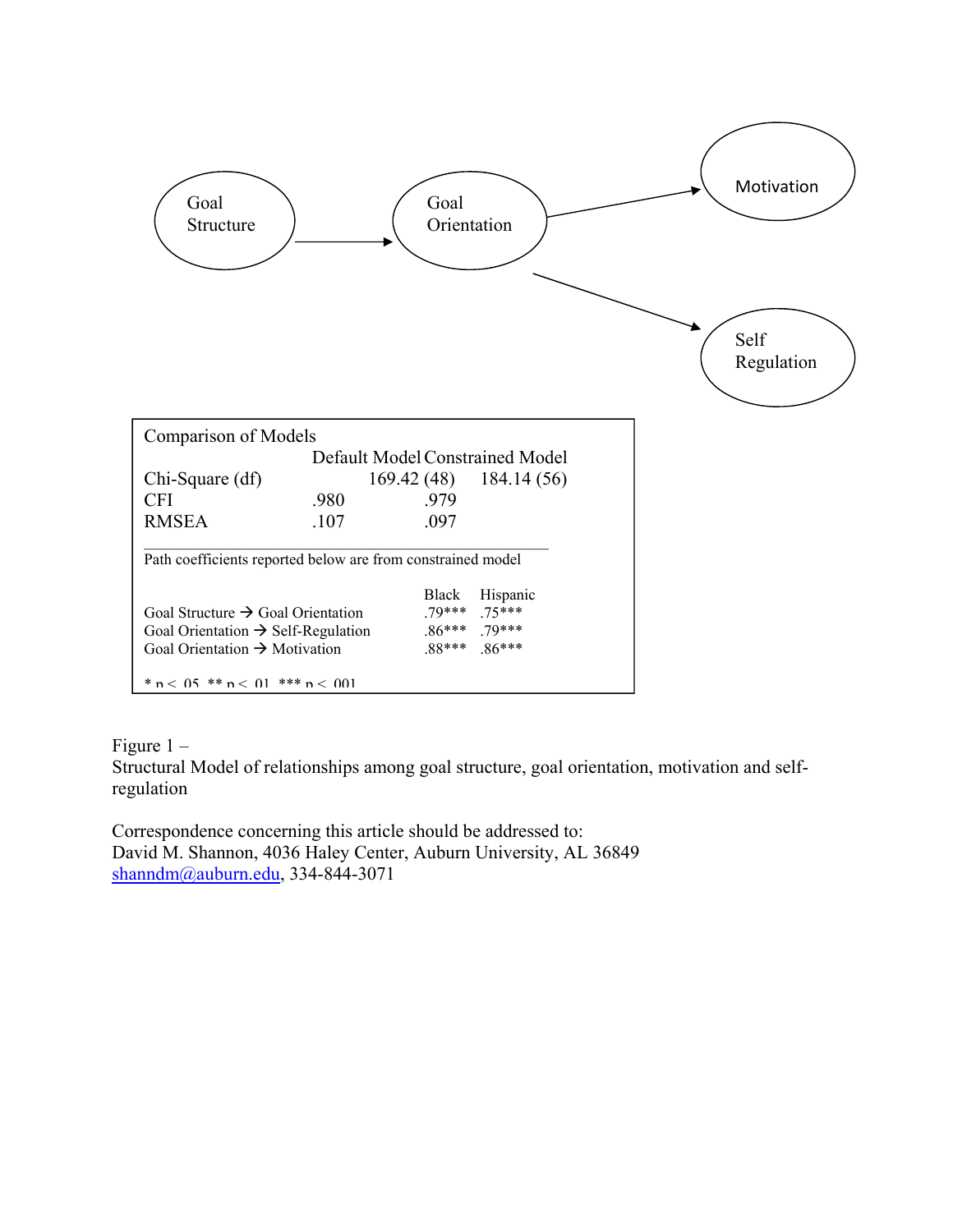Goal Structure → Goal Orientation → Motivation

Goal Orientation → Self Regulation

Comparison of Models

| | Default Model | Constrained Model |
|---|---|---|
| Chi-Square (df) | 169.42 (48) | 184.14 (56) |
| CFI | .980 | .979 |
| RMSEA | .107 | .097 |

Path coefficients reported below are from constrained model

| | Black | Hispanic |
|---|---|---|
| Goal Structure → Goal Orientation | .79*** | .75*** |
| Goal Orientation → Self-Regulation | .86*** | .79*** |
| Goal Orientation → Motivation | .88*** | .86*** |

* $p < .05$ ** $p < .01$ *** $p < .001$

Figure 1 –
Structural Model of relationships among goal structure, goal orientation, motivation and self-regulation

Correspondence concerning this article should be addressed to:
David M. Shannon, 4036 Haley Center, Auburn University, AL 36849
shanndm@auburn.edu, 334-844-3071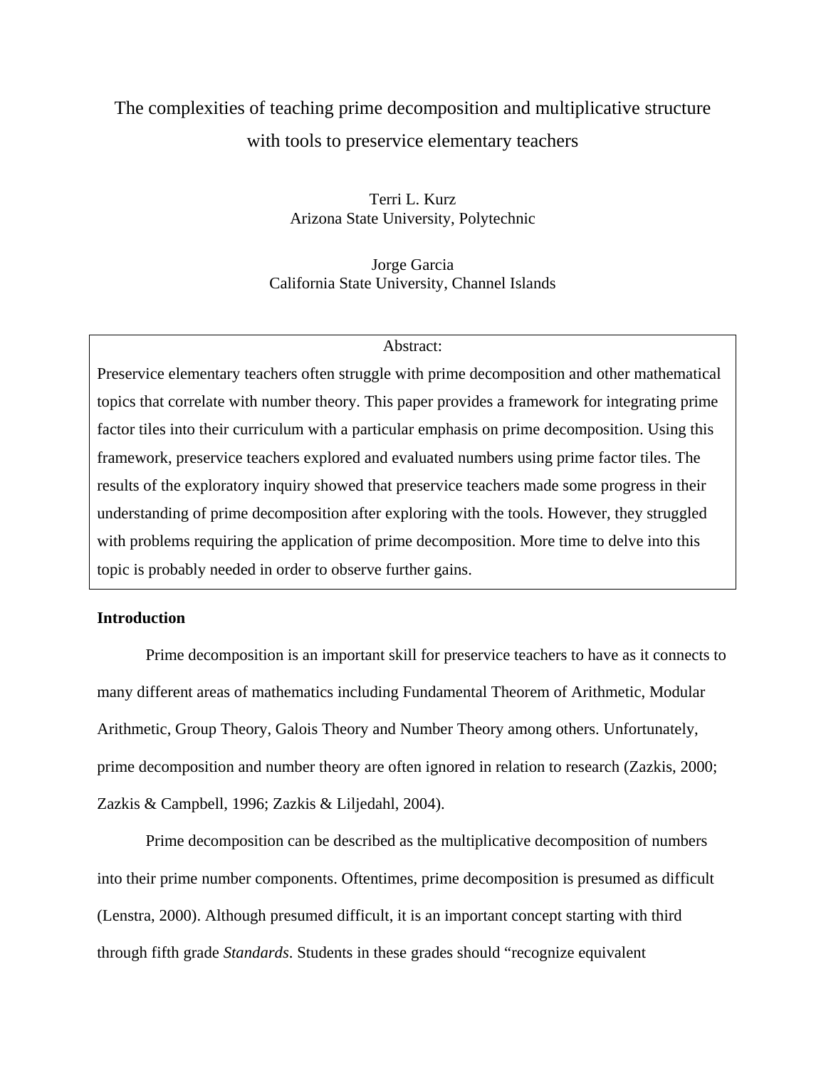# The complexities of teaching prime decomposition and multiplicative structure with tools to preservice elementary teachers

Terri L. Kurz
Arizona State University, Polytechnic

Jorge Garcia
California State University, Channel Islands

**Abstract:**

Preservice elementary teachers often struggle with prime decomposition and other mathematical topics that correlate with number theory. This paper provides a framework for integrating prime factor tiles into their curriculum with a particular emphasis on prime decomposition. Using this framework, preservice teachers explored and evaluated numbers using prime factor tiles. The results of the exploratory inquiry showed that preservice teachers made some progress in their understanding of prime decomposition after exploring with the tools. However, they struggled with problems requiring the application of prime decomposition. More time to delve into this topic is probably needed in order to observe further gains.

## Introduction

Prime decomposition is an important skill for preservice teachers to have as it connects to many different areas of mathematics including Fundamental Theorem of Arithmetic, Modular Arithmetic, Group Theory, Galois Theory and Number Theory among others. Unfortunately, prime decomposition and number theory are often ignored in relation to research (Zazkis, 2000; Zazkis & Campbell, 1996; Zazkis & Liljedahl, 2004).

Prime decomposition can be described as the multiplicative decomposition of numbers into their prime number components. Oftentimes, prime decomposition is presumed as difficult (Lenstra, 2000). Although presumed difficult, it is an important concept starting with third through fifth grade *Standards*. Students in these grades should "recognize equivalent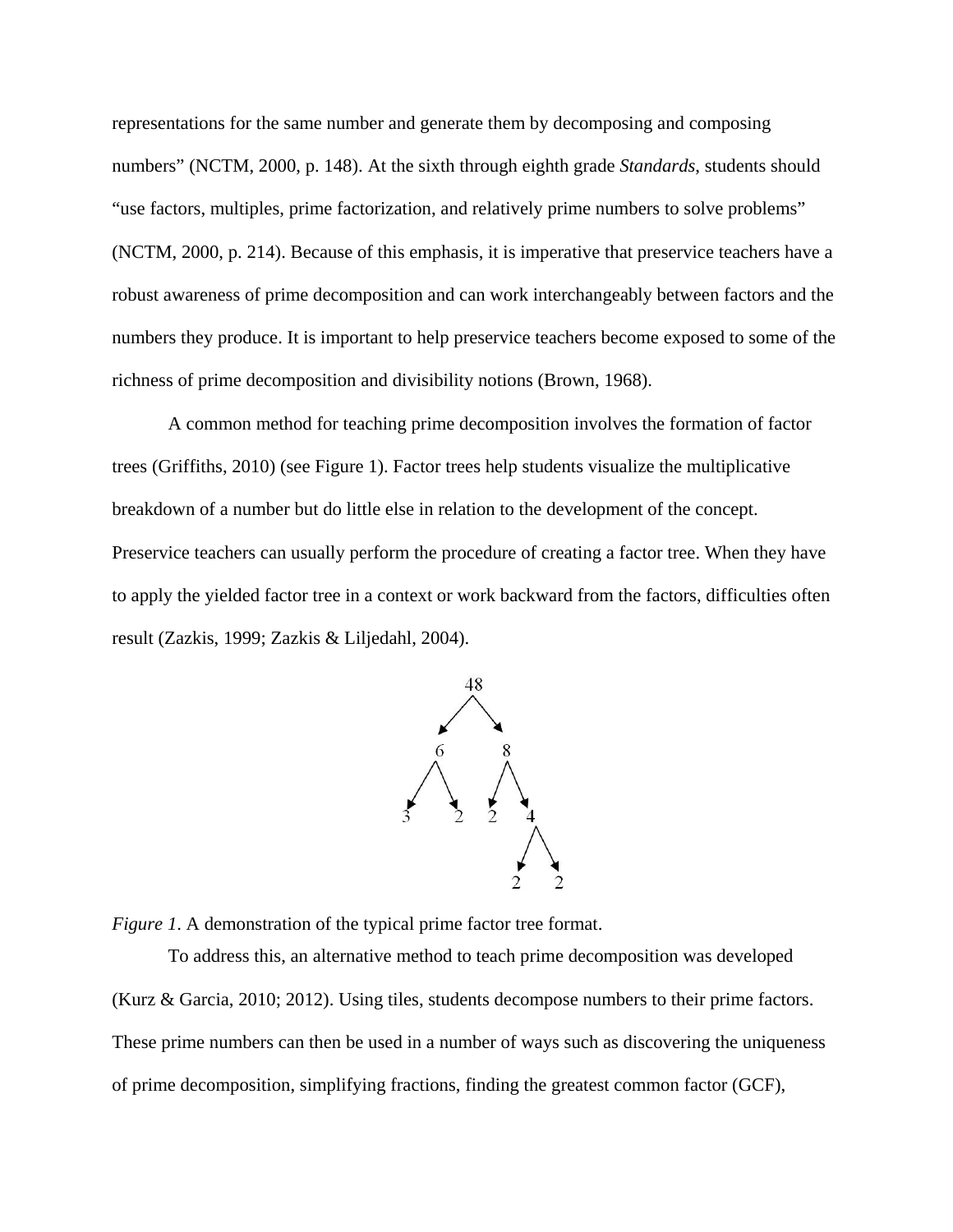representations for the same number and generate them by decomposing and composing numbers" (NCTM, 2000, p. 148). At the sixth through eighth grade *Standards*, students should "use factors, multiples, prime factorization, and relatively prime numbers to solve problems" (NCTM, 2000, p. 214). Because of this emphasis, it is imperative that preservice teachers have a robust awareness of prime decomposition and can work interchangeably between factors and the numbers they produce. It is important to help preservice teachers become exposed to some of the richness of prime decomposition and divisibility notions (Brown, 1968).

A common method for teaching prime decomposition involves the formation of factor trees (Griffiths, 2010) (see Figure 1). Factor trees help students visualize the multiplicative breakdown of a number but do little else in relation to the development of the concept. Preservice teachers can usually perform the procedure of creating a factor tree. When they have to apply the yielded factor tree in a context or work backward from the factors, difficulties often result (Zazkis, 1999; Zazkis & Liljedahl, 2004).

```
        48
       /  \
      6    8
     / \  / \
    3  2 2   4
            / \
           2   2
```

*Figure 1*. A demonstration of the typical prime factor tree format.

To address this, an alternative method to teach prime decomposition was developed (Kurz & Garcia, 2010; 2012). Using tiles, students decompose numbers to their prime factors. These prime numbers can then be used in a number of ways such as discovering the uniqueness of prime decomposition, simplifying fractions, finding the greatest common factor (GCF),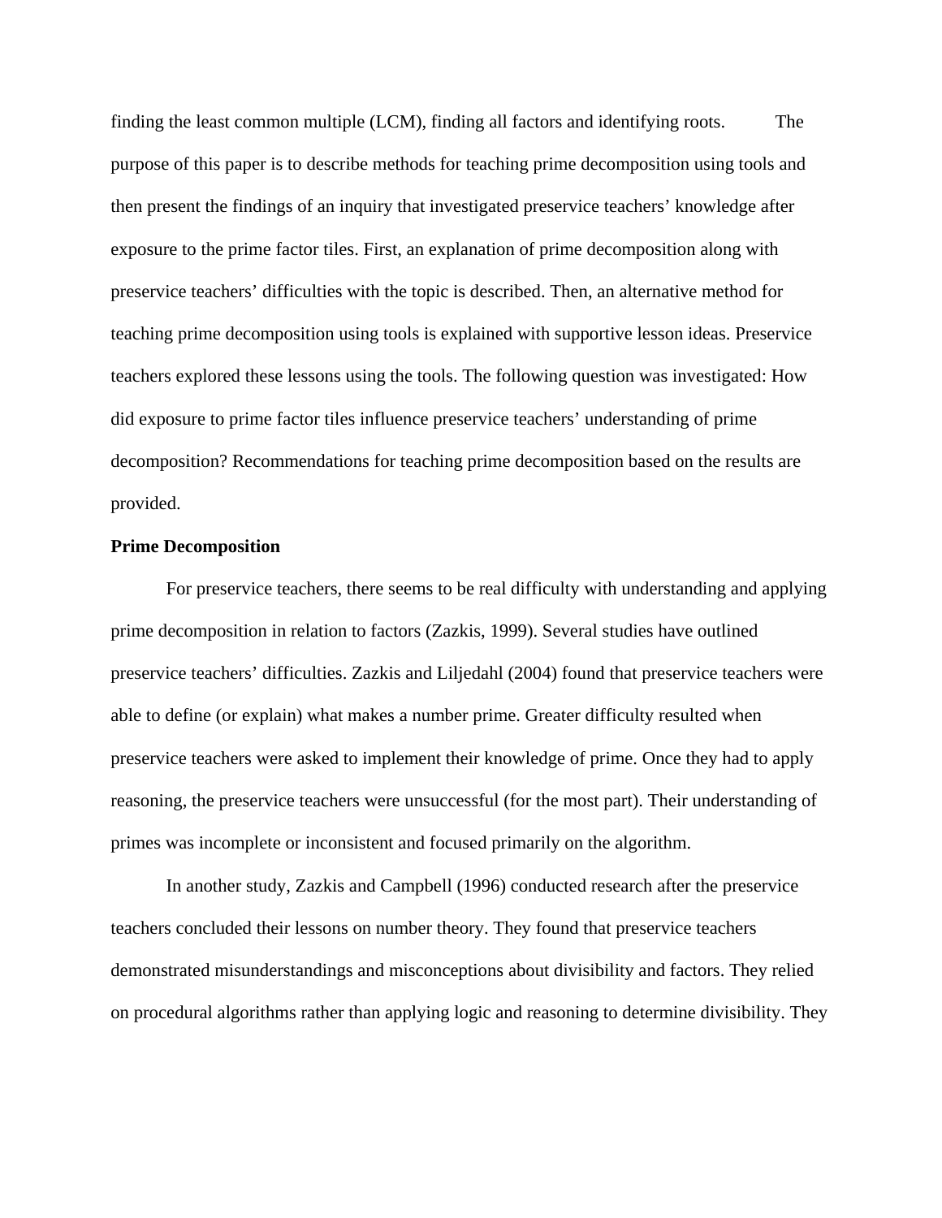finding the least common multiple (LCM), finding all factors and identifying roots. The purpose of this paper is to describe methods for teaching prime decomposition using tools and then present the findings of an inquiry that investigated preservice teachers' knowledge after exposure to the prime factor tiles. First, an explanation of prime decomposition along with preservice teachers' difficulties with the topic is described. Then, an alternative method for teaching prime decomposition using tools is explained with supportive lesson ideas. Preservice teachers explored these lessons using the tools. The following question was investigated: How did exposure to prime factor tiles influence preservice teachers' understanding of prime decomposition? Recommendations for teaching prime decomposition based on the results are provided.

**Prime Decomposition**

For preservice teachers, there seems to be real difficulty with understanding and applying prime decomposition in relation to factors (Zazkis, 1999). Several studies have outlined preservice teachers' difficulties. Zazkis and Liljedahl (2004) found that preservice teachers were able to define (or explain) what makes a number prime. Greater difficulty resulted when preservice teachers were asked to implement their knowledge of prime. Once they had to apply reasoning, the preservice teachers were unsuccessful (for the most part). Their understanding of primes was incomplete or inconsistent and focused primarily on the algorithm.

In another study, Zazkis and Campbell (1996) conducted research after the preservice teachers concluded their lessons on number theory. They found that preservice teachers demonstrated misunderstandings and misconceptions about divisibility and factors. They relied on procedural algorithms rather than applying logic and reasoning to determine divisibility. They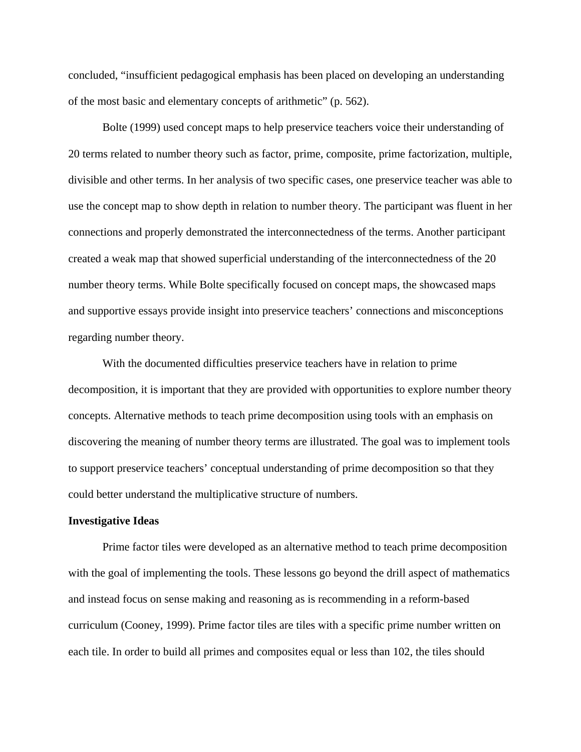concluded, “insufficient pedagogical emphasis has been placed on developing an understanding of the most basic and elementary concepts of arithmetic” (p. 562).

Bolte (1999) used concept maps to help preservice teachers voice their understanding of 20 terms related to number theory such as factor, prime, composite, prime factorization, multiple, divisible and other terms. In her analysis of two specific cases, one preservice teacher was able to use the concept map to show depth in relation to number theory. The participant was fluent in her connections and properly demonstrated the interconnectedness of the terms. Another participant created a weak map that showed superficial understanding of the interconnectedness of the 20 number theory terms. While Bolte specifically focused on concept maps, the showcased maps and supportive essays provide insight into preservice teachers’ connections and misconceptions regarding number theory.

With the documented difficulties preservice teachers have in relation to prime decomposition, it is important that they are provided with opportunities to explore number theory concepts. Alternative methods to teach prime decomposition using tools with an emphasis on discovering the meaning of number theory terms are illustrated. The goal was to implement tools to support preservice teachers’ conceptual understanding of prime decomposition so that they could better understand the multiplicative structure of numbers.

**Investigative Ideas**

Prime factor tiles were developed as an alternative method to teach prime decomposition with the goal of implementing the tools. These lessons go beyond the drill aspect of mathematics and instead focus on sense making and reasoning as is recommending in a reform-based curriculum (Cooney, 1999). Prime factor tiles are tiles with a specific prime number written on each tile. In order to build all primes and composites equal or less than 102, the tiles should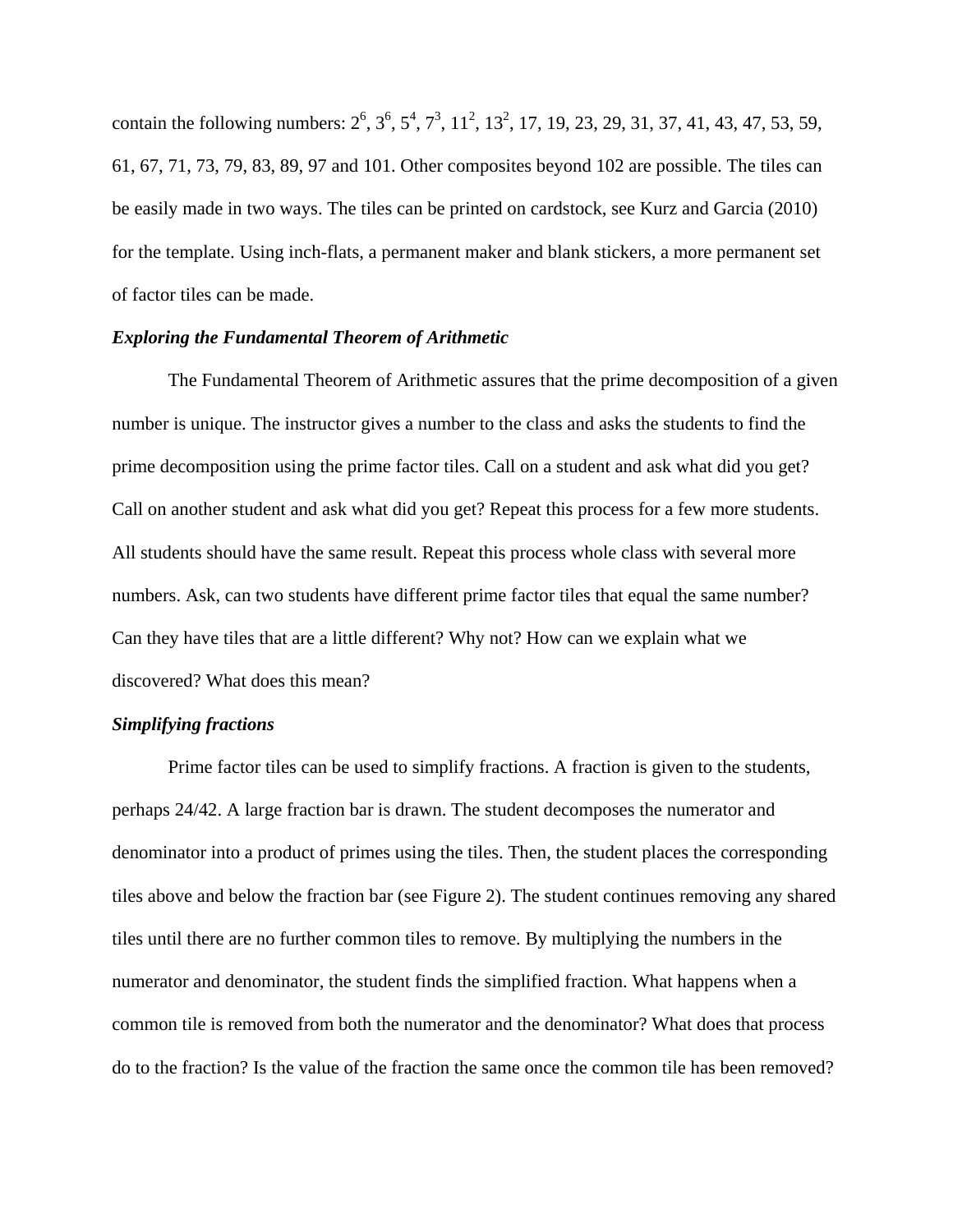contain the following numbers: $2^6$, $3^6$, $5^4$, $7^3$, $11^2$, $13^2$, 17, 19, 23, 29, 31, 37, 41, 43, 47, 53, 59, 61, 67, 71, 73, 79, 83, 89, 97 and 101. Other composites beyond 102 are possible. The tiles can be easily made in two ways. The tiles can be printed on cardstock, see Kurz and Garcia (2010) for the template. Using inch-flats, a permanent maker and blank stickers, a more permanent set of factor tiles can be made.

***Exploring the Fundamental Theorem of Arithmetic***

The Fundamental Theorem of Arithmetic assures that the prime decomposition of a given number is unique. The instructor gives a number to the class and asks the students to find the prime decomposition using the prime factor tiles. Call on a student and ask what did you get? Call on another student and ask what did you get? Repeat this process for a few more students. All students should have the same result. Repeat this process whole class with several more numbers. Ask, can two students have different prime factor tiles that equal the same number? Can they have tiles that are a little different? Why not? How can we explain what we discovered? What does this mean?

***Simplifying fractions***

Prime factor tiles can be used to simplify fractions. A fraction is given to the students, perhaps 24/42. A large fraction bar is drawn. The student decomposes the numerator and denominator into a product of primes using the tiles. Then, the student places the corresponding tiles above and below the fraction bar (see Figure 2). The student continues removing any shared tiles until there are no further common tiles to remove. By multiplying the numbers in the numerator and denominator, the student finds the simplified fraction. What happens when a common tile is removed from both the numerator and the denominator? What does that process do to the fraction? Is the value of the fraction the same once the common tile has been removed?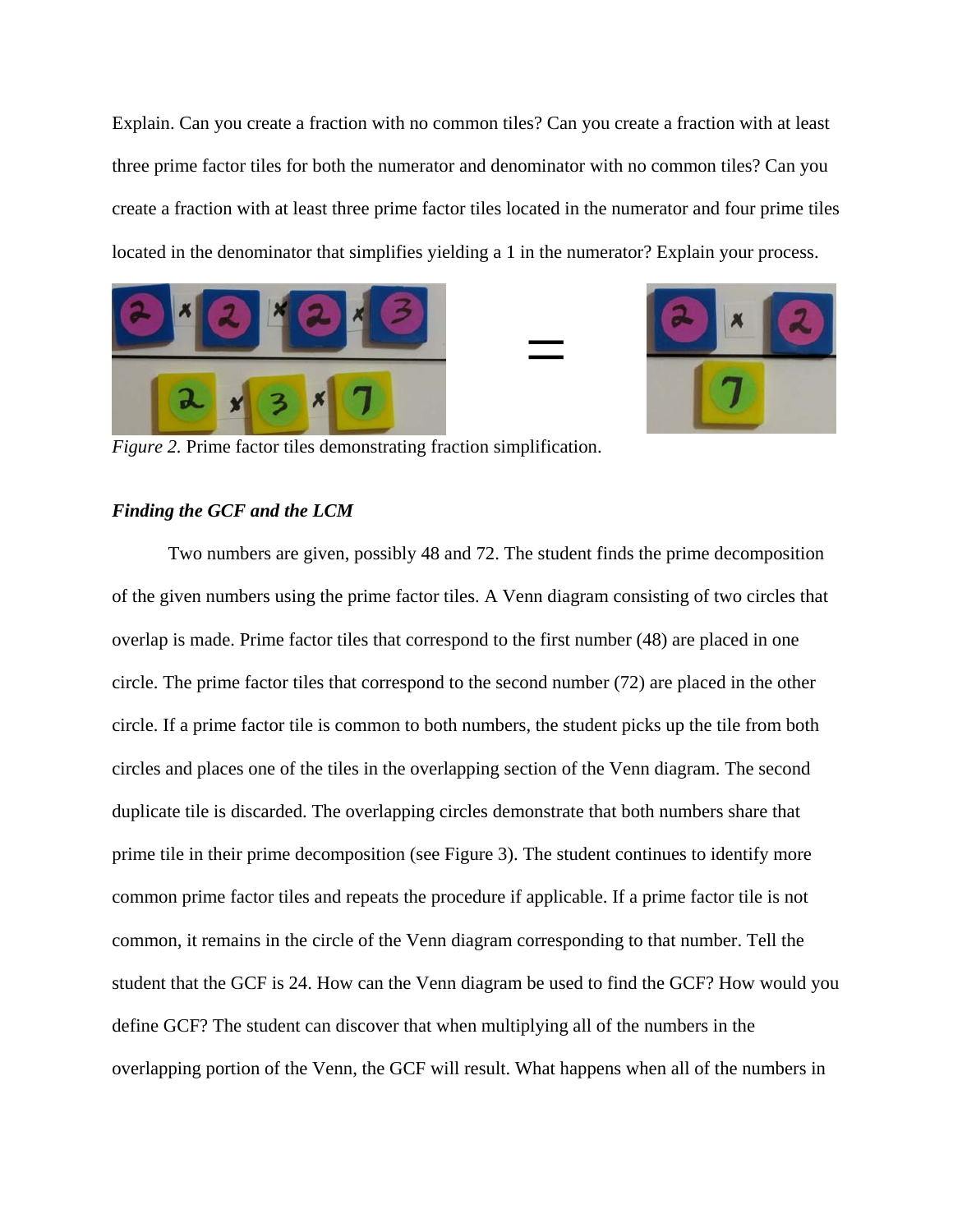Explain. Can you create a fraction with no common tiles? Can you create a fraction with at least three prime factor tiles for both the numerator and denominator with no common tiles? Can you create a fraction with at least three prime factor tiles located in the numerator and four prime tiles located in the denominator that simplifies yielding a 1 in the numerator? Explain your process.

*Figure 2.* Prime factor tiles demonstrating fraction simplification.

***Finding the GCF and the LCM***

Two numbers are given, possibly 48 and 72. The student finds the prime decomposition of the given numbers using the prime factor tiles. A Venn diagram consisting of two circles that overlap is made. Prime factor tiles that correspond to the first number (48) are placed in one circle. The prime factor tiles that correspond to the second number (72) are placed in the other circle. If a prime factor tile is common to both numbers, the student picks up the tile from both circles and places one of the tiles in the overlapping section of the Venn diagram. The second duplicate tile is discarded. The overlapping circles demonstrate that both numbers share that prime tile in their prime decomposition (see Figure 3). The student continues to identify more common prime factor tiles and repeats the procedure if applicable. If a prime factor tile is not common, it remains in the circle of the Venn diagram corresponding to that number. Tell the student that the GCF is 24. How can the Venn diagram be used to find the GCF? How would you define GCF? The student can discover that when multiplying all of the numbers in the overlapping portion of the Venn, the GCF will result. What happens when all of the numbers in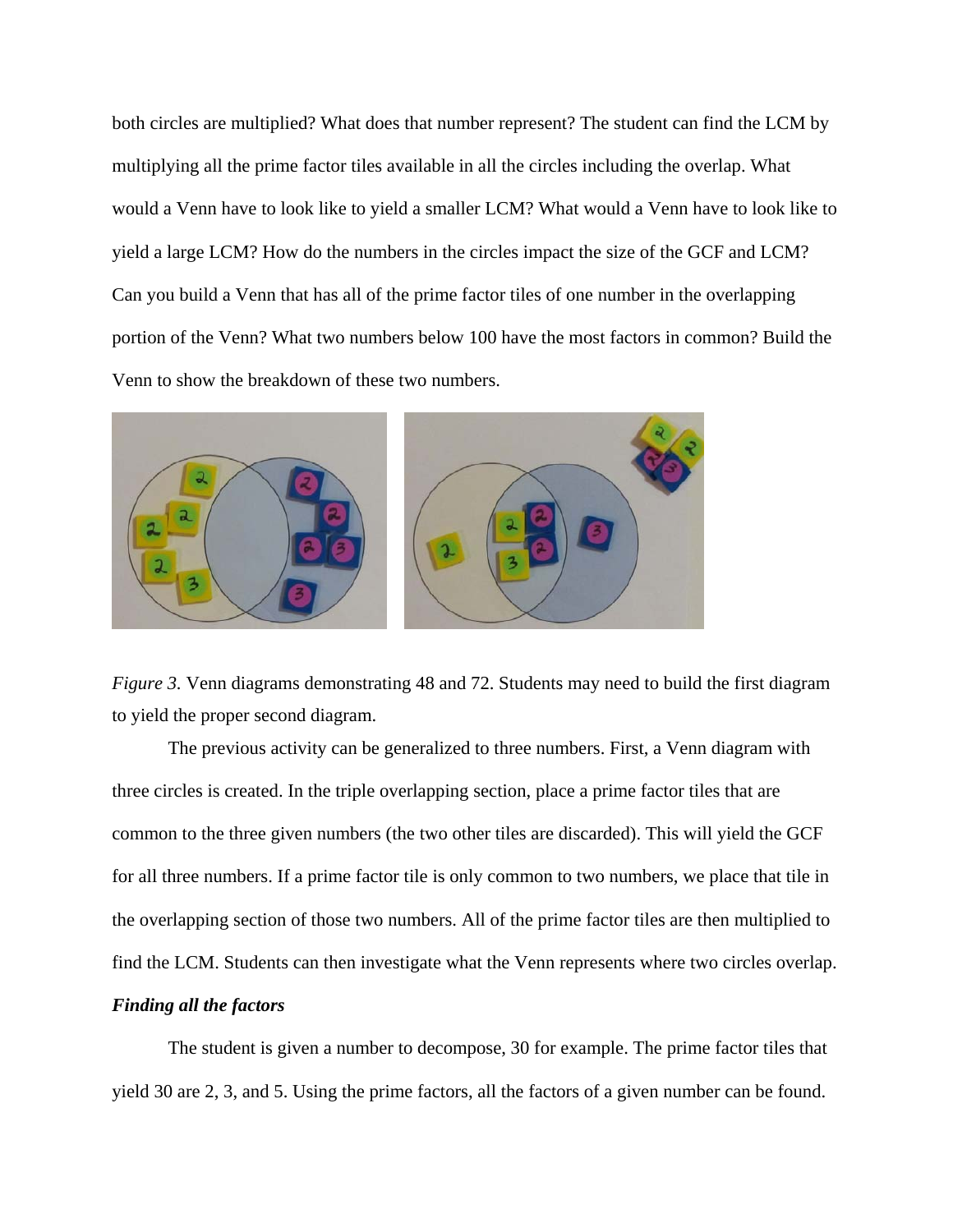both circles are multiplied? What does that number represent? The student can find the LCM by multiplying all the prime factor tiles available in all the circles including the overlap. What would a Venn have to look like to yield a smaller LCM? What would a Venn have to look like to yield a large LCM? How do the numbers in the circles impact the size of the GCF and LCM? Can you build a Venn that has all of the prime factor tiles of one number in the overlapping portion of the Venn? What two numbers below 100 have the most factors in common? Build the Venn to show the breakdown of these two numbers.

*Figure 3.* Venn diagrams demonstrating 48 and 72. Students may need to build the first diagram to yield the proper second diagram.

The previous activity can be generalized to three numbers. First, a Venn diagram with three circles is created. In the triple overlapping section, place a prime factor tiles that are common to the three given numbers (the two other tiles are discarded). This will yield the GCF for all three numbers. If a prime factor tile is only common to two numbers, we place that tile in the overlapping section of those two numbers. All of the prime factor tiles are then multiplied to find the LCM. Students can then investigate what the Venn represents where two circles overlap.

***Finding all the factors***

The student is given a number to decompose, 30 for example. The prime factor tiles that yield 30 are 2, 3, and 5. Using the prime factors, all the factors of a given number can be found.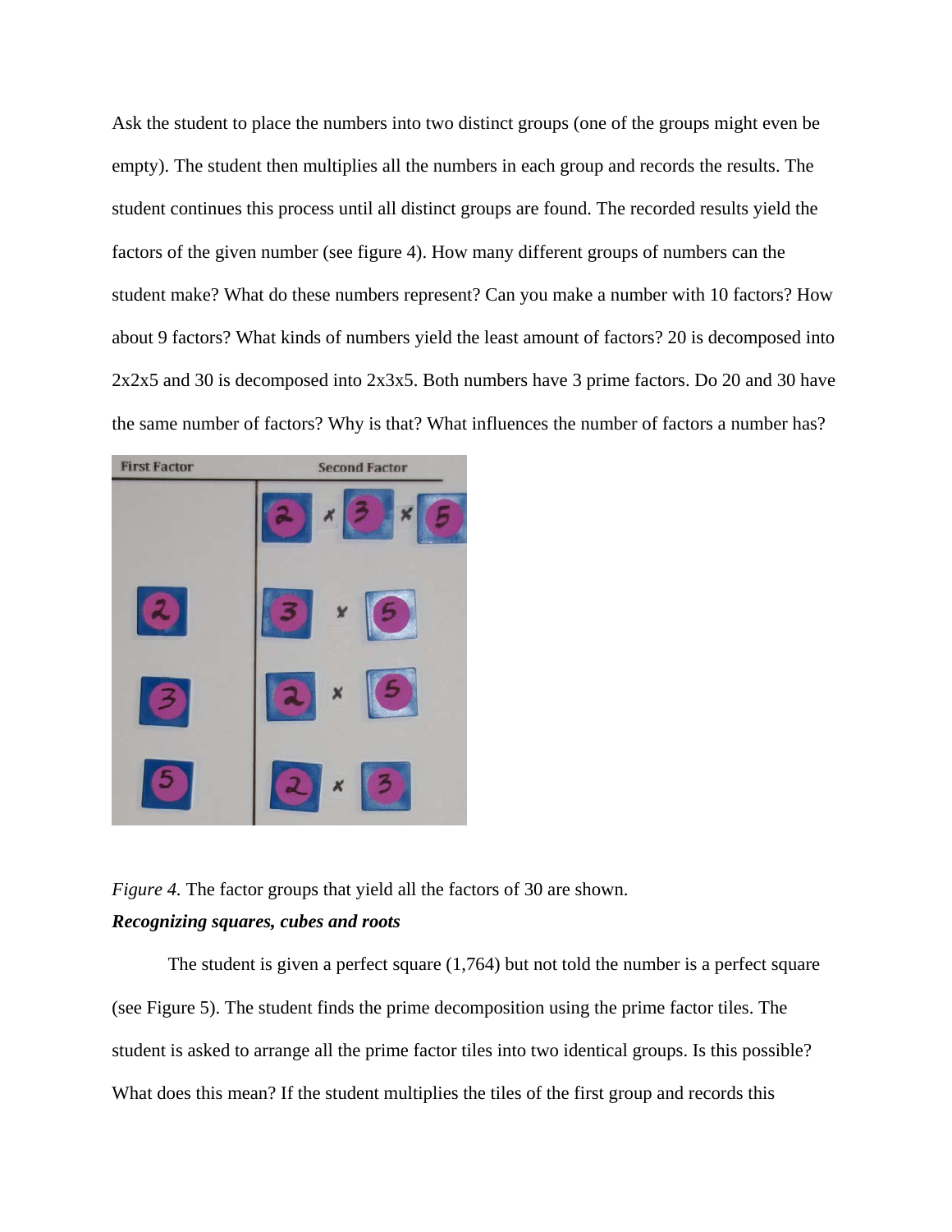Ask the student to place the numbers into two distinct groups (one of the groups might even be empty). The student then multiplies all the numbers in each group and records the results. The student continues this process until all distinct groups are found. The recorded results yield the factors of the given number (see figure 4). How many different groups of numbers can the student make? What do these numbers represent? Can you make a number with 10 factors? How about 9 factors? What kinds of numbers yield the least amount of factors? 20 is decomposed into 2x2x5 and 30 is decomposed into 2x3x5. Both numbers have 3 prime factors. Do 20 and 30 have the same number of factors? Why is that? What influences the number of factors a number has?

*Figure 4.* The factor groups that yield all the factors of 30 are shown.

***Recognizing squares, cubes and roots***

The student is given a perfect square (1,764) but not told the number is a perfect square (see Figure 5). The student finds the prime decomposition using the prime factor tiles. The student is asked to arrange all the prime factor tiles into two identical groups. Is this possible? What does this mean? If the student multiplies the tiles of the first group and records this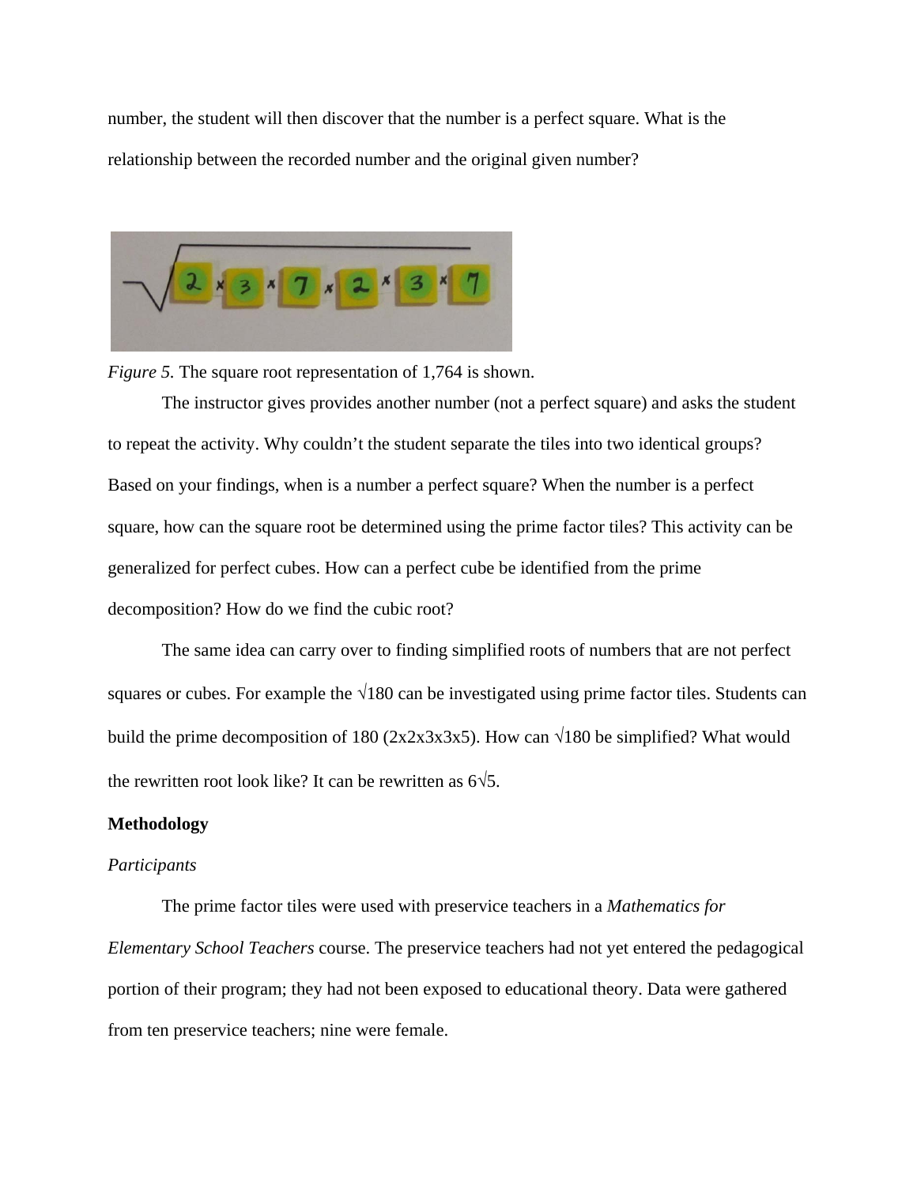number, the student will then discover that the number is a perfect square. What is the relationship between the recorded number and the original given number?

*Figure 5.* The square root representation of 1,764 is shown.

The instructor gives provides another number (not a perfect square) and asks the student to repeat the activity. Why couldn't the student separate the tiles into two identical groups? Based on your findings, when is a number a perfect square? When the number is a perfect square, how can the square root be determined using the prime factor tiles? This activity can be generalized for perfect cubes. How can a perfect cube be identified from the prime decomposition? How do we find the cubic root?

The same idea can carry over to finding simplified roots of numbers that are not perfect squares or cubes. For example the $\sqrt{180}$ can be investigated using prime factor tiles. Students can build the prime decomposition of 180 (2x2x3x3x5). How can $\sqrt{180}$ be simplified? What would the rewritten root look like? It can be rewritten as $6\sqrt{5}$.

**Methodology**

*Participants*

The prime factor tiles were used with preservice teachers in a *Mathematics for Elementary School Teachers* course. The preservice teachers had not yet entered the pedagogical portion of their program; they had not been exposed to educational theory. Data were gathered from ten preservice teachers; nine were female.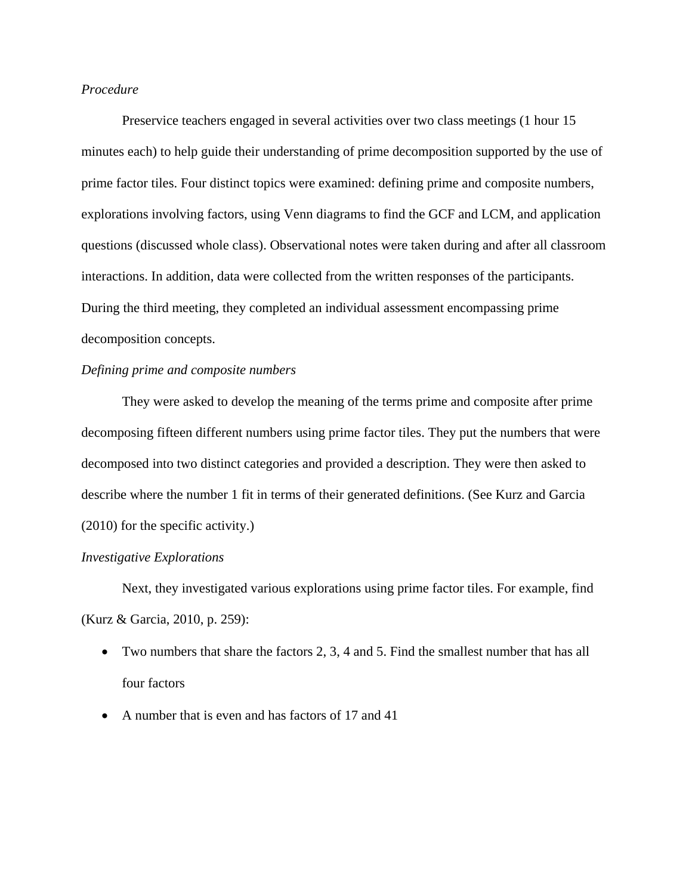*Procedure*

Preservice teachers engaged in several activities over two class meetings (1 hour 15 minutes each) to help guide their understanding of prime decomposition supported by the use of prime factor tiles. Four distinct topics were examined: defining prime and composite numbers, explorations involving factors, using Venn diagrams to find the GCF and LCM, and application questions (discussed whole class). Observational notes were taken during and after all classroom interactions. In addition, data were collected from the written responses of the participants. During the third meeting, they completed an individual assessment encompassing prime decomposition concepts.

*Defining prime and composite numbers*

They were asked to develop the meaning of the terms prime and composite after prime decomposing fifteen different numbers using prime factor tiles. They put the numbers that were decomposed into two distinct categories and provided a description. They were then asked to describe where the number 1 fit in terms of their generated definitions. (See Kurz and Garcia (2010) for the specific activity.)

*Investigative Explorations*

Next, they investigated various explorations using prime factor tiles. For example, find (Kurz & Garcia, 2010, p. 259):

- Two numbers that share the factors 2, 3, 4 and 5. Find the smallest number that has all four factors
- A number that is even and has factors of 17 and 41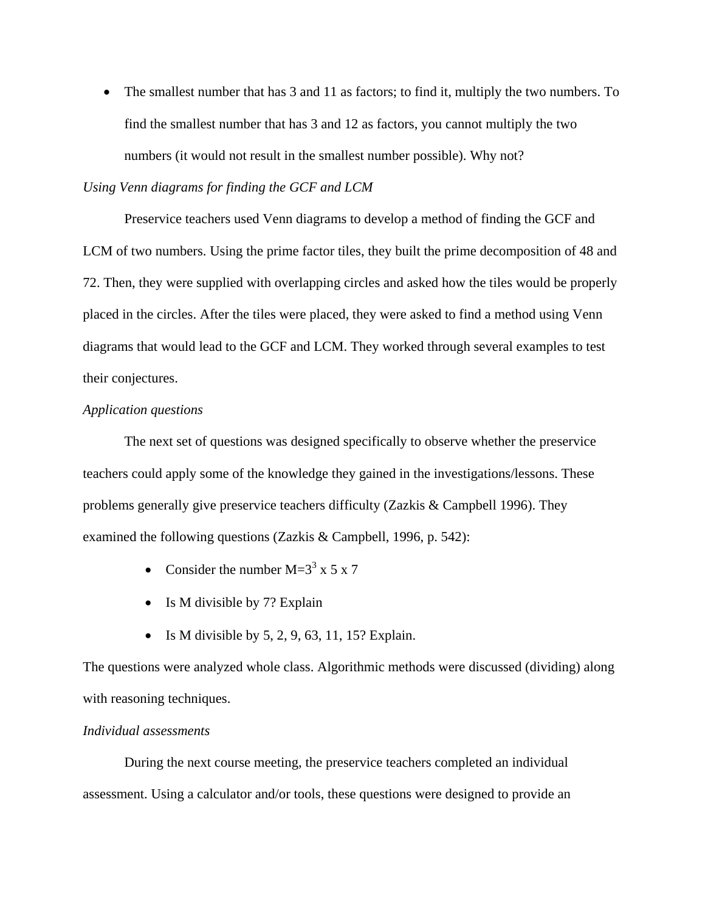- The smallest number that has 3 and 11 as factors; to find it, multiply the two numbers. To find the smallest number that has 3 and 12 as factors, you cannot multiply the two numbers (it would not result in the smallest number possible). Why not?

*Using Venn diagrams for finding the GCF and LCM*

Preservice teachers used Venn diagrams to develop a method of finding the GCF and LCM of two numbers. Using the prime factor tiles, they built the prime decomposition of 48 and 72. Then, they were supplied with overlapping circles and asked how the tiles would be properly placed in the circles. After the tiles were placed, they were asked to find a method using Venn diagrams that would lead to the GCF and LCM. They worked through several examples to test their conjectures.

*Application questions*

The next set of questions was designed specifically to observe whether the preservice teachers could apply some of the knowledge they gained in the investigations/lessons. These problems generally give preservice teachers difficulty (Zazkis & Campbell 1996). They examined the following questions (Zazkis & Campbell, 1996, p. 542):

- Consider the number $M=3^3 \times 5 \times 7$
- Is M divisible by 7? Explain
- Is M divisible by 5, 2, 9, 63, 11, 15? Explain.

The questions were analyzed whole class. Algorithmic methods were discussed (dividing) along with reasoning techniques.

*Individual assessments*

During the next course meeting, the preservice teachers completed an individual assessment. Using a calculator and/or tools, these questions were designed to provide an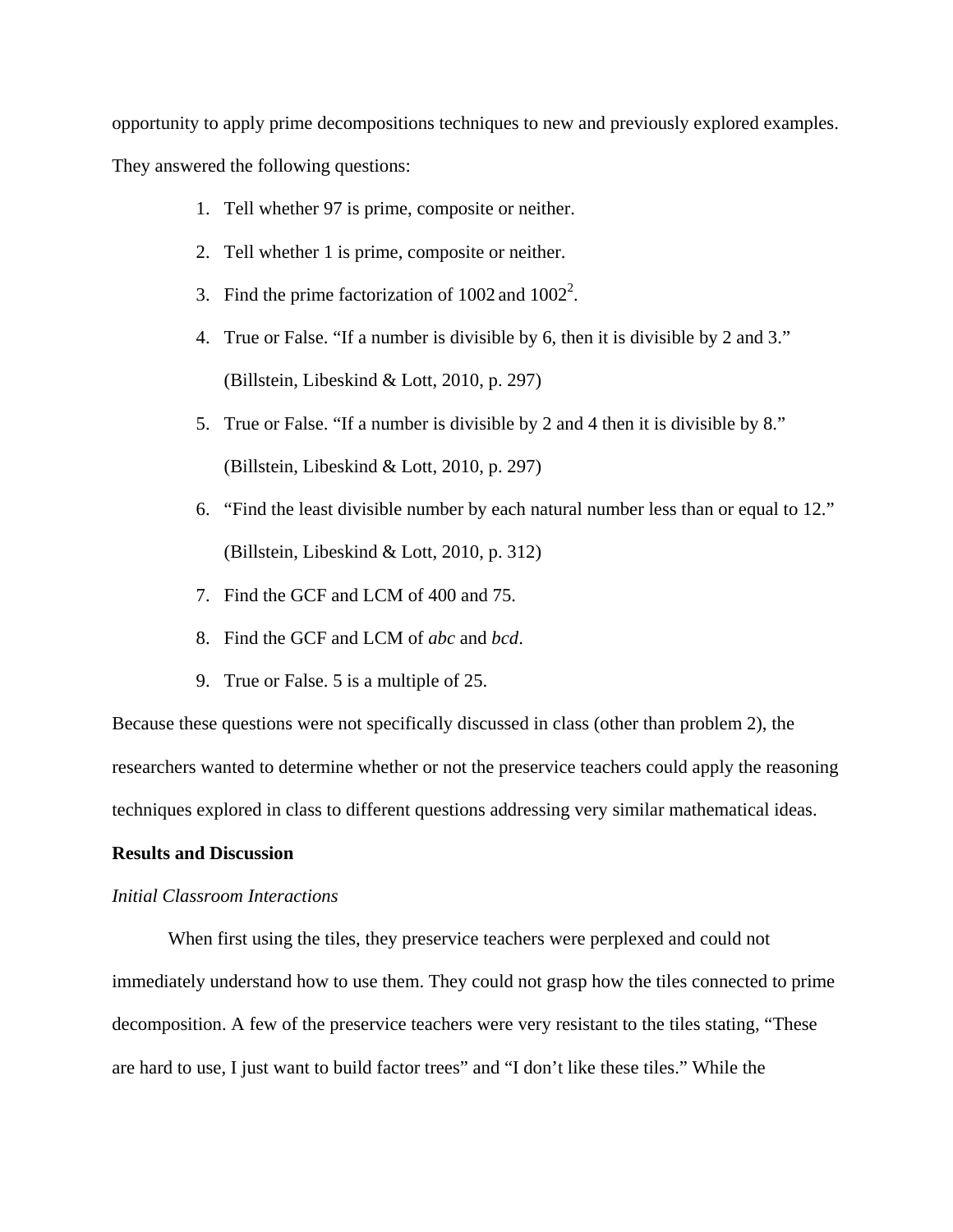opportunity to apply prime decompositions techniques to new and previously explored examples. They answered the following questions:

1. Tell whether 97 is prime, composite or neither.
2. Tell whether 1 is prime, composite or neither.
3. Find the prime factorization of 1002 and $1002^2$.
4. True or False. “If a number is divisible by 6, then it is divisible by 2 and 3.” (Billstein, Libeskind & Lott, 2010, p. 297)
5. True or False. “If a number is divisible by 2 and 4 then it is divisible by 8.” (Billstein, Libeskind & Lott, 2010, p. 297)
6. “Find the least divisible number by each natural number less than or equal to 12.” (Billstein, Libeskind & Lott, 2010, p. 312)
7. Find the GCF and LCM of 400 and 75.
8. Find the GCF and LCM of *abc* and *bcd*.
9. True or False. 5 is a multiple of 25.

Because these questions were not specifically discussed in class (other than problem 2), the researchers wanted to determine whether or not the preservice teachers could apply the reasoning techniques explored in class to different questions addressing very similar mathematical ideas.

**Results and Discussion**

*Initial Classroom Interactions*

When first using the tiles, they preservice teachers were perplexed and could not immediately understand how to use them. They could not grasp how the tiles connected to prime decomposition. A few of the preservice teachers were very resistant to the tiles stating, “These are hard to use, I just want to build factor trees” and “I don’t like these tiles.” While the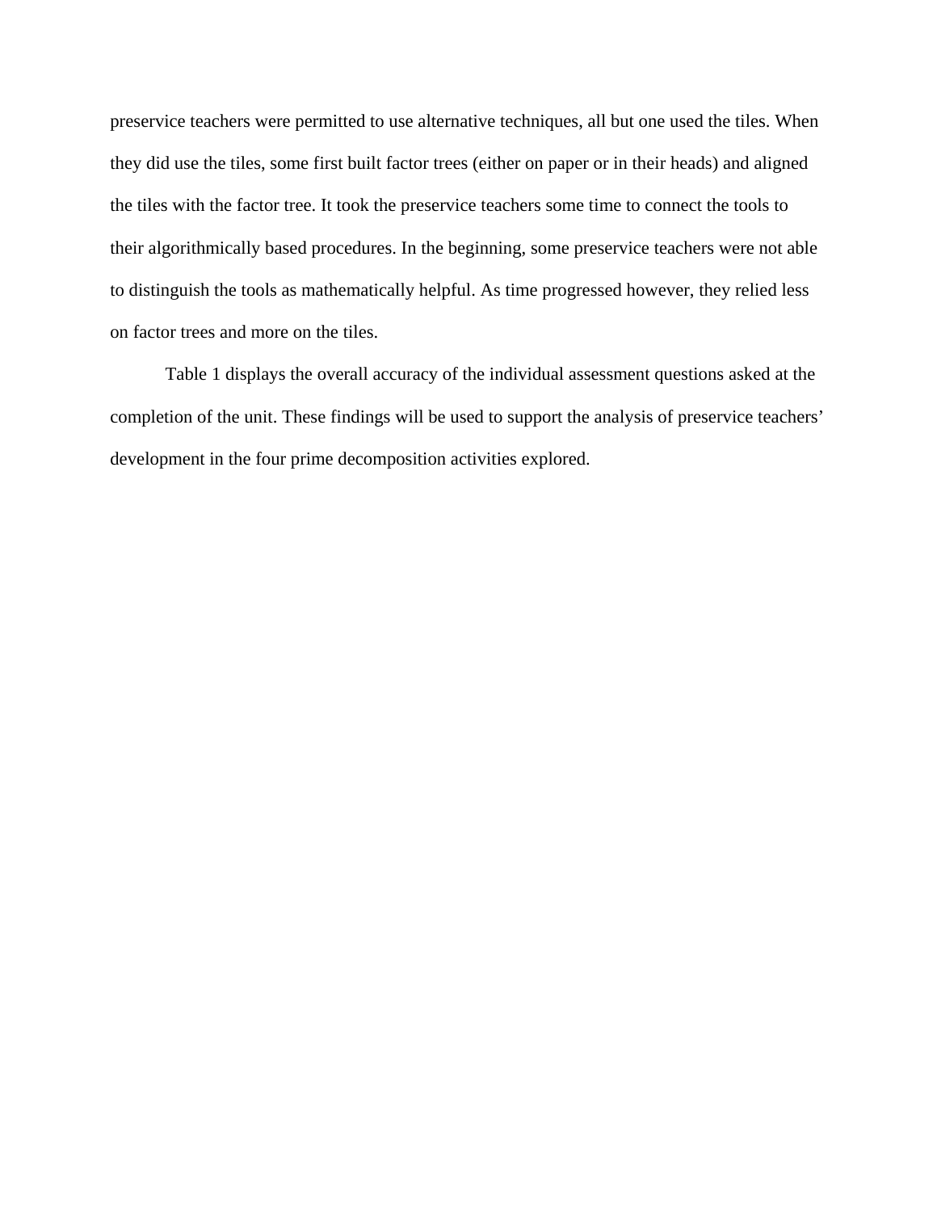preservice teachers were permitted to use alternative techniques, all but one used the tiles. When they did use the tiles, some first built factor trees (either on paper or in their heads) and aligned the tiles with the factor tree. It took the preservice teachers some time to connect the tools to their algorithmically based procedures. In the beginning, some preservice teachers were not able to distinguish the tools as mathematically helpful. As time progressed however, they relied less on factor trees and more on the tiles.

Table 1 displays the overall accuracy of the individual assessment questions asked at the completion of the unit. These findings will be used to support the analysis of preservice teachers' development in the four prime decomposition activities explored.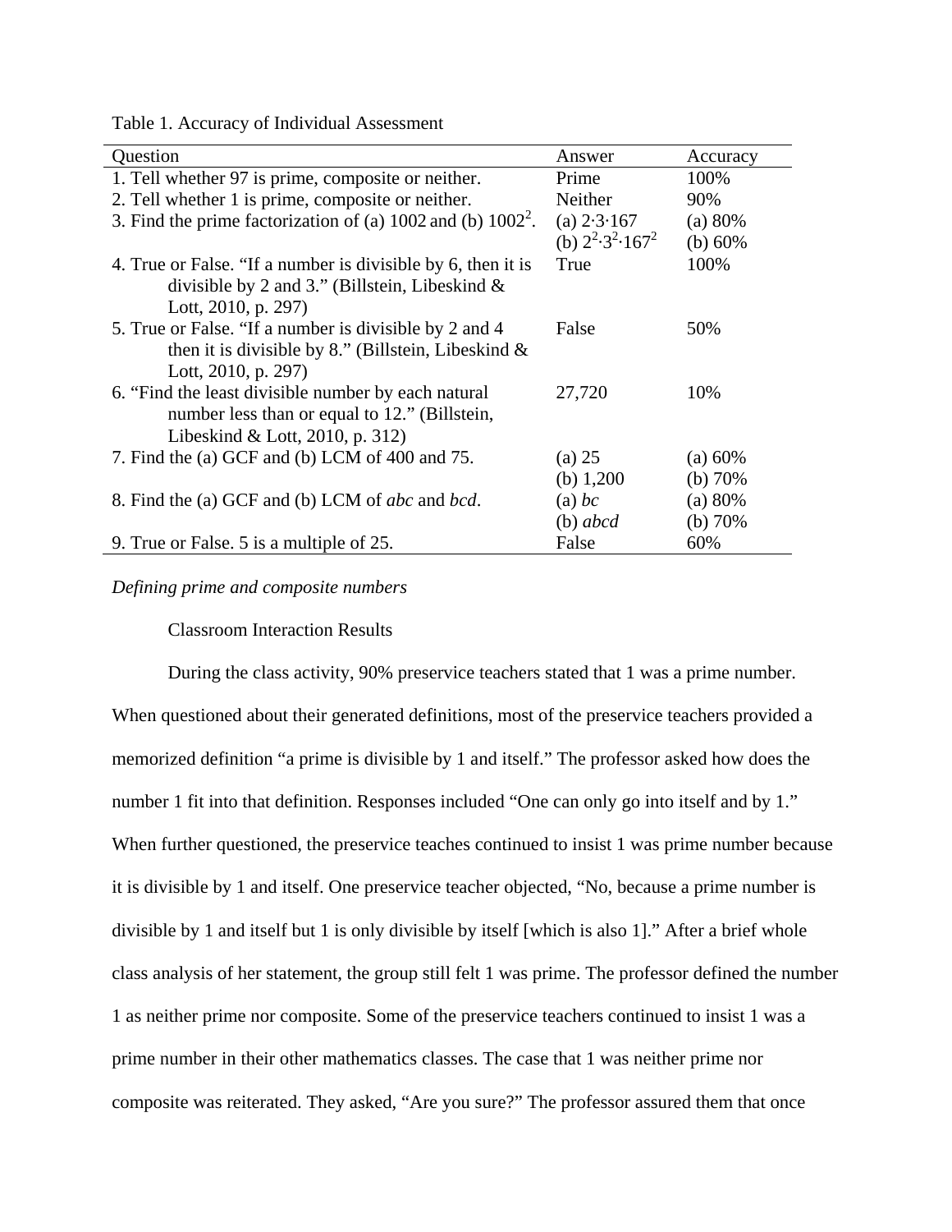Table 1. Accuracy of Individual Assessment

| Question | Answer | Accuracy |
|---|---|---|
| 1. Tell whether 97 is prime, composite or neither. | Prime | 100% |
| 2. Tell whether 1 is prime, composite or neither. | Neither | 90% |
| 3. Find the prime factorization of (a) 1002 and (b) $1002^2$. | (a) $2 \cdot 3 \cdot 167$<br>(b) $2^2 \cdot 3^2 \cdot 167^2$ | (a) 80%<br>(b) 60% |
| 4. True or False. "If a number is divisible by 6, then it is divisible by 2 and 3." (Billstein, Libeskind & Lott, 2010, p. 297) | True | 100% |
| 5. True or False. "If a number is divisible by 2 and 4 then it is divisible by 8." (Billstein, Libeskind & Lott, 2010, p. 297) | False | 50% |
| 6. "Find the least divisible number by each natural number less than or equal to 12." (Billstein, Libeskind & Lott, 2010, p. 312) | 27,720 | 10% |
| 7. Find the (a) GCF and (b) LCM of 400 and 75. | (a) 25<br>(b) 1,200 | (a) 60%<br>(b) 70% |
| 8. Find the (a) GCF and (b) LCM of *abc* and *bcd*. | (a) *bc*<br>(b) *abcd* | (a) 80%<br>(b) 70% |
| 9. True or False. 5 is a multiple of 25. | False | 60% |

*Defining prime and composite numbers*

Classroom Interaction Results

During the class activity, 90% preservice teachers stated that 1 was a prime number. When questioned about their generated definitions, most of the preservice teachers provided a memorized definition "a prime is divisible by 1 and itself." The professor asked how does the number 1 fit into that definition. Responses included "One can only go into itself and by 1." When further questioned, the preservice teaches continued to insist 1 was prime number because it is divisible by 1 and itself. One preservice teacher objected, "No, because a prime number is divisible by 1 and itself but 1 is only divisible by itself [which is also 1]." After a brief whole class analysis of her statement, the group still felt 1 was prime. The professor defined the number 1 as neither prime nor composite. Some of the preservice teachers continued to insist 1 was a prime number in their other mathematics classes. The case that 1 was neither prime nor composite was reiterated. They asked, "Are you sure?" The professor assured them that once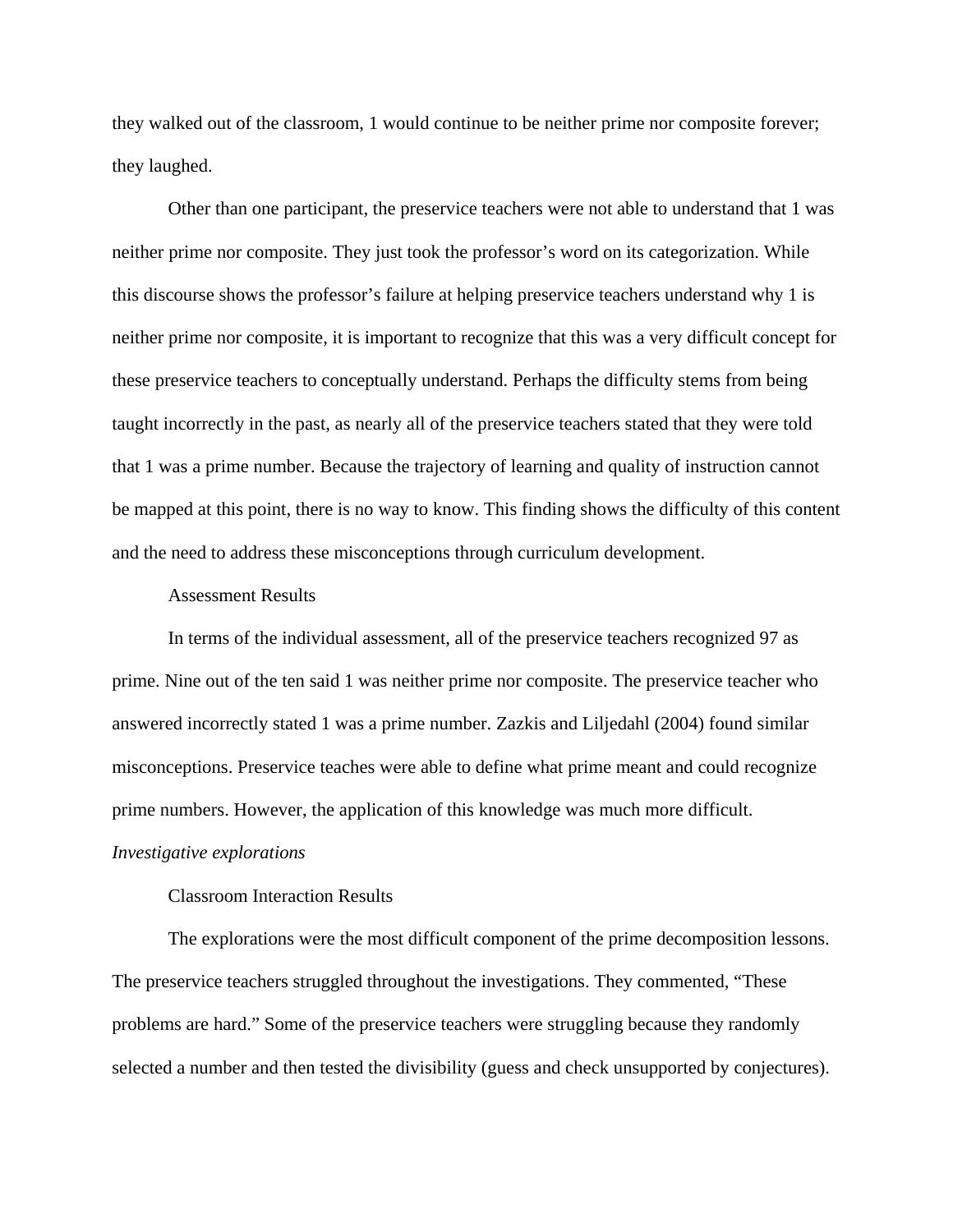they walked out of the classroom, 1 would continue to be neither prime nor composite forever; they laughed.

Other than one participant, the preservice teachers were not able to understand that 1 was neither prime nor composite. They just took the professor's word on its categorization. While this discourse shows the professor's failure at helping preservice teachers understand why 1 is neither prime nor composite, it is important to recognize that this was a very difficult concept for these preservice teachers to conceptually understand. Perhaps the difficulty stems from being taught incorrectly in the past, as nearly all of the preservice teachers stated that they were told that 1 was a prime number. Because the trajectory of learning and quality of instruction cannot be mapped at this point, there is no way to know. This finding shows the difficulty of this content and the need to address these misconceptions through curriculum development.

Assessment Results

In terms of the individual assessment, all of the preservice teachers recognized 97 as prime. Nine out of the ten said 1 was neither prime nor composite. The preservice teacher who answered incorrectly stated 1 was a prime number. Zazkis and Liljedahl (2004) found similar misconceptions. Preservice teaches were able to define what prime meant and could recognize prime numbers. However, the application of this knowledge was much more difficult.

*Investigative explorations*

Classroom Interaction Results

The explorations were the most difficult component of the prime decomposition lessons. The preservice teachers struggled throughout the investigations. They commented, "These problems are hard." Some of the preservice teachers were struggling because they randomly selected a number and then tested the divisibility (guess and check unsupported by conjectures).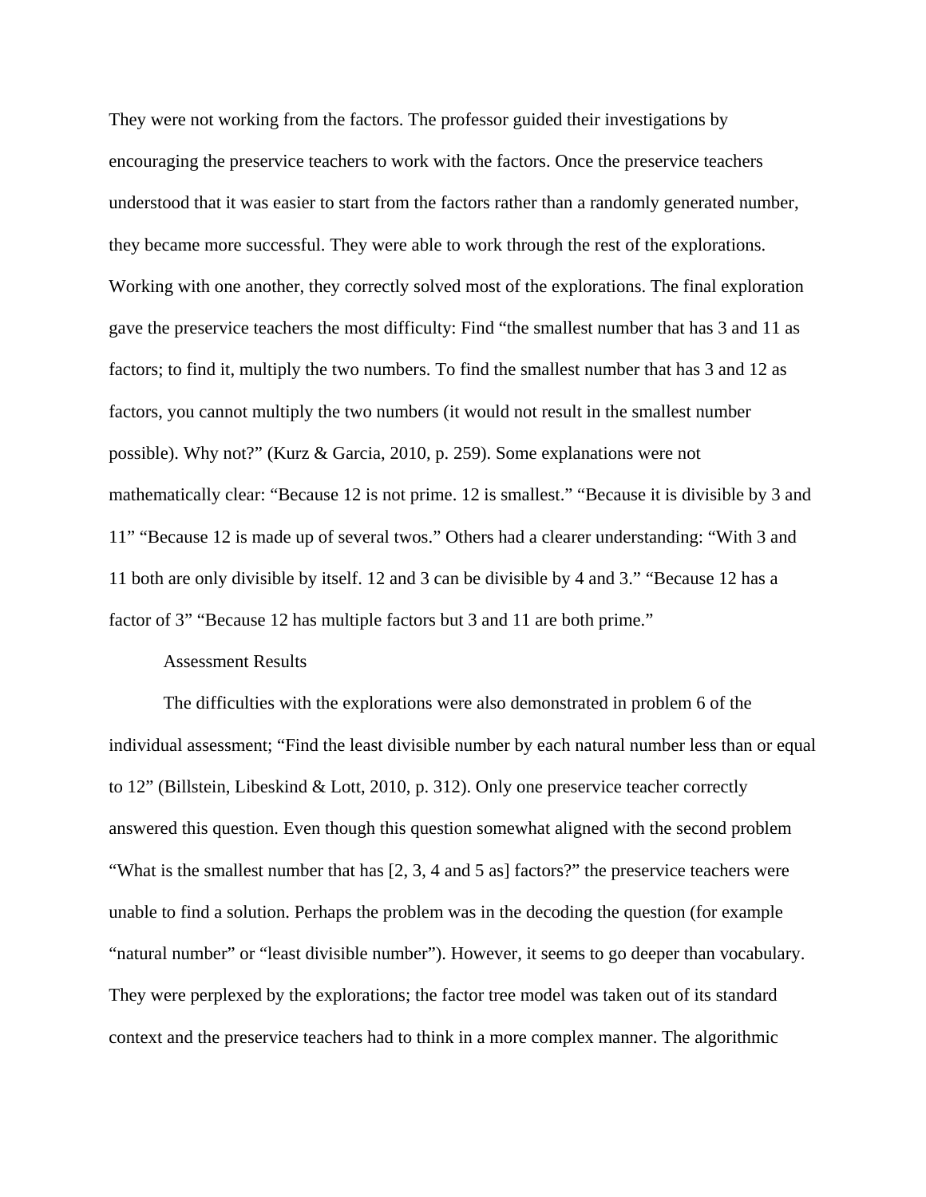They were not working from the factors. The professor guided their investigations by encouraging the preservice teachers to work with the factors. Once the preservice teachers understood that it was easier to start from the factors rather than a randomly generated number, they became more successful. They were able to work through the rest of the explorations. Working with one another, they correctly solved most of the explorations. The final exploration gave the preservice teachers the most difficulty: Find "the smallest number that has 3 and 11 as factors; to find it, multiply the two numbers. To find the smallest number that has 3 and 12 as factors, you cannot multiply the two numbers (it would not result in the smallest number possible). Why not?" (Kurz & Garcia, 2010, p. 259). Some explanations were not mathematically clear: "Because 12 is not prime. 12 is smallest." "Because it is divisible by 3 and 11" "Because 12 is made up of several twos." Others had a clearer understanding: "With 3 and 11 both are only divisible by itself. 12 and 3 can be divisible by 4 and 3." "Because 12 has a factor of 3" "Because 12 has multiple factors but 3 and 11 are both prime."

Assessment Results

The difficulties with the explorations were also demonstrated in problem 6 of the individual assessment; "Find the least divisible number by each natural number less than or equal to 12" (Billstein, Libeskind & Lott, 2010, p. 312). Only one preservice teacher correctly answered this question. Even though this question somewhat aligned with the second problem "What is the smallest number that has [2, 3, 4 and 5 as] factors?" the preservice teachers were unable to find a solution. Perhaps the problem was in the decoding the question (for example "natural number" or "least divisible number"). However, it seems to go deeper than vocabulary. They were perplexed by the explorations; the factor tree model was taken out of its standard context and the preservice teachers had to think in a more complex manner. The algorithmic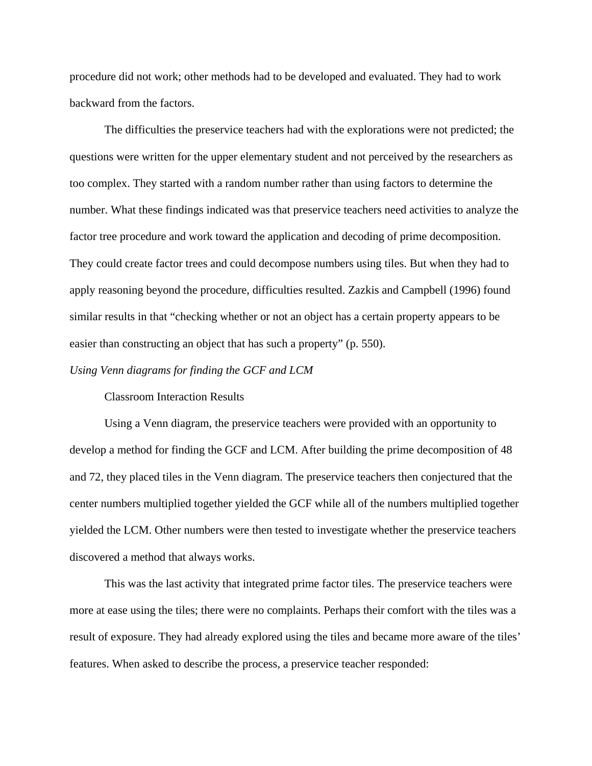procedure did not work; other methods had to be developed and evaluated. They had to work backward from the factors.

The difficulties the preservice teachers had with the explorations were not predicted; the questions were written for the upper elementary student and not perceived by the researchers as too complex. They started with a random number rather than using factors to determine the number. What these findings indicated was that preservice teachers need activities to analyze the factor tree procedure and work toward the application and decoding of prime decomposition. They could create factor trees and could decompose numbers using tiles. But when they had to apply reasoning beyond the procedure, difficulties resulted. Zazkis and Campbell (1996) found similar results in that "checking whether or not an object has a certain property appears to be easier than constructing an object that has such a property" (p. 550).

*Using Venn diagrams for finding the GCF and LCM*

Classroom Interaction Results

Using a Venn diagram, the preservice teachers were provided with an opportunity to develop a method for finding the GCF and LCM. After building the prime decomposition of 48 and 72, they placed tiles in the Venn diagram. The preservice teachers then conjectured that the center numbers multiplied together yielded the GCF while all of the numbers multiplied together yielded the LCM. Other numbers were then tested to investigate whether the preservice teachers discovered a method that always works.

This was the last activity that integrated prime factor tiles. The preservice teachers were more at ease using the tiles; there were no complaints. Perhaps their comfort with the tiles was a result of exposure. They had already explored using the tiles and became more aware of the tiles' features. When asked to describe the process, a preservice teacher responded: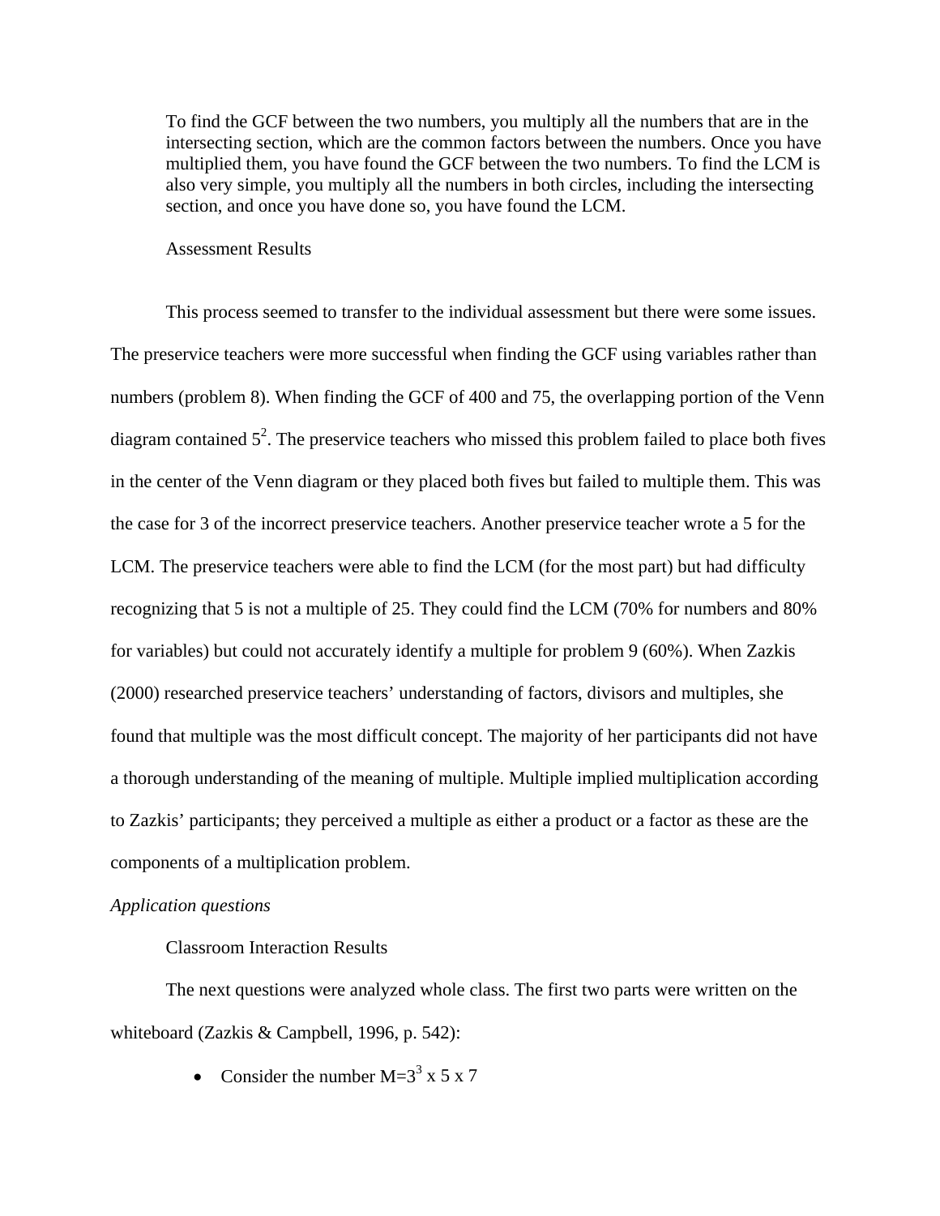To find the GCF between the two numbers, you multiply all the numbers that are in the intersecting section, which are the common factors between the numbers. Once you have multiplied them, you have found the GCF between the two numbers. To find the LCM is also very simple, you multiply all the numbers in both circles, including the intersecting section, and once you have done so, you have found the LCM.

Assessment Results

This process seemed to transfer to the individual assessment but there were some issues. The preservice teachers were more successful when finding the GCF using variables rather than numbers (problem 8). When finding the GCF of 400 and 75, the overlapping portion of the Venn diagram contained $5^2$. The preservice teachers who missed this problem failed to place both fives in the center of the Venn diagram or they placed both fives but failed to multiple them. This was the case for 3 of the incorrect preservice teachers. Another preservice teacher wrote a 5 for the LCM. The preservice teachers were able to find the LCM (for the most part) but had difficulty recognizing that 5 is not a multiple of 25. They could find the LCM (70% for numbers and 80% for variables) but could not accurately identify a multiple for problem 9 (60%). When Zazkis (2000) researched preservice teachers' understanding of factors, divisors and multiples, she found that multiple was the most difficult concept. The majority of her participants did not have a thorough understanding of the meaning of multiple. Multiple implied multiplication according to Zazkis' participants; they perceived a multiple as either a product or a factor as these are the components of a multiplication problem.

*Application questions*

Classroom Interaction Results

The next questions were analyzed whole class. The first two parts were written on the whiteboard (Zazkis & Campbell, 1996, p. 542):

- Consider the number $M=3^3 \times 5 \times 7$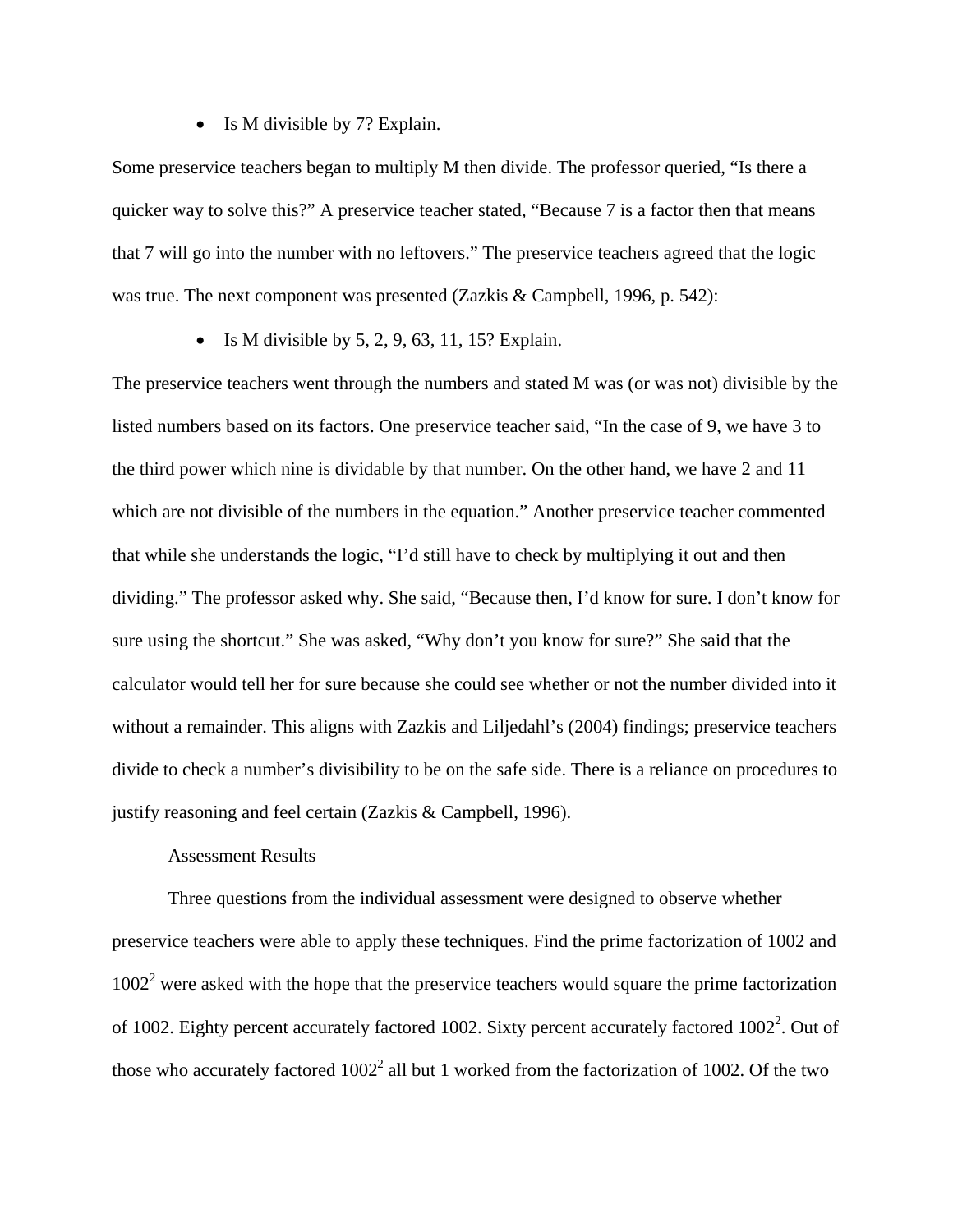- Is M divisible by 7? Explain.

Some preservice teachers began to multiply M then divide. The professor queried, "Is there a quicker way to solve this?" A preservice teacher stated, "Because 7 is a factor then that means that 7 will go into the number with no leftovers." The preservice teachers agreed that the logic was true. The next component was presented (Zazkis & Campbell, 1996, p. 542):

- Is M divisible by 5, 2, 9, 63, 11, 15? Explain.

The preservice teachers went through the numbers and stated M was (or was not) divisible by the listed numbers based on its factors. One preservice teacher said, "In the case of 9, we have 3 to the third power which nine is dividable by that number. On the other hand, we have 2 and 11 which are not divisible of the numbers in the equation." Another preservice teacher commented that while she understands the logic, "I'd still have to check by multiplying it out and then dividing." The professor asked why. She said, "Because then, I'd know for sure. I don't know for sure using the shortcut." She was asked, "Why don't you know for sure?" She said that the calculator would tell her for sure because she could see whether or not the number divided into it without a remainder. This aligns with Zazkis and Liljedahl's (2004) findings; preservice teachers divide to check a number's divisibility to be on the safe side. There is a reliance on procedures to justify reasoning and feel certain (Zazkis & Campbell, 1996).

Assessment Results

Three questions from the individual assessment were designed to observe whether preservice teachers were able to apply these techniques. Find the prime factorization of 1002 and $1002^2$ were asked with the hope that the preservice teachers would square the prime factorization of 1002. Eighty percent accurately factored 1002. Sixty percent accurately factored $1002^2$. Out of those who accurately factored $1002^2$ all but 1 worked from the factorization of 1002. Of the two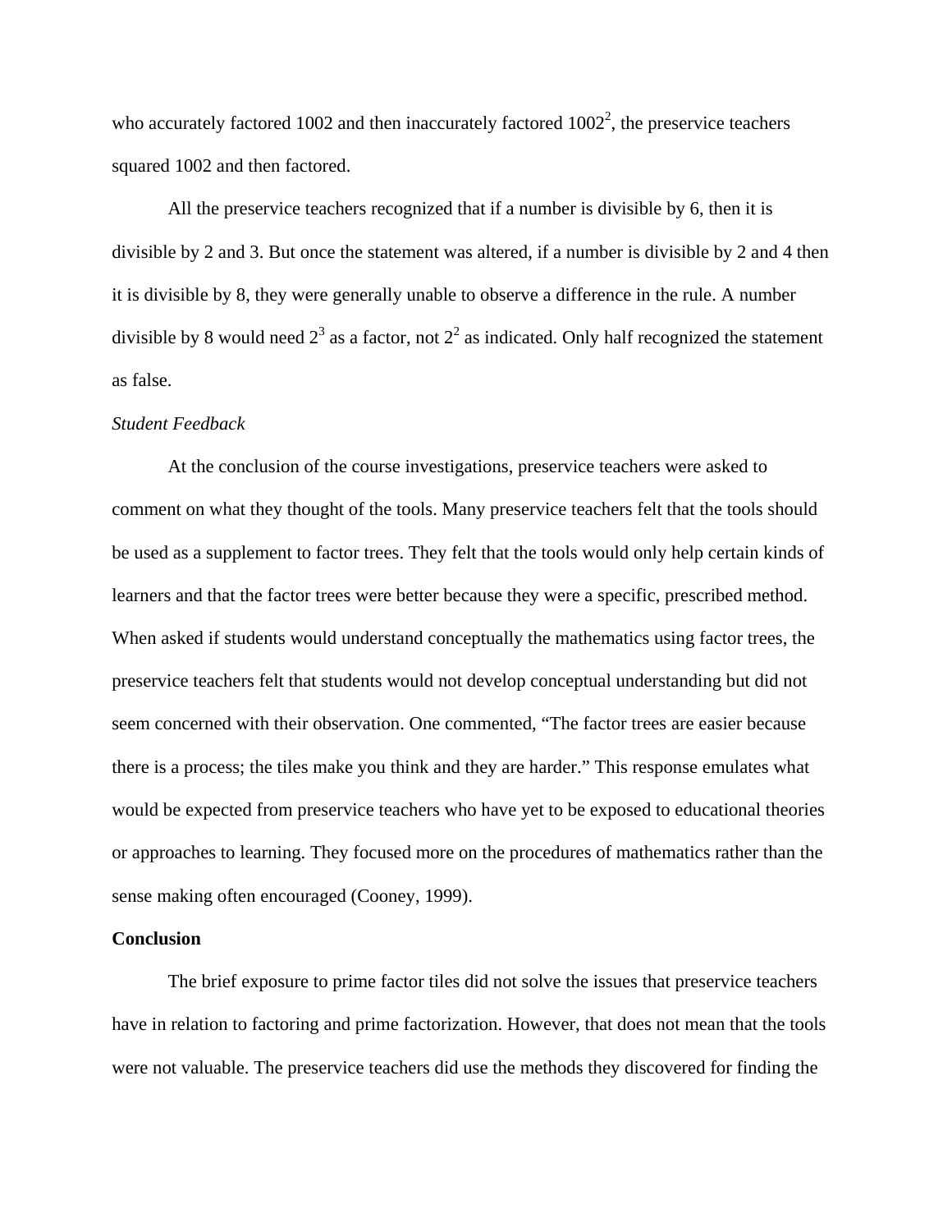who accurately factored 1002 and then inaccurately factored $1002^2$, the preservice teachers squared 1002 and then factored.

All the preservice teachers recognized that if a number is divisible by 6, then it is divisible by 2 and 3. But once the statement was altered, if a number is divisible by 2 and 4 then it is divisible by 8, they were generally unable to observe a difference in the rule. A number divisible by 8 would need $2^3$ as a factor, not $2^2$ as indicated. Only half recognized the statement as false.

*Student Feedback*

At the conclusion of the course investigations, preservice teachers were asked to comment on what they thought of the tools. Many preservice teachers felt that the tools should be used as a supplement to factor trees. They felt that the tools would only help certain kinds of learners and that the factor trees were better because they were a specific, prescribed method. When asked if students would understand conceptually the mathematics using factor trees, the preservice teachers felt that students would not develop conceptual understanding but did not seem concerned with their observation. One commented, "The factor trees are easier because there is a process; the tiles make you think and they are harder." This response emulates what would be expected from preservice teachers who have yet to be exposed to educational theories or approaches to learning. They focused more on the procedures of mathematics rather than the sense making often encouraged (Cooney, 1999).

**Conclusion**

The brief exposure to prime factor tiles did not solve the issues that preservice teachers have in relation to factoring and prime factorization. However, that does not mean that the tools were not valuable. The preservice teachers did use the methods they discovered for finding the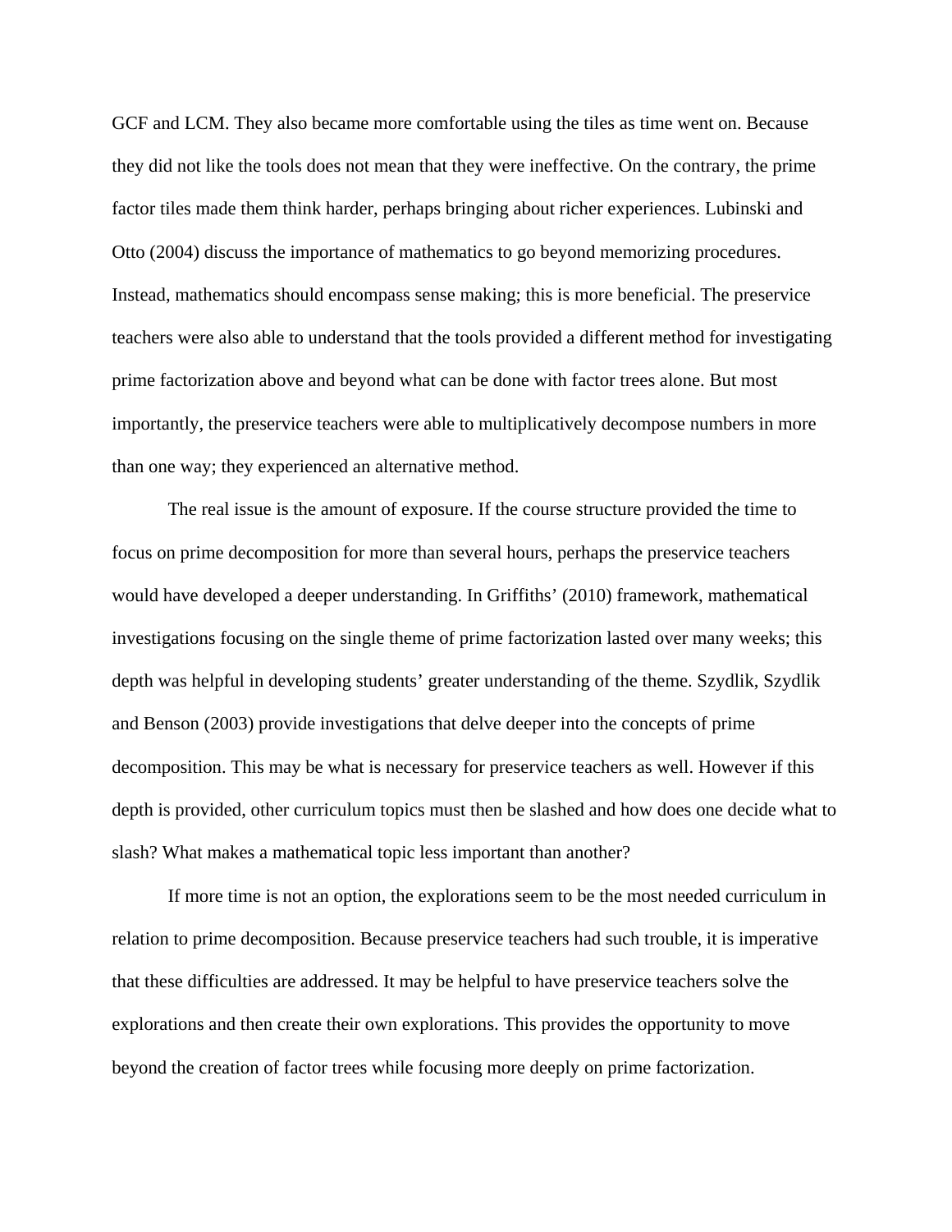GCF and LCM. They also became more comfortable using the tiles as time went on. Because they did not like the tools does not mean that they were ineffective. On the contrary, the prime factor tiles made them think harder, perhaps bringing about richer experiences. Lubinski and Otto (2004) discuss the importance of mathematics to go beyond memorizing procedures. Instead, mathematics should encompass sense making; this is more beneficial. The preservice teachers were also able to understand that the tools provided a different method for investigating prime factorization above and beyond what can be done with factor trees alone. But most importantly, the preservice teachers were able to multiplicatively decompose numbers in more than one way; they experienced an alternative method.

The real issue is the amount of exposure. If the course structure provided the time to focus on prime decomposition for more than several hours, perhaps the preservice teachers would have developed a deeper understanding. In Griffiths' (2010) framework, mathematical investigations focusing on the single theme of prime factorization lasted over many weeks; this depth was helpful in developing students' greater understanding of the theme. Szydlik, Szydlik and Benson (2003) provide investigations that delve deeper into the concepts of prime decomposition. This may be what is necessary for preservice teachers as well. However if this depth is provided, other curriculum topics must then be slashed and how does one decide what to slash? What makes a mathematical topic less important than another?

If more time is not an option, the explorations seem to be the most needed curriculum in relation to prime decomposition. Because preservice teachers had such trouble, it is imperative that these difficulties are addressed. It may be helpful to have preservice teachers solve the explorations and then create their own explorations. This provides the opportunity to move beyond the creation of factor trees while focusing more deeply on prime factorization.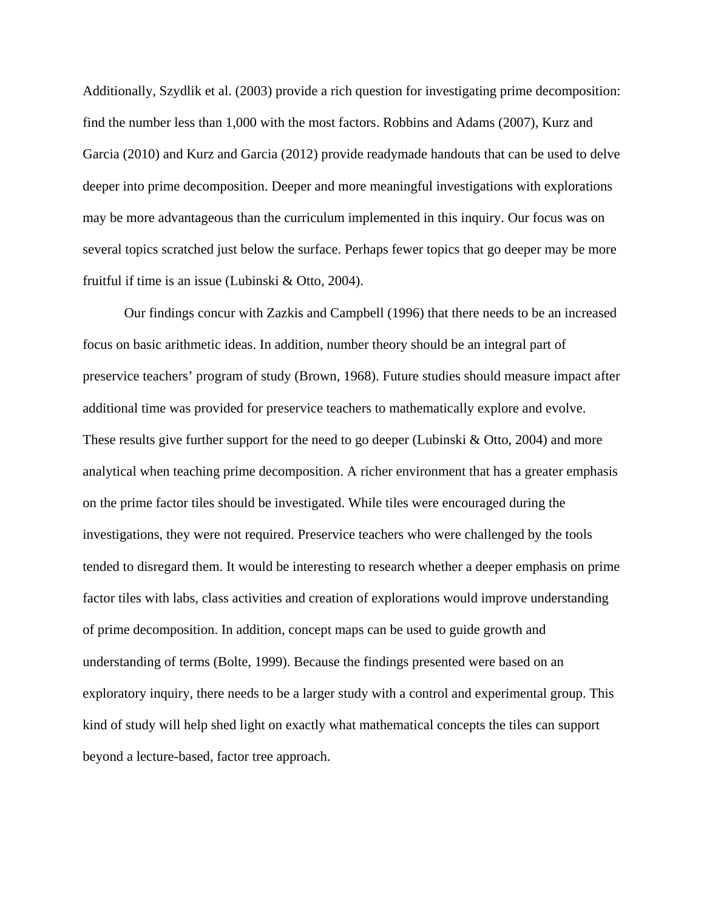Additionally, Szydlik et al. (2003) provide a rich question for investigating prime decomposition: find the number less than 1,000 with the most factors. Robbins and Adams (2007), Kurz and Garcia (2010) and Kurz and Garcia (2012) provide readymade handouts that can be used to delve deeper into prime decomposition. Deeper and more meaningful investigations with explorations may be more advantageous than the curriculum implemented in this inquiry. Our focus was on several topics scratched just below the surface. Perhaps fewer topics that go deeper may be more fruitful if time is an issue (Lubinski & Otto, 2004).

Our findings concur with Zazkis and Campbell (1996) that there needs to be an increased focus on basic arithmetic ideas. In addition, number theory should be an integral part of preservice teachers' program of study (Brown, 1968). Future studies should measure impact after additional time was provided for preservice teachers to mathematically explore and evolve. These results give further support for the need to go deeper (Lubinski & Otto, 2004) and more analytical when teaching prime decomposition. A richer environment that has a greater emphasis on the prime factor tiles should be investigated. While tiles were encouraged during the investigations, they were not required. Preservice teachers who were challenged by the tools tended to disregard them. It would be interesting to research whether a deeper emphasis on prime factor tiles with labs, class activities and creation of explorations would improve understanding of prime decomposition. In addition, concept maps can be used to guide growth and understanding of terms (Bolte, 1999). Because the findings presented were based on an exploratory inquiry, there needs to be a larger study with a control and experimental group. This kind of study will help shed light on exactly what mathematical concepts the tiles can support beyond a lecture-based, factor tree approach.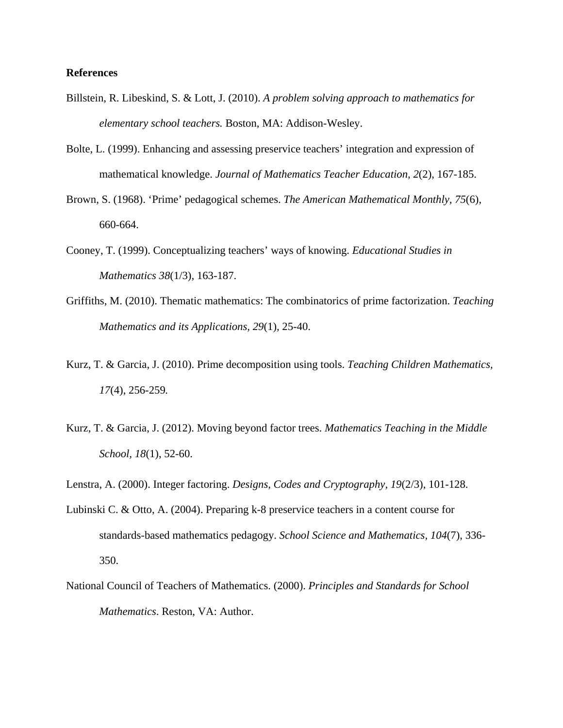**References**

Billstein, R. Libeskind, S. & Lott, J. (2010). *A problem solving approach to mathematics for elementary school teachers.* Boston, MA: Addison-Wesley.

Bolte, L. (1999). Enhancing and assessing preservice teachers' integration and expression of mathematical knowledge. *Journal of Mathematics Teacher Education, 2*(2), 167-185.

Brown, S. (1968). 'Prime' pedagogical schemes. *The American Mathematical Monthly, 75*(6), 660-664.

Cooney, T. (1999). Conceptualizing teachers' ways of knowing. *Educational Studies in Mathematics 38*(1/3), 163-187.

Griffiths, M. (2010). Thematic mathematics: The combinatorics of prime factorization. *Teaching Mathematics and its Applications, 29*(1), 25-40.

Kurz, T. & Garcia, J. (2010). Prime decomposition using tools. *Teaching Children Mathematics, 17*(4), 256-259.

Kurz, T. & Garcia, J. (2012). Moving beyond factor trees. *Mathematics Teaching in the Middle School, 18*(1), 52-60.

Lenstra, A. (2000). Integer factoring. *Designs, Codes and Cryptography, 19*(2/3), 101-128.

Lubinski C. & Otto, A. (2004). Preparing k-8 preservice teachers in a content course for standards-based mathematics pedagogy. *School Science and Mathematics, 104*(7), 336-350.

National Council of Teachers of Mathematics. (2000). *Principles and Standards for School Mathematics*. Reston, VA: Author.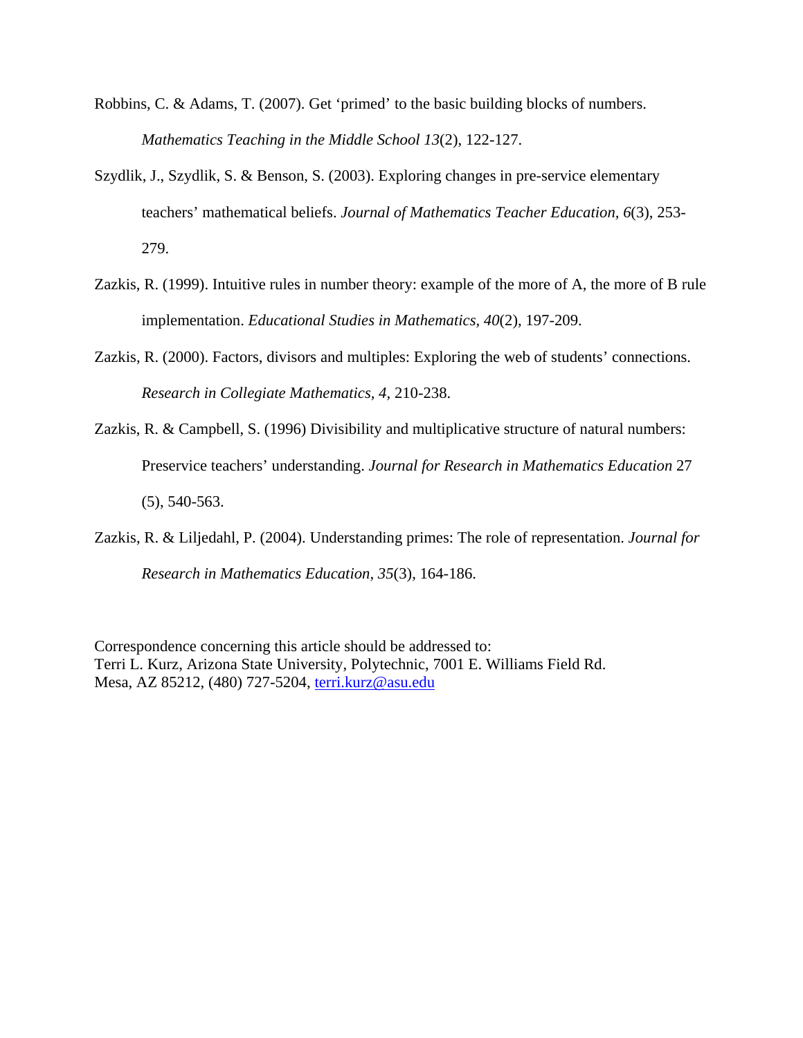Robbins, C. & Adams, T. (2007). Get 'primed' to the basic building blocks of numbers. *Mathematics Teaching in the Middle School 13*(2), 122-127.

Szydlik, J., Szydlik, S. & Benson, S. (2003). Exploring changes in pre-service elementary teachers' mathematical beliefs. *Journal of Mathematics Teacher Education, 6*(3), 253-279.

Zazkis, R. (1999). Intuitive rules in number theory: example of the more of A, the more of B rule implementation. *Educational Studies in Mathematics, 40*(2), 197-209.

Zazkis, R. (2000). Factors, divisors and multiples: Exploring the web of students' connections. *Research in Collegiate Mathematics, 4,* 210-238.

Zazkis, R. & Campbell, S. (1996) Divisibility and multiplicative structure of natural numbers: Preservice teachers' understanding. *Journal for Research in Mathematics Education* 27 (5), 540-563.

Zazkis, R. & Liljedahl, P. (2004). Understanding primes: The role of representation. *Journal for Research in Mathematics Education, 35*(3), 164-186.

Correspondence concerning this article should be addressed to:
Terri L. Kurz, Arizona State University, Polytechnic, 7001 E. Williams Field Rd.
Mesa, AZ 85212, (480) 727-5204, terri.kurz@asu.edu